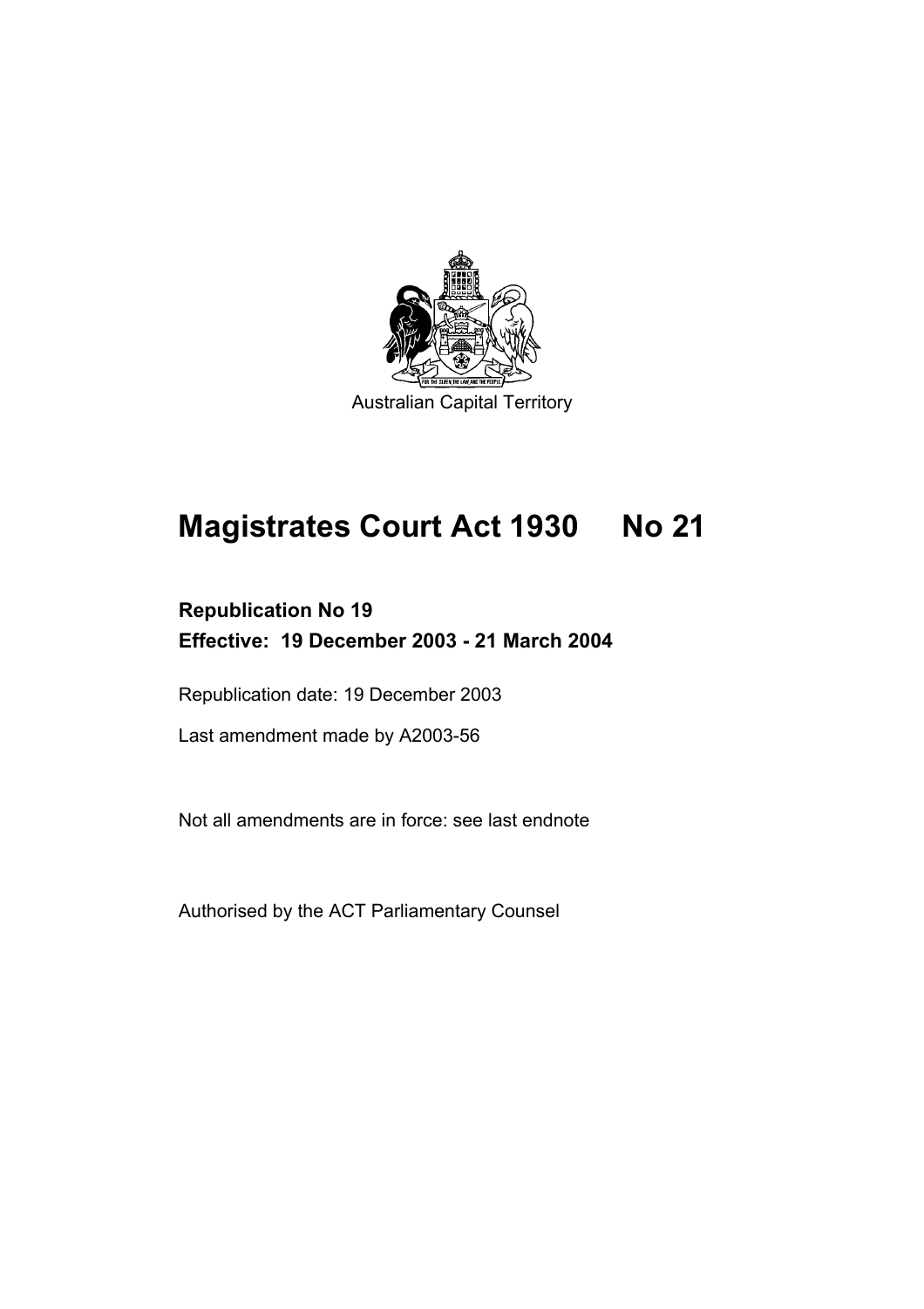Australian Capital Territory

# Magistrates Court Act 1930 No 21

**Republication No 19**
**Effective: 19 December 2003 - 21 March 2004**

Republication date: 19 December 2003

Last amendment made by A2003-56

Not all amendments are in force: see last endnote

Authorised by the ACT Parliamentary Counsel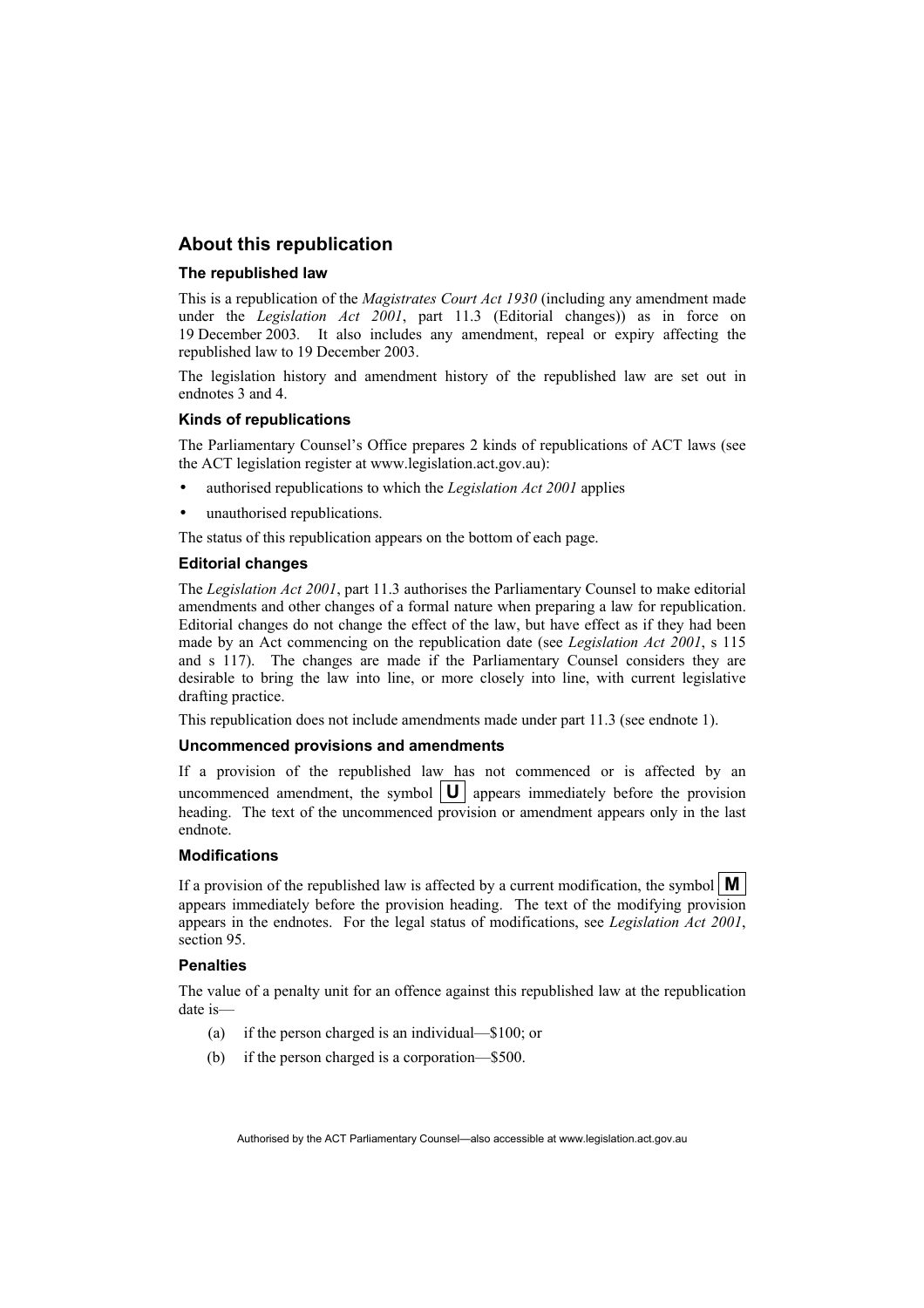## About this republication

### The republished law

This is a republication of the *Magistrates Court Act 1930* (including any amendment made under the *Legislation Act 2001*, part 11.3 (Editorial changes)) as in force on 19 December 2003*.* It also includes any amendment, repeal or expiry affecting the republished law to 19 December 2003.

The legislation history and amendment history of the republished law are set out in endnotes 3 and 4.

### Kinds of republications

The Parliamentary Counsel's Office prepares 2 kinds of republications of ACT laws (see the ACT legislation register at www.legislation.act.gov.au):

- authorised republications to which the *Legislation Act 2001* applies
- unauthorised republications.

The status of this republication appears on the bottom of each page.

### Editorial changes

The *Legislation Act 2001*, part 11.3 authorises the Parliamentary Counsel to make editorial amendments and other changes of a formal nature when preparing a law for republication. Editorial changes do not change the effect of the law, but have effect as if they had been made by an Act commencing on the republication date (see *Legislation Act 2001*, s 115 and s 117). The changes are made if the Parliamentary Counsel considers they are desirable to bring the law into line, or more closely into line, with current legislative drafting practice.

This republication does not include amendments made under part 11.3 (see endnote 1).

### Uncommenced provisions and amendments

If a provision of the republished law has not commenced or is affected by an uncommenced amendment, the symbol **U** appears immediately before the provision heading. The text of the uncommenced provision or amendment appears only in the last endnote.

### Modifications

If a provision of the republished law is affected by a current modification, the symbol **M** appears immediately before the provision heading. The text of the modifying provision appears in the endnotes. For the legal status of modifications, see *Legislation Act 2001*, section 95.

### Penalties

The value of a penalty unit for an offence against this republished law at the republication date is—

(a) if the person charged is an individual—$100; or

(b) if the person charged is a corporation—$500.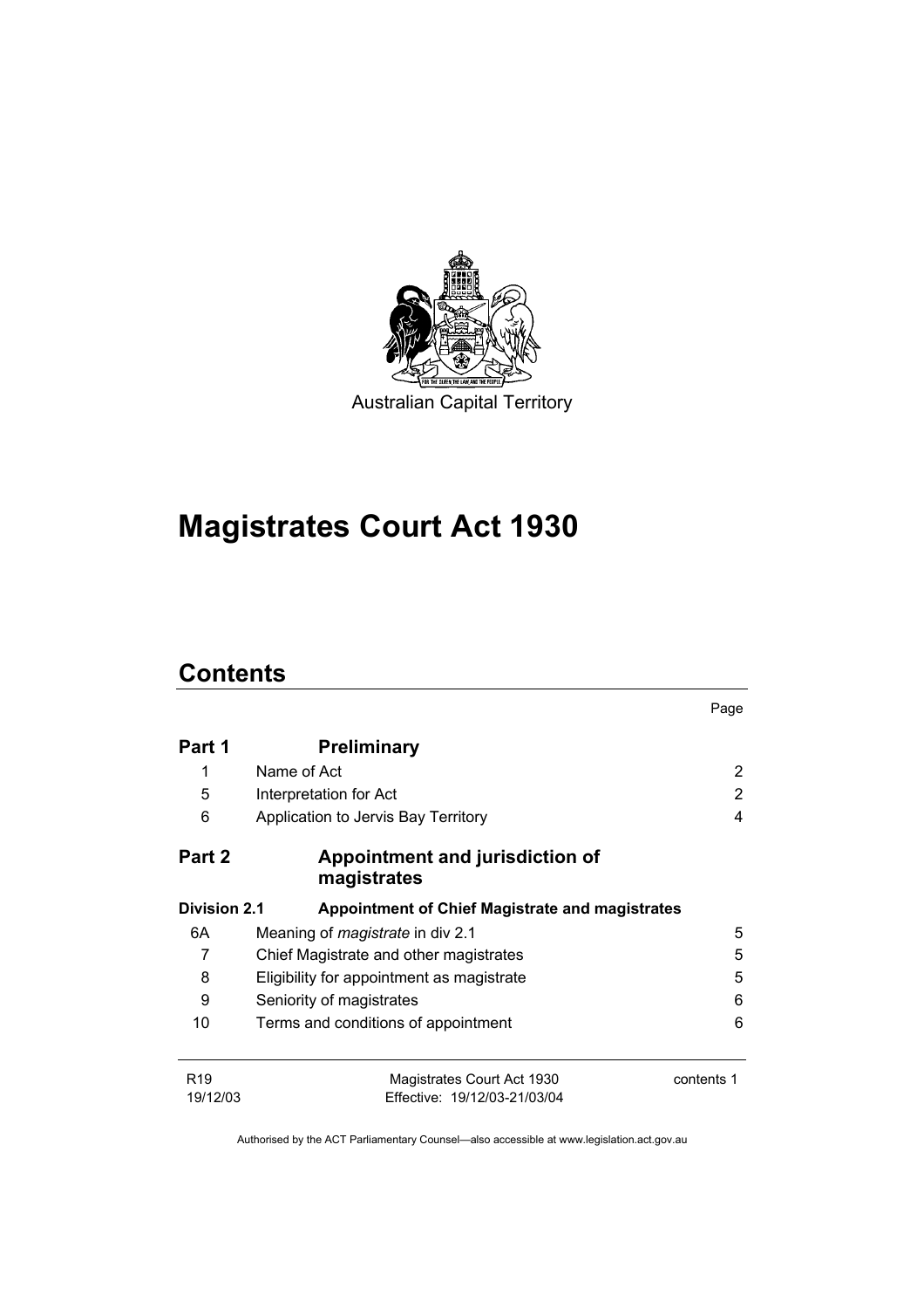Australian Capital Territory

# Magistrates Court Act 1930

## Contents

| | | Page |
|---|---|---|
| **Part 1** | **Preliminary** | |
| 1 | Name of Act | 2 |
| 5 | Interpretation for Act | 2 |
| 6 | Application to Jervis Bay Territory | 4 |
| **Part 2** | **Appointment and jurisdiction of magistrates** | |
| **Division 2.1** | **Appointment of Chief Magistrate and magistrates** | |
| 6A | Meaning of *magistrate* in div 2.1 | 5 |
| 7 | Chief Magistrate and other magistrates | 5 |
| 8 | Eligibility for appointment as magistrate | 5 |
| 9 | Seniority of magistrates | 6 |
| 10 | Terms and conditions of appointment | 6 |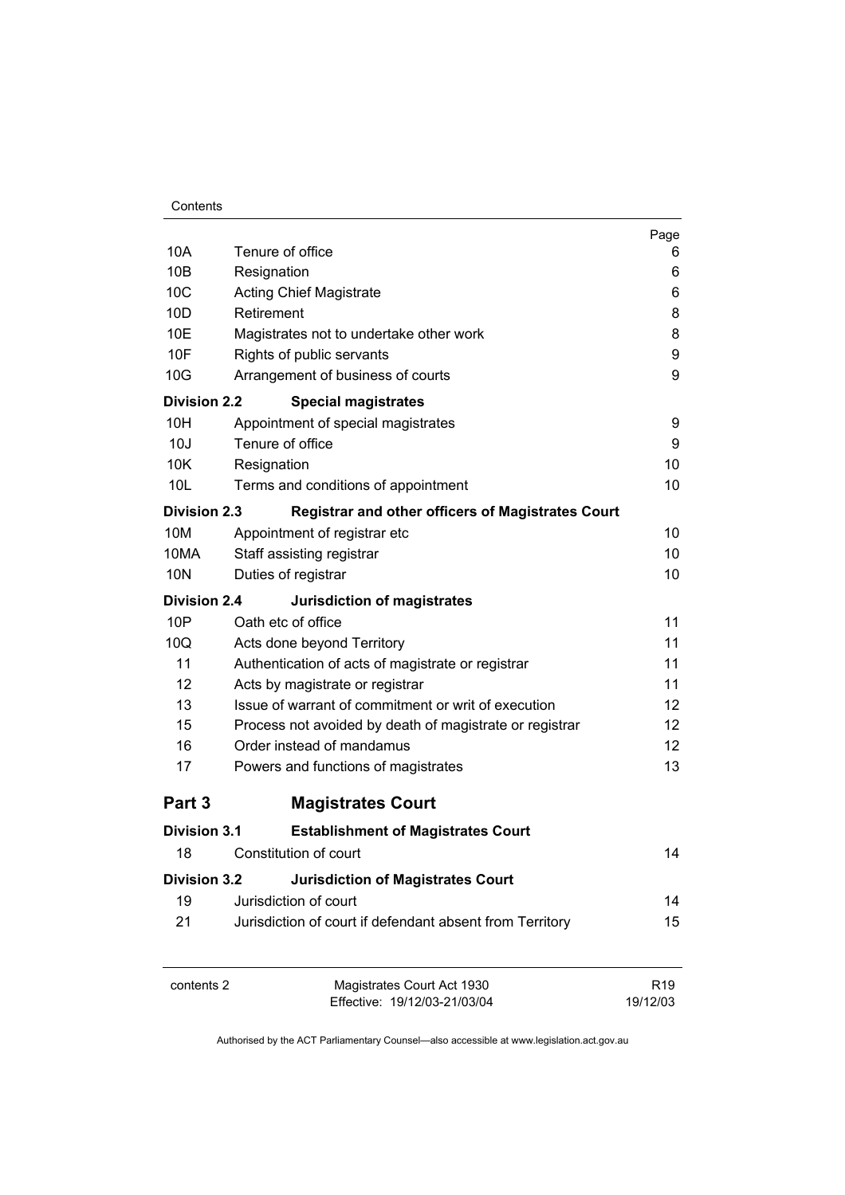| | | Page |
|---|---|---|
| 10A | Tenure of office | 6 |
| 10B | Resignation | 6 |
| 10C | Acting Chief Magistrate | 6 |
| 10D | Retirement | 8 |
| 10E | Magistrates not to undertake other work | 8 |
| 10F | Rights of public servants | 9 |
| 10G | Arrangement of business of courts | 9 |
| **Division 2.2** | **Special magistrates** | |
| 10H | Appointment of special magistrates | 9 |
| 10J | Tenure of office | 9 |
| 10K | Resignation | 10 |
| 10L | Terms and conditions of appointment | 10 |
| **Division 2.3** | **Registrar and other officers of Magistrates Court** | |
| 10M | Appointment of registrar etc | 10 |
| 10MA | Staff assisting registrar | 10 |
| 10N | Duties of registrar | 10 |
| **Division 2.4** | **Jurisdiction of magistrates** | |
| 10P | Oath etc of office | 11 |
| 10Q | Acts done beyond Territory | 11 |
| 11 | Authentication of acts of magistrate or registrar | 11 |
| 12 | Acts by magistrate or registrar | 11 |
| 13 | Issue of warrant of commitment or writ of execution | 12 |
| 15 | Process not avoided by death of magistrate or registrar | 12 |
| 16 | Order instead of mandamus | 12 |
| 17 | Powers and functions of magistrates | 13 |

## Part 3 Magistrates Court

| | | |
|---|---|---|
| **Division 3.1** | **Establishment of Magistrates Court** | |
| 18 | Constitution of court | 14 |
| **Division 3.2** | **Jurisdiction of Magistrates Court** | |
| 19 | Jurisdiction of court | 14 |
| 21 | Jurisdiction of court if defendant absent from Territory | 15 |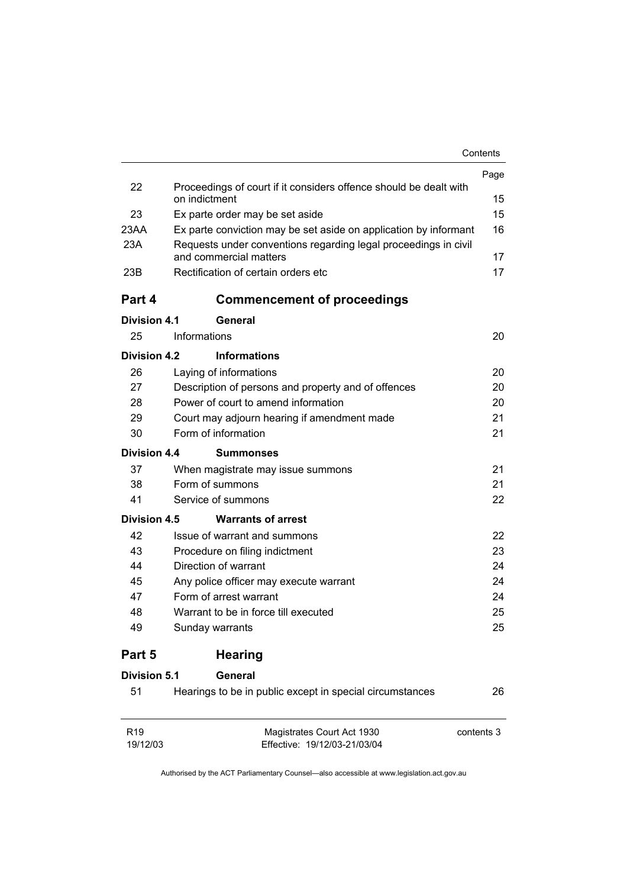| | | Page |
|---|---|---|
| 22 | Proceedings of court if it considers offence should be dealt with on indictment | 15 |
| 23 | Ex parte order may be set aside | 15 |
| 23AA | Ex parte conviction may be set aside on application by informant | 16 |
| 23A | Requests under conventions regarding legal proceedings in civil and commercial matters | 17 |
| 23B | Rectification of certain orders etc | 17 |

## Part 4 Commencement of proceedings

**Division 4.1 General**

| | | |
|---|---|---|
| 25 | Informations | 20 |

**Division 4.2 Informations**

| | | |
|---|---|---|
| 26 | Laying of informations | 20 |
| 27 | Description of persons and property and of offences | 20 |
| 28 | Power of court to amend information | 20 |
| 29 | Court may adjourn hearing if amendment made | 21 |
| 30 | Form of information | 21 |

**Division 4.4 Summonses**

| | | |
|---|---|---|
| 37 | When magistrate may issue summons | 21 |
| 38 | Form of summons | 21 |
| 41 | Service of summons | 22 |

**Division 4.5 Warrants of arrest**

| | | |
|---|---|---|
| 42 | Issue of warrant and summons | 22 |
| 43 | Procedure on filing indictment | 23 |
| 44 | Direction of warrant | 24 |
| 45 | Any police officer may execute warrant | 24 |
| 47 | Form of arrest warrant | 24 |
| 48 | Warrant to be in force till executed | 25 |
| 49 | Sunday warrants | 25 |

## Part 5 Hearing

**Division 5.1 General**

| | | |
|---|---|---|
| 51 | Hearings to be in public except in special circumstances | 26 |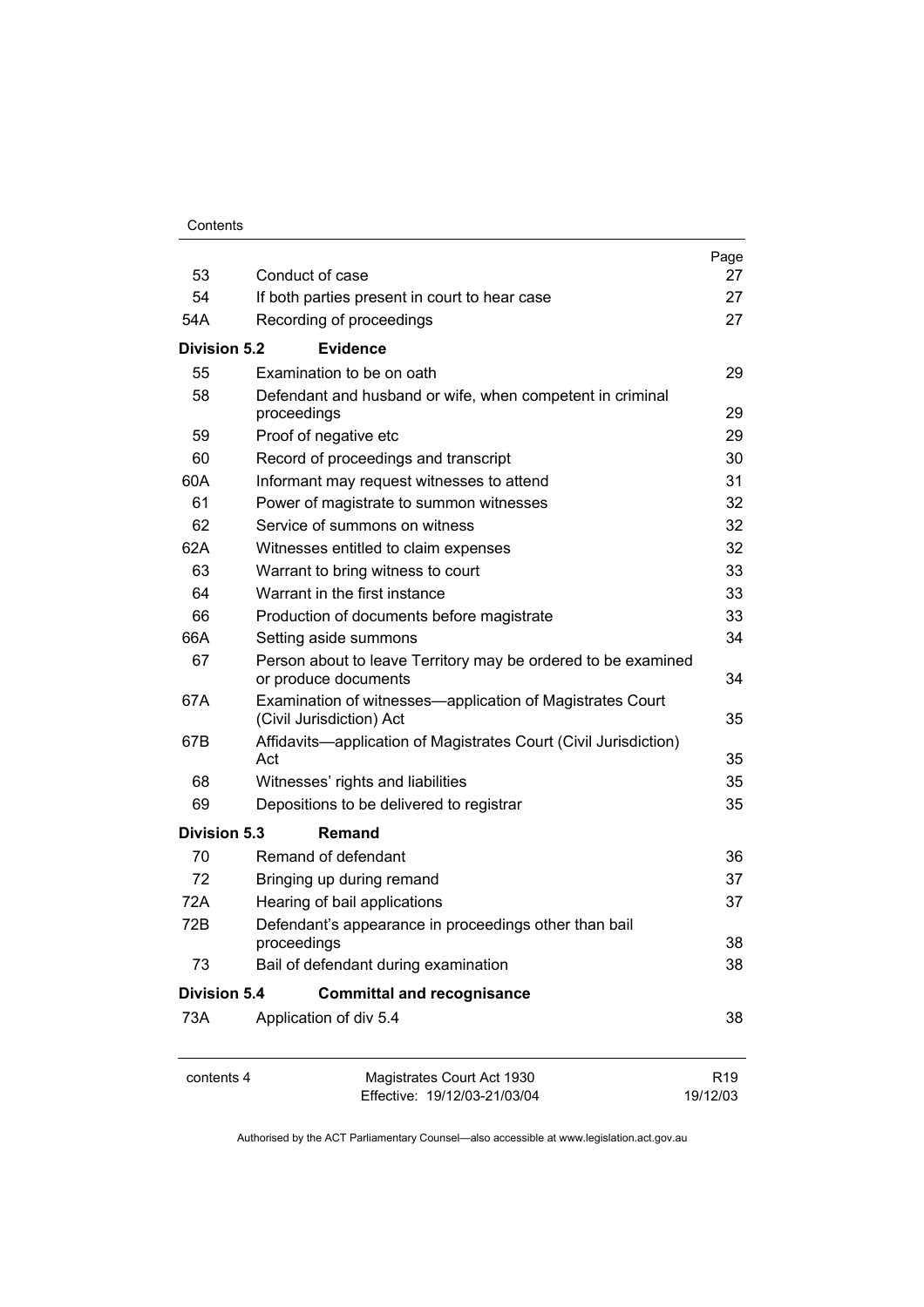| | | Page |
|---|---|---|
| 53 | Conduct of case | 27 |
| 54 | If both parties present in court to hear case | 27 |
| 54A | Recording of proceedings | 27 |
| **Division 5.2** | **Evidence** | |
| 55 | Examination to be on oath | 29 |
| 58 | Defendant and husband or wife, when competent in criminal proceedings | 29 |
| 59 | Proof of negative etc | 29 |
| 60 | Record of proceedings and transcript | 30 |
| 60A | Informant may request witnesses to attend | 31 |
| 61 | Power of magistrate to summon witnesses | 32 |
| 62 | Service of summons on witness | 32 |
| 62A | Witnesses entitled to claim expenses | 32 |
| 63 | Warrant to bring witness to court | 33 |
| 64 | Warrant in the first instance | 33 |
| 66 | Production of documents before magistrate | 33 |
| 66A | Setting aside summons | 34 |
| 67 | Person about to leave Territory may be ordered to be examined or produce documents | 34 |
| 67A | Examination of witnesses—application of Magistrates Court (Civil Jurisdiction) Act | 35 |
| 67B | Affidavits—application of Magistrates Court (Civil Jurisdiction) Act | 35 |
| 68 | Witnesses' rights and liabilities | 35 |
| 69 | Depositions to be delivered to registrar | 35 |
| **Division 5.3** | **Remand** | |
| 70 | Remand of defendant | 36 |
| 72 | Bringing up during remand | 37 |
| 72A | Hearing of bail applications | 37 |
| 72B | Defendant's appearance in proceedings other than bail proceedings | 38 |
| 73 | Bail of defendant during examination | 38 |
| **Division 5.4** | **Committal and recognisance** | |
| 73A | Application of div 5.4 | 38 |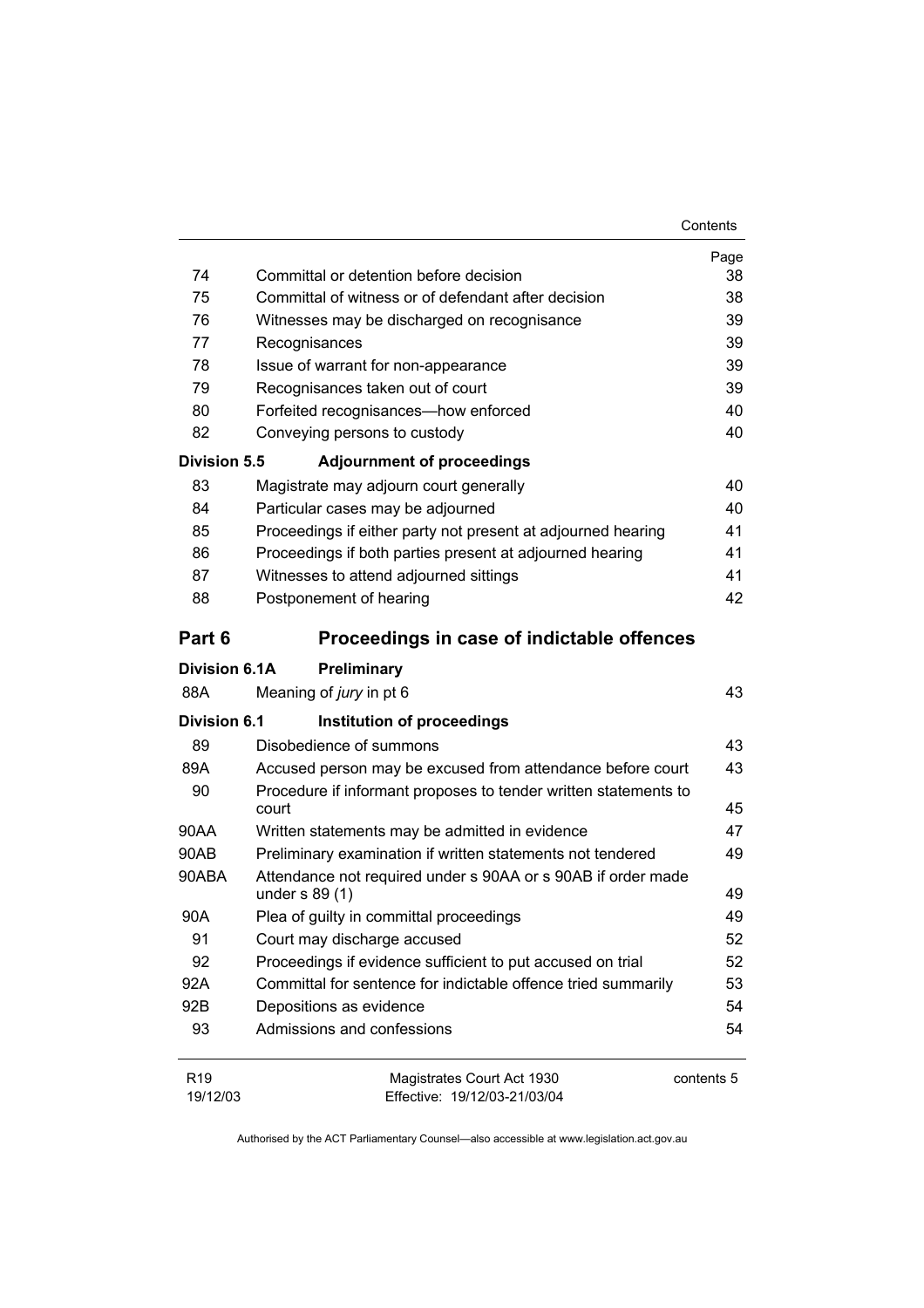| | | Page |
|---|---|---|
| 74 | Committal or detention before decision | 38 |
| 75 | Committal of witness or of defendant after decision | 38 |
| 76 | Witnesses may be discharged on recognisance | 39 |
| 77 | Recognisances | 39 |
| 78 | Issue of warrant for non-appearance | 39 |
| 79 | Recognisances taken out of court | 39 |
| 80 | Forfeited recognisances—how enforced | 40 |
| 82 | Conveying persons to custody | 40 |
| **Division 5.5** | **Adjournment of proceedings** | |
| 83 | Magistrate may adjourn court generally | 40 |
| 84 | Particular cases may be adjourned | 40 |
| 85 | Proceedings if either party not present at adjourned hearing | 41 |
| 86 | Proceedings if both parties present at adjourned hearing | 41 |
| 87 | Witnesses to attend adjourned sittings | 41 |
| 88 | Postponement of hearing | 42 |
| **Part 6** | **Proceedings in case of indictable offences** | |
| **Division 6.1A** | **Preliminary** | |
| 88A | Meaning of *jury* in pt 6 | 43 |
| **Division 6.1** | **Institution of proceedings** | |
| 89 | Disobedience of summons | 43 |
| 89A | Accused person may be excused from attendance before court | 43 |
| 90 | Procedure if informant proposes to tender written statements to court | 45 |
| 90AA | Written statements may be admitted in evidence | 47 |
| 90AB | Preliminary examination if written statements not tendered | 49 |
| 90ABA | Attendance not required under s 90AA or s 90AB if order made under s 89 (1) | 49 |
| 90A | Plea of guilty in committal proceedings | 49 |
| 91 | Court may discharge accused | 52 |
| 92 | Proceedings if evidence sufficient to put accused on trial | 52 |
| 92A | Committal for sentence for indictable offence tried summarily | 53 |
| 92B | Depositions as evidence | 54 |
| 93 | Admissions and confessions | 54 |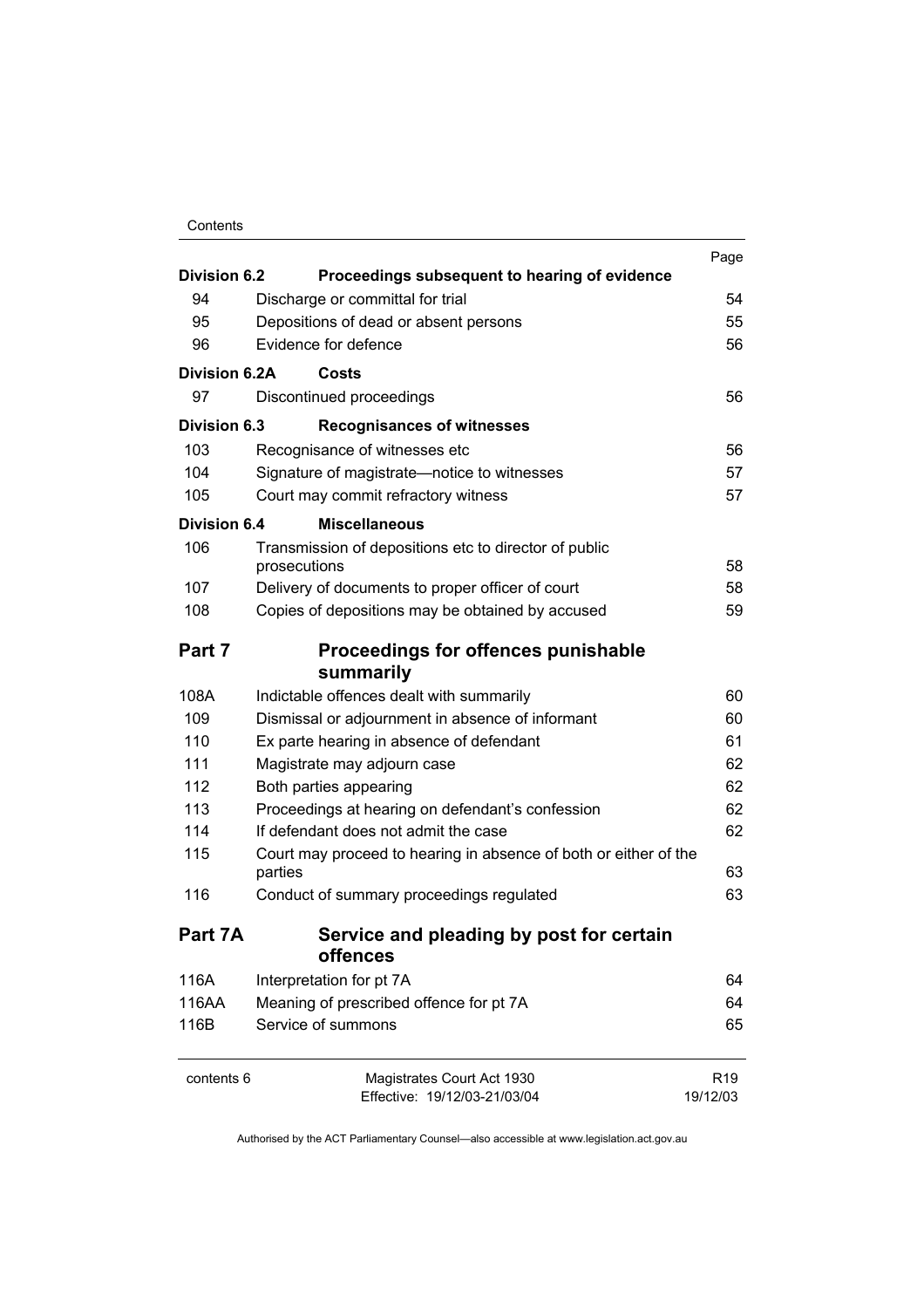| | | Page |
|---|---|---|
| **Division 6.2** | **Proceedings subsequent to hearing of evidence** | |
| 94 | Discharge or committal for trial | 54 |
| 95 | Depositions of dead or absent persons | 55 |
| 96 | Evidence for defence | 56 |
| **Division 6.2A** | **Costs** | |
| 97 | Discontinued proceedings | 56 |
| **Division 6.3** | **Recognisances of witnesses** | |
| 103 | Recognisance of witnesses etc | 56 |
| 104 | Signature of magistrate—notice to witnesses | 57 |
| 105 | Court may commit refractory witness | 57 |
| **Division 6.4** | **Miscellaneous** | |
| 106 | Transmission of depositions etc to director of public prosecutions | 58 |
| 107 | Delivery of documents to proper officer of court | 58 |
| 108 | Copies of depositions may be obtained by accused | 59 |

## Part 7 Proceedings for offences punishable summarily

| | | |
|---|---|---|
| 108A | Indictable offences dealt with summarily | 60 |
| 109 | Dismissal or adjournment in absence of informant | 60 |
| 110 | Ex parte hearing in absence of defendant | 61 |
| 111 | Magistrate may adjourn case | 62 |
| 112 | Both parties appearing | 62 |
| 113 | Proceedings at hearing on defendant's confession | 62 |
| 114 | If defendant does not admit the case | 62 |
| 115 | Court may proceed to hearing in absence of both or either of the parties | 63 |
| 116 | Conduct of summary proceedings regulated | 63 |

## Part 7A Service and pleading by post for certain offences

| | | |
|---|---|---|
| 116A | Interpretation for pt 7A | 64 |
| 116AA | Meaning of *prescribed offence* for pt 7A | 64 |
| 116B | Service of summons | 65 |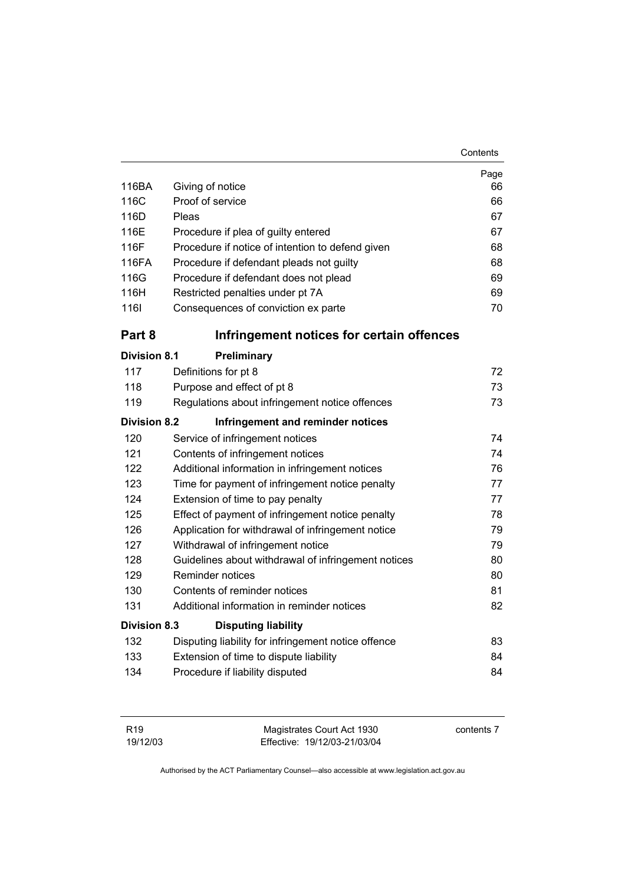| | | Page |
|---|---|---|
| 116BA | Giving of notice | 66 |
| 116C | Proof of service | 66 |
| 116D | Pleas | 67 |
| 116E | Procedure if plea of guilty entered | 67 |
| 116F | Procedure if notice of intention to defend given | 68 |
| 116FA | Procedure if defendant pleads not guilty | 68 |
| 116G | Procedure if defendant does not plead | 69 |
| 116H | Restricted penalties under pt 7A | 69 |
| 116I | Consequences of conviction ex parte | 70 |

## Part 8 Infringement notices for certain offences

### Division 8.1 Preliminary

| | | |
|---|---|---|
| 117 | Definitions for pt 8 | 72 |
| 118 | Purpose and effect of pt 8 | 73 |
| 119 | Regulations about infringement notice offences | 73 |

### Division 8.2 Infringement and reminder notices

| | | |
|---|---|---|
| 120 | Service of infringement notices | 74 |
| 121 | Contents of infringement notices | 74 |
| 122 | Additional information in infringement notices | 76 |
| 123 | Time for payment of infringement notice penalty | 77 |
| 124 | Extension of time to pay penalty | 77 |
| 125 | Effect of payment of infringement notice penalty | 78 |
| 126 | Application for withdrawal of infringement notice | 79 |
| 127 | Withdrawal of infringement notice | 79 |
| 128 | Guidelines about withdrawal of infringement notices | 80 |
| 129 | Reminder notices | 80 |
| 130 | Contents of reminder notices | 81 |
| 131 | Additional information in reminder notices | 82 |

### Division 8.3 Disputing liability

| | | |
|---|---|---|
| 132 | Disputing liability for infringement notice offence | 83 |
| 133 | Extension of time to dispute liability | 84 |
| 134 | Procedure if liability disputed | 84 |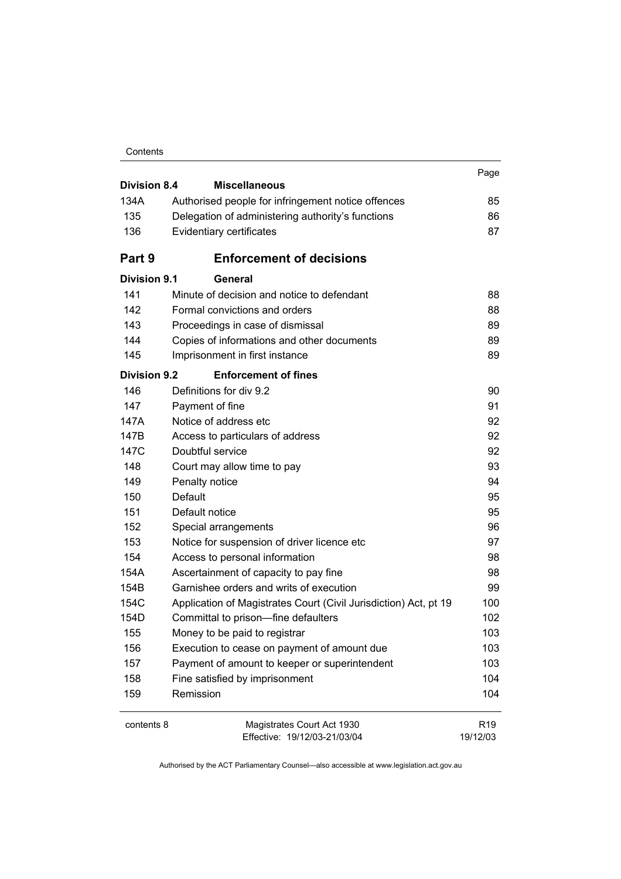| | | Page |
|---|---|---|
| **Division 8.4** | **Miscellaneous** | |
| 134A | Authorised people for infringement notice offences | 85 |
| 135 | Delegation of administering authority's functions | 86 |
| 136 | Evidentiary certificates | 87 |
| **Part 9** | **Enforcement of decisions** | |
| **Division 9.1** | **General** | |
| 141 | Minute of decision and notice to defendant | 88 |
| 142 | Formal convictions and orders | 88 |
| 143 | Proceedings in case of dismissal | 89 |
| 144 | Copies of informations and other documents | 89 |
| 145 | Imprisonment in first instance | 89 |
| **Division 9.2** | **Enforcement of fines** | |
| 146 | Definitions for div 9.2 | 90 |
| 147 | Payment of fine | 91 |
| 147A | Notice of address etc | 92 |
| 147B | Access to particulars of address | 92 |
| 147C | Doubtful service | 92 |
| 148 | Court may allow time to pay | 93 |
| 149 | Penalty notice | 94 |
| 150 | Default | 95 |
| 151 | Default notice | 95 |
| 152 | Special arrangements | 96 |
| 153 | Notice for suspension of driver licence etc | 97 |
| 154 | Access to personal information | 98 |
| 154A | Ascertainment of capacity to pay fine | 98 |
| 154B | Garnishee orders and writs of execution | 99 |
| 154C | Application of Magistrates Court (Civil Jurisdiction) Act, pt 19 | 100 |
| 154D | Committal to prison—fine defaulters | 102 |
| 155 | Money to be paid to registrar | 103 |
| 156 | Execution to cease on payment of amount due | 103 |
| 157 | Payment of amount to keeper or superintendent | 103 |
| 158 | Fine satisfied by imprisonment | 104 |
| 159 | Remission | 104 |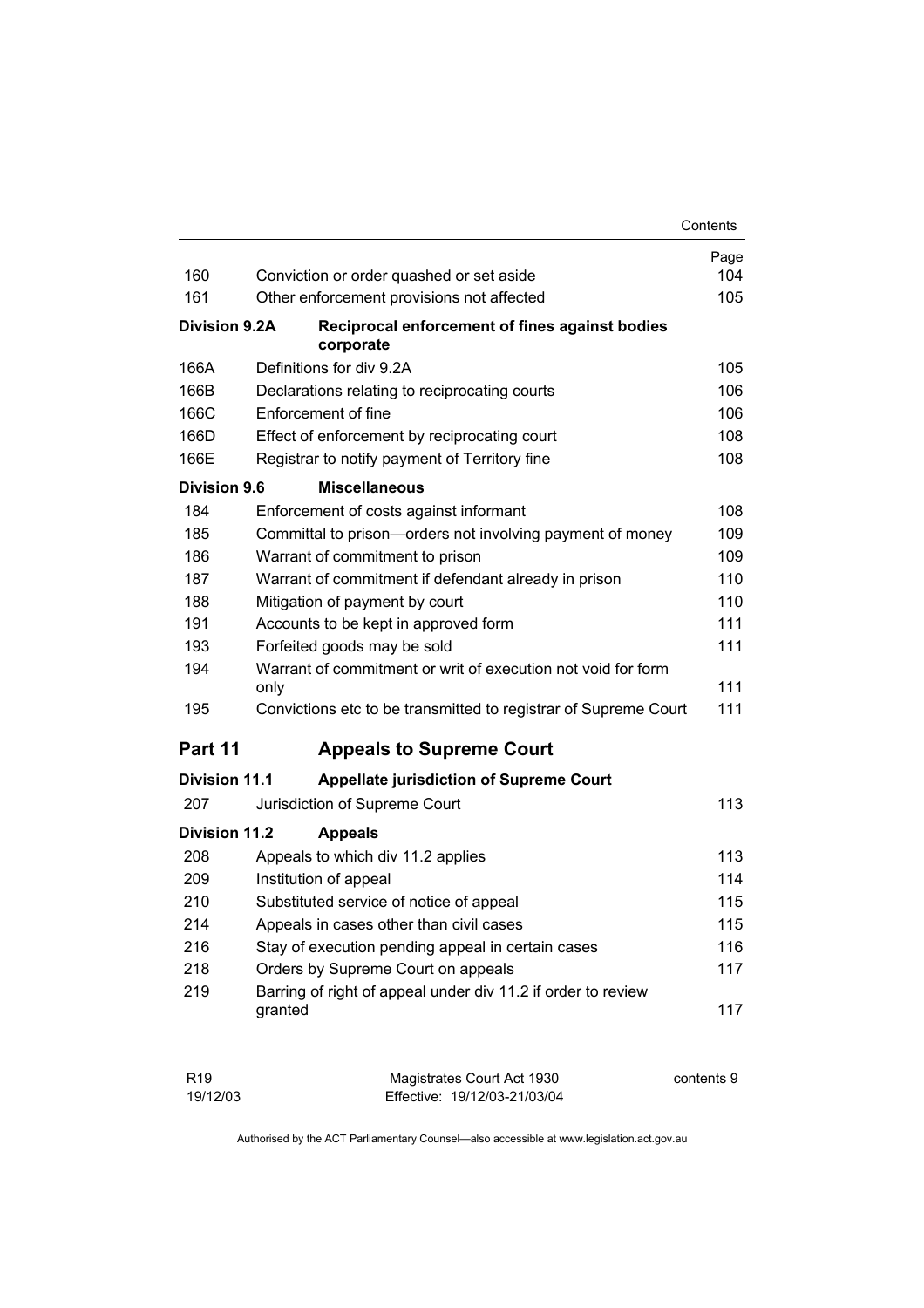| | | Page |
|---|---|---|
| 160 | Conviction or order quashed or set aside | 104 |
| 161 | Other enforcement provisions not affected | 105 |
| **Division 9.2A** | **Reciprocal enforcement of fines against bodies corporate** | |
| 166A | Definitions for div 9.2A | 105 |
| 166B | Declarations relating to reciprocating courts | 106 |
| 166C | Enforcement of fine | 106 |
| 166D | Effect of enforcement by reciprocating court | 108 |
| 166E | Registrar to notify payment of Territory fine | 108 |
| **Division 9.6** | **Miscellaneous** | |
| 184 | Enforcement of costs against informant | 108 |
| 185 | Committal to prison—orders not involving payment of money | 109 |
| 186 | Warrant of commitment to prison | 109 |
| 187 | Warrant of commitment if defendant already in prison | 110 |
| 188 | Mitigation of payment by court | 110 |
| 191 | Accounts to be kept in approved form | 111 |
| 193 | Forfeited goods may be sold | 111 |
| 194 | Warrant of commitment or writ of execution not void for form only | 111 |
| 195 | Convictions etc to be transmitted to registrar of Supreme Court | 111 |

## Part 11 Appeals to Supreme Court

| | | |
|---|---|---|
| **Division 11.1** | **Appellate jurisdiction of Supreme Court** | |
| 207 | Jurisdiction of Supreme Court | 113 |
| **Division 11.2** | **Appeals** | |
| 208 | Appeals to which div 11.2 applies | 113 |
| 209 | Institution of appeal | 114 |
| 210 | Substituted service of notice of appeal | 115 |
| 214 | Appeals in cases other than civil cases | 115 |
| 216 | Stay of execution pending appeal in certain cases | 116 |
| 218 | Orders by Supreme Court on appeals | 117 |
| 219 | Barring of right of appeal under div 11.2 if order to review granted | 117 |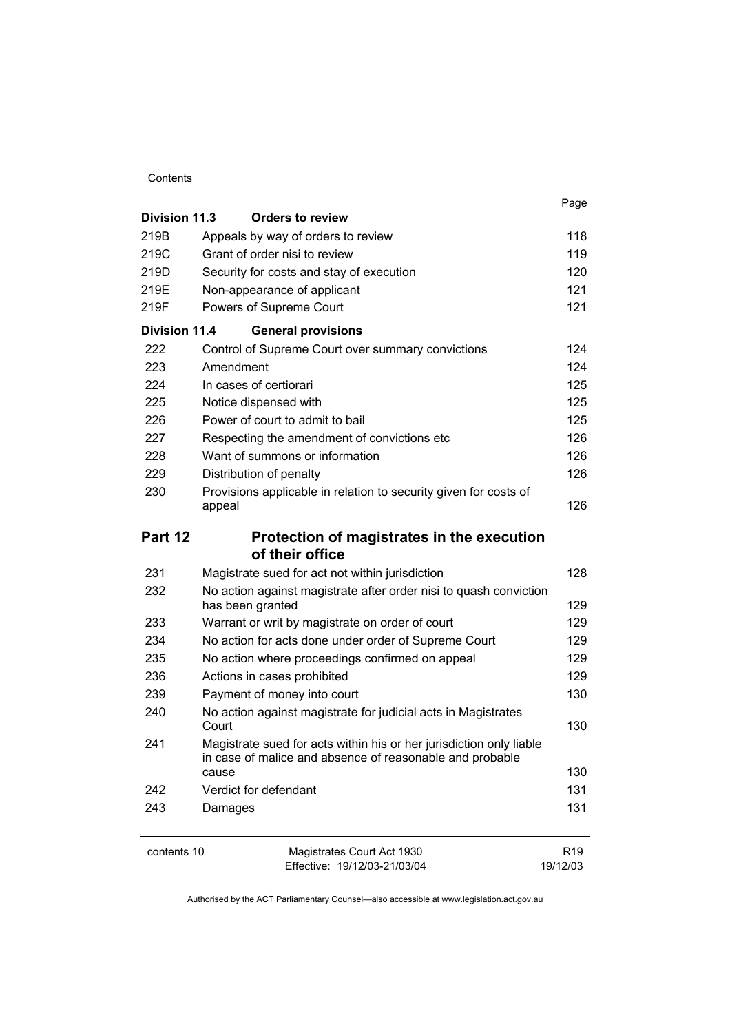| | | Page |
|---|---|---|
| **Division 11.3** | **Orders to review** | |
| 219B | Appeals by way of orders to review | 118 |
| 219C | Grant of order nisi to review | 119 |
| 219D | Security for costs and stay of execution | 120 |
| 219E | Non-appearance of applicant | 121 |
| 219F | Powers of Supreme Court | 121 |
| **Division 11.4** | **General provisions** | |
| 222 | Control of Supreme Court over summary convictions | 124 |
| 223 | Amendment | 124 |
| 224 | In cases of certiorari | 125 |
| 225 | Notice dispensed with | 125 |
| 226 | Power of court to admit to bail | 125 |
| 227 | Respecting the amendment of convictions etc | 126 |
| 228 | Want of summons or information | 126 |
| 229 | Distribution of penalty | 126 |
| 230 | Provisions applicable in relation to security given for costs of appeal | 126 |
| **Part 12** | **Protection of magistrates in the execution of their office** | |
| 231 | Magistrate sued for act not within jurisdiction | 128 |
| 232 | No action against magistrate after order nisi to quash conviction has been granted | 129 |
| 233 | Warrant or writ by magistrate on order of court | 129 |
| 234 | No action for acts done under order of Supreme Court | 129 |
| 235 | No action where proceedings confirmed on appeal | 129 |
| 236 | Actions in cases prohibited | 129 |
| 239 | Payment of money into court | 130 |
| 240 | No action against magistrate for judicial acts in Magistrates Court | 130 |
| 241 | Magistrate sued for acts within his or her jurisdiction only liable in case of malice and absence of reasonable and probable cause | 130 |
| 242 | Verdict for defendant | 131 |
| 243 | Damages | 131 |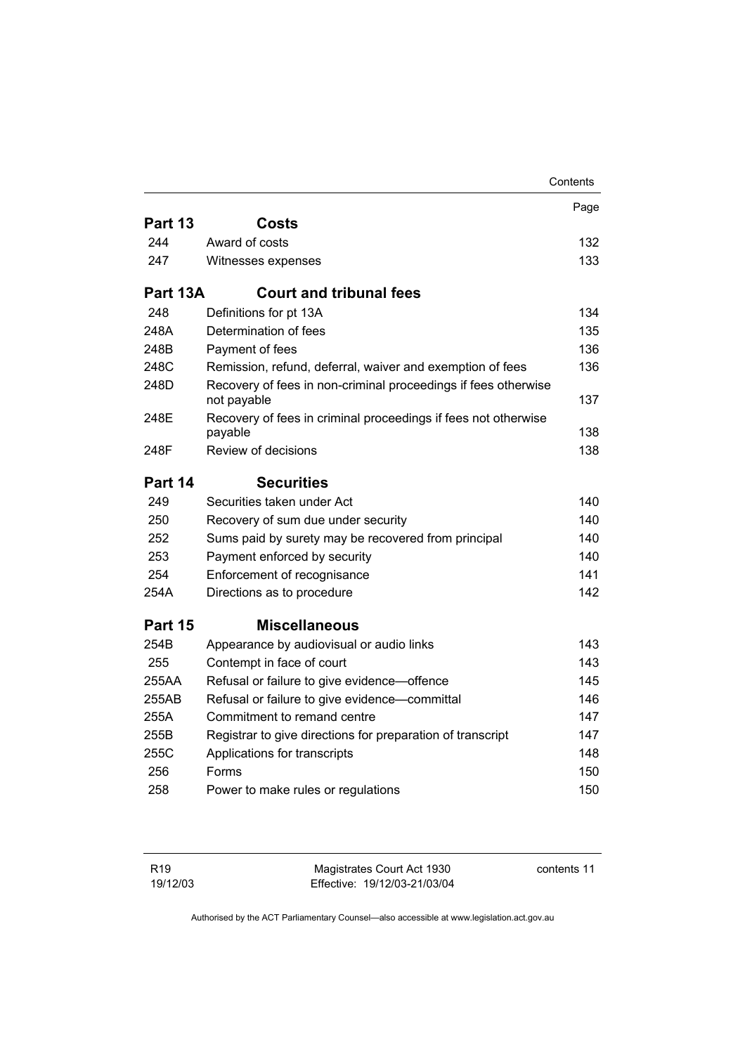| | | Page |
|---|---|---|
| **Part 13** | **Costs** | |
| 244 | Award of costs | 132 |
| 247 | Witnesses expenses | 133 |
| **Part 13A** | **Court and tribunal fees** | |
| 248 | Definitions for pt 13A | 134 |
| 248A | Determination of fees | 135 |
| 248B | Payment of fees | 136 |
| 248C | Remission, refund, deferral, waiver and exemption of fees | 136 |
| 248D | Recovery of fees in non-criminal proceedings if fees otherwise not payable | 137 |
| 248E | Recovery of fees in criminal proceedings if fees not otherwise payable | 138 |
| 248F | Review of decisions | 138 |
| **Part 14** | **Securities** | |
| 249 | Securities taken under Act | 140 |
| 250 | Recovery of sum due under security | 140 |
| 252 | Sums paid by surety may be recovered from principal | 140 |
| 253 | Payment enforced by security | 140 |
| 254 | Enforcement of recognisance | 141 |
| 254A | Directions as to procedure | 142 |
| **Part 15** | **Miscellaneous** | |
| 254B | Appearance by audiovisual or audio links | 143 |
| 255 | Contempt in face of court | 143 |
| 255AA | Refusal or failure to give evidence—offence | 145 |
| 255AB | Refusal or failure to give evidence—committal | 146 |
| 255A | Commitment to remand centre | 147 |
| 255B | Registrar to give directions for preparation of transcript | 147 |
| 255C | Applications for transcripts | 148 |
| 256 | Forms | 150 |
| 258 | Power to make rules or regulations | 150 |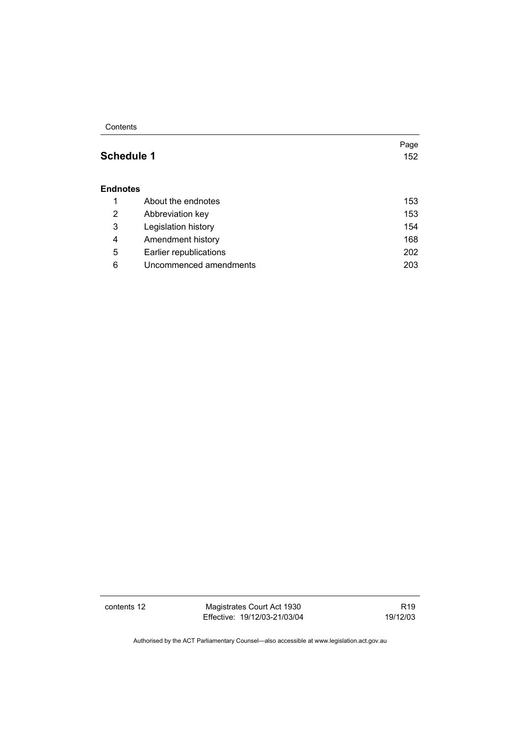| | | Page |
|---|---|---|
| **Schedule 1** | | 152 |
| **Endnotes** | | |
| 1 | About the endnotes | 153 |
| 2 | Abbreviation key | 153 |
| 3 | Legislation history | 154 |
| 4 | Amendment history | 168 |
| 5 | Earlier republications | 202 |
| 6 | Uncommenced amendments | 203 |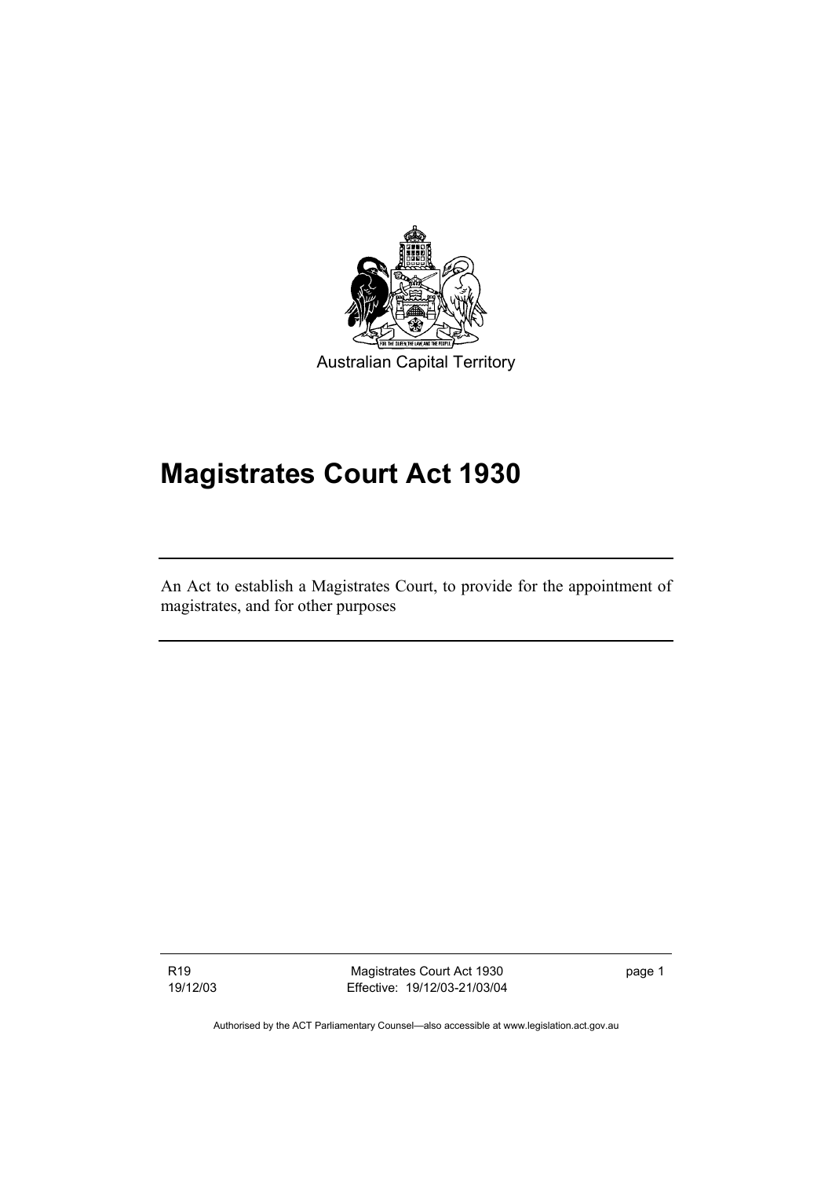Australian Capital Territory

# Magistrates Court Act 1930

An Act to establish a Magistrates Court, to provide for the appointment of magistrates, and for other purposes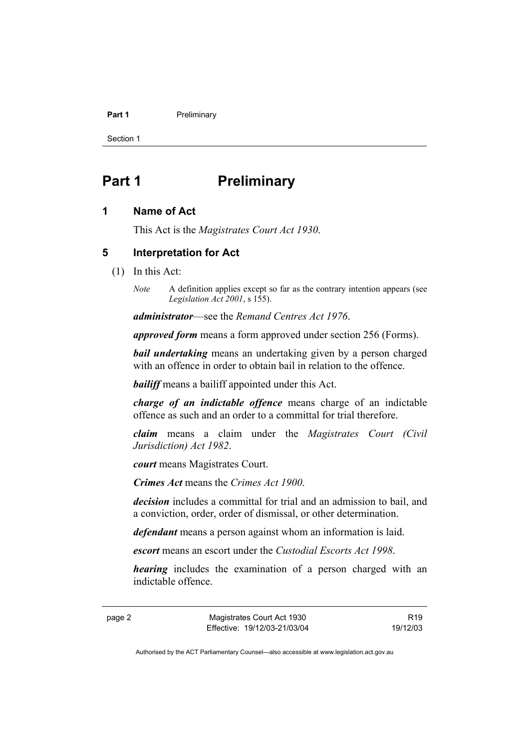# Part 1 Preliminary

## 1 Name of Act

This Act is the *Magistrates Court Act 1930*.

## 5 Interpretation for Act

(1) In this Act:

*Note* A definition applies except so far as the contrary intention appears (see *Legislation Act 2001*, s 155).

***administrator***—see the *Remand Centres Act 1976*.

***approved form*** means a form approved under section 256 (Forms).

***bail undertaking*** means an undertaking given by a person charged with an offence in order to obtain bail in relation to the offence.

***bailiff*** means a bailiff appointed under this Act.

***charge of an indictable offence*** means charge of an indictable offence as such and an order to a committal for trial therefore.

***claim*** means a claim under the *Magistrates Court (Civil Jurisdiction) Act 1982*.

***court*** means Magistrates Court.

***Crimes Act*** means the *Crimes Act 1900*.

***decision*** includes a committal for trial and an admission to bail, and a conviction, order, order of dismissal, or other determination.

***defendant*** means a person against whom an information is laid.

***escort*** means an escort under the *Custodial Escorts Act 1998*.

***hearing*** includes the examination of a person charged with an indictable offence.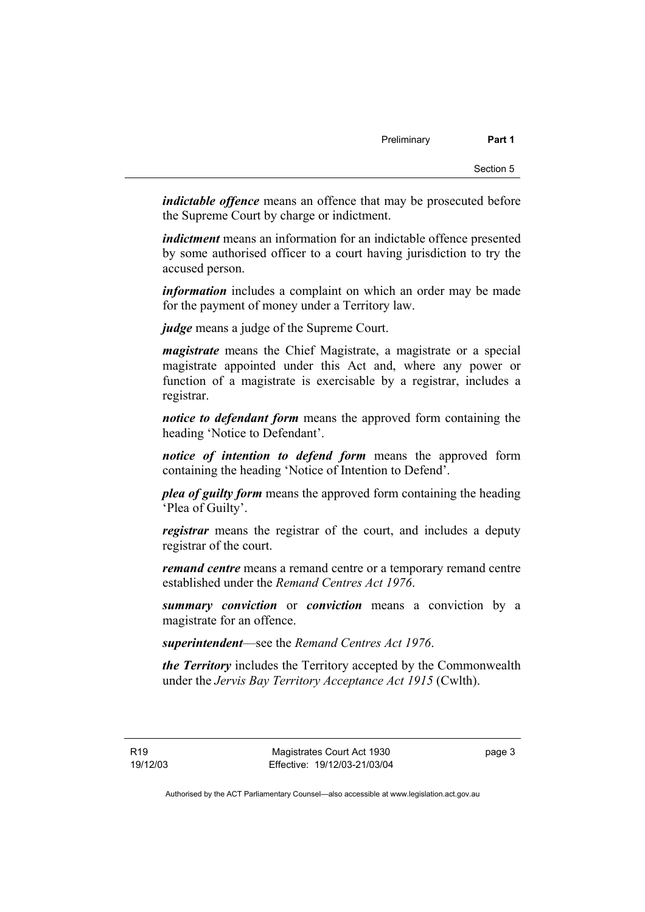***indictable offence*** means an offence that may be prosecuted before the Supreme Court by charge or indictment.

***indictment*** means an information for an indictable offence presented by some authorised officer to a court having jurisdiction to try the accused person.

***information*** includes a complaint on which an order may be made for the payment of money under a Territory law.

***judge*** means a judge of the Supreme Court.

***magistrate*** means the Chief Magistrate, a magistrate or a special magistrate appointed under this Act and, where any power or function of a magistrate is exercisable by a registrar, includes a registrar.

***notice to defendant form*** means the approved form containing the heading 'Notice to Defendant'.

***notice of intention to defend form*** means the approved form containing the heading 'Notice of Intention to Defend'.

***plea of guilty form*** means the approved form containing the heading 'Plea of Guilty'.

***registrar*** means the registrar of the court, and includes a deputy registrar of the court.

***remand centre*** means a remand centre or a temporary remand centre established under the *Remand Centres Act 1976*.

***summary conviction*** or ***conviction*** means a conviction by a magistrate for an offence.

***superintendent***—see the *Remand Centres Act 1976*.

***the Territory*** includes the Territory accepted by the Commonwealth under the *Jervis Bay Territory Acceptance Act 1915* (Cwlth).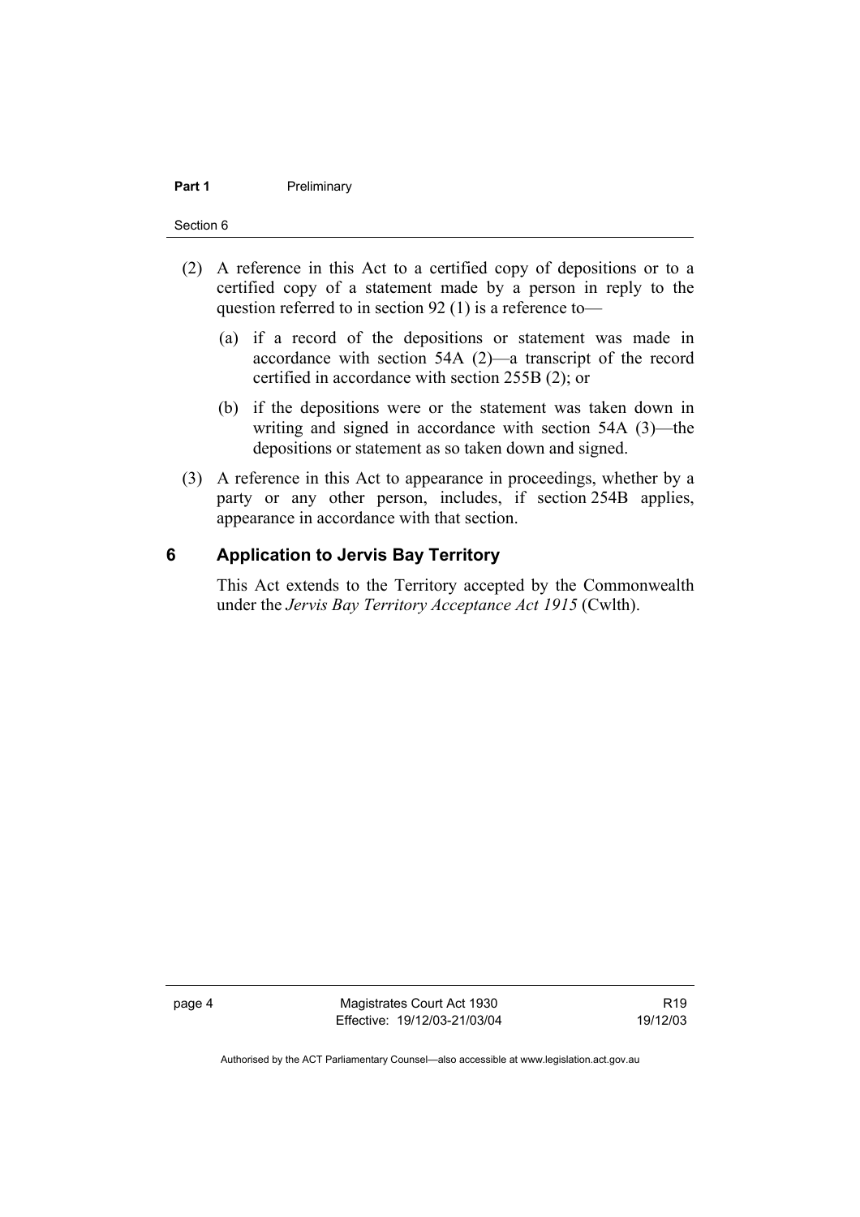(2) A reference in this Act to a certified copy of depositions or to a certified copy of a statement made by a person in reply to the question referred to in section 92 (1) is a reference to—

(a) if a record of the depositions or statement was made in accordance with section 54A (2)—a transcript of the record certified in accordance with section 255B (2); or

(b) if the depositions were or the statement was taken down in writing and signed in accordance with section 54A (3)—the depositions or statement as so taken down and signed.

(3) A reference in this Act to appearance in proceedings, whether by a party or any other person, includes, if section 254B applies, appearance in accordance with that section.

## 6 Application to Jervis Bay Territory

This Act extends to the Territory accepted by the Commonwealth under the *Jervis Bay Territory Acceptance Act 1915* (Cwlth).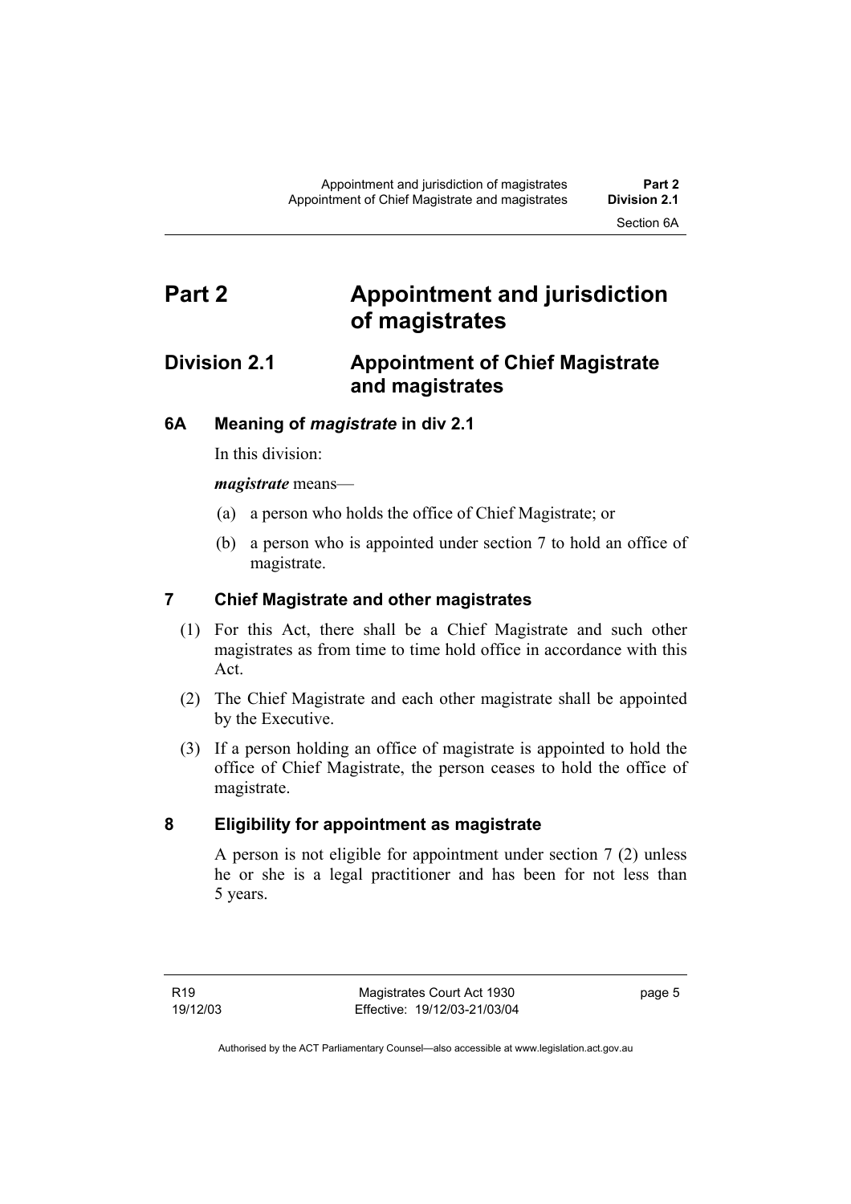# Part 2 Appointment and jurisdiction of magistrates

## Division 2.1 Appointment of Chief Magistrate and magistrates

### 6A Meaning of *magistrate* in div 2.1

In this division:

***magistrate*** means—

(a) a person who holds the office of Chief Magistrate; or

(b) a person who is appointed under section 7 to hold an office of magistrate.

### 7 Chief Magistrate and other magistrates

(1) For this Act, there shall be a Chief Magistrate and such other magistrates as from time to time hold office in accordance with this Act.

(2) The Chief Magistrate and each other magistrate shall be appointed by the Executive.

(3) If a person holding an office of magistrate is appointed to hold the office of Chief Magistrate, the person ceases to hold the office of magistrate.

### 8 Eligibility for appointment as magistrate

A person is not eligible for appointment under section 7 (2) unless he or she is a legal practitioner and has been for not less than 5 years.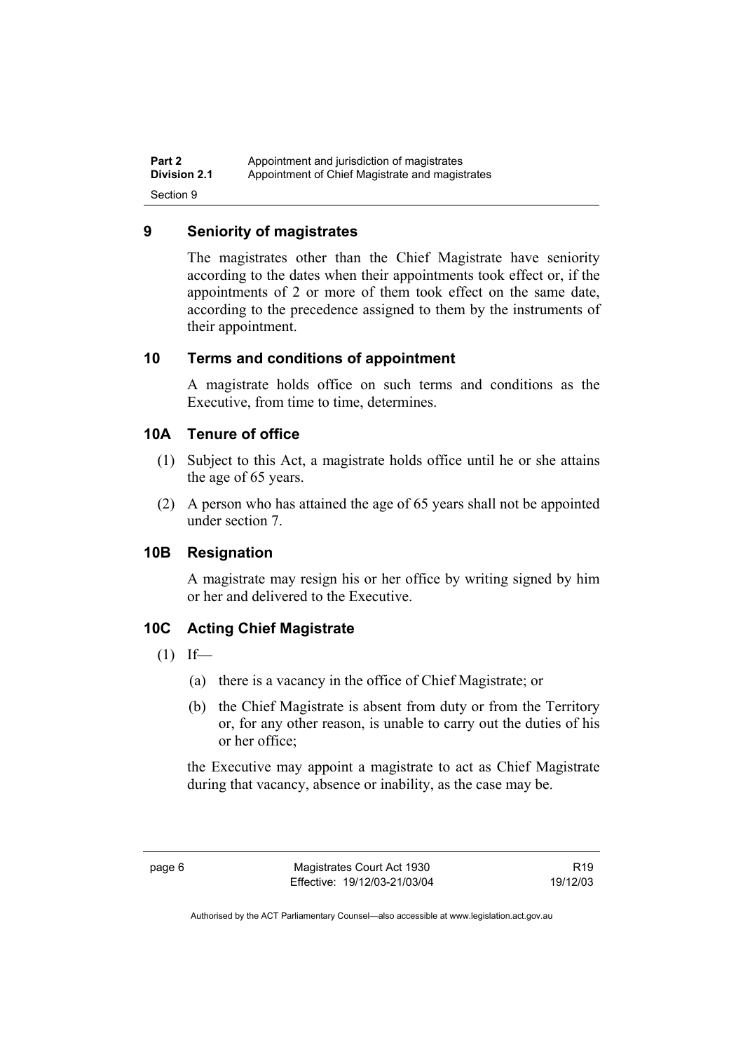## 9 Seniority of magistrates

The magistrates other than the Chief Magistrate have seniority according to the dates when their appointments took effect or, if the appointments of 2 or more of them took effect on the same date, according to the precedence assigned to them by the instruments of their appointment.

## 10 Terms and conditions of appointment

A magistrate holds office on such terms and conditions as the Executive, from time to time, determines.

## 10A Tenure of office

(1) Subject to this Act, a magistrate holds office until he or she attains the age of 65 years.

(2) A person who has attained the age of 65 years shall not be appointed under section 7.

## 10B Resignation

A magistrate may resign his or her office by writing signed by him or her and delivered to the Executive.

## 10C Acting Chief Magistrate

(1) If—

(a) there is a vacancy in the office of Chief Magistrate; or

(b) the Chief Magistrate is absent from duty or from the Territory or, for any other reason, is unable to carry out the duties of his or her office;

the Executive may appoint a magistrate to act as Chief Magistrate during that vacancy, absence or inability, as the case may be.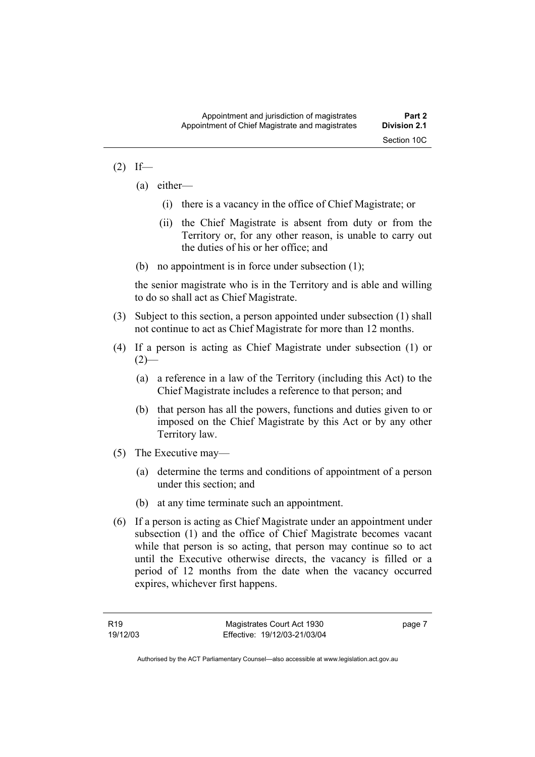(2) If—

  (a) either—

    (i) there is a vacancy in the office of Chief Magistrate; or

    (ii) the Chief Magistrate is absent from duty or from the Territory or, for any other reason, is unable to carry out the duties of his or her office; and

  (b) no appointment is in force under subsection (1);

  the senior magistrate who is in the Territory and is able and willing to do so shall act as Chief Magistrate.

(3) Subject to this section, a person appointed under subsection (1) shall not continue to act as Chief Magistrate for more than 12 months.

(4) If a person is acting as Chief Magistrate under subsection (1) or (2)—

  (a) a reference in a law of the Territory (including this Act) to the Chief Magistrate includes a reference to that person; and

  (b) that person has all the powers, functions and duties given to or imposed on the Chief Magistrate by this Act or by any other Territory law.

(5) The Executive may—

  (a) determine the terms and conditions of appointment of a person under this section; and

  (b) at any time terminate such an appointment.

(6) If a person is acting as Chief Magistrate under an appointment under subsection (1) and the office of Chief Magistrate becomes vacant while that person is so acting, that person may continue so to act until the Executive otherwise directs, the vacancy is filled or a period of 12 months from the date when the vacancy occurred expires, whichever first happens.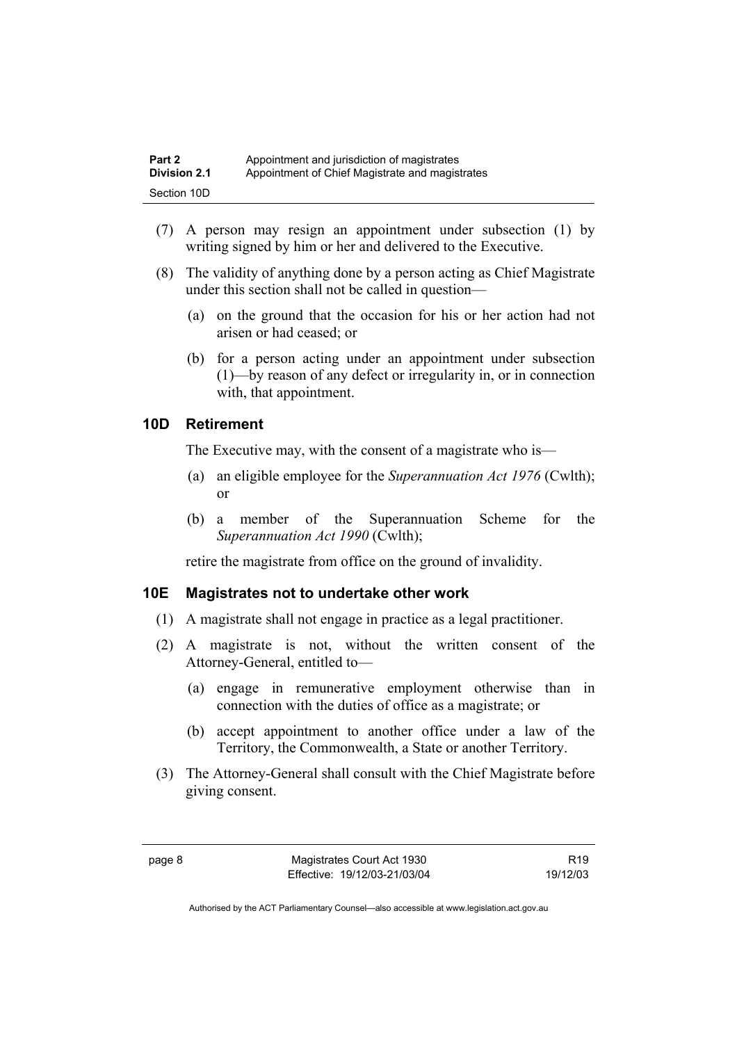(7) A person may resign an appointment under subsection (1) by writing signed by him or her and delivered to the Executive.

(8) The validity of anything done by a person acting as Chief Magistrate under this section shall not be called in question—

(a) on the ground that the occasion for his or her action had not arisen or had ceased; or

(b) for a person acting under an appointment under subsection (1)—by reason of any defect or irregularity in, or in connection with, that appointment.

### 10D Retirement

The Executive may, with the consent of a magistrate who is—

(a) an eligible employee for the *Superannuation Act 1976* (Cwlth); or

(b) a member of the Superannuation Scheme for the *Superannuation Act 1990* (Cwlth);

retire the magistrate from office on the ground of invalidity.

### 10E Magistrates not to undertake other work

(1) A magistrate shall not engage in practice as a legal practitioner.

(2) A magistrate is not, without the written consent of the Attorney-General, entitled to—

(a) engage in remunerative employment otherwise than in connection with the duties of office as a magistrate; or

(b) accept appointment to another office under a law of the Territory, the Commonwealth, a State or another Territory.

(3) The Attorney-General shall consult with the Chief Magistrate before giving consent.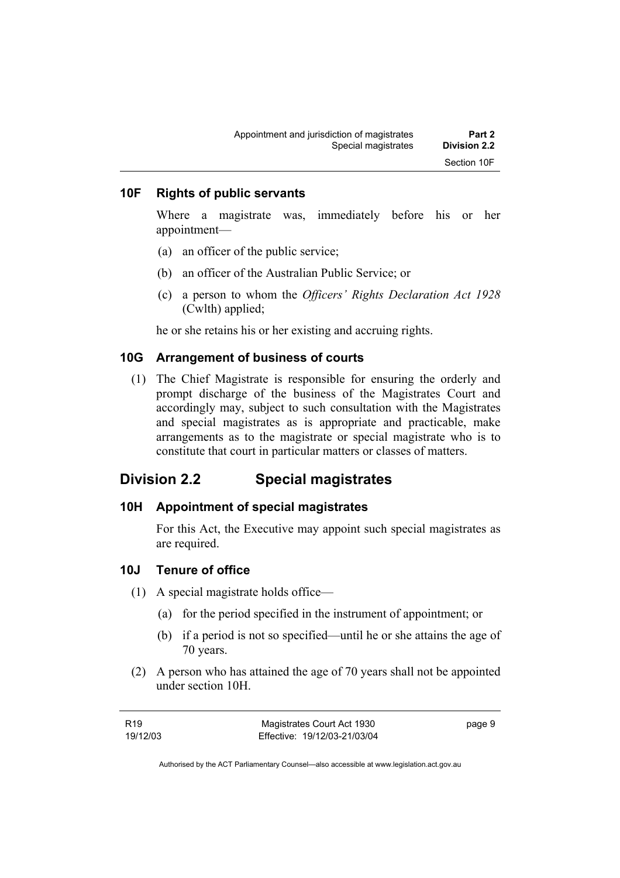### 10F Rights of public servants

Where a magistrate was, immediately before his or her appointment—

(a) an officer of the public service;

(b) an officer of the Australian Public Service; or

(c) a person to whom the *Officers' Rights Declaration Act 1928* (Cwlth) applied;

he or she retains his or her existing and accruing rights.

### 10G Arrangement of business of courts

(1) The Chief Magistrate is responsible for ensuring the orderly and prompt discharge of the business of the Magistrates Court and accordingly may, subject to such consultation with the Magistrates and special magistrates as is appropriate and practicable, make arrangements as to the magistrate or special magistrate who is to constitute that court in particular matters or classes of matters.

## Division 2.2 Special magistrates

### 10H Appointment of special magistrates

For this Act, the Executive may appoint such special magistrates as are required.

### 10J Tenure of office

(1) A special magistrate holds office—

(a) for the period specified in the instrument of appointment; or

(b) if a period is not so specified—until he or she attains the age of 70 years.

(2) A person who has attained the age of 70 years shall not be appointed under section 10H.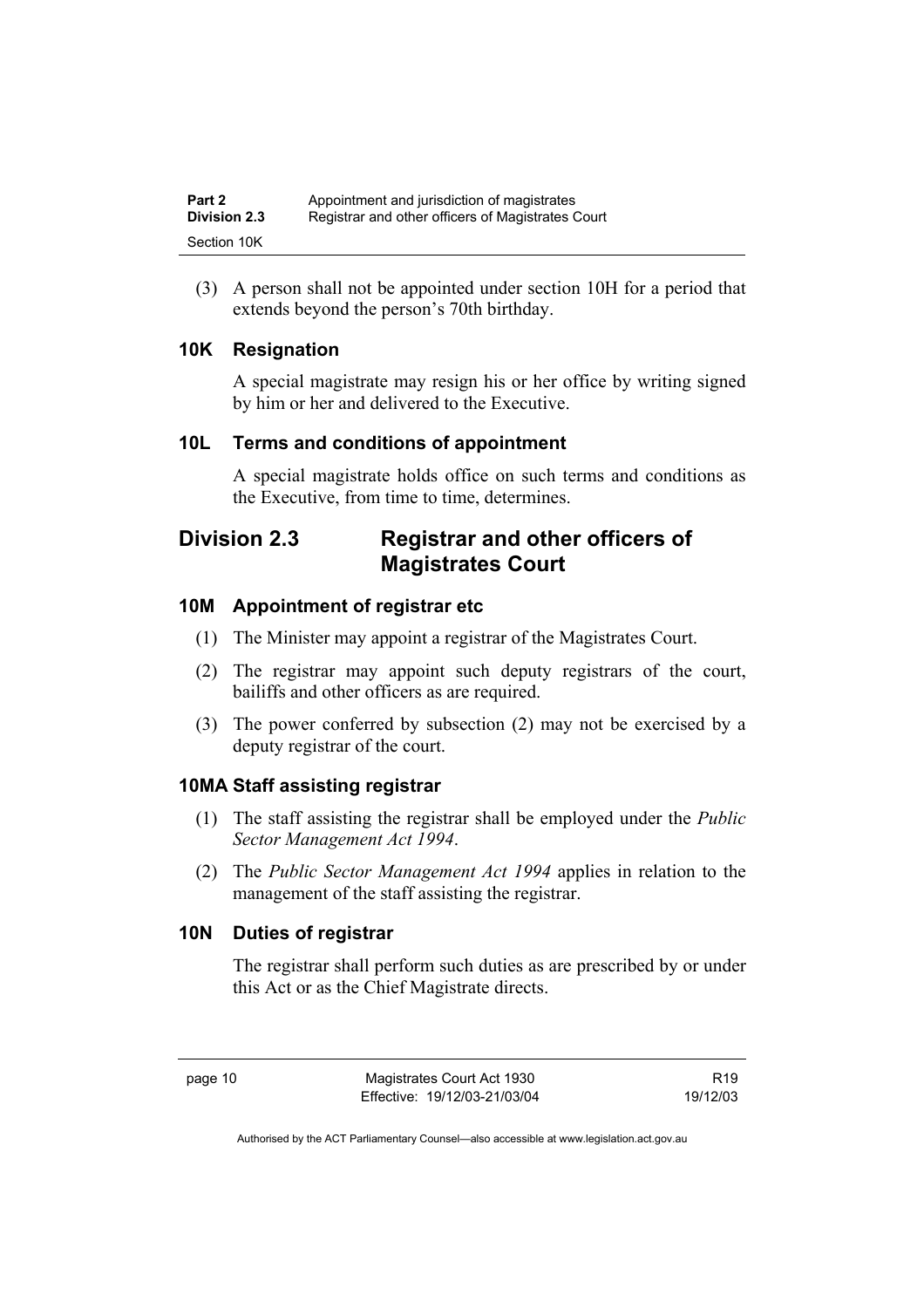(3) A person shall not be appointed under section 10H for a period that extends beyond the person's 70th birthday.

### 10K Resignation

A special magistrate may resign his or her office by writing signed by him or her and delivered to the Executive.

### 10L Terms and conditions of appointment

A special magistrate holds office on such terms and conditions as the Executive, from time to time, determines.

## Division 2.3 Registrar and other officers of Magistrates Court

### 10M Appointment of registrar etc

(1) The Minister may appoint a registrar of the Magistrates Court.

(2) The registrar may appoint such deputy registrars of the court, bailiffs and other officers as are required.

(3) The power conferred by subsection (2) may not be exercised by a deputy registrar of the court.

### 10MA Staff assisting registrar

(1) The staff assisting the registrar shall be employed under the *Public Sector Management Act 1994*.

(2) The *Public Sector Management Act 1994* applies in relation to the management of the staff assisting the registrar.

### 10N Duties of registrar

The registrar shall perform such duties as are prescribed by or under this Act or as the Chief Magistrate directs.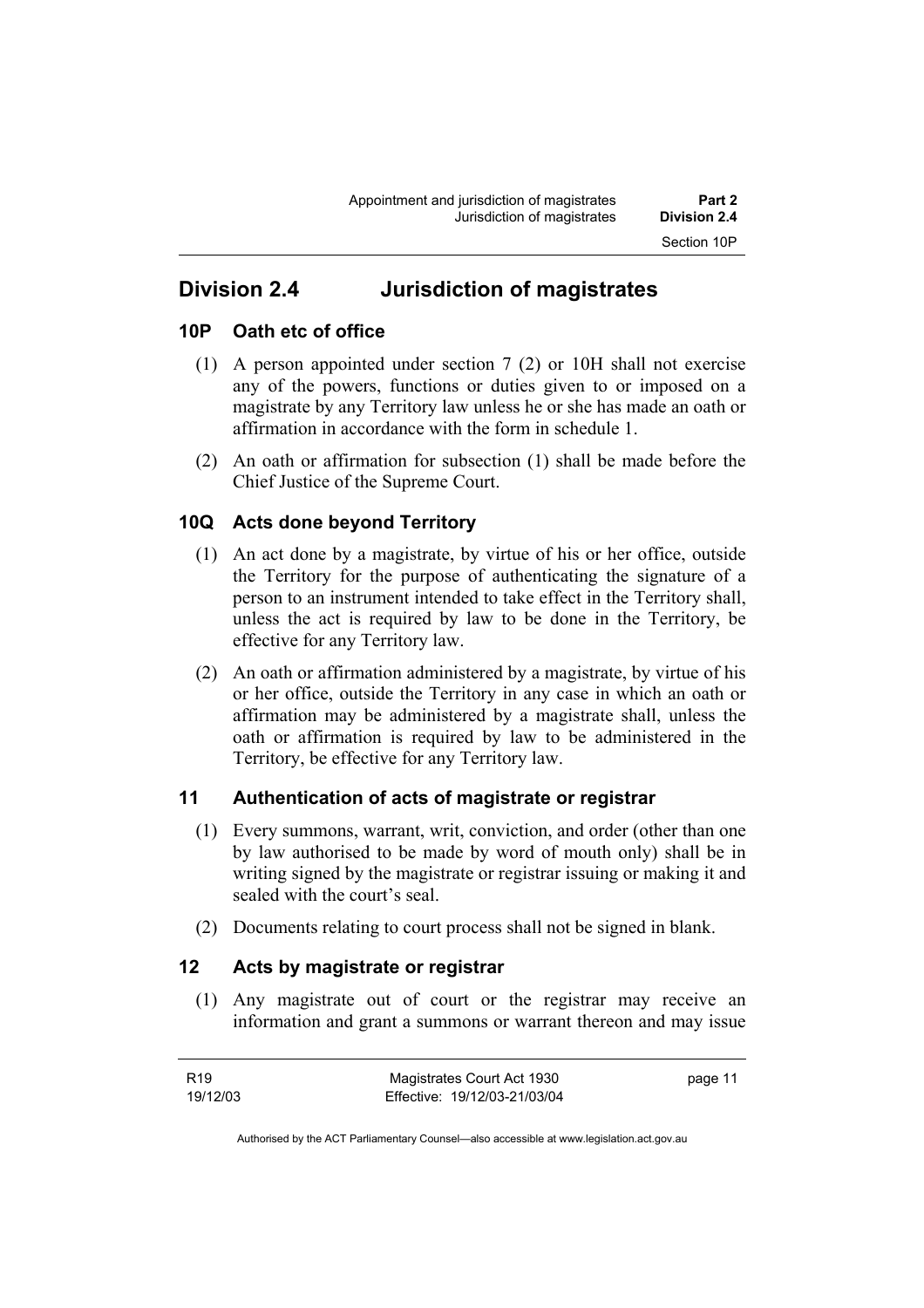## Division 2.4 Jurisdiction of magistrates

### 10P Oath etc of office

(1) A person appointed under section 7 (2) or 10H shall not exercise any of the powers, functions or duties given to or imposed on a magistrate by any Territory law unless he or she has made an oath or affirmation in accordance with the form in schedule 1.

(2) An oath or affirmation for subsection (1) shall be made before the Chief Justice of the Supreme Court.

### 10Q Acts done beyond Territory

(1) An act done by a magistrate, by virtue of his or her office, outside the Territory for the purpose of authenticating the signature of a person to an instrument intended to take effect in the Territory shall, unless the act is required by law to be done in the Territory, be effective for any Territory law.

(2) An oath or affirmation administered by a magistrate, by virtue of his or her office, outside the Territory in any case in which an oath or affirmation may be administered by a magistrate shall, unless the oath or affirmation is required by law to be administered in the Territory, be effective for any Territory law.

### 11 Authentication of acts of magistrate or registrar

(1) Every summons, warrant, writ, conviction, and order (other than one by law authorised to be made by word of mouth only) shall be in writing signed by the magistrate or registrar issuing or making it and sealed with the court's seal.

(2) Documents relating to court process shall not be signed in blank.

### 12 Acts by magistrate or registrar

(1) Any magistrate out of court or the registrar may receive an information and grant a summons or warrant thereon and may issue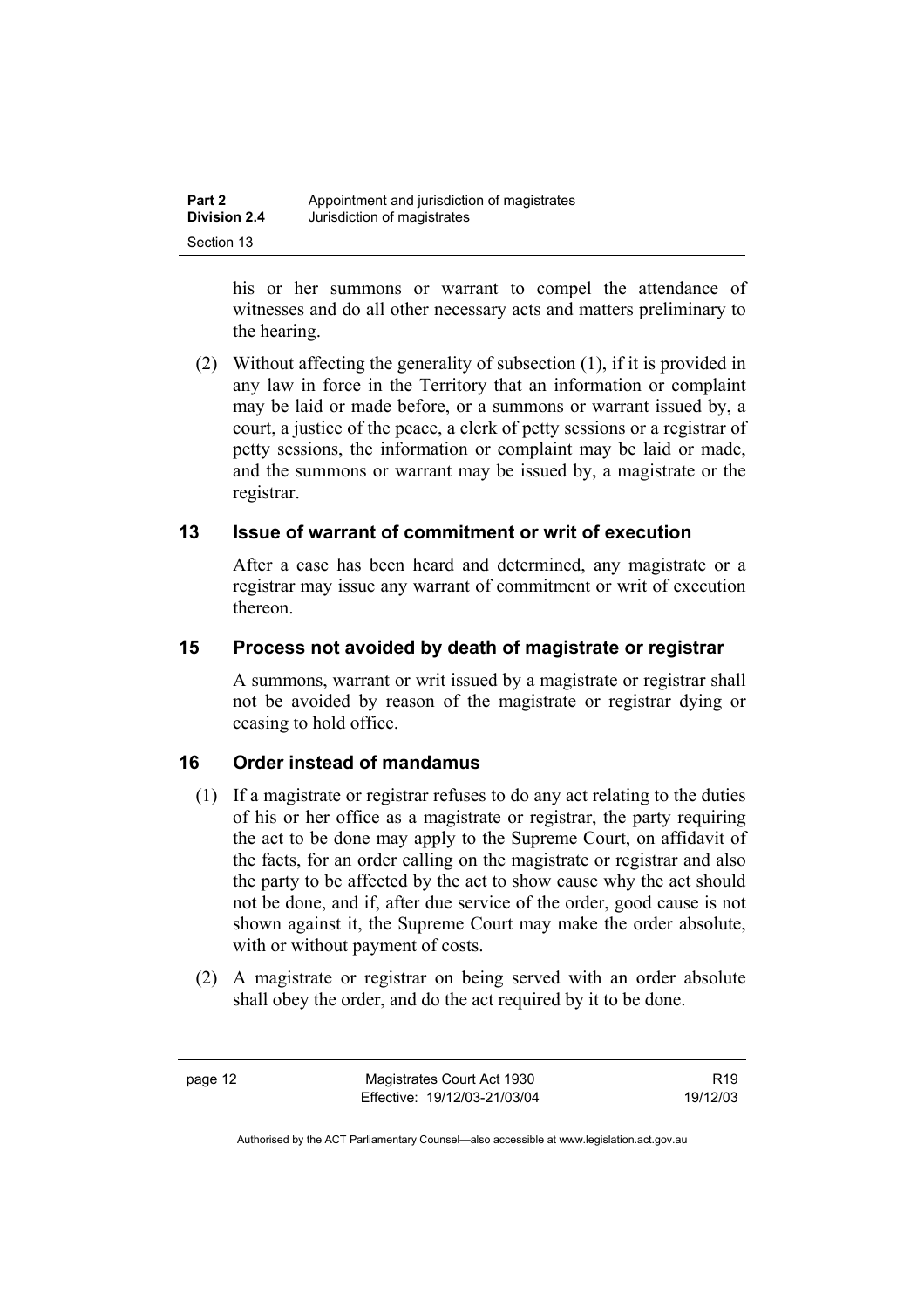his or her summons or warrant to compel the attendance of witnesses and do all other necessary acts and matters preliminary to the hearing.

(2) Without affecting the generality of subsection (1), if it is provided in any law in force in the Territory that an information or complaint may be laid or made before, or a summons or warrant issued by, a court, a justice of the peace, a clerk of petty sessions or a registrar of petty sessions, the information or complaint may be laid or made, and the summons or warrant may be issued by, a magistrate or the registrar.

## 13 Issue of warrant of commitment or writ of execution

After a case has been heard and determined, any magistrate or a registrar may issue any warrant of commitment or writ of execution thereon.

## 15 Process not avoided by death of magistrate or registrar

A summons, warrant or writ issued by a magistrate or registrar shall not be avoided by reason of the magistrate or registrar dying or ceasing to hold office.

## 16 Order instead of mandamus

(1) If a magistrate or registrar refuses to do any act relating to the duties of his or her office as a magistrate or registrar, the party requiring the act to be done may apply to the Supreme Court, on affidavit of the facts, for an order calling on the magistrate or registrar and also the party to be affected by the act to show cause why the act should not be done, and if, after due service of the order, good cause is not shown against it, the Supreme Court may make the order absolute, with or without payment of costs.

(2) A magistrate or registrar on being served with an order absolute shall obey the order, and do the act required by it to be done.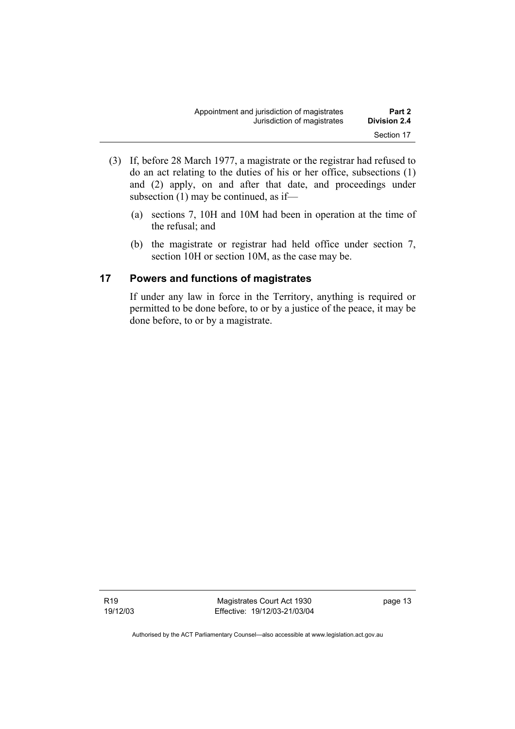(3) If, before 28 March 1977, a magistrate or the registrar had refused to do an act relating to the duties of his or her office, subsections (1) and (2) apply, on and after that date, and proceedings under subsection (1) may be continued, as if—

  (a) sections 7, 10H and 10M had been in operation at the time of the refusal; and

  (b) the magistrate or registrar had held office under section 7, section 10H or section 10M, as the case may be.

## 17 Powers and functions of magistrates

If under any law in force in the Territory, anything is required or permitted to be done before, to or by a justice of the peace, it may be done before, to or by a magistrate.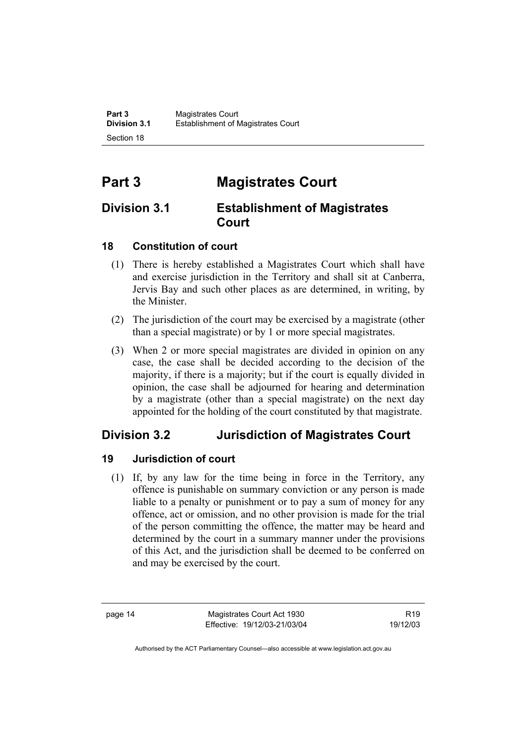# Part 3 Magistrates Court

## Division 3.1 Establishment of Magistrates Court

### 18 Constitution of court

(1) There is hereby established a Magistrates Court which shall have and exercise jurisdiction in the Territory and shall sit at Canberra, Jervis Bay and such other places as are determined, in writing, by the Minister.

(2) The jurisdiction of the court may be exercised by a magistrate (other than a special magistrate) or by 1 or more special magistrates.

(3) When 2 or more special magistrates are divided in opinion on any case, the case shall be decided according to the decision of the majority, if there is a majority; but if the court is equally divided in opinion, the case shall be adjourned for hearing and determination by a magistrate (other than a special magistrate) on the next day appointed for the holding of the court constituted by that magistrate.

## Division 3.2 Jurisdiction of Magistrates Court

### 19 Jurisdiction of court

(1) If, by any law for the time being in force in the Territory, any offence is punishable on summary conviction or any person is made liable to a penalty or punishment or to pay a sum of money for any offence, act or omission, and no other provision is made for the trial of the person committing the offence, the matter may be heard and determined by the court in a summary manner under the provisions of this Act, and the jurisdiction shall be deemed to be conferred on and may be exercised by the court.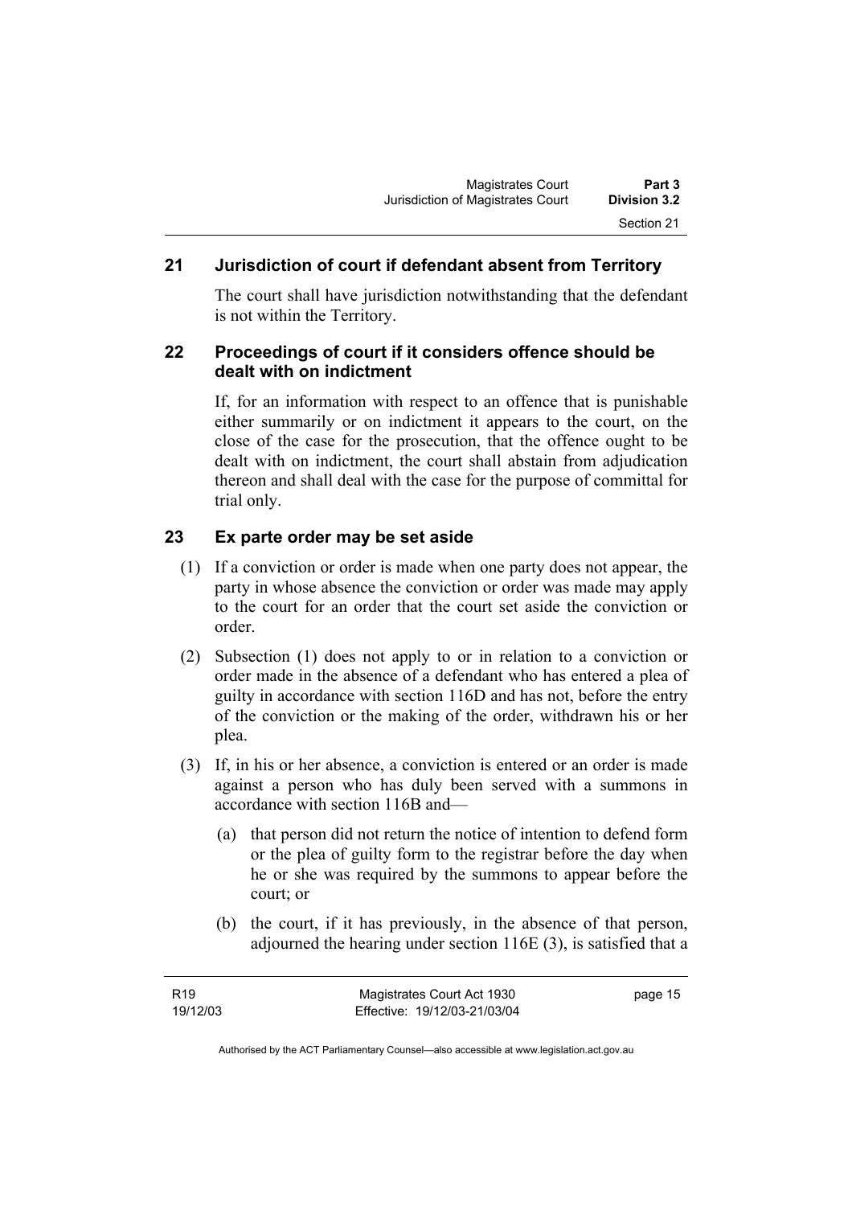## 21 Jurisdiction of court if defendant absent from Territory

The court shall have jurisdiction notwithstanding that the defendant is not within the Territory.

## 22 Proceedings of court if it considers offence should be dealt with on indictment

If, for an information with respect to an offence that is punishable either summarily or on indictment it appears to the court, on the close of the case for the prosecution, that the offence ought to be dealt with on indictment, the court shall abstain from adjudication thereon and shall deal with the case for the purpose of committal for trial only.

## 23 Ex parte order may be set aside

(1) If a conviction or order is made when one party does not appear, the party in whose absence the conviction or order was made may apply to the court for an order that the court set aside the conviction or order.

(2) Subsection (1) does not apply to or in relation to a conviction or order made in the absence of a defendant who has entered a plea of guilty in accordance with section 116D and has not, before the entry of the conviction or the making of the order, withdrawn his or her plea.

(3) If, in his or her absence, a conviction is entered or an order is made against a person who has duly been served with a summons in accordance with section 116B and—

(a) that person did not return the notice of intention to defend form or the plea of guilty form to the registrar before the day when he or she was required by the summons to appear before the court; or

(b) the court, if it has previously, in the absence of that person, adjourned the hearing under section 116E (3), is satisfied that a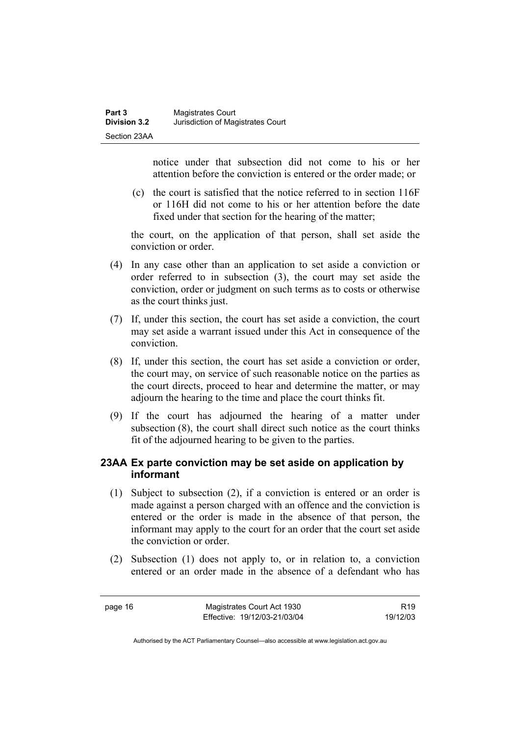notice under that subsection did not come to his or her attention before the conviction is entered or the order made; or

(c) the court is satisfied that the notice referred to in section 116F or 116H did not come to his or her attention before the date fixed under that section for the hearing of the matter;

the court, on the application of that person, shall set aside the conviction or order.

(4) In any case other than an application to set aside a conviction or order referred to in subsection (3), the court may set aside the conviction, order or judgment on such terms as to costs or otherwise as the court thinks just.

(7) If, under this section, the court has set aside a conviction, the court may set aside a warrant issued under this Act in consequence of the conviction.

(8) If, under this section, the court has set aside a conviction or order, the court may, on service of such reasonable notice on the parties as the court directs, proceed to hear and determine the matter, or may adjourn the hearing to the time and place the court thinks fit.

(9) If the court has adjourned the hearing of a matter under subsection (8), the court shall direct such notice as the court thinks fit of the adjourned hearing to be given to the parties.

### 23AA Ex parte conviction may be set aside on application by informant

(1) Subject to subsection (2), if a conviction is entered or an order is made against a person charged with an offence and the conviction is entered or the order is made in the absence of that person, the informant may apply to the court for an order that the court set aside the conviction or order.

(2) Subsection (1) does not apply to, or in relation to, a conviction entered or an order made in the absence of a defendant who has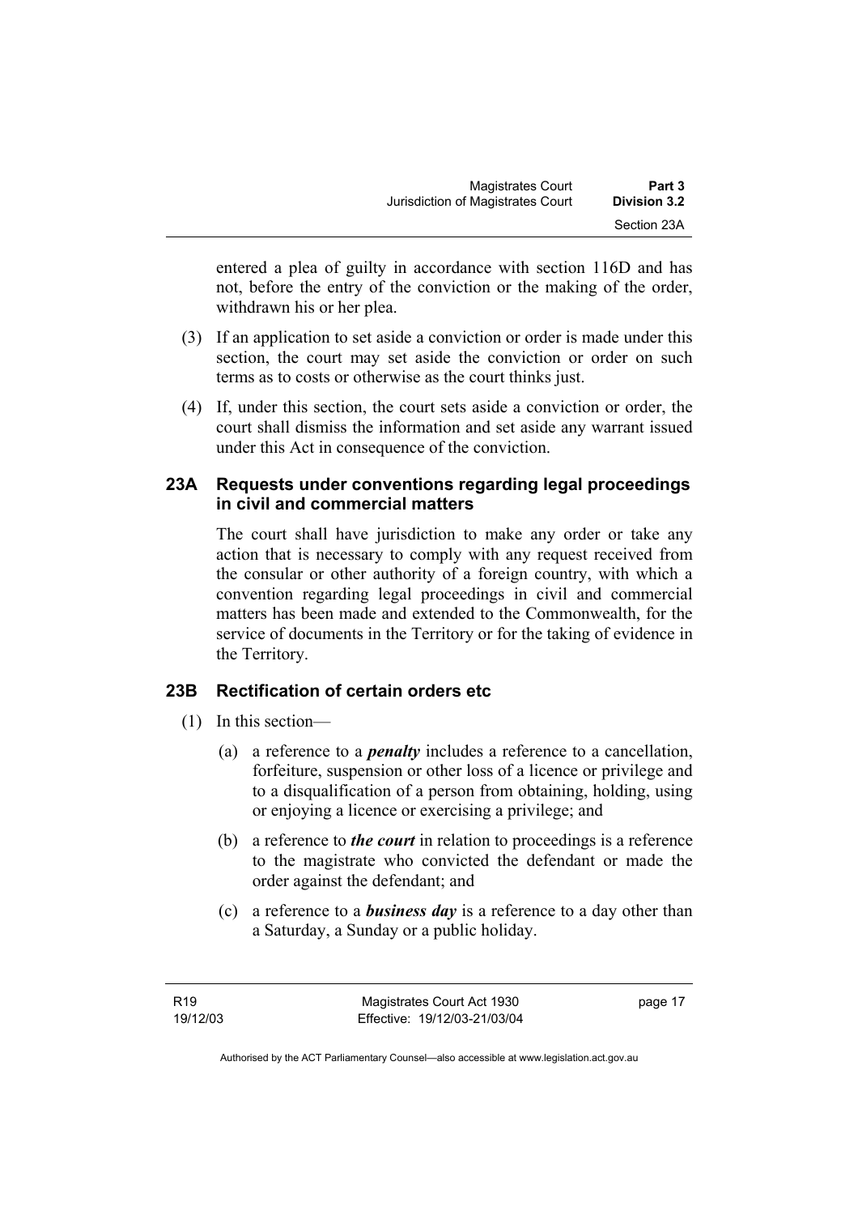entered a plea of guilty in accordance with section 116D and has not, before the entry of the conviction or the making of the order, withdrawn his or her plea.

(3) If an application to set aside a conviction or order is made under this section, the court may set aside the conviction or order on such terms as to costs or otherwise as the court thinks just.

(4) If, under this section, the court sets aside a conviction or order, the court shall dismiss the information and set aside any warrant issued under this Act in consequence of the conviction.

### 23A Requests under conventions regarding legal proceedings in civil and commercial matters

The court shall have jurisdiction to make any order or take any action that is necessary to comply with any request received from the consular or other authority of a foreign country, with which a convention regarding legal proceedings in civil and commercial matters has been made and extended to the Commonwealth, for the service of documents in the Territory or for the taking of evidence in the Territory.

### 23B Rectification of certain orders etc

(1) In this section—

(a) a reference to a ***penalty*** includes a reference to a cancellation, forfeiture, suspension or other loss of a licence or privilege and to a disqualification of a person from obtaining, holding, using or enjoying a licence or exercising a privilege; and

(b) a reference to ***the court*** in relation to proceedings is a reference to the magistrate who convicted the defendant or made the order against the defendant; and

(c) a reference to a ***business day*** is a reference to a day other than a Saturday, a Sunday or a public holiday.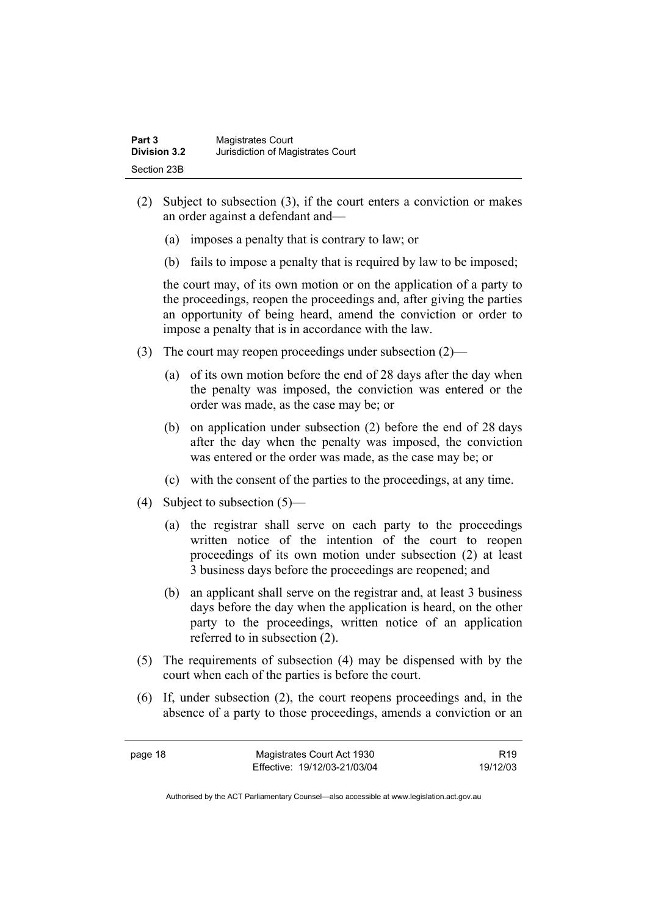(2) Subject to subsection (3), if the court enters a conviction or makes an order against a defendant and—

  (a) imposes a penalty that is contrary to law; or

  (b) fails to impose a penalty that is required by law to be imposed;

  the court may, of its own motion or on the application of a party to the proceedings, reopen the proceedings and, after giving the parties an opportunity of being heard, amend the conviction or order to impose a penalty that is in accordance with the law.

(3) The court may reopen proceedings under subsection (2)—

  (a) of its own motion before the end of 28 days after the day when the penalty was imposed, the conviction was entered or the order was made, as the case may be; or

  (b) on application under subsection (2) before the end of 28 days after the day when the penalty was imposed, the conviction was entered or the order was made, as the case may be; or

  (c) with the consent of the parties to the proceedings, at any time.

(4) Subject to subsection (5)—

  (a) the registrar shall serve on each party to the proceedings written notice of the intention of the court to reopen proceedings of its own motion under subsection (2) at least 3 business days before the proceedings are reopened; and

  (b) an applicant shall serve on the registrar and, at least 3 business days before the day when the application is heard, on the other party to the proceedings, written notice of an application referred to in subsection (2).

(5) The requirements of subsection (4) may be dispensed with by the court when each of the parties is before the court.

(6) If, under subsection (2), the court reopens proceedings and, in the absence of a party to those proceedings, amends a conviction or an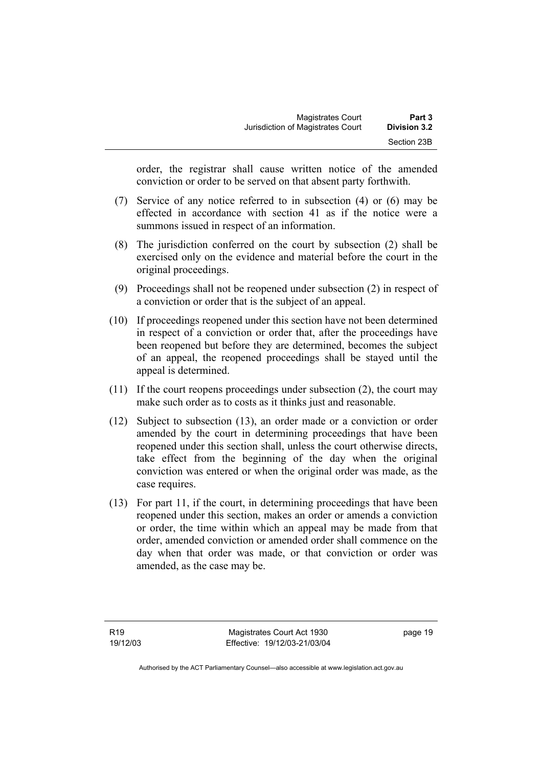order, the registrar shall cause written notice of the amended conviction or order to be served on that absent party forthwith.

(7) Service of any notice referred to in subsection (4) or (6) may be effected in accordance with section 41 as if the notice were a summons issued in respect of an information.

(8) The jurisdiction conferred on the court by subsection (2) shall be exercised only on the evidence and material before the court in the original proceedings.

(9) Proceedings shall not be reopened under subsection (2) in respect of a conviction or order that is the subject of an appeal.

(10) If proceedings reopened under this section have not been determined in respect of a conviction or order that, after the proceedings have been reopened but before they are determined, becomes the subject of an appeal, the reopened proceedings shall be stayed until the appeal is determined.

(11) If the court reopens proceedings under subsection (2), the court may make such order as to costs as it thinks just and reasonable.

(12) Subject to subsection (13), an order made or a conviction or order amended by the court in determining proceedings that have been reopened under this section shall, unless the court otherwise directs, take effect from the beginning of the day when the original conviction was entered or when the original order was made, as the case requires.

(13) For part 11, if the court, in determining proceedings that have been reopened under this section, makes an order or amends a conviction or order, the time within which an appeal may be made from that order, amended conviction or amended order shall commence on the day when that order was made, or that conviction or order was amended, as the case may be.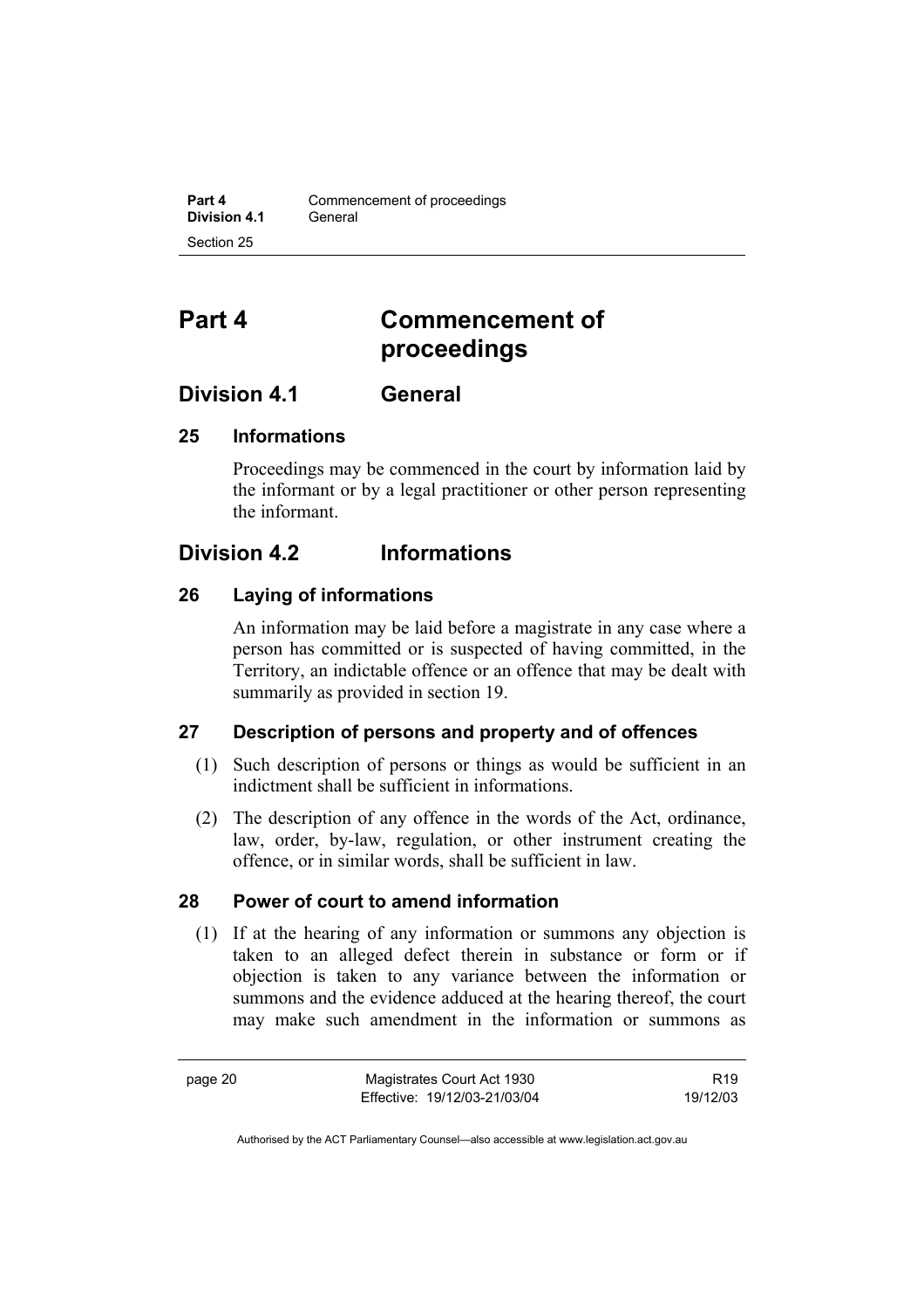# Part 4 Commencement of proceedings

## Division 4.1 General

### 25 Informations

Proceedings may be commenced in the court by information laid by the informant or by a legal practitioner or other person representing the informant.

## Division 4.2 Informations

### 26 Laying of informations

An information may be laid before a magistrate in any case where a person has committed or is suspected of having committed, in the Territory, an indictable offence or an offence that may be dealt with summarily as provided in section 19.

### 27 Description of persons and property and of offences

(1) Such description of persons or things as would be sufficient in an indictment shall be sufficient in informations.

(2) The description of any offence in the words of the Act, ordinance, law, order, by-law, regulation, or other instrument creating the offence, or in similar words, shall be sufficient in law.

### 28 Power of court to amend information

(1) If at the hearing of any information or summons any objection is taken to an alleged defect therein in substance or form or if objection is taken to any variance between the information or summons and the evidence adduced at the hearing thereof, the court may make such amendment in the information or summons as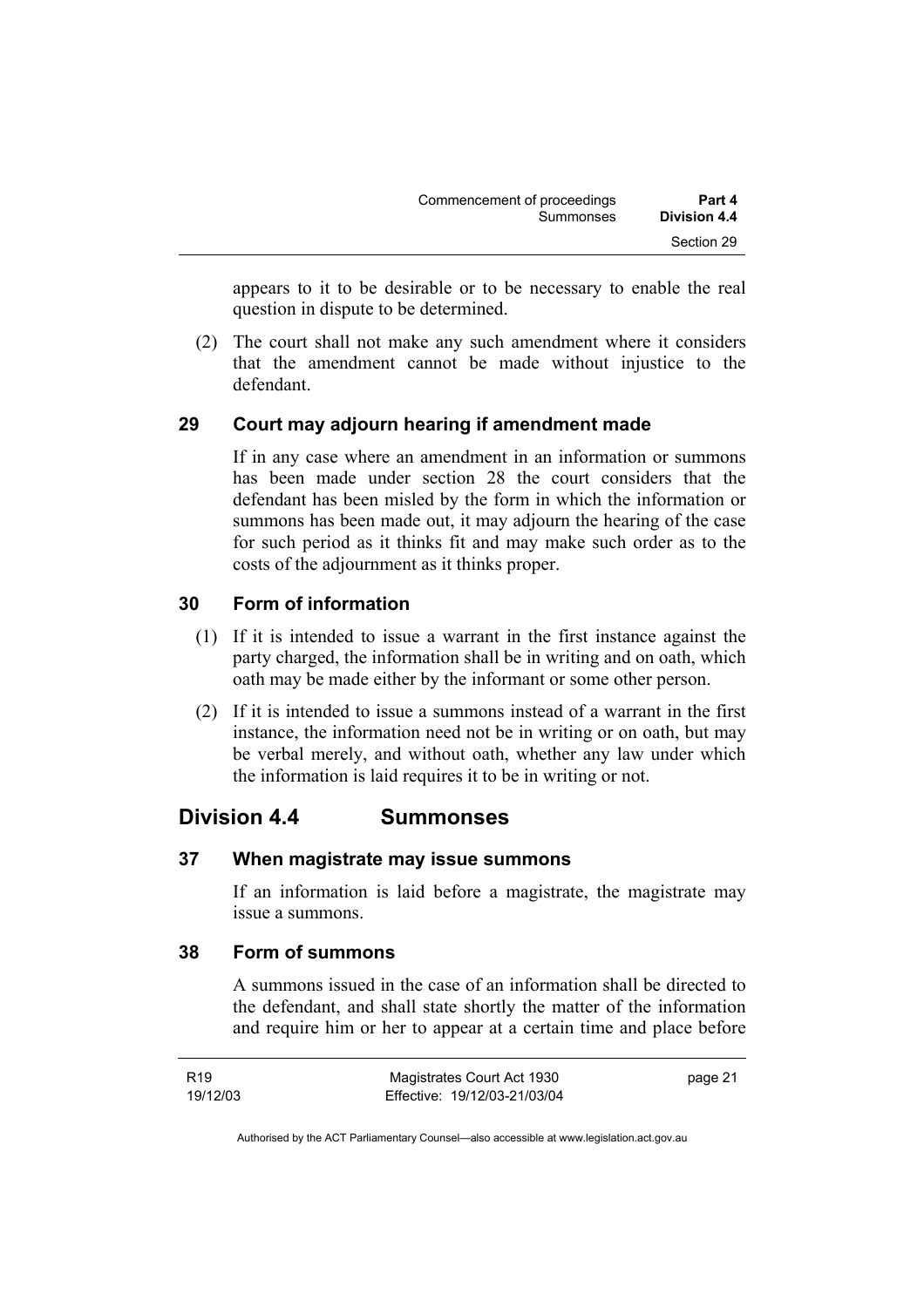appears to it to be desirable or to be necessary to enable the real question in dispute to be determined.

(2) The court shall not make any such amendment where it considers that the amendment cannot be made without injustice to the defendant.

### 29 Court may adjourn hearing if amendment made

If in any case where an amendment in an information or summons has been made under section 28 the court considers that the defendant has been misled by the form in which the information or summons has been made out, it may adjourn the hearing of the case for such period as it thinks fit and may make such order as to the costs of the adjournment as it thinks proper.

### 30 Form of information

(1) If it is intended to issue a warrant in the first instance against the party charged, the information shall be in writing and on oath, which oath may be made either by the informant or some other person.

(2) If it is intended to issue a summons instead of a warrant in the first instance, the information need not be in writing or on oath, but may be verbal merely, and without oath, whether any law under which the information is laid requires it to be in writing or not.

## Division 4.4 Summonses

### 37 When magistrate may issue summons

If an information is laid before a magistrate, the magistrate may issue a summons.

### 38 Form of summons

A summons issued in the case of an information shall be directed to the defendant, and shall state shortly the matter of the information and require him or her to appear at a certain time and place before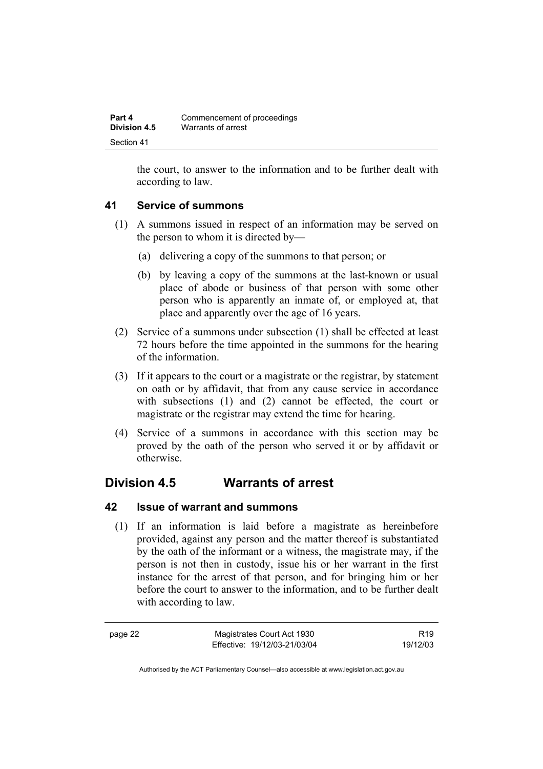the court, to answer to the information and to be further dealt with according to law.

### 41 Service of summons

(1) A summons issued in respect of an information may be served on the person to whom it is directed by—

(a) delivering a copy of the summons to that person; or

(b) by leaving a copy of the summons at the last-known or usual place of abode or business of that person with some other person who is apparently an inmate of, or employed at, that place and apparently over the age of 16 years.

(2) Service of a summons under subsection (1) shall be effected at least 72 hours before the time appointed in the summons for the hearing of the information.

(3) If it appears to the court or a magistrate or the registrar, by statement on oath or by affidavit, that from any cause service in accordance with subsections (1) and (2) cannot be effected, the court or magistrate or the registrar may extend the time for hearing.

(4) Service of a summons in accordance with this section may be proved by the oath of the person who served it or by affidavit or otherwise.

## Division 4.5 Warrants of arrest

### 42 Issue of warrant and summons

(1) If an information is laid before a magistrate as hereinbefore provided, against any person and the matter thereof is substantiated by the oath of the informant or a witness, the magistrate may, if the person is not then in custody, issue his or her warrant in the first instance for the arrest of that person, and for bringing him or her before the court to answer to the information, and to be further dealt with according to law.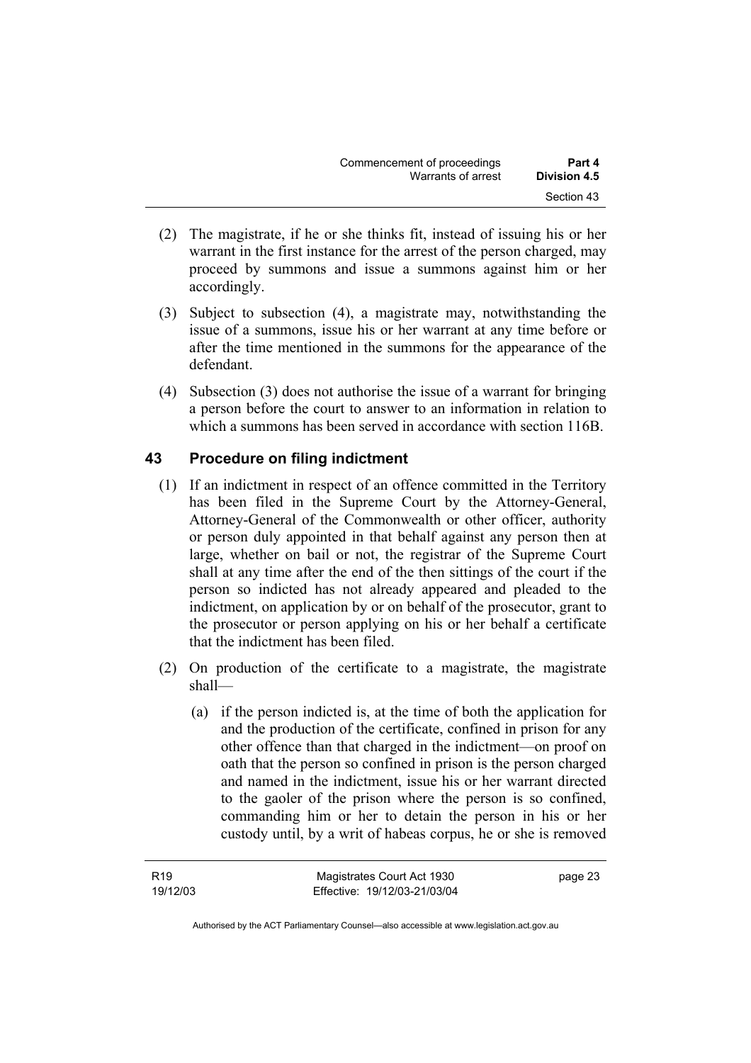(2) The magistrate, if he or she thinks fit, instead of issuing his or her warrant in the first instance for the arrest of the person charged, may proceed by summons and issue a summons against him or her accordingly.

(3) Subject to subsection (4), a magistrate may, notwithstanding the issue of a summons, issue his or her warrant at any time before or after the time mentioned in the summons for the appearance of the defendant.

(4) Subsection (3) does not authorise the issue of a warrant for bringing a person before the court to answer to an information in relation to which a summons has been served in accordance with section 116B.

## 43 Procedure on filing indictment

(1) If an indictment in respect of an offence committed in the Territory has been filed in the Supreme Court by the Attorney-General, Attorney-General of the Commonwealth or other officer, authority or person duly appointed in that behalf against any person then at large, whether on bail or not, the registrar of the Supreme Court shall at any time after the end of the then sittings of the court if the person so indicted has not already appeared and pleaded to the indictment, on application by or on behalf of the prosecutor, grant to the prosecutor or person applying on his or her behalf a certificate that the indictment has been filed.

(2) On production of the certificate to a magistrate, the magistrate shall—

(a) if the person indicted is, at the time of both the application for and the production of the certificate, confined in prison for any other offence than that charged in the indictment—on proof on oath that the person so confined in prison is the person charged and named in the indictment, issue his or her warrant directed to the gaoler of the prison where the person is so confined, commanding him or her to detain the person in his or her custody until, by a writ of habeas corpus, he or she is removed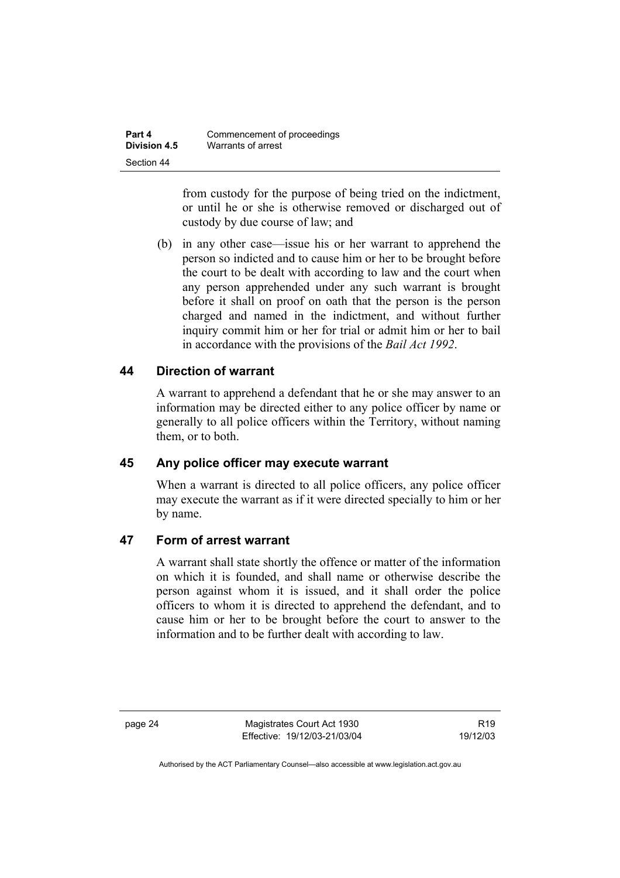from custody for the purpose of being tried on the indictment, or until he or she is otherwise removed or discharged out of custody by due course of law; and

(b) in any other case—issue his or her warrant to apprehend the person so indicted and to cause him or her to be brought before the court to be dealt with according to law and the court when any person apprehended under any such warrant is brought before it shall on proof on oath that the person is the person charged and named in the indictment, and without further inquiry commit him or her for trial or admit him or her to bail in accordance with the provisions of the *Bail Act 1992*.

## 44 Direction of warrant

A warrant to apprehend a defendant that he or she may answer to an information may be directed either to any police officer by name or generally to all police officers within the Territory, without naming them, or to both.

## 45 Any police officer may execute warrant

When a warrant is directed to all police officers, any police officer may execute the warrant as if it were directed specially to him or her by name.

## 47 Form of arrest warrant

A warrant shall state shortly the offence or matter of the information on which it is founded, and shall name or otherwise describe the person against whom it is issued, and it shall order the police officers to whom it is directed to apprehend the defendant, and to cause him or her to be brought before the court to answer to the information and to be further dealt with according to law.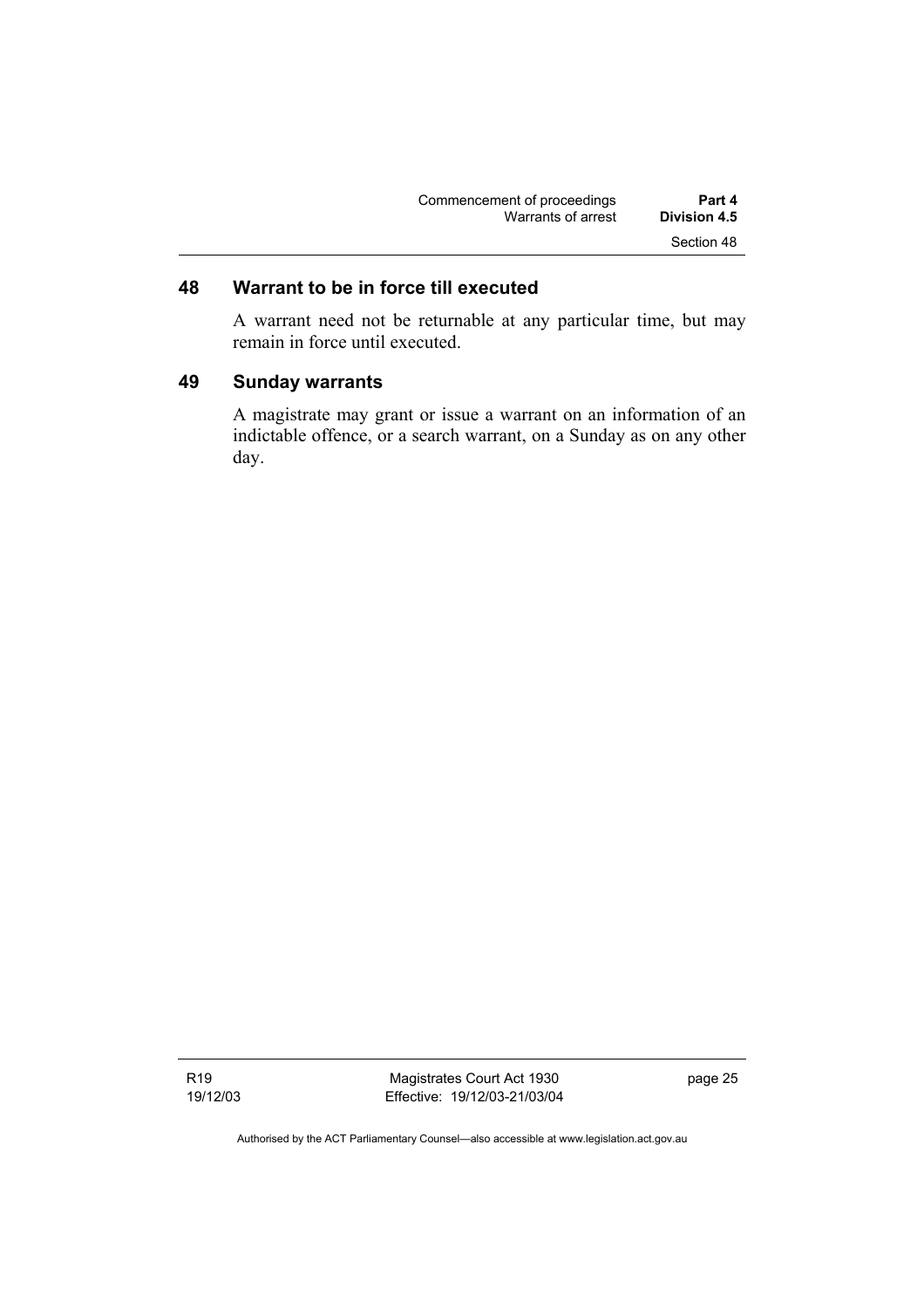## 48 Warrant to be in force till executed

A warrant need not be returnable at any particular time, but may remain in force until executed.

## 49 Sunday warrants

A magistrate may grant or issue a warrant on an information of an indictable offence, or a search warrant, on a Sunday as on any other day.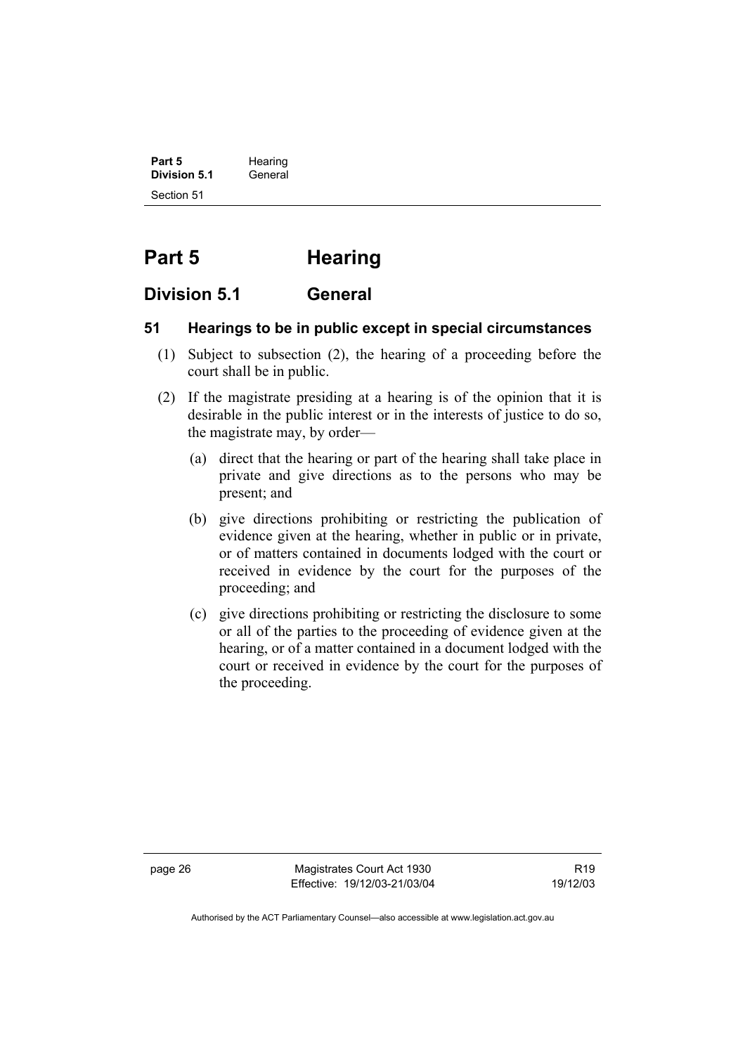# Part 5 Hearing

## Division 5.1 General

### 51 Hearings to be in public except in special circumstances

(1) Subject to subsection (2), the hearing of a proceeding before the court shall be in public.

(2) If the magistrate presiding at a hearing is of the opinion that it is desirable in the public interest or in the interests of justice to do so, the magistrate may, by order—

(a) direct that the hearing or part of the hearing shall take place in private and give directions as to the persons who may be present; and

(b) give directions prohibiting or restricting the publication of evidence given at the hearing, whether in public or in private, or of matters contained in documents lodged with the court or received in evidence by the court for the purposes of the proceeding; and

(c) give directions prohibiting or restricting the disclosure to some or all of the parties to the proceeding of evidence given at the hearing, or of a matter contained in a document lodged with the court or received in evidence by the court for the purposes of the proceeding.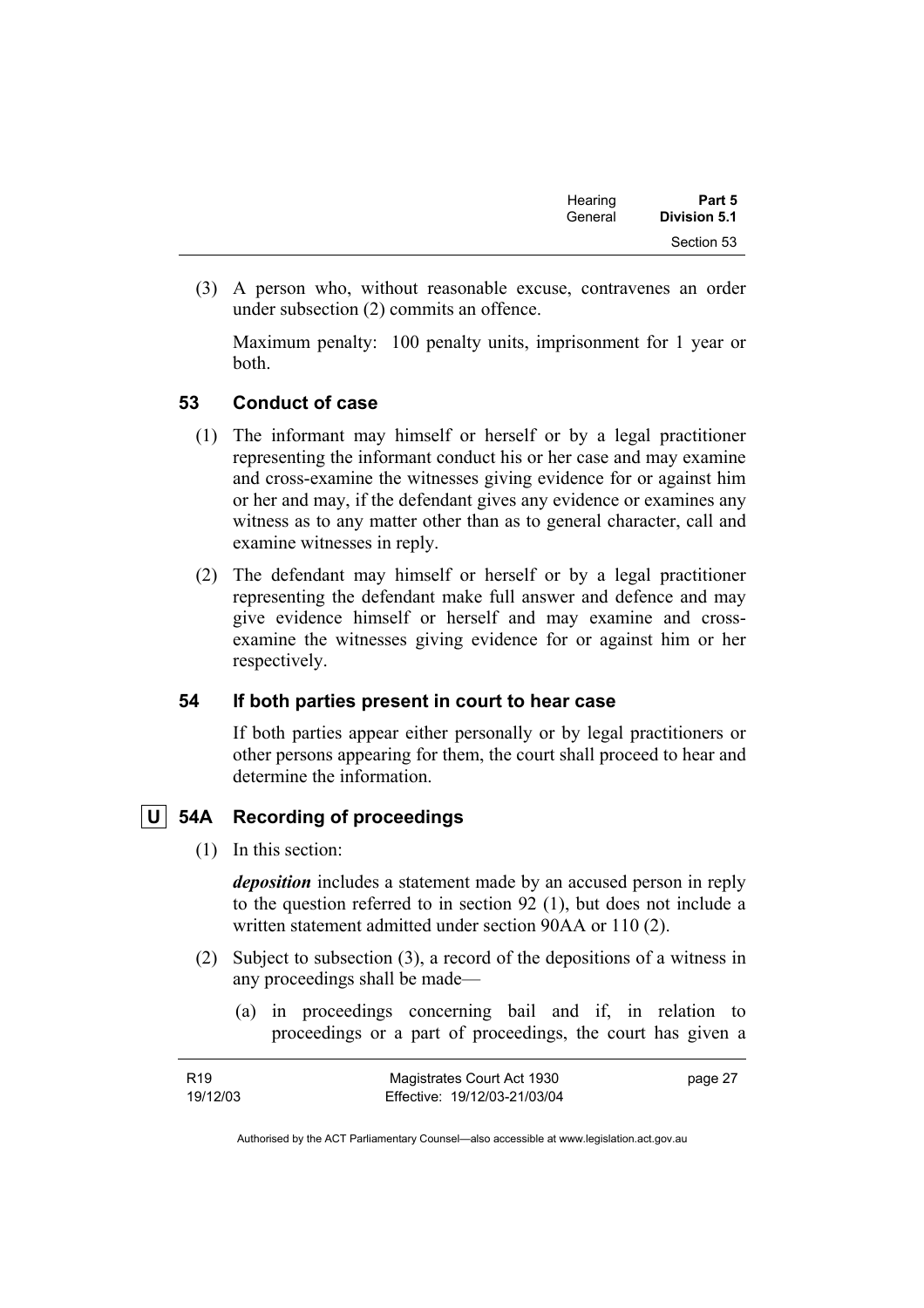(3) A person who, without reasonable excuse, contravenes an order under subsection (2) commits an offence.

Maximum penalty: 100 penalty units, imprisonment for 1 year or both.

### 53 Conduct of case

(1) The informant may himself or herself or by a legal practitioner representing the informant conduct his or her case and may examine and cross-examine the witnesses giving evidence for or against him or her and may, if the defendant gives any evidence or examines any witness as to any matter other than as to general character, call and examine witnesses in reply.

(2) The defendant may himself or herself or by a legal practitioner representing the defendant make full answer and defence and may give evidence himself or herself and may examine and cross-examine the witnesses giving evidence for or against him or her respectively.

### 54 If both parties present in court to hear case

If both parties appear either personally or by legal practitioners or other persons appearing for them, the court shall proceed to hear and determine the information.

### U 54A Recording of proceedings

(1) In this section:

***deposition*** includes a statement made by an accused person in reply to the question referred to in section 92 (1), but does not include a written statement admitted under section 90AA or 110 (2).

(2) Subject to subsection (3), a record of the depositions of a witness in any proceedings shall be made—

(a) in proceedings concerning bail and if, in relation to proceedings or a part of proceedings, the court has given a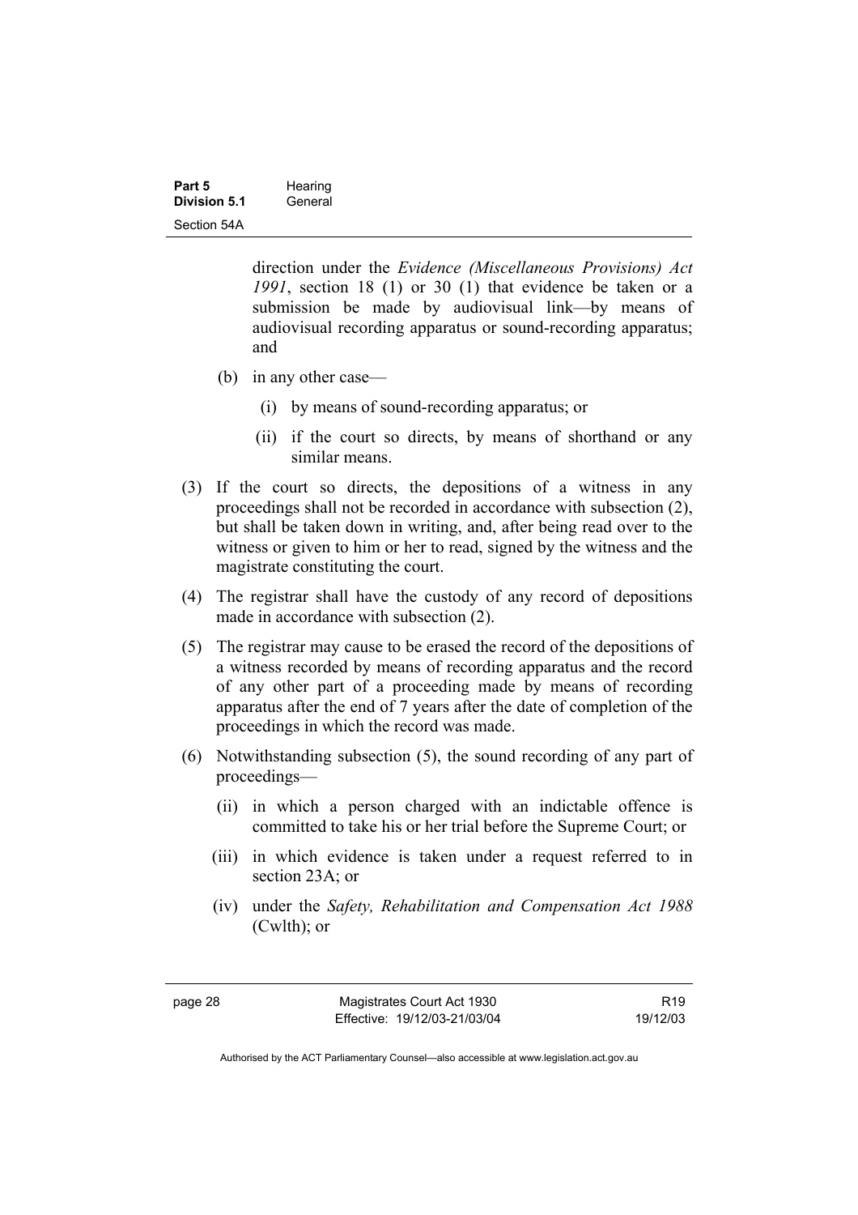direction under the *Evidence (Miscellaneous Provisions) Act 1991*, section 18 (1) or 30 (1) that evidence be taken or a submission be made by audiovisual link—by means of audiovisual recording apparatus or sound-recording apparatus; and

(b) in any other case—

(i) by means of sound-recording apparatus; or

(ii) if the court so directs, by means of shorthand or any similar means.

(3) If the court so directs, the depositions of a witness in any proceedings shall not be recorded in accordance with subsection (2), but shall be taken down in writing, and, after being read over to the witness or given to him or her to read, signed by the witness and the magistrate constituting the court.

(4) The registrar shall have the custody of any record of depositions made in accordance with subsection (2).

(5) The registrar may cause to be erased the record of the depositions of a witness recorded by means of recording apparatus and the record of any other part of a proceeding made by means of recording apparatus after the end of 7 years after the date of completion of the proceedings in which the record was made.

(6) Notwithstanding subsection (5), the sound recording of any part of proceedings—

(ii) in which a person charged with an indictable offence is committed to take his or her trial before the Supreme Court; or

(iii) in which evidence is taken under a request referred to in section 23A; or

(iv) under the *Safety, Rehabilitation and Compensation Act 1988* (Cwlth); or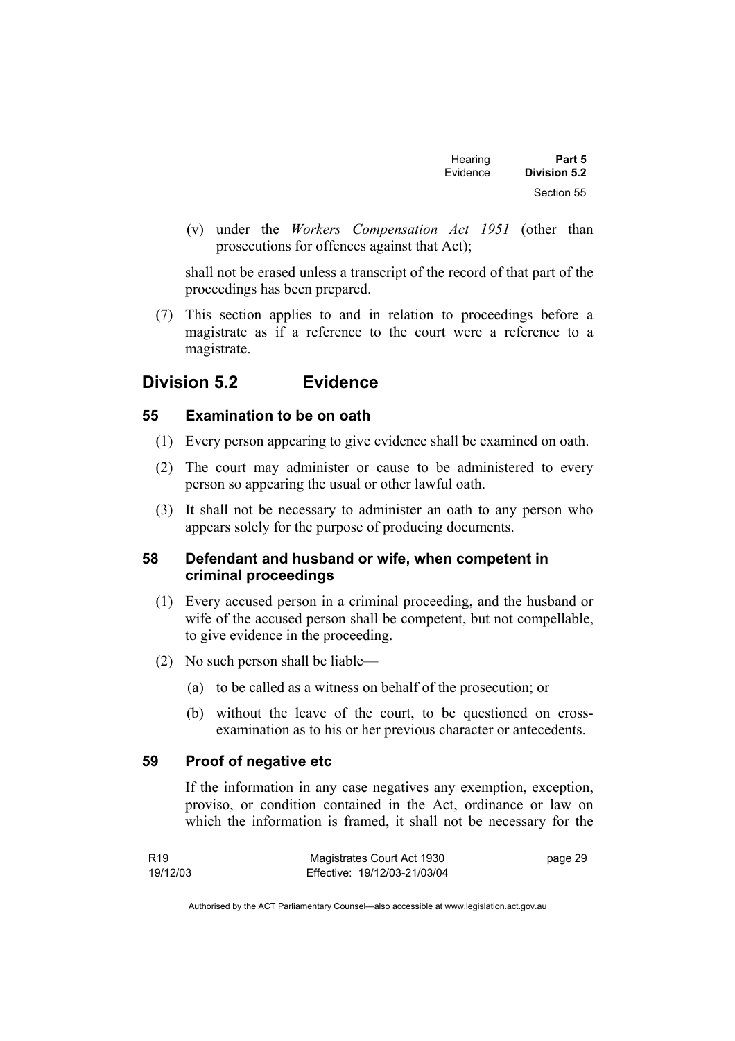(v) under the *Workers Compensation Act 1951* (other than prosecutions for offences against that Act);

shall not be erased unless a transcript of the record of that part of the proceedings has been prepared.

(7) This section applies to and in relation to proceedings before a magistrate as if a reference to the court were a reference to a magistrate.

## Division 5.2 Evidence

### 55 Examination to be on oath

(1) Every person appearing to give evidence shall be examined on oath.

(2) The court may administer or cause to be administered to every person so appearing the usual or other lawful oath.

(3) It shall not be necessary to administer an oath to any person who appears solely for the purpose of producing documents.

### 58 Defendant and husband or wife, when competent in criminal proceedings

(1) Every accused person in a criminal proceeding, and the husband or wife of the accused person shall be competent, but not compellable, to give evidence in the proceeding.

(2) No such person shall be liable—

(a) to be called as a witness on behalf of the prosecution; or

(b) without the leave of the court, to be questioned on cross-examination as to his or her previous character or antecedents.

### 59 Proof of negative etc

If the information in any case negatives any exemption, exception, proviso, or condition contained in the Act, ordinance or law on which the information is framed, it shall not be necessary for the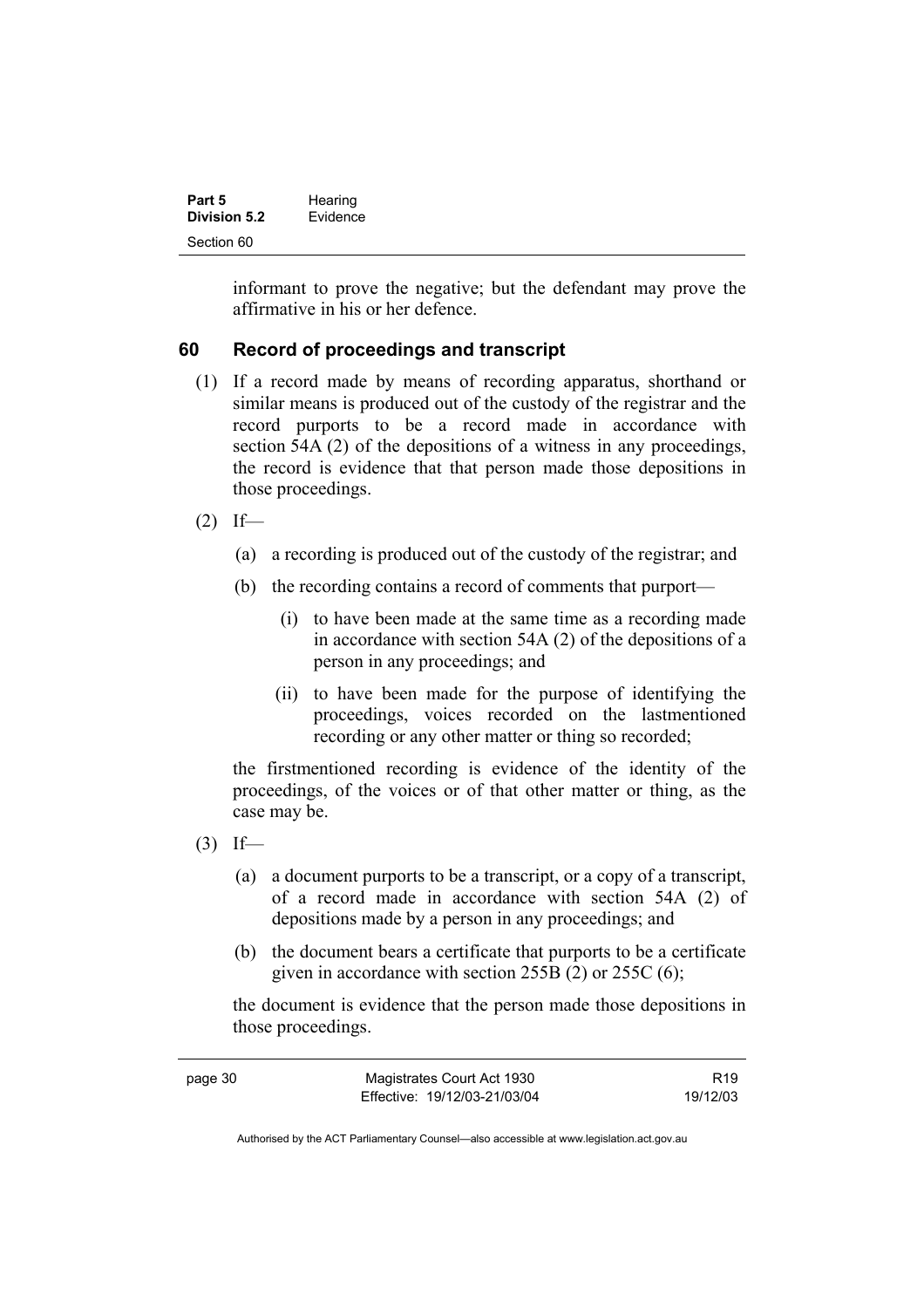informant to prove the negative; but the defendant may prove the affirmative in his or her defence.

## 60 Record of proceedings and transcript

(1) If a record made by means of recording apparatus, shorthand or similar means is produced out of the custody of the registrar and the record purports to be a record made in accordance with section 54A (2) of the depositions of a witness in any proceedings, the record is evidence that that person made those depositions in those proceedings.

(2) If—

(a) a recording is produced out of the custody of the registrar; and

(b) the recording contains a record of comments that purport—

(i) to have been made at the same time as a recording made in accordance with section 54A (2) of the depositions of a person in any proceedings; and

(ii) to have been made for the purpose of identifying the proceedings, voices recorded on the lastmentioned recording or any other matter or thing so recorded;

the firstmentioned recording is evidence of the identity of the proceedings, of the voices or of that other matter or thing, as the case may be.

(3) If—

(a) a document purports to be a transcript, or a copy of a transcript, of a record made in accordance with section 54A (2) of depositions made by a person in any proceedings; and

(b) the document bears a certificate that purports to be a certificate given in accordance with section 255B (2) or 255C (6);

the document is evidence that the person made those depositions in those proceedings.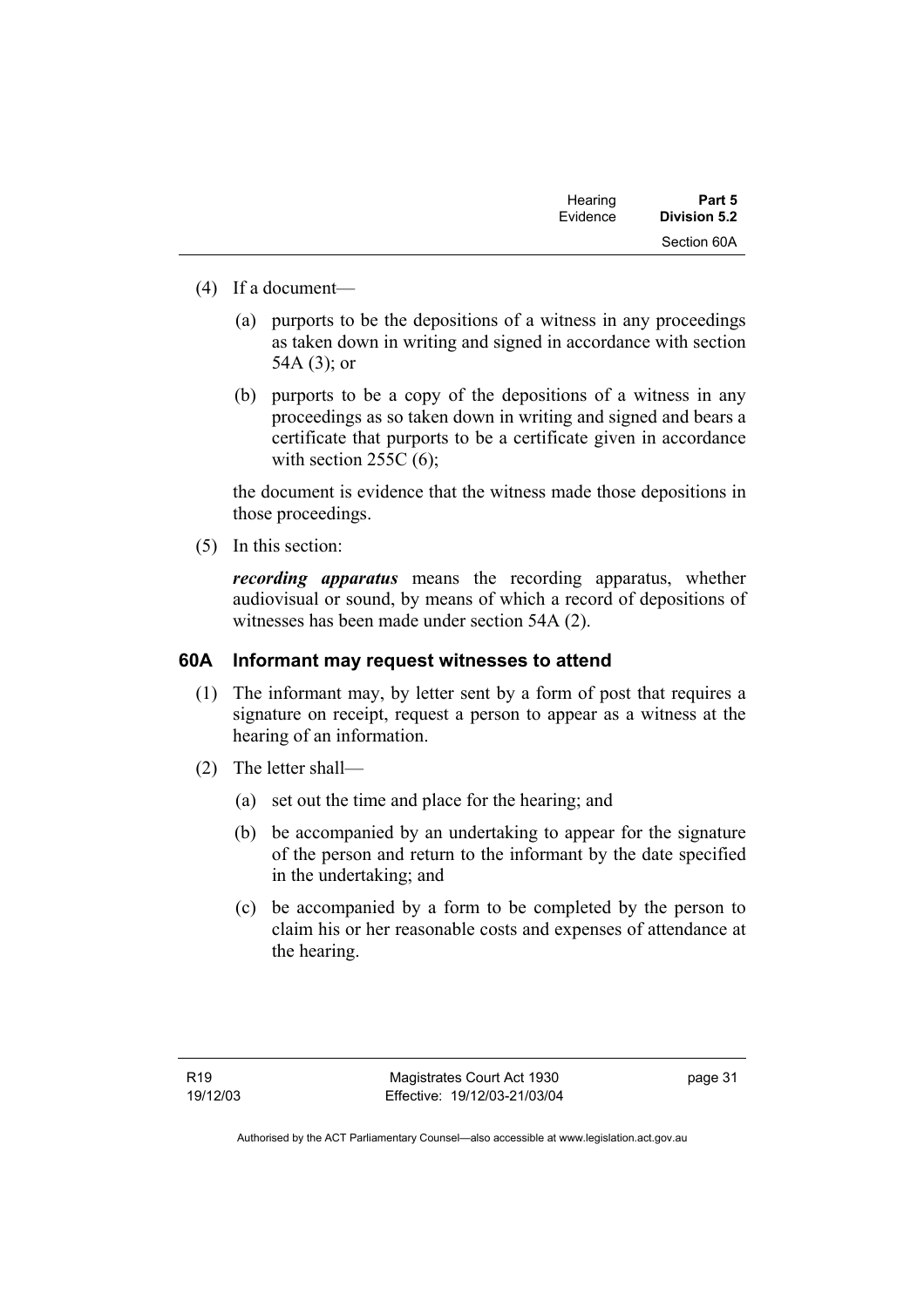(4) If a document—

(a) purports to be the depositions of a witness in any proceedings as taken down in writing and signed in accordance with section 54A (3); or

(b) purports to be a copy of the depositions of a witness in any proceedings as so taken down in writing and signed and bears a certificate that purports to be a certificate given in accordance with section 255C (6);

the document is evidence that the witness made those depositions in those proceedings.

(5) In this section:

***recording apparatus*** means the recording apparatus, whether audiovisual or sound, by means of which a record of depositions of witnesses has been made under section 54A (2).

## 60A Informant may request witnesses to attend

(1) The informant may, by letter sent by a form of post that requires a signature on receipt, request a person to appear as a witness at the hearing of an information.

(2) The letter shall—

(a) set out the time and place for the hearing; and

(b) be accompanied by an undertaking to appear for the signature of the person and return to the informant by the date specified in the undertaking; and

(c) be accompanied by a form to be completed by the person to claim his or her reasonable costs and expenses of attendance at the hearing.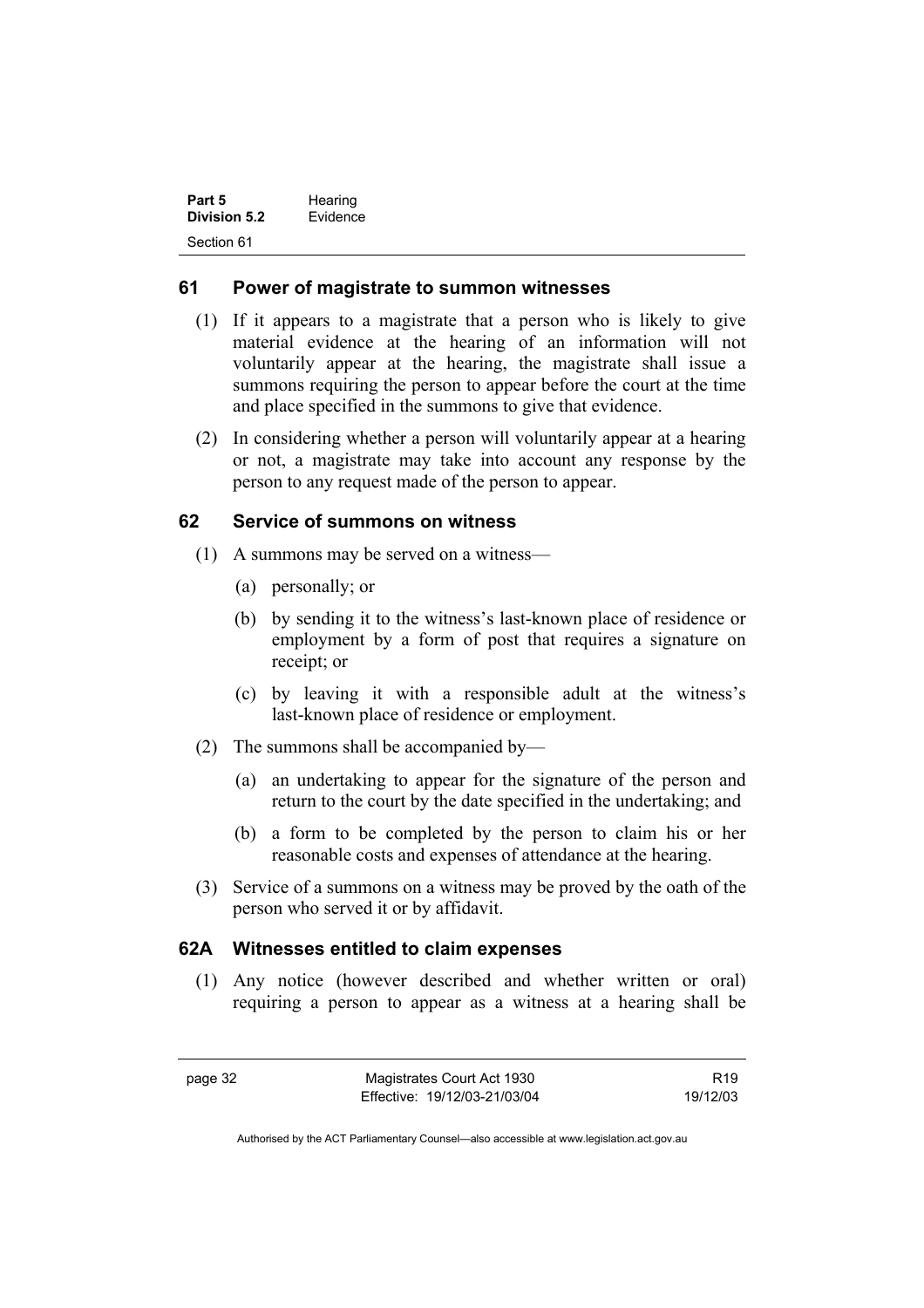## 61 Power of magistrate to summon witnesses

(1) If it appears to a magistrate that a person who is likely to give material evidence at the hearing of an information will not voluntarily appear at the hearing, the magistrate shall issue a summons requiring the person to appear before the court at the time and place specified in the summons to give that evidence.

(2) In considering whether a person will voluntarily appear at a hearing or not, a magistrate may take into account any response by the person to any request made of the person to appear.

## 62 Service of summons on witness

(1) A summons may be served on a witness—

(a) personally; or

(b) by sending it to the witness's last-known place of residence or employment by a form of post that requires a signature on receipt; or

(c) by leaving it with a responsible adult at the witness's last-known place of residence or employment.

(2) The summons shall be accompanied by—

(a) an undertaking to appear for the signature of the person and return to the court by the date specified in the undertaking; and

(b) a form to be completed by the person to claim his or her reasonable costs and expenses of attendance at the hearing.

(3) Service of a summons on a witness may be proved by the oath of the person who served it or by affidavit.

## 62A Witnesses entitled to claim expenses

(1) Any notice (however described and whether written or oral) requiring a person to appear as a witness at a hearing shall be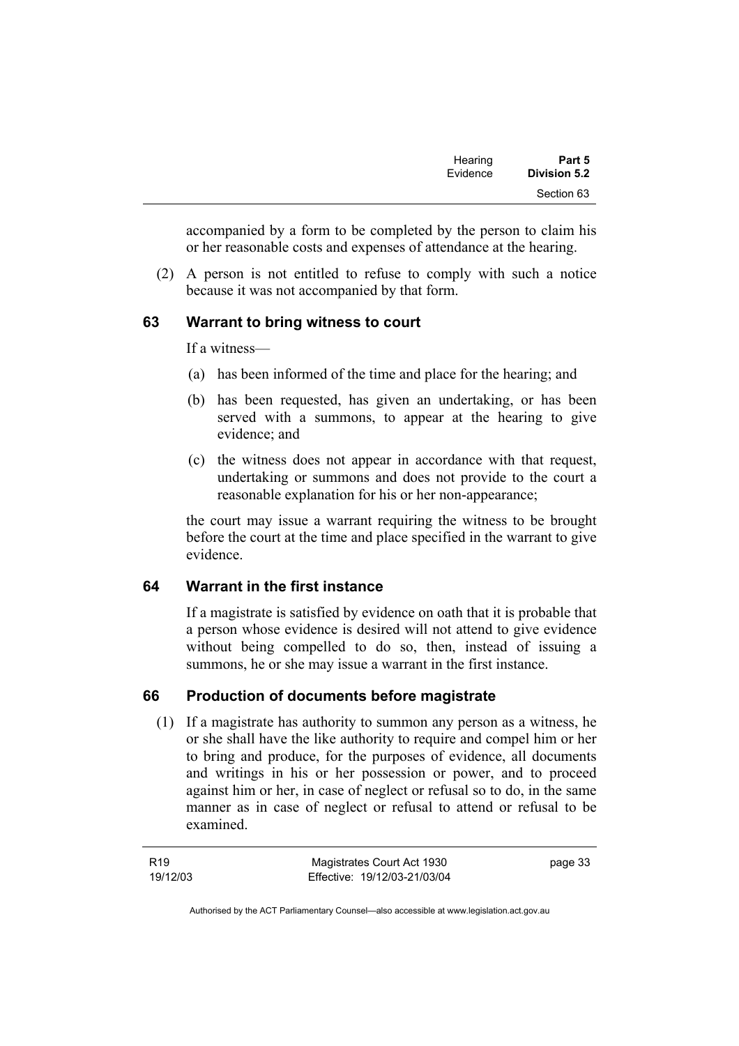accompanied by a form to be completed by the person to claim his or her reasonable costs and expenses of attendance at the hearing.

(2) A person is not entitled to refuse to comply with such a notice because it was not accompanied by that form.

## 63 Warrant to bring witness to court

If a witness—

(a) has been informed of the time and place for the hearing; and

(b) has been requested, has given an undertaking, or has been served with a summons, to appear at the hearing to give evidence; and

(c) the witness does not appear in accordance with that request, undertaking or summons and does not provide to the court a reasonable explanation for his or her non-appearance;

the court may issue a warrant requiring the witness to be brought before the court at the time and place specified in the warrant to give evidence.

## 64 Warrant in the first instance

If a magistrate is satisfied by evidence on oath that it is probable that a person whose evidence is desired will not attend to give evidence without being compelled to do so, then, instead of issuing a summons, he or she may issue a warrant in the first instance.

## 66 Production of documents before magistrate

(1) If a magistrate has authority to summon any person as a witness, he or she shall have the like authority to require and compel him or her to bring and produce, for the purposes of evidence, all documents and writings in his or her possession or power, and to proceed against him or her, in case of neglect or refusal so to do, in the same manner as in case of neglect or refusal to attend or refusal to be examined.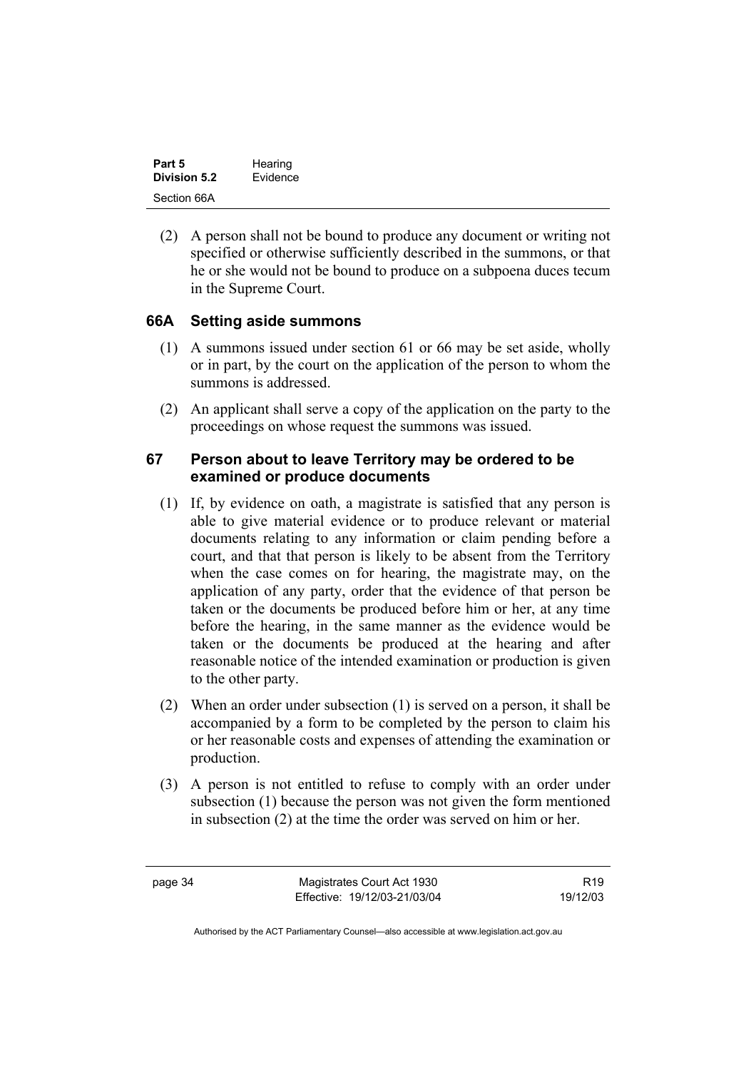(2) A person shall not be bound to produce any document or writing not specified or otherwise sufficiently described in the summons, or that he or she would not be bound to produce on a subpoena duces tecum in the Supreme Court.

### 66A Setting aside summons

(1) A summons issued under section 61 or 66 may be set aside, wholly or in part, by the court on the application of the person to whom the summons is addressed.

(2) An applicant shall serve a copy of the application on the party to the proceedings on whose request the summons was issued.

### 67 Person about to leave Territory may be ordered to be examined or produce documents

(1) If, by evidence on oath, a magistrate is satisfied that any person is able to give material evidence or to produce relevant or material documents relating to any information or claim pending before a court, and that that person is likely to be absent from the Territory when the case comes on for hearing, the magistrate may, on the application of any party, order that the evidence of that person be taken or the documents be produced before him or her, at any time before the hearing, in the same manner as the evidence would be taken or the documents be produced at the hearing and after reasonable notice of the intended examination or production is given to the other party.

(2) When an order under subsection (1) is served on a person, it shall be accompanied by a form to be completed by the person to claim his or her reasonable costs and expenses of attending the examination or production.

(3) A person is not entitled to refuse to comply with an order under subsection (1) because the person was not given the form mentioned in subsection (2) at the time the order was served on him or her.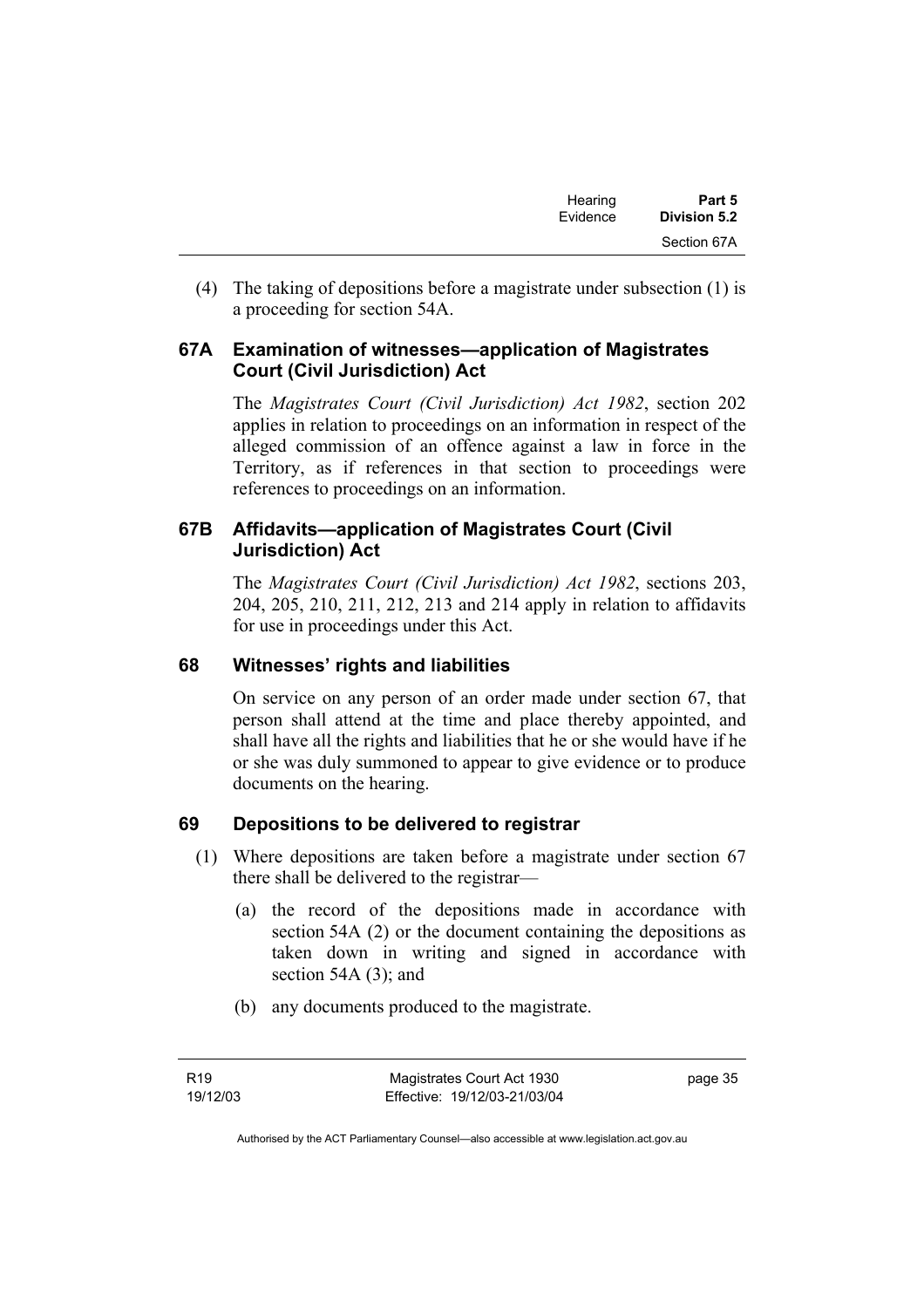(4) The taking of depositions before a magistrate under subsection (1) is a proceeding for section 54A.

### 67A Examination of witnesses—application of Magistrates Court (Civil Jurisdiction) Act

The *Magistrates Court (Civil Jurisdiction) Act 1982*, section 202 applies in relation to proceedings on an information in respect of the alleged commission of an offence against a law in force in the Territory, as if references in that section to proceedings were references to proceedings on an information.

### 67B Affidavits—application of Magistrates Court (Civil Jurisdiction) Act

The *Magistrates Court (Civil Jurisdiction) Act 1982*, sections 203, 204, 205, 210, 211, 212, 213 and 214 apply in relation to affidavits for use in proceedings under this Act.

### 68 Witnesses' rights and liabilities

On service on any person of an order made under section 67, that person shall attend at the time and place thereby appointed, and shall have all the rights and liabilities that he or she would have if he or she was duly summoned to appear to give evidence or to produce documents on the hearing.

### 69 Depositions to be delivered to registrar

(1) Where depositions are taken before a magistrate under section 67 there shall be delivered to the registrar—

(a) the record of the depositions made in accordance with section 54A (2) or the document containing the depositions as taken down in writing and signed in accordance with section 54A (3); and

(b) any documents produced to the magistrate.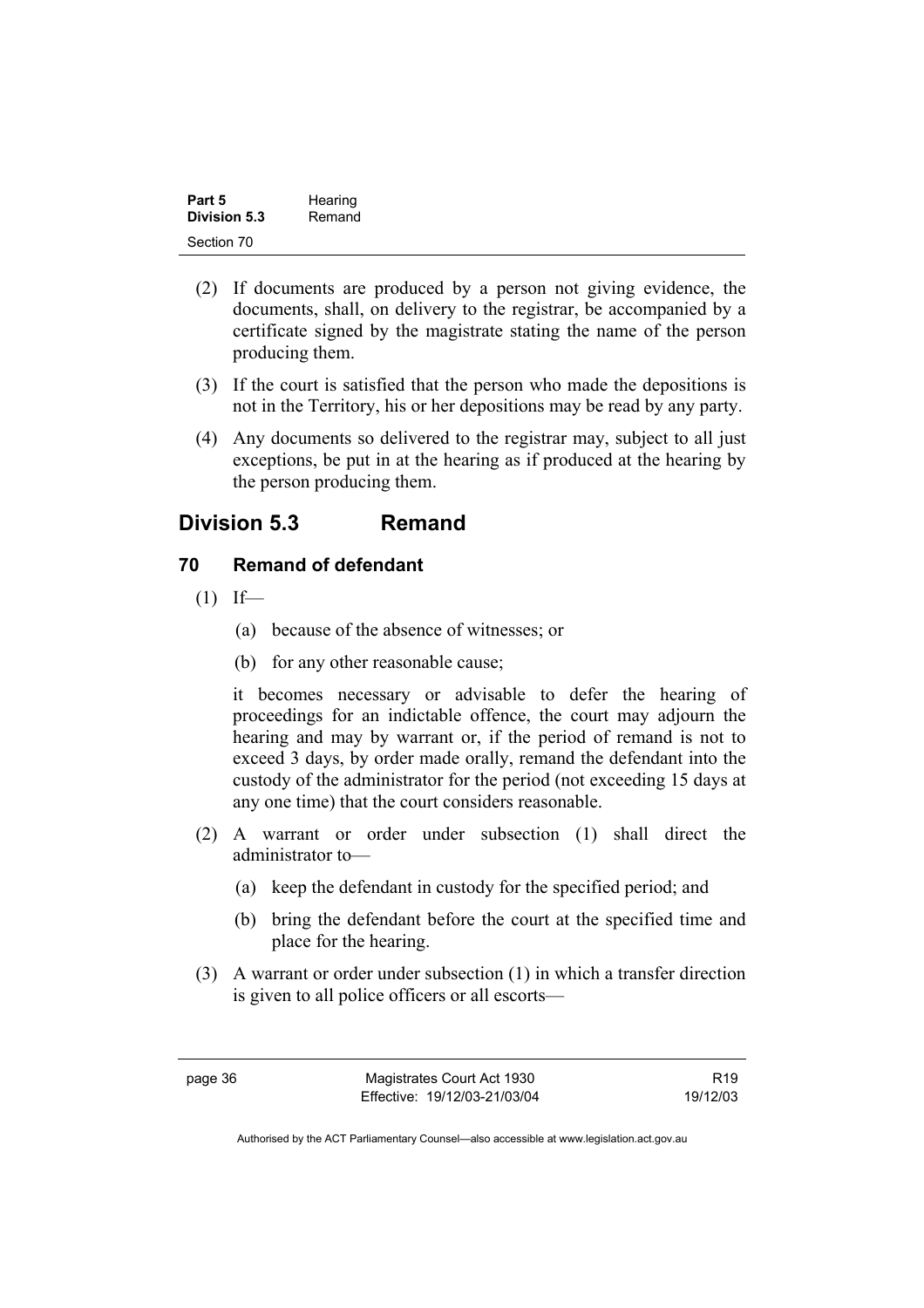(2) If documents are produced by a person not giving evidence, the documents, shall, on delivery to the registrar, be accompanied by a certificate signed by the magistrate stating the name of the person producing them.

(3) If the court is satisfied that the person who made the depositions is not in the Territory, his or her depositions may be read by any party.

(4) Any documents so delivered to the registrar may, subject to all just exceptions, be put in at the hearing as if produced at the hearing by the person producing them.

## Division 5.3 Remand

### 70 Remand of defendant

(1) If—

(a) because of the absence of witnesses; or

(b) for any other reasonable cause;

it becomes necessary or advisable to defer the hearing of proceedings for an indictable offence, the court may adjourn the hearing and may by warrant or, if the period of remand is not to exceed 3 days, by order made orally, remand the defendant into the custody of the administrator for the period (not exceeding 15 days at any one time) that the court considers reasonable.

(2) A warrant or order under subsection (1) shall direct the administrator to—

(a) keep the defendant in custody for the specified period; and

(b) bring the defendant before the court at the specified time and place for the hearing.

(3) A warrant or order under subsection (1) in which a transfer direction is given to all police officers or all escorts—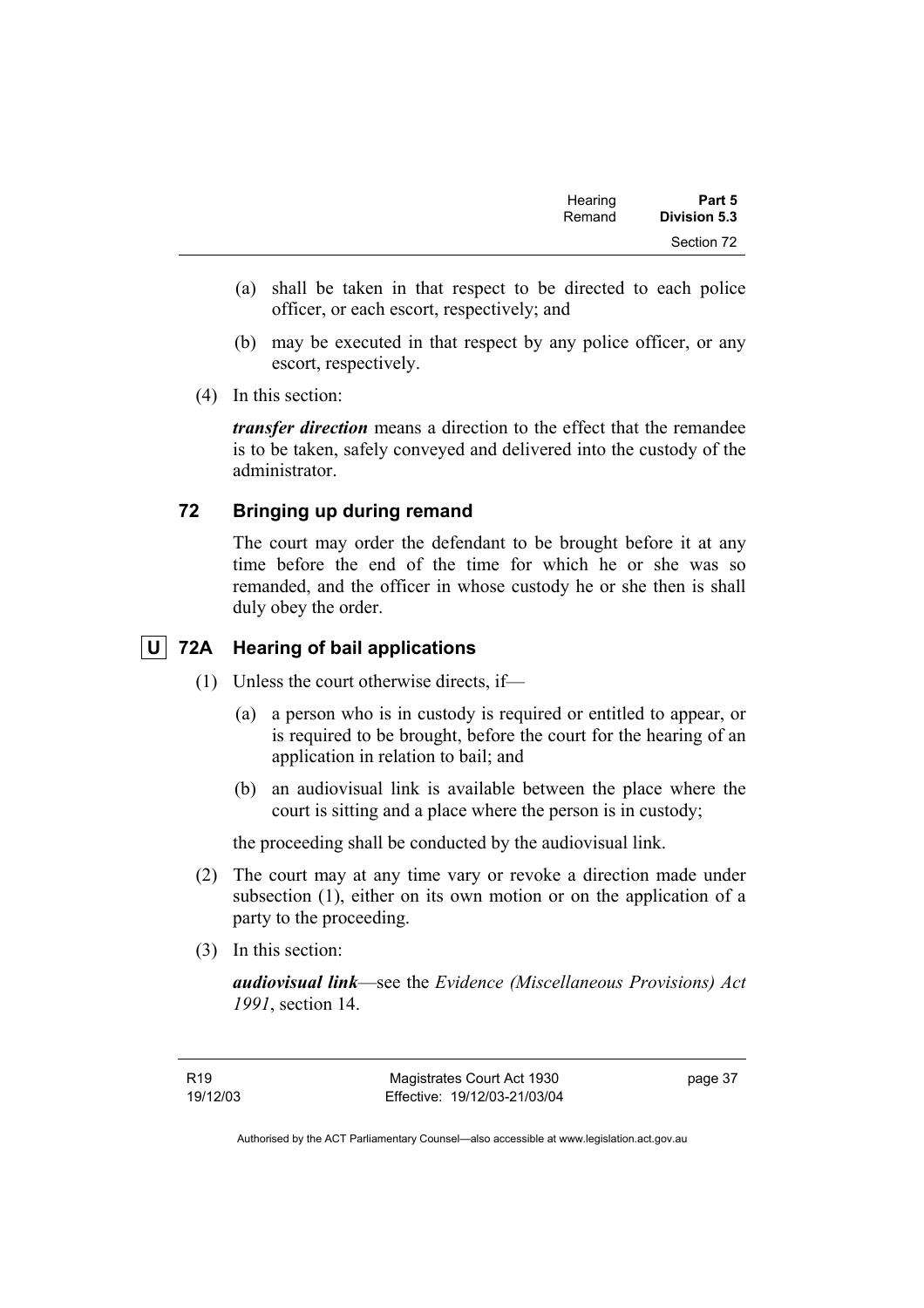(a) shall be taken in that respect to be directed to each police officer, or each escort, respectively; and

(b) may be executed in that respect by any police officer, or any escort, respectively.

(4) In this section:

***transfer direction*** means a direction to the effect that the remandee is to be taken, safely conveyed and delivered into the custody of the administrator.

### 72 Bringing up during remand

The court may order the defendant to be brought before it at any time before the end of the time for which he or she was so remanded, and the officer in whose custody he or she then is shall duly obey the order.

### U 72A Hearing of bail applications

(1) Unless the court otherwise directs, if—

(a) a person who is in custody is required or entitled to appear, or is required to be brought, before the court for the hearing of an application in relation to bail; and

(b) an audiovisual link is available between the place where the court is sitting and a place where the person is in custody;

the proceeding shall be conducted by the audiovisual link.

(2) The court may at any time vary or revoke a direction made under subsection (1), either on its own motion or on the application of a party to the proceeding.

(3) In this section:

***audiovisual link***—see the *Evidence (Miscellaneous Provisions) Act 1991*, section 14.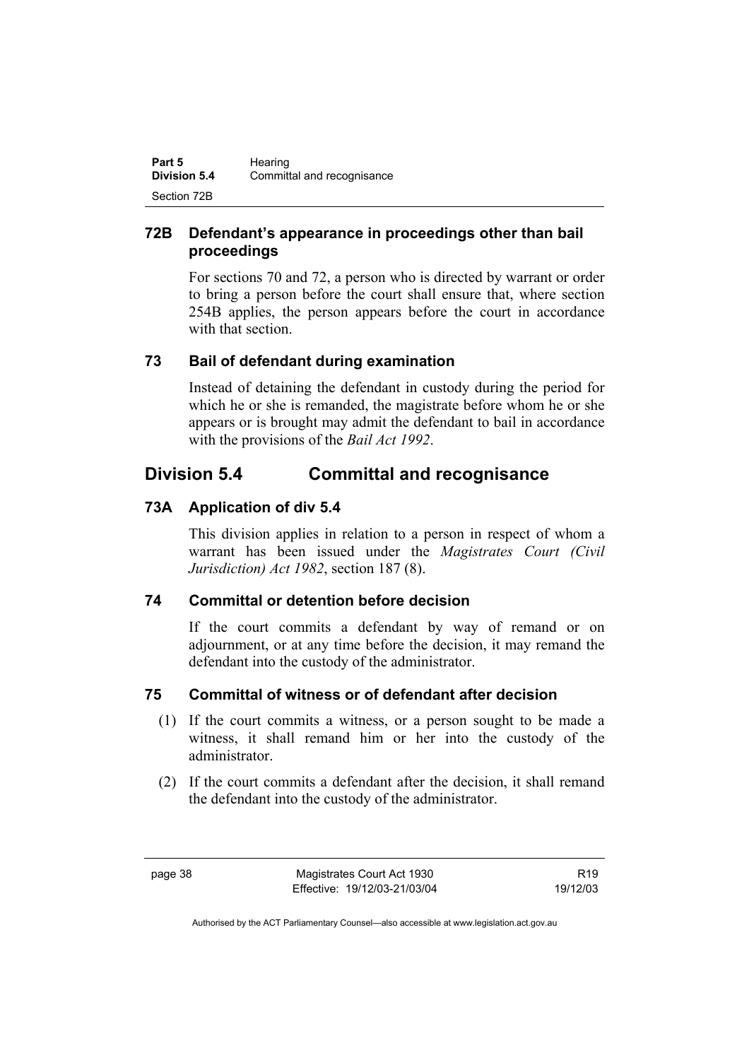### 72B Defendant's appearance in proceedings other than bail proceedings

For sections 70 and 72, a person who is directed by warrant or order to bring a person before the court shall ensure that, where section 254B applies, the person appears before the court in accordance with that section.

### 73 Bail of defendant during examination

Instead of detaining the defendant in custody during the period for which he or she is remanded, the magistrate before whom he or she appears or is brought may admit the defendant to bail in accordance with the provisions of the *Bail Act 1992*.

## Division 5.4 Committal and recognisance

### 73A Application of div 5.4

This division applies in relation to a person in respect of whom a warrant has been issued under the *Magistrates Court (Civil Jurisdiction) Act 1982*, section 187 (8).

### 74 Committal or detention before decision

If the court commits a defendant by way of remand or on adjournment, or at any time before the decision, it may remand the defendant into the custody of the administrator.

### 75 Committal of witness or of defendant after decision

(1) If the court commits a witness, or a person sought to be made a witness, it shall remand him or her into the custody of the administrator.

(2) If the court commits a defendant after the decision, it shall remand the defendant into the custody of the administrator.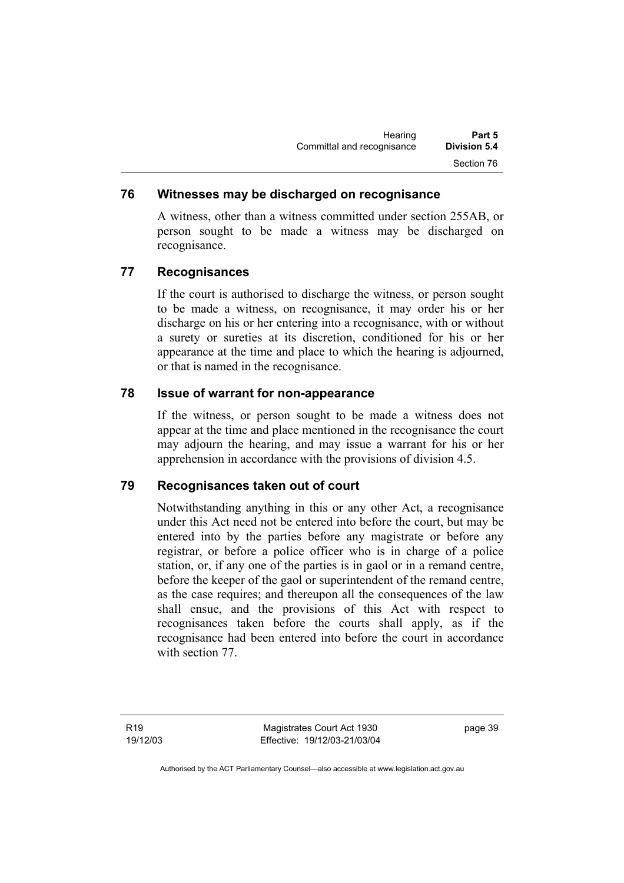## 76 Witnesses may be discharged on recognisance

A witness, other than a witness committed under section 255AB, or person sought to be made a witness may be discharged on recognisance.

## 77 Recognisances

If the court is authorised to discharge the witness, or person sought to be made a witness, on recognisance, it may order his or her discharge on his or her entering into a recognisance, with or without a surety or sureties at its discretion, conditioned for his or her appearance at the time and place to which the hearing is adjourned, or that is named in the recognisance.

## 78 Issue of warrant for non-appearance

If the witness, or person sought to be made a witness does not appear at the time and place mentioned in the recognisance the court may adjourn the hearing, and may issue a warrant for his or her apprehension in accordance with the provisions of division 4.5.

## 79 Recognisances taken out of court

Notwithstanding anything in this or any other Act, a recognisance under this Act need not be entered into before the court, but may be entered into by the parties before any magistrate or before any registrar, or before a police officer who is in charge of a police station, or, if any one of the parties is in gaol or in a remand centre, before the keeper of the gaol or superintendent of the remand centre, as the case requires; and thereupon all the consequences of the law shall ensue, and the provisions of this Act with respect to recognisances taken before the courts shall apply, as if the recognisance had been entered into before the court in accordance with section 77.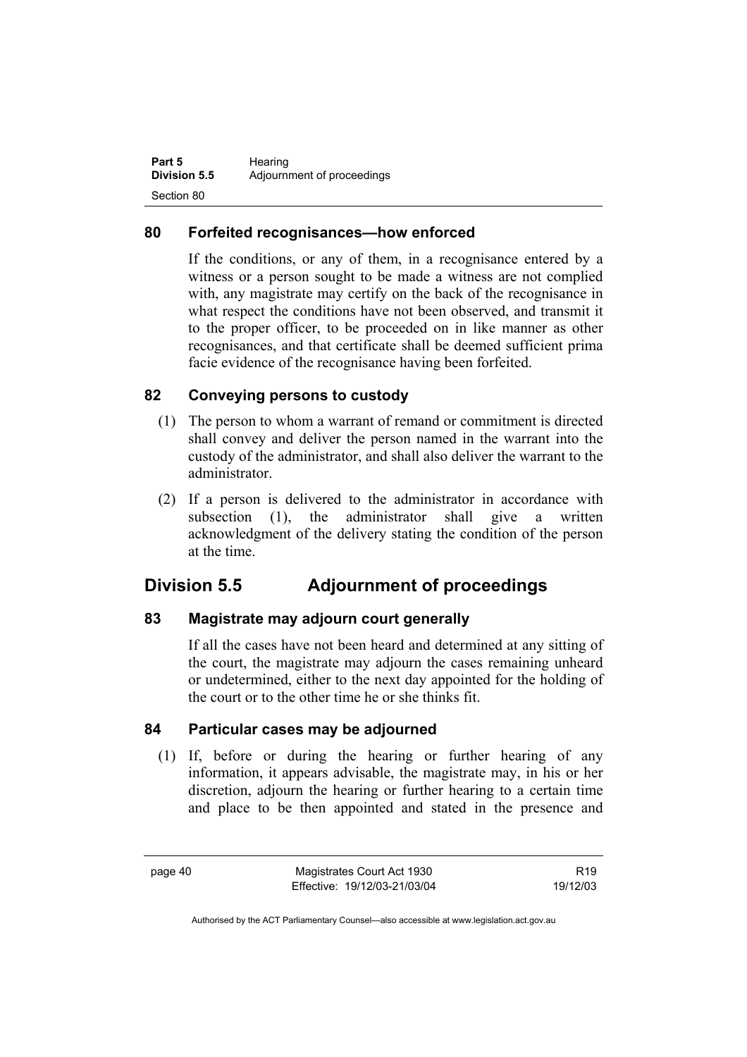### 80 Forfeited recognisances—how enforced

If the conditions, or any of them, in a recognisance entered by a witness or a person sought to be made a witness are not complied with, any magistrate may certify on the back of the recognisance in what respect the conditions have not been observed, and transmit it to the proper officer, to be proceeded on in like manner as other recognisances, and that certificate shall be deemed sufficient prima facie evidence of the recognisance having been forfeited.

### 82 Conveying persons to custody

(1) The person to whom a warrant of remand or commitment is directed shall convey and deliver the person named in the warrant into the custody of the administrator, and shall also deliver the warrant to the administrator.

(2) If a person is delivered to the administrator in accordance with subsection (1), the administrator shall give a written acknowledgment of the delivery stating the condition of the person at the time.

## Division 5.5 Adjournment of proceedings

### 83 Magistrate may adjourn court generally

If all the cases have not been heard and determined at any sitting of the court, the magistrate may adjourn the cases remaining unheard or undetermined, either to the next day appointed for the holding of the court or to the other time he or she thinks fit.

### 84 Particular cases may be adjourned

(1) If, before or during the hearing or further hearing of any information, it appears advisable, the magistrate may, in his or her discretion, adjourn the hearing or further hearing to a certain time and place to be then appointed and stated in the presence and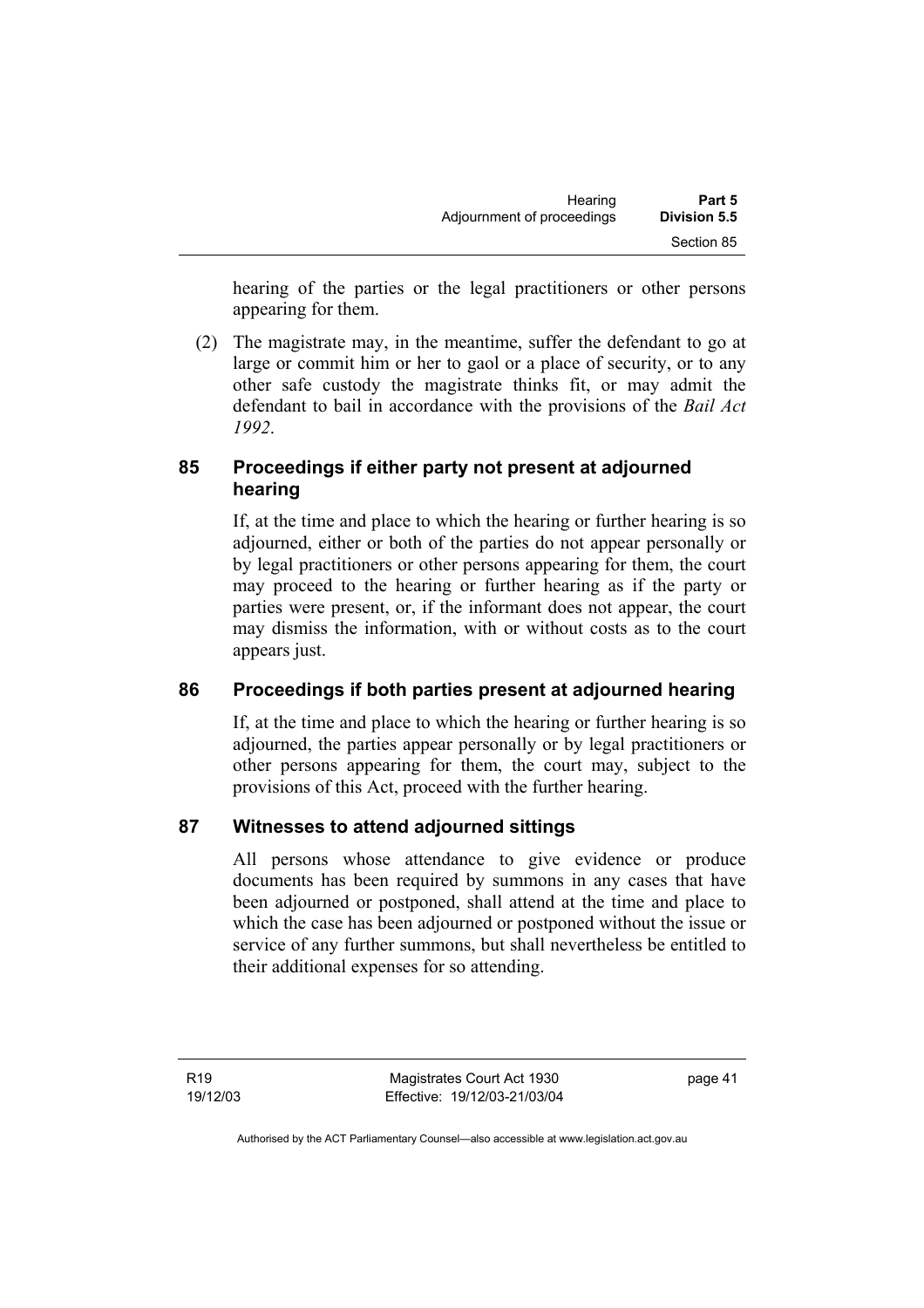hearing of the parties or the legal practitioners or other persons appearing for them.

(2) The magistrate may, in the meantime, suffer the defendant to go at large or commit him or her to gaol or a place of security, or to any other safe custody the magistrate thinks fit, or may admit the defendant to bail in accordance with the provisions of the *Bail Act 1992*.

## 85 Proceedings if either party not present at adjourned hearing

If, at the time and place to which the hearing or further hearing is so adjourned, either or both of the parties do not appear personally or by legal practitioners or other persons appearing for them, the court may proceed to the hearing or further hearing as if the party or parties were present, or, if the informant does not appear, the court may dismiss the information, with or without costs as to the court appears just.

## 86 Proceedings if both parties present at adjourned hearing

If, at the time and place to which the hearing or further hearing is so adjourned, the parties appear personally or by legal practitioners or other persons appearing for them, the court may, subject to the provisions of this Act, proceed with the further hearing.

## 87 Witnesses to attend adjourned sittings

All persons whose attendance to give evidence or produce documents has been required by summons in any cases that have been adjourned or postponed, shall attend at the time and place to which the case has been adjourned or postponed without the issue or service of any further summons, but shall nevertheless be entitled to their additional expenses for so attending.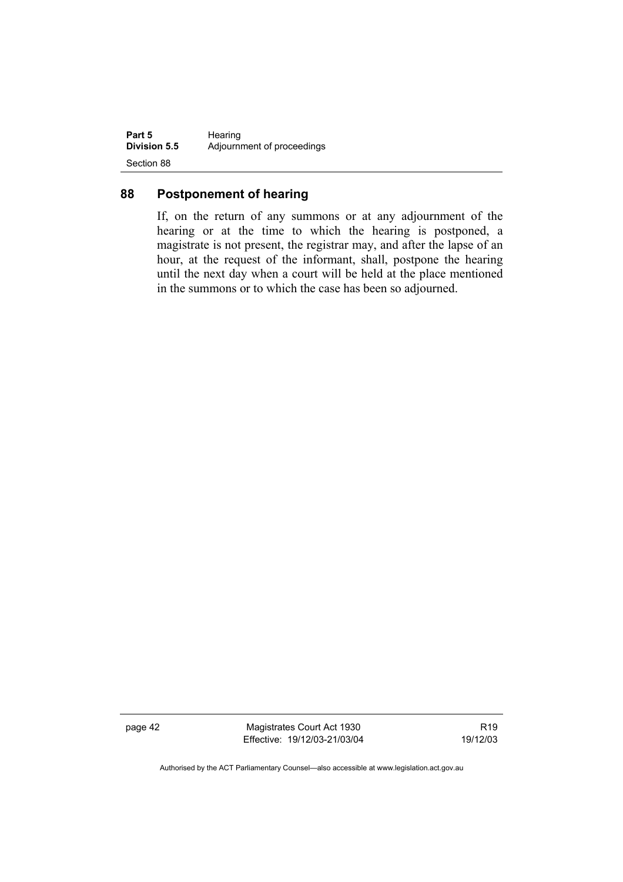## 88 Postponement of hearing

If, on the return of any summons or at any adjournment of the hearing or at the time to which the hearing is postponed, a magistrate is not present, the registrar may, and after the lapse of an hour, at the request of the informant, shall, postpone the hearing until the next day when a court will be held at the place mentioned in the summons or to which the case has been so adjourned.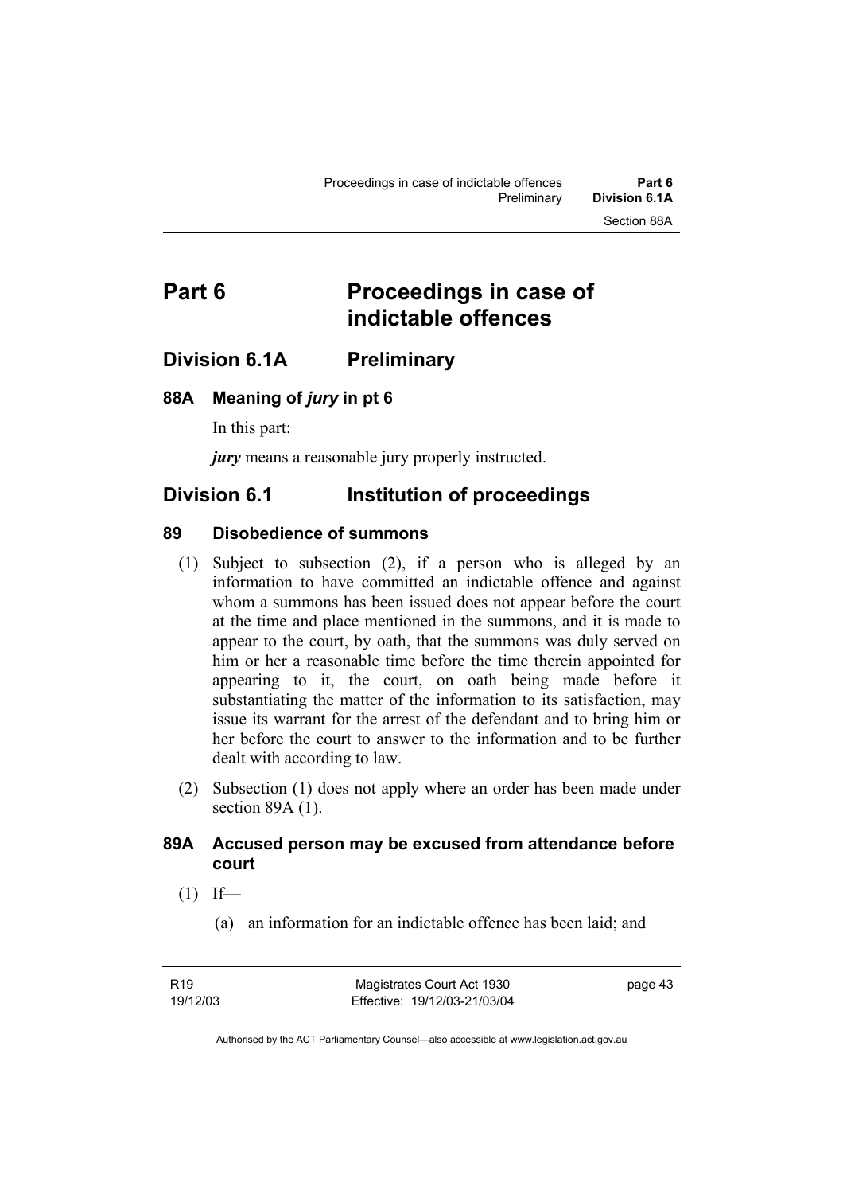# Part 6 Proceedings in case of indictable offences

## Division 6.1A Preliminary

### 88A Meaning of *jury* in pt 6

In this part:

***jury*** means a reasonable jury properly instructed.

## Division 6.1 Institution of proceedings

### 89 Disobedience of summons

(1) Subject to subsection (2), if a person who is alleged by an information to have committed an indictable offence and against whom a summons has been issued does not appear before the court at the time and place mentioned in the summons, and it is made to appear to the court, by oath, that the summons was duly served on him or her a reasonable time before the time therein appointed for appearing to it, the court, on oath being made before it substantiating the matter of the information to its satisfaction, may issue its warrant for the arrest of the defendant and to bring him or her before the court to answer to the information and to be further dealt with according to law.

(2) Subsection (1) does not apply where an order has been made under section 89A (1).

### 89A Accused person may be excused from attendance before court

(1) If—

(a) an information for an indictable offence has been laid; and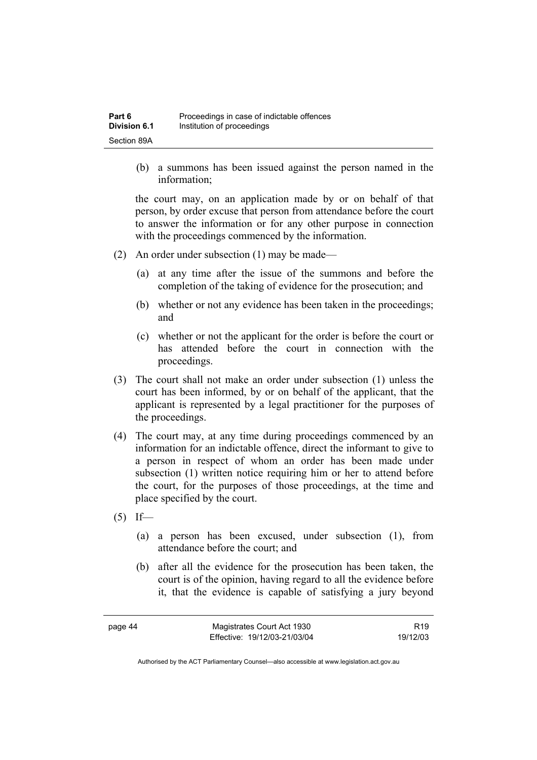(b) a summons has been issued against the person named in the information;

the court may, on an application made by or on behalf of that person, by order excuse that person from attendance before the court to answer the information or for any other purpose in connection with the proceedings commenced by the information.

(2) An order under subsection (1) may be made—

(a) at any time after the issue of the summons and before the completion of the taking of evidence for the prosecution; and

(b) whether or not any evidence has been taken in the proceedings; and

(c) whether or not the applicant for the order is before the court or has attended before the court in connection with the proceedings.

(3) The court shall not make an order under subsection (1) unless the court has been informed, by or on behalf of the applicant, that the applicant is represented by a legal practitioner for the purposes of the proceedings.

(4) The court may, at any time during proceedings commenced by an information for an indictable offence, direct the informant to give to a person in respect of whom an order has been made under subsection (1) written notice requiring him or her to attend before the court, for the purposes of those proceedings, at the time and place specified by the court.

(5) If—

(a) a person has been excused, under subsection (1), from attendance before the court; and

(b) after all the evidence for the prosecution has been taken, the court is of the opinion, having regard to all the evidence before it, that the evidence is capable of satisfying a jury beyond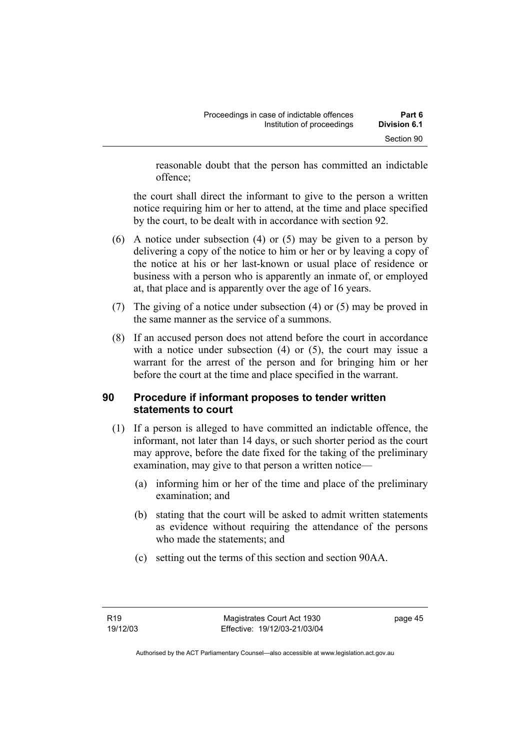reasonable doubt that the person has committed an indictable offence;

the court shall direct the informant to give to the person a written notice requiring him or her to attend, at the time and place specified by the court, to be dealt with in accordance with section 92.

(6) A notice under subsection (4) or (5) may be given to a person by delivering a copy of the notice to him or her or by leaving a copy of the notice at his or her last-known or usual place of residence or business with a person who is apparently an inmate of, or employed at, that place and is apparently over the age of 16 years.

(7) The giving of a notice under subsection (4) or (5) may be proved in the same manner as the service of a summons.

(8) If an accused person does not attend before the court in accordance with a notice under subsection (4) or (5), the court may issue a warrant for the arrest of the person and for bringing him or her before the court at the time and place specified in the warrant.

### 90 Procedure if informant proposes to tender written statements to court

(1) If a person is alleged to have committed an indictable offence, the informant, not later than 14 days, or such shorter period as the court may approve, before the date fixed for the taking of the preliminary examination, may give to that person a written notice—

(a) informing him or her of the time and place of the preliminary examination; and

(b) stating that the court will be asked to admit written statements as evidence without requiring the attendance of the persons who made the statements; and

(c) setting out the terms of this section and section 90AA.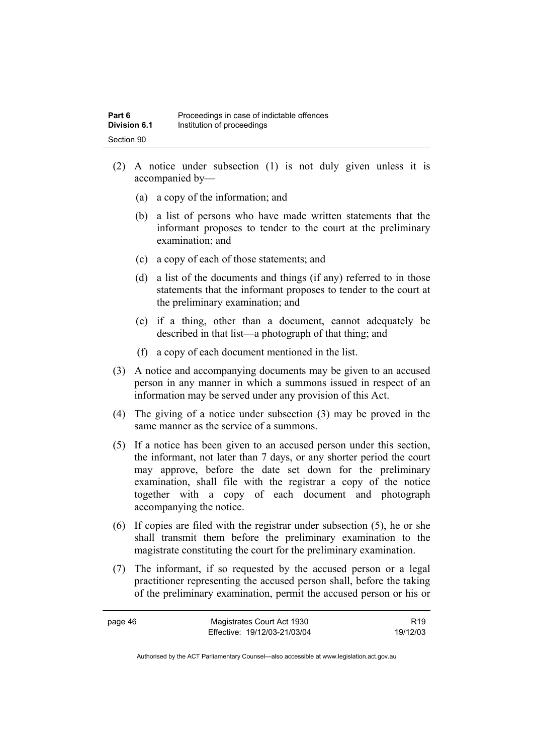(2) A notice under subsection (1) is not duly given unless it is accompanied by—

  (a) a copy of the information; and

  (b) a list of persons who have made written statements that the informant proposes to tender to the court at the preliminary examination; and

  (c) a copy of each of those statements; and

  (d) a list of the documents and things (if any) referred to in those statements that the informant proposes to tender to the court at the preliminary examination; and

  (e) if a thing, other than a document, cannot adequately be described in that list—a photograph of that thing; and

  (f) a copy of each document mentioned in the list.

(3) A notice and accompanying documents may be given to an accused person in any manner in which a summons issued in respect of an information may be served under any provision of this Act.

(4) The giving of a notice under subsection (3) may be proved in the same manner as the service of a summons.

(5) If a notice has been given to an accused person under this section, the informant, not later than 7 days, or any shorter period the court may approve, before the date set down for the preliminary examination, shall file with the registrar a copy of the notice together with a copy of each document and photograph accompanying the notice.

(6) If copies are filed with the registrar under subsection (5), he or she shall transmit them before the preliminary examination to the magistrate constituting the court for the preliminary examination.

(7) The informant, if so requested by the accused person or a legal practitioner representing the accused person shall, before the taking of the preliminary examination, permit the accused person or his or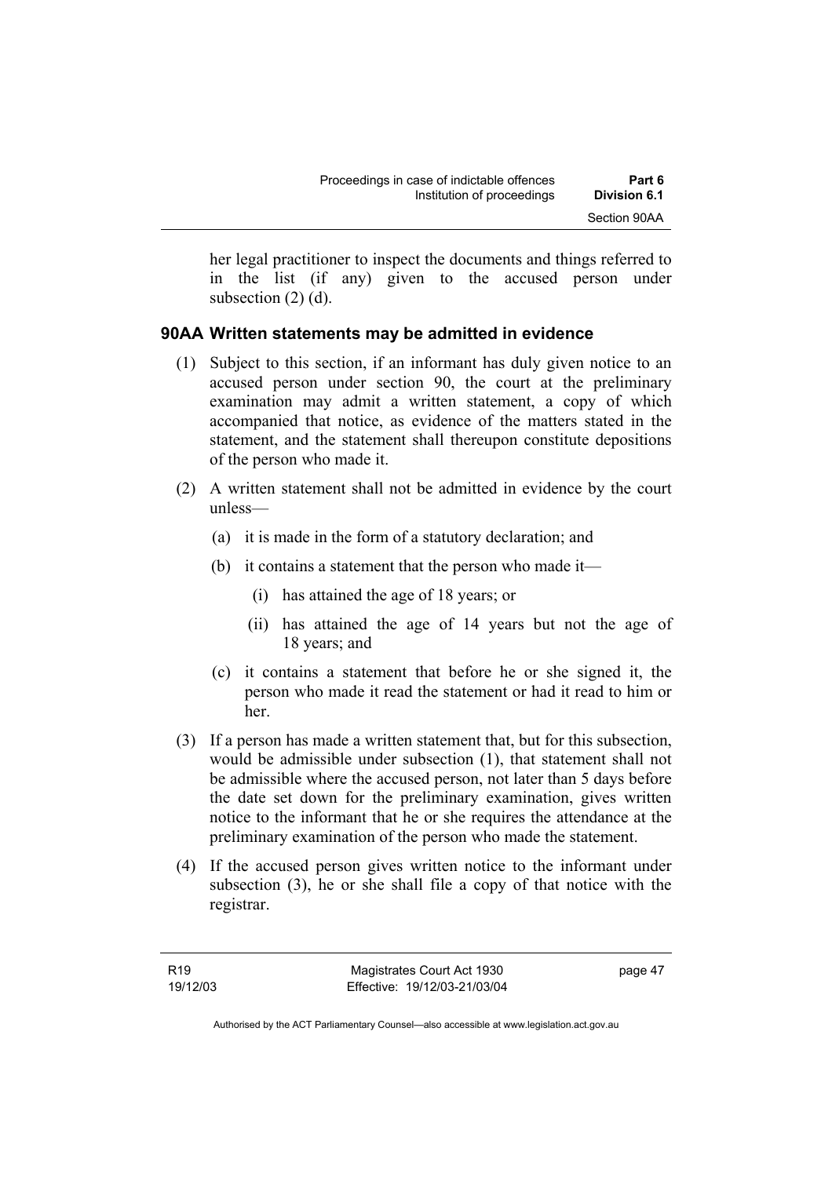her legal practitioner to inspect the documents and things referred to in the list (if any) given to the accused person under subsection (2) (d).

### 90AA Written statements may be admitted in evidence

(1) Subject to this section, if an informant has duly given notice to an accused person under section 90, the court at the preliminary examination may admit a written statement, a copy of which accompanied that notice, as evidence of the matters stated in the statement, and the statement shall thereupon constitute depositions of the person who made it.

(2) A written statement shall not be admitted in evidence by the court unless—

- (a) it is made in the form of a statutory declaration; and
- (b) it contains a statement that the person who made it—
  - (i) has attained the age of 18 years; or
  - (ii) has attained the age of 14 years but not the age of 18 years; and
- (c) it contains a statement that before he or she signed it, the person who made it read the statement or had it read to him or her.

(3) If a person has made a written statement that, but for this subsection, would be admissible under subsection (1), that statement shall not be admissible where the accused person, not later than 5 days before the date set down for the preliminary examination, gives written notice to the informant that he or she requires the attendance at the preliminary examination of the person who made the statement.

(4) If the accused person gives written notice to the informant under subsection (3), he or she shall file a copy of that notice with the registrar.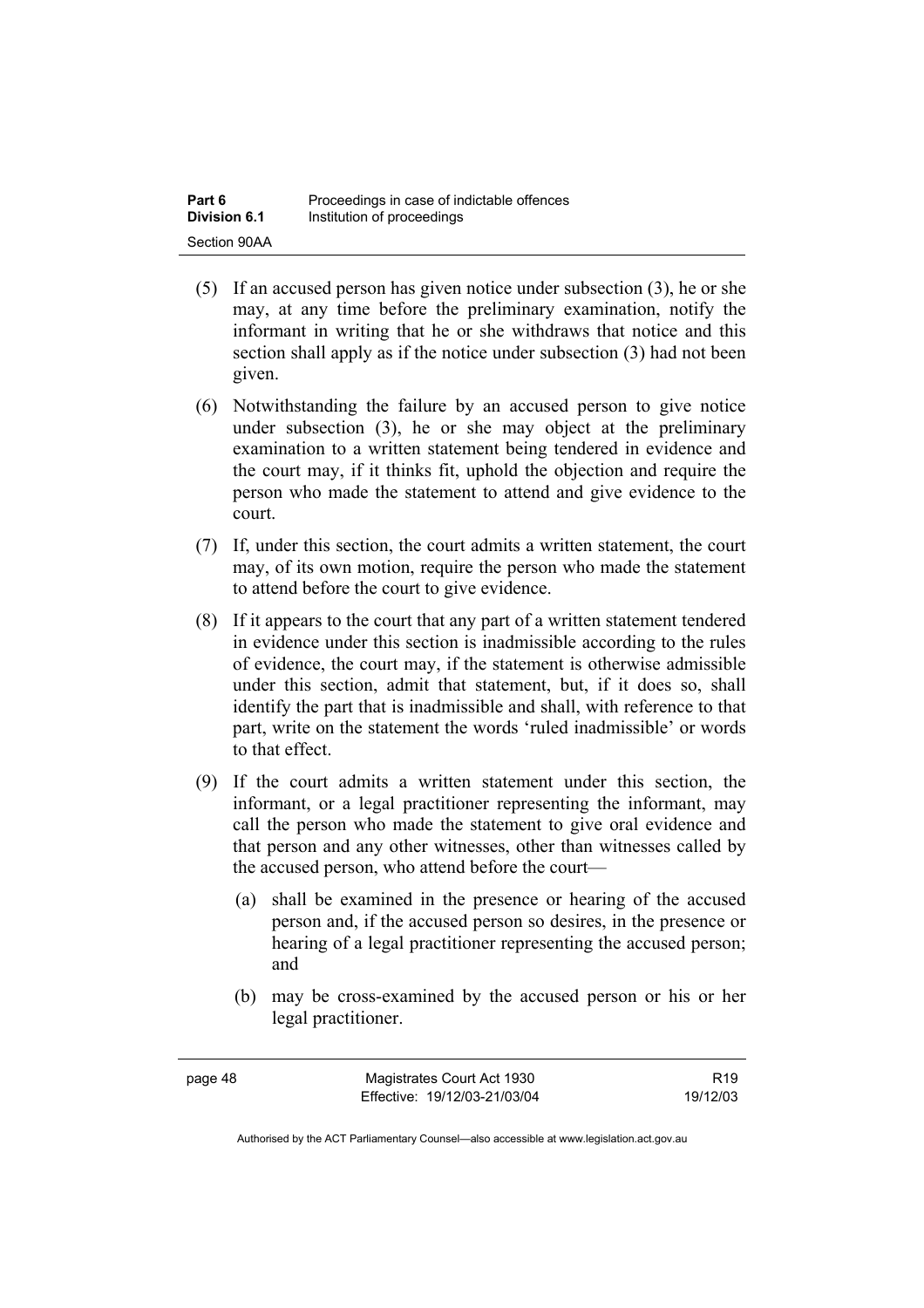(5) If an accused person has given notice under subsection (3), he or she may, at any time before the preliminary examination, notify the informant in writing that he or she withdraws that notice and this section shall apply as if the notice under subsection (3) had not been given.

(6) Notwithstanding the failure by an accused person to give notice under subsection (3), he or she may object at the preliminary examination to a written statement being tendered in evidence and the court may, if it thinks fit, uphold the objection and require the person who made the statement to attend and give evidence to the court.

(7) If, under this section, the court admits a written statement, the court may, of its own motion, require the person who made the statement to attend before the court to give evidence.

(8) If it appears to the court that any part of a written statement tendered in evidence under this section is inadmissible according to the rules of evidence, the court may, if the statement is otherwise admissible under this section, admit that statement, but, if it does so, shall identify the part that is inadmissible and shall, with reference to that part, write on the statement the words 'ruled inadmissible' or words to that effect.

(9) If the court admits a written statement under this section, the informant, or a legal practitioner representing the informant, may call the person who made the statement to give oral evidence and that person and any other witnesses, other than witnesses called by the accused person, who attend before the court—

(a) shall be examined in the presence or hearing of the accused person and, if the accused person so desires, in the presence or hearing of a legal practitioner representing the accused person; and

(b) may be cross-examined by the accused person or his or her legal practitioner.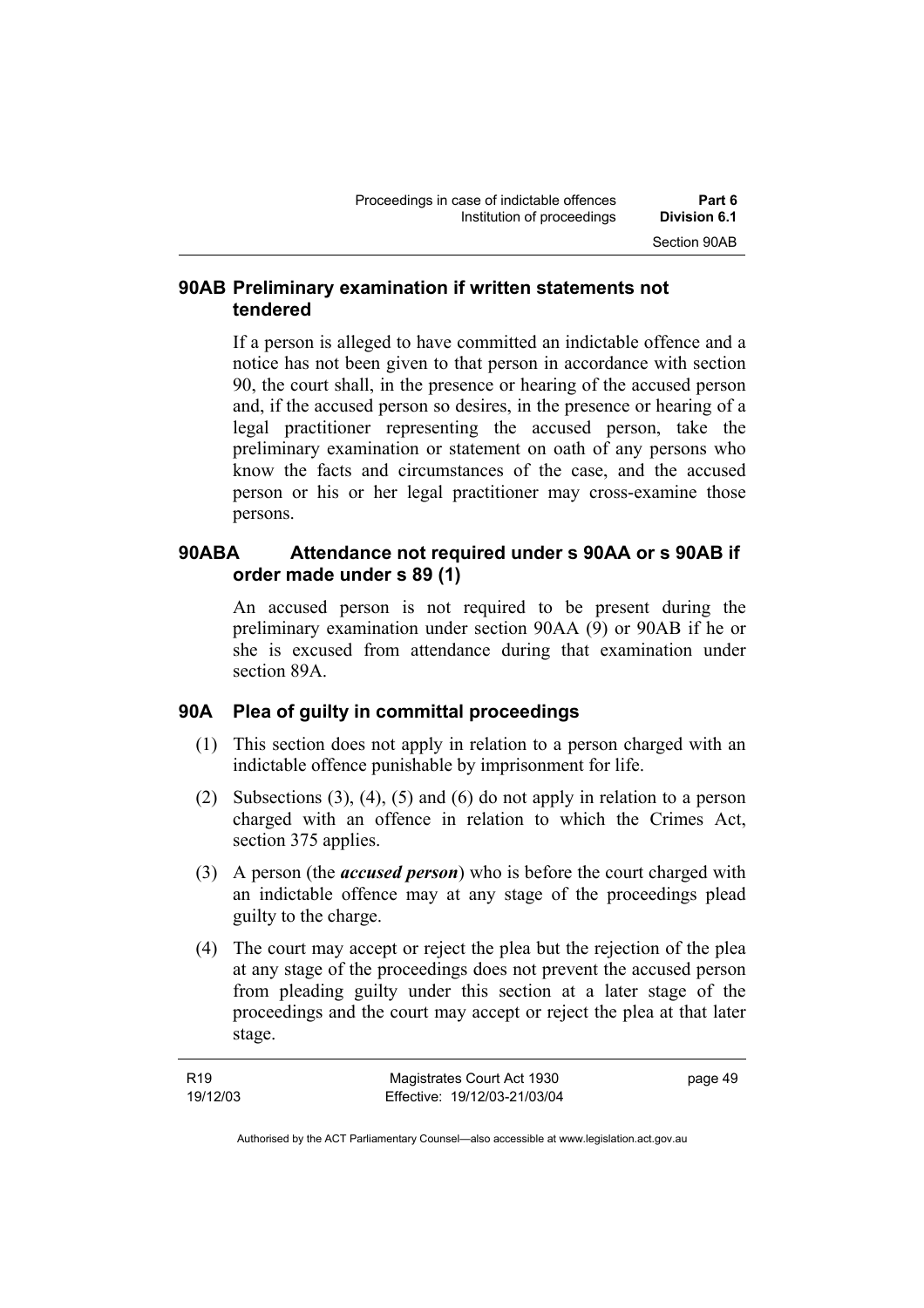### 90AB Preliminary examination if written statements not tendered

If a person is alleged to have committed an indictable offence and a notice has not been given to that person in accordance with section 90, the court shall, in the presence or hearing of the accused person and, if the accused person so desires, in the presence or hearing of a legal practitioner representing the accused person, take the preliminary examination or statement on oath of any persons who know the facts and circumstances of the case, and the accused person or his or her legal practitioner may cross-examine those persons.

### 90ABA Attendance not required under s 90AA or s 90AB if order made under s 89 (1)

An accused person is not required to be present during the preliminary examination under section 90AA (9) or 90AB if he or she is excused from attendance during that examination under section 89A.

### 90A Plea of guilty in committal proceedings

(1) This section does not apply in relation to a person charged with an indictable offence punishable by imprisonment for life.

(2) Subsections (3), (4), (5) and (6) do not apply in relation to a person charged with an offence in relation to which the Crimes Act, section 375 applies.

(3) A person (the ***accused person***) who is before the court charged with an indictable offence may at any stage of the proceedings plead guilty to the charge.

(4) The court may accept or reject the plea but the rejection of the plea at any stage of the proceedings does not prevent the accused person from pleading guilty under this section at a later stage of the proceedings and the court may accept or reject the plea at that later stage.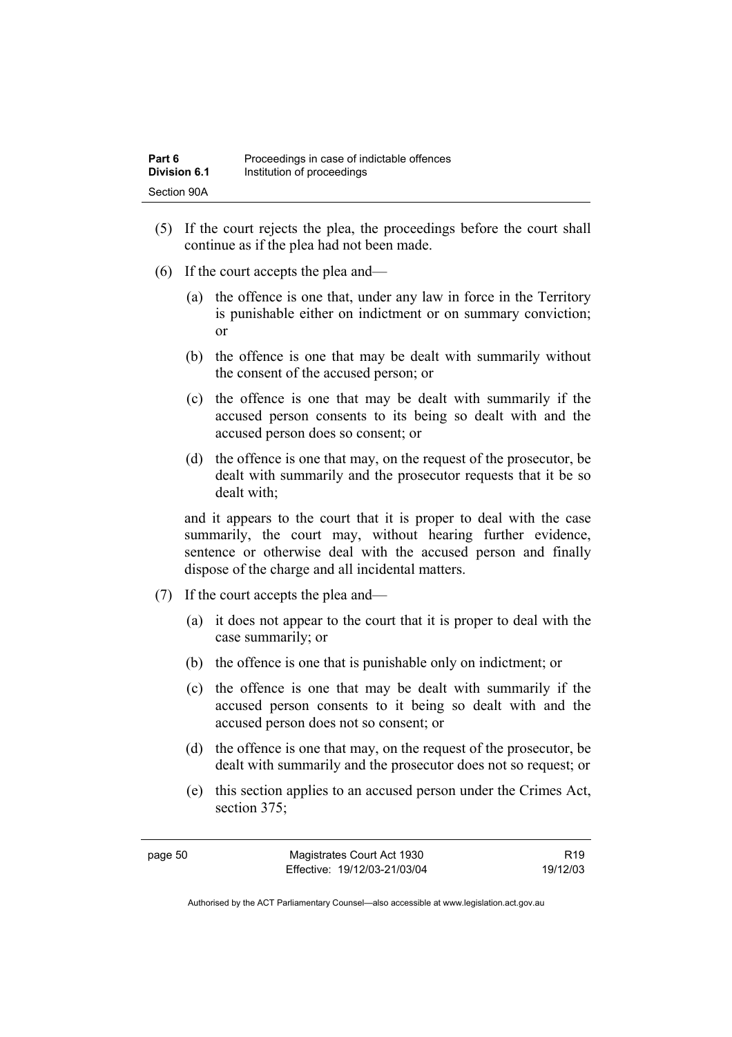(5) If the court rejects the plea, the proceedings before the court shall continue as if the plea had not been made.

(6) If the court accepts the plea and—

   (a) the offence is one that, under any law in force in the Territory is punishable either on indictment or on summary conviction; or

   (b) the offence is one that may be dealt with summarily without the consent of the accused person; or

   (c) the offence is one that may be dealt with summarily if the accused person consents to its being so dealt with and the accused person does so consent; or

   (d) the offence is one that may, on the request of the prosecutor, be dealt with summarily and the prosecutor requests that it be so dealt with;

   and it appears to the court that it is proper to deal with the case summarily, the court may, without hearing further evidence, sentence or otherwise deal with the accused person and finally dispose of the charge and all incidental matters.

(7) If the court accepts the plea and—

   (a) it does not appear to the court that it is proper to deal with the case summarily; or

   (b) the offence is one that is punishable only on indictment; or

   (c) the offence is one that may be dealt with summarily if the accused person consents to it being so dealt with and the accused person does not so consent; or

   (d) the offence is one that may, on the request of the prosecutor, be dealt with summarily and the prosecutor does not so request; or

   (e) this section applies to an accused person under the Crimes Act, section 375;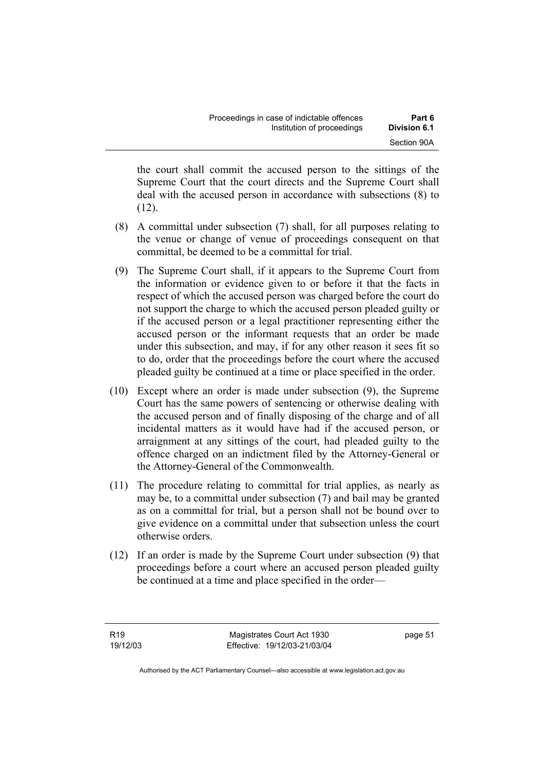the court shall commit the accused person to the sittings of the Supreme Court that the court directs and the Supreme Court shall deal with the accused person in accordance with subsections (8) to (12).

(8) A committal under subsection (7) shall, for all purposes relating to the venue or change of venue of proceedings consequent on that committal, be deemed to be a committal for trial.

(9) The Supreme Court shall, if it appears to the Supreme Court from the information or evidence given to or before it that the facts in respect of which the accused person was charged before the court do not support the charge to which the accused person pleaded guilty or if the accused person or a legal practitioner representing either the accused person or the informant requests that an order be made under this subsection, and may, if for any other reason it sees fit so to do, order that the proceedings before the court where the accused pleaded guilty be continued at a time or place specified in the order.

(10) Except where an order is made under subsection (9), the Supreme Court has the same powers of sentencing or otherwise dealing with the accused person and of finally disposing of the charge and of all incidental matters as it would have had if the accused person, or arraignment at any sittings of the court, had pleaded guilty to the offence charged on an indictment filed by the Attorney-General or the Attorney-General of the Commonwealth.

(11) The procedure relating to committal for trial applies, as nearly as may be, to a committal under subsection (7) and bail may be granted as on a committal for trial, but a person shall not be bound over to give evidence on a committal under that subsection unless the court otherwise orders.

(12) If an order is made by the Supreme Court under subsection (9) that proceedings before a court where an accused person pleaded guilty be continued at a time and place specified in the order—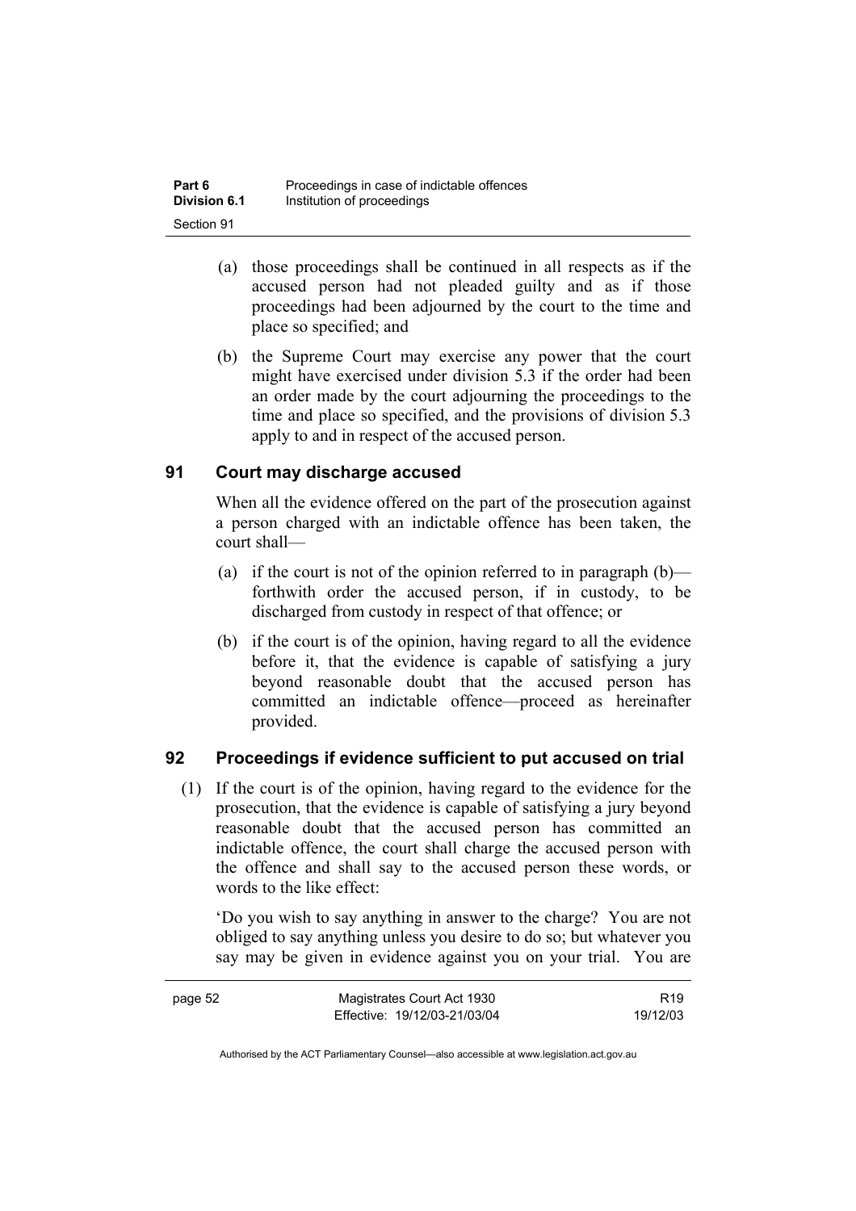(a) those proceedings shall be continued in all respects as if the accused person had not pleaded guilty and as if those proceedings had been adjourned by the court to the time and place so specified; and

(b) the Supreme Court may exercise any power that the court might have exercised under division 5.3 if the order had been an order made by the court adjourning the proceedings to the time and place so specified, and the provisions of division 5.3 apply to and in respect of the accused person.

## 91 Court may discharge accused

When all the evidence offered on the part of the prosecution against a person charged with an indictable offence has been taken, the court shall—

(a) if the court is not of the opinion referred to in paragraph (b)—forthwith order the accused person, if in custody, to be discharged from custody in respect of that offence; or

(b) if the court is of the opinion, having regard to all the evidence before it, that the evidence is capable of satisfying a jury beyond reasonable doubt that the accused person has committed an indictable offence—proceed as hereinafter provided.

## 92 Proceedings if evidence sufficient to put accused on trial

(1) If the court is of the opinion, having regard to the evidence for the prosecution, that the evidence is capable of satisfying a jury beyond reasonable doubt that the accused person has committed an indictable offence, the court shall charge the accused person with the offence and shall say to the accused person these words, or words to the like effect:

'Do you wish to say anything in answer to the charge? You are not obliged to say anything unless you desire to do so; but whatever you say may be given in evidence against you on your trial. You are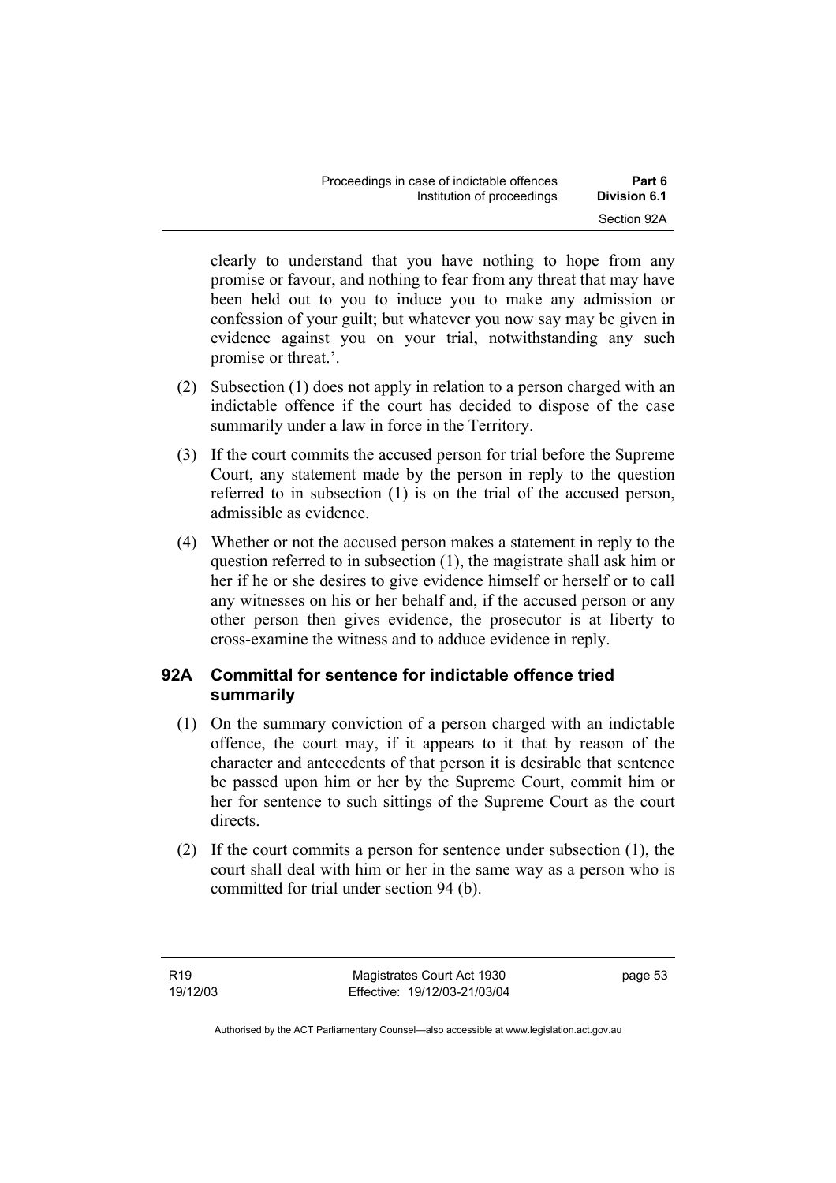clearly to understand that you have nothing to hope from any promise or favour, and nothing to fear from any threat that may have been held out to you to induce you to make any admission or confession of your guilt; but whatever you now say may be given in evidence against you on your trial, notwithstanding any such promise or threat.'.

(2) Subsection (1) does not apply in relation to a person charged with an indictable offence if the court has decided to dispose of the case summarily under a law in force in the Territory.

(3) If the court commits the accused person for trial before the Supreme Court, any statement made by the person in reply to the question referred to in subsection (1) is on the trial of the accused person, admissible as evidence.

(4) Whether or not the accused person makes a statement in reply to the question referred to in subsection (1), the magistrate shall ask him or her if he or she desires to give evidence himself or herself or to call any witnesses on his or her behalf and, if the accused person or any other person then gives evidence, the prosecutor is at liberty to cross-examine the witness and to adduce evidence in reply.

### 92A Committal for sentence for indictable offence tried summarily

(1) On the summary conviction of a person charged with an indictable offence, the court may, if it appears to it that by reason of the character and antecedents of that person it is desirable that sentence be passed upon him or her by the Supreme Court, commit him or her for sentence to such sittings of the Supreme Court as the court directs.

(2) If the court commits a person for sentence under subsection (1), the court shall deal with him or her in the same way as a person who is committed for trial under section 94 (b).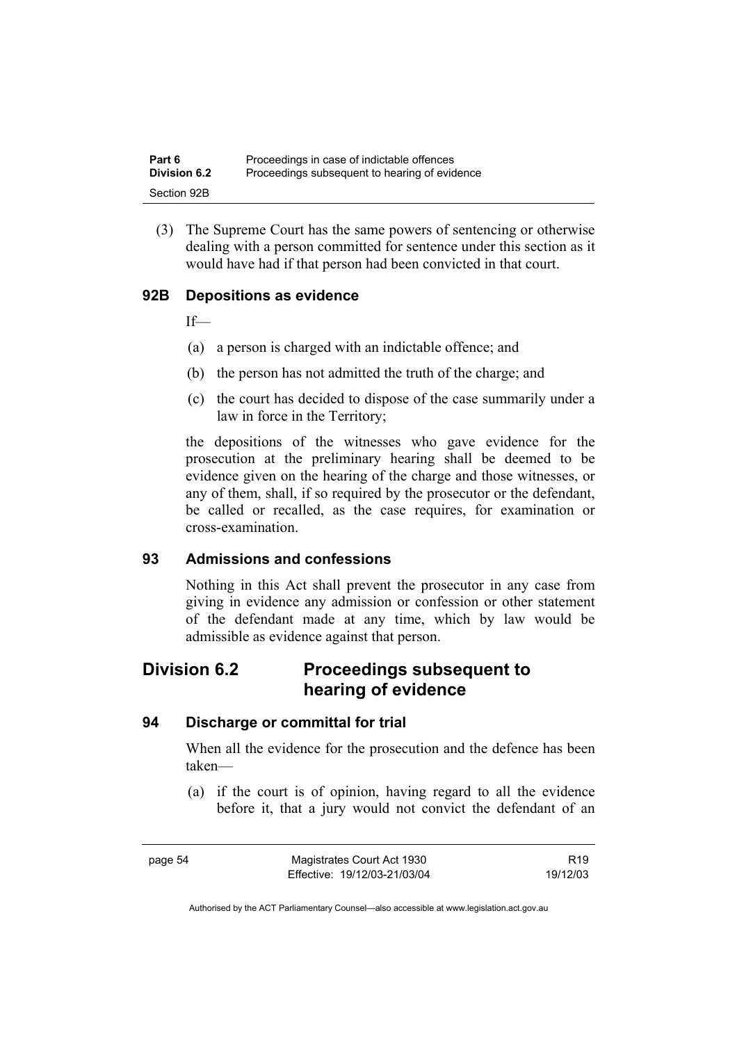(3) The Supreme Court has the same powers of sentencing or otherwise dealing with a person committed for sentence under this section as it would have had if that person had been convicted in that court.

### 92B Depositions as evidence

If—

(a) a person is charged with an indictable offence; and

(b) the person has not admitted the truth of the charge; and

(c) the court has decided to dispose of the case summarily under a law in force in the Territory;

the depositions of the witnesses who gave evidence for the prosecution at the preliminary hearing shall be deemed to be evidence given on the hearing of the charge and those witnesses, or any of them, shall, if so required by the prosecutor or the defendant, be called or recalled, as the case requires, for examination or cross-examination.

### 93 Admissions and confessions

Nothing in this Act shall prevent the prosecutor in any case from giving in evidence any admission or confession or other statement of the defendant made at any time, which by law would be admissible as evidence against that person.

## Division 6.2 Proceedings subsequent to hearing of evidence

### 94 Discharge or committal for trial

When all the evidence for the prosecution and the defence has been taken—

(a) if the court is of opinion, having regard to all the evidence before it, that a jury would not convict the defendant of an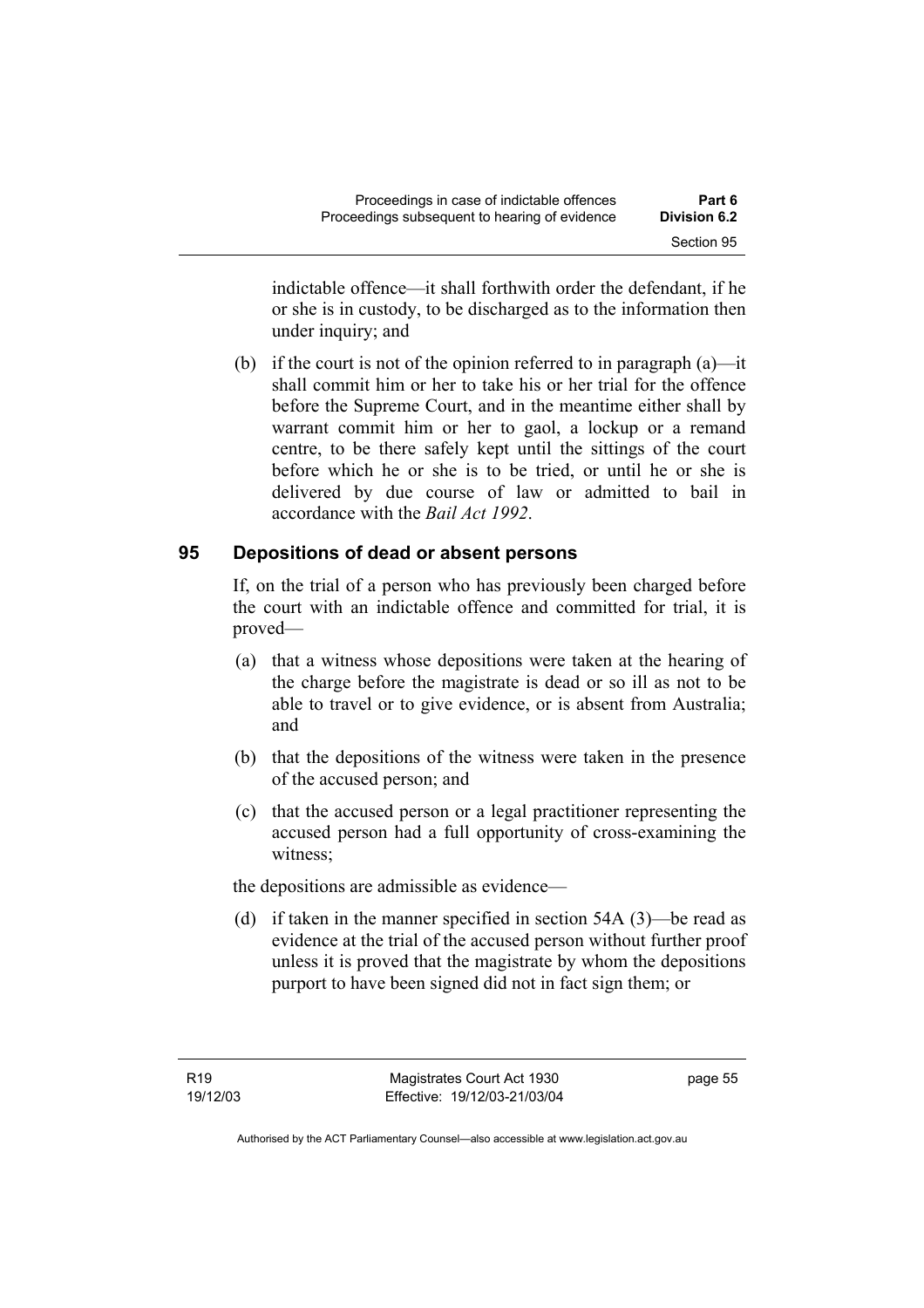indictable offence—it shall forthwith order the defendant, if he or she is in custody, to be discharged as to the information then under inquiry; and

(b) if the court is not of the opinion referred to in paragraph (a)—it shall commit him or her to take his or her trial for the offence before the Supreme Court, and in the meantime either shall by warrant commit him or her to gaol, a lockup or a remand centre, to be there safely kept until the sittings of the court before which he or she is to be tried, or until he or she is delivered by due course of law or admitted to bail in accordance with the *Bail Act 1992*.

## 95 Depositions of dead or absent persons

If, on the trial of a person who has previously been charged before the court with an indictable offence and committed for trial, it is proved—

(a) that a witness whose depositions were taken at the hearing of the charge before the magistrate is dead or so ill as not to be able to travel or to give evidence, or is absent from Australia; and

(b) that the depositions of the witness were taken in the presence of the accused person; and

(c) that the accused person or a legal practitioner representing the accused person had a full opportunity of cross-examining the witness;

the depositions are admissible as evidence—

(d) if taken in the manner specified in section 54A (3)—be read as evidence at the trial of the accused person without further proof unless it is proved that the magistrate by whom the depositions purport to have been signed did not in fact sign them; or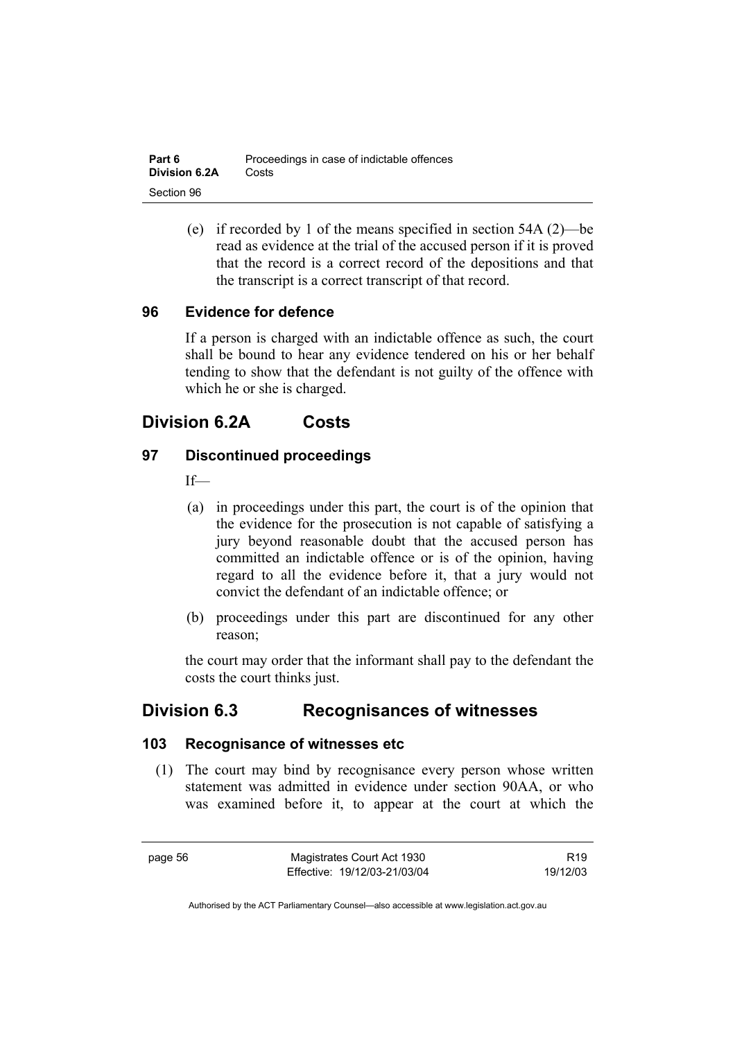(e) if recorded by 1 of the means specified in section 54A (2)—be read as evidence at the trial of the accused person if it is proved that the record is a correct record of the depositions and that the transcript is a correct transcript of that record.

### 96 Evidence for defence

If a person is charged with an indictable offence as such, the court shall be bound to hear any evidence tendered on his or her behalf tending to show that the defendant is not guilty of the offence with which he or she is charged.

## Division 6.2A Costs

### 97 Discontinued proceedings

If—

(a) in proceedings under this part, the court is of the opinion that the evidence for the prosecution is not capable of satisfying a jury beyond reasonable doubt that the accused person has committed an indictable offence or is of the opinion, having regard to all the evidence before it, that a jury would not convict the defendant of an indictable offence; or

(b) proceedings under this part are discontinued for any other reason;

the court may order that the informant shall pay to the defendant the costs the court thinks just.

## Division 6.3 Recognisances of witnesses

### 103 Recognisance of witnesses etc

(1) The court may bind by recognisance every person whose written statement was admitted in evidence under section 90AA, or who was examined before it, to appear at the court at which the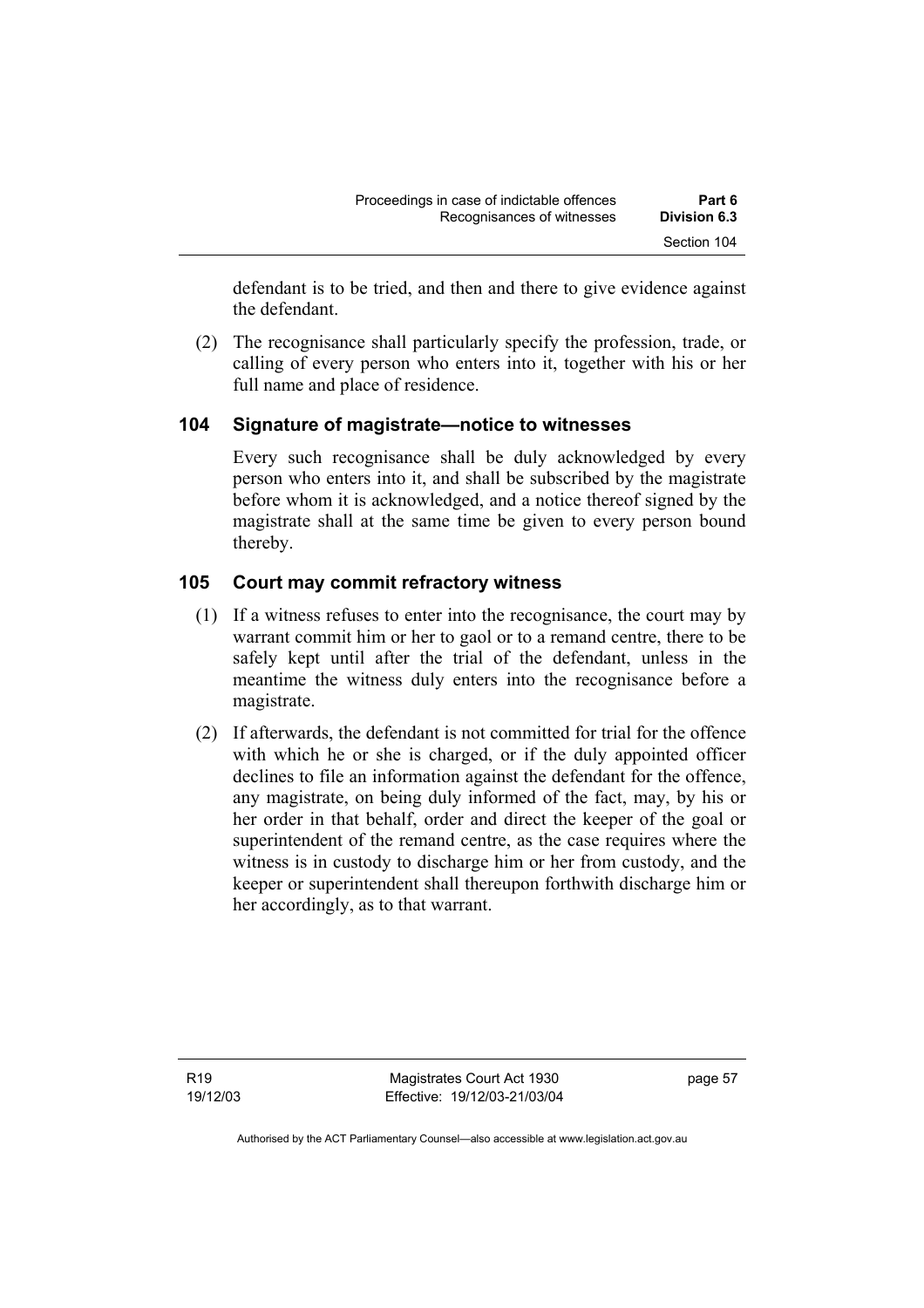defendant is to be tried, and then and there to give evidence against the defendant.

(2) The recognisance shall particularly specify the profession, trade, or calling of every person who enters into it, together with his or her full name and place of residence.

## 104 Signature of magistrate—notice to witnesses

Every such recognisance shall be duly acknowledged by every person who enters into it, and shall be subscribed by the magistrate before whom it is acknowledged, and a notice thereof signed by the magistrate shall at the same time be given to every person bound thereby.

## 105 Court may commit refractory witness

(1) If a witness refuses to enter into the recognisance, the court may by warrant commit him or her to gaol or to a remand centre, there to be safely kept until after the trial of the defendant, unless in the meantime the witness duly enters into the recognisance before a magistrate.

(2) If afterwards, the defendant is not committed for trial for the offence with which he or she is charged, or if the duly appointed officer declines to file an information against the defendant for the offence, any magistrate, on being duly informed of the fact, may, by his or her order in that behalf, order and direct the keeper of the goal or superintendent of the remand centre, as the case requires where the witness is in custody to discharge him or her from custody, and the keeper or superintendent shall thereupon forthwith discharge him or her accordingly, as to that warrant.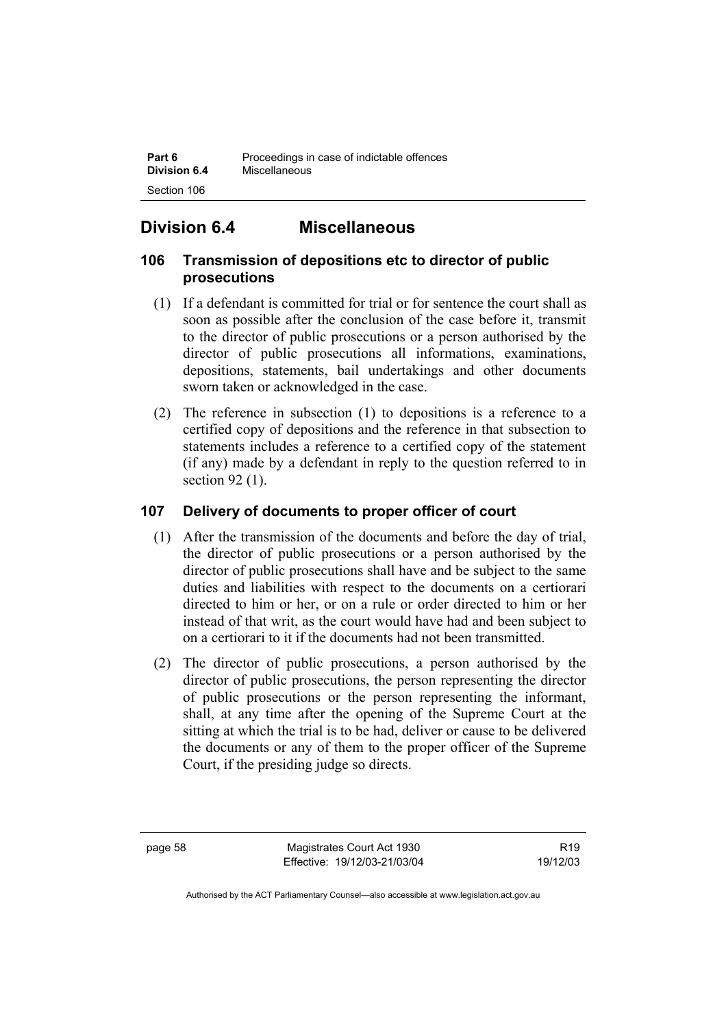## Division 6.4 Miscellaneous

### 106 Transmission of depositions etc to director of public prosecutions

(1) If a defendant is committed for trial or for sentence the court shall as soon as possible after the conclusion of the case before it, transmit to the director of public prosecutions or a person authorised by the director of public prosecutions all informations, examinations, depositions, statements, bail undertakings and other documents sworn taken or acknowledged in the case.

(2) The reference in subsection (1) to depositions is a reference to a certified copy of depositions and the reference in that subsection to statements includes a reference to a certified copy of the statement (if any) made by a defendant in reply to the question referred to in section 92 (1).

### 107 Delivery of documents to proper officer of court

(1) After the transmission of the documents and before the day of trial, the director of public prosecutions or a person authorised by the director of public prosecutions shall have and be subject to the same duties and liabilities with respect to the documents on a certiorari directed to him or her, or on a rule or order directed to him or her instead of that writ, as the court would have had and been subject to on a certiorari to it if the documents had not been transmitted.

(2) The director of public prosecutions, a person authorised by the director of public prosecutions, the person representing the director of public prosecutions or the person representing the informant, shall, at any time after the opening of the Supreme Court at the sitting at which the trial is to be had, deliver or cause to be delivered the documents or any of them to the proper officer of the Supreme Court, if the presiding judge so directs.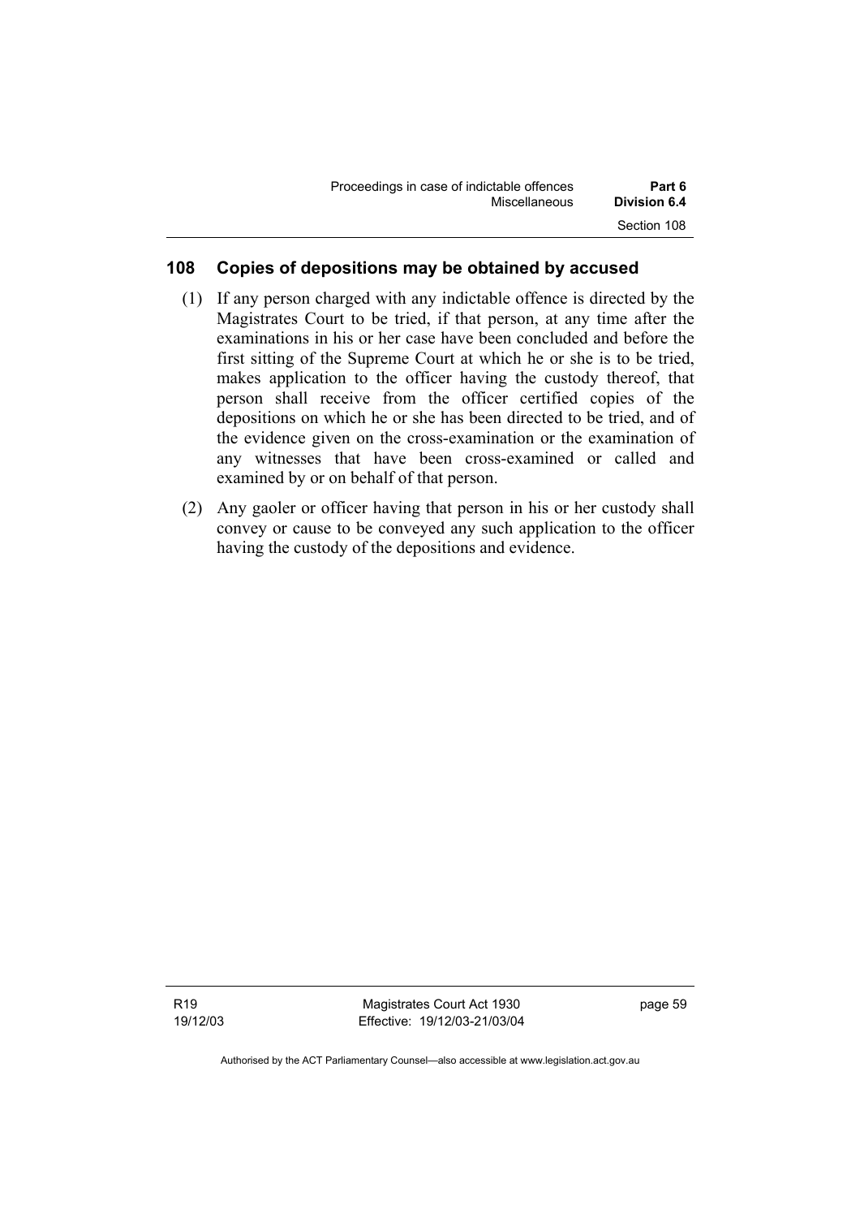## 108 Copies of depositions may be obtained by accused

(1) If any person charged with any indictable offence is directed by the Magistrates Court to be tried, if that person, at any time after the examinations in his or her case have been concluded and before the first sitting of the Supreme Court at which he or she is to be tried, makes application to the officer having the custody thereof, that person shall receive from the officer certified copies of the depositions on which he or she has been directed to be tried, and of the evidence given on the cross-examination or the examination of any witnesses that have been cross-examined or called and examined by or on behalf of that person.

(2) Any gaoler or officer having that person in his or her custody shall convey or cause to be conveyed any such application to the officer having the custody of the depositions and evidence.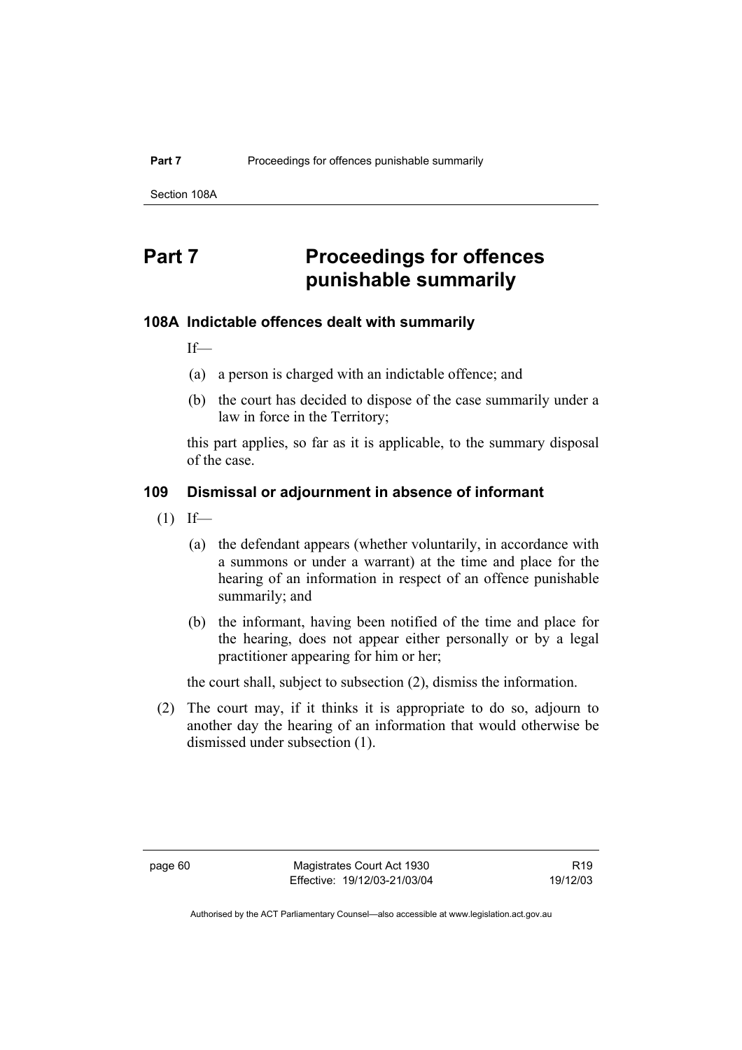# Part 7 Proceedings for offences punishable summarily

### 108A Indictable offences dealt with summarily

If—

(a) a person is charged with an indictable offence; and

(b) the court has decided to dispose of the case summarily under a law in force in the Territory;

this part applies, so far as it is applicable, to the summary disposal of the case.

### 109 Dismissal or adjournment in absence of informant

(1) If—

(a) the defendant appears (whether voluntarily, in accordance with a summons or under a warrant) at the time and place for the hearing of an information in respect of an offence punishable summarily; and

(b) the informant, having been notified of the time and place for the hearing, does not appear either personally or by a legal practitioner appearing for him or her;

the court shall, subject to subsection (2), dismiss the information.

(2) The court may, if it thinks it is appropriate to do so, adjourn to another day the hearing of an information that would otherwise be dismissed under subsection (1).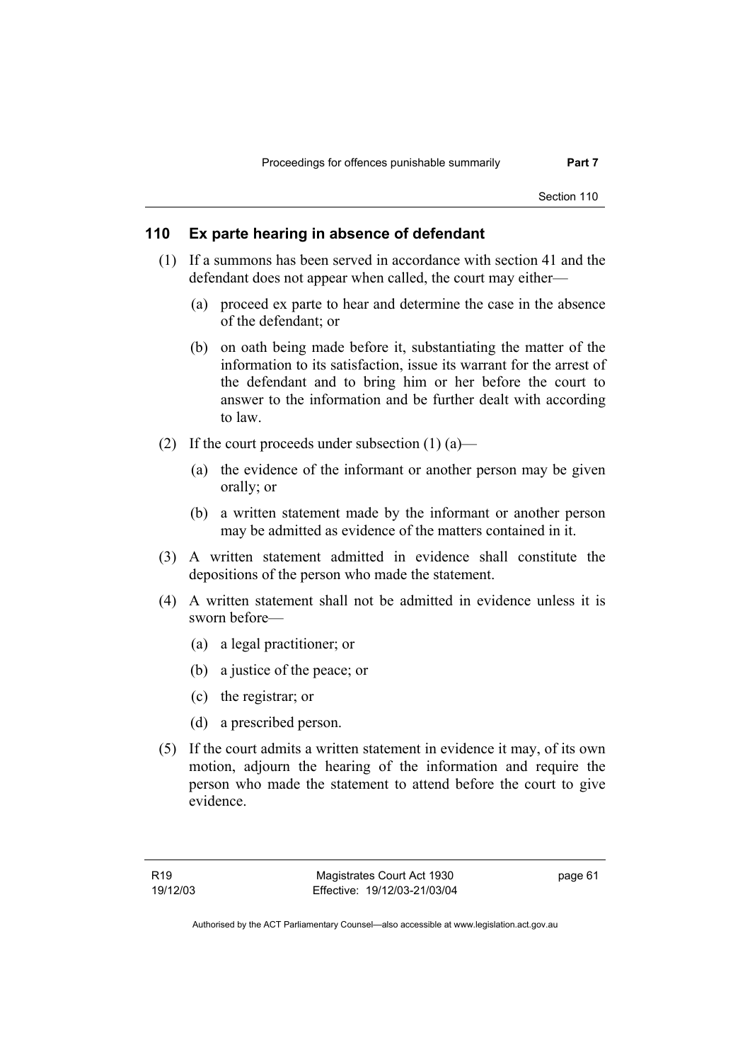### 110 Ex parte hearing in absence of defendant

(1) If a summons has been served in accordance with section 41 and the defendant does not appear when called, the court may either—

(a) proceed ex parte to hear and determine the case in the absence of the defendant; or

(b) on oath being made before it, substantiating the matter of the information to its satisfaction, issue its warrant for the arrest of the defendant and to bring him or her before the court to answer to the information and be further dealt with according to law.

(2) If the court proceeds under subsection (1) (a)—

(a) the evidence of the informant or another person may be given orally; or

(b) a written statement made by the informant or another person may be admitted as evidence of the matters contained in it.

(3) A written statement admitted in evidence shall constitute the depositions of the person who made the statement.

(4) A written statement shall not be admitted in evidence unless it is sworn before—

(a) a legal practitioner; or

(b) a justice of the peace; or

(c) the registrar; or

(d) a prescribed person.

(5) If the court admits a written statement in evidence it may, of its own motion, adjourn the hearing of the information and require the person who made the statement to attend before the court to give evidence.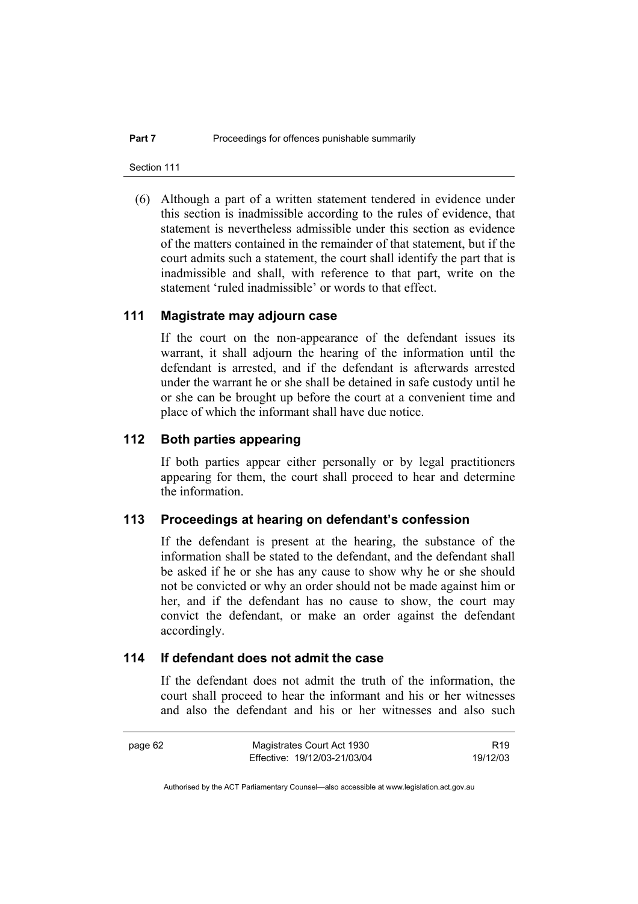(6) Although a part of a written statement tendered in evidence under this section is inadmissible according to the rules of evidence, that statement is nevertheless admissible under this section as evidence of the matters contained in the remainder of that statement, but if the court admits such a statement, the court shall identify the part that is inadmissible and shall, with reference to that part, write on the statement 'ruled inadmissible' or words to that effect.

## 111 Magistrate may adjourn case

If the court on the non-appearance of the defendant issues its warrant, it shall adjourn the hearing of the information until the defendant is arrested, and if the defendant is afterwards arrested under the warrant he or she shall be detained in safe custody until he or she can be brought up before the court at a convenient time and place of which the informant shall have due notice.

## 112 Both parties appearing

If both parties appear either personally or by legal practitioners appearing for them, the court shall proceed to hear and determine the information.

## 113 Proceedings at hearing on defendant's confession

If the defendant is present at the hearing, the substance of the information shall be stated to the defendant, and the defendant shall be asked if he or she has any cause to show why he or she should not be convicted or why an order should not be made against him or her, and if the defendant has no cause to show, the court may convict the defendant, or make an order against the defendant accordingly.

## 114 If defendant does not admit the case

If the defendant does not admit the truth of the information, the court shall proceed to hear the informant and his or her witnesses and also the defendant and his or her witnesses and also such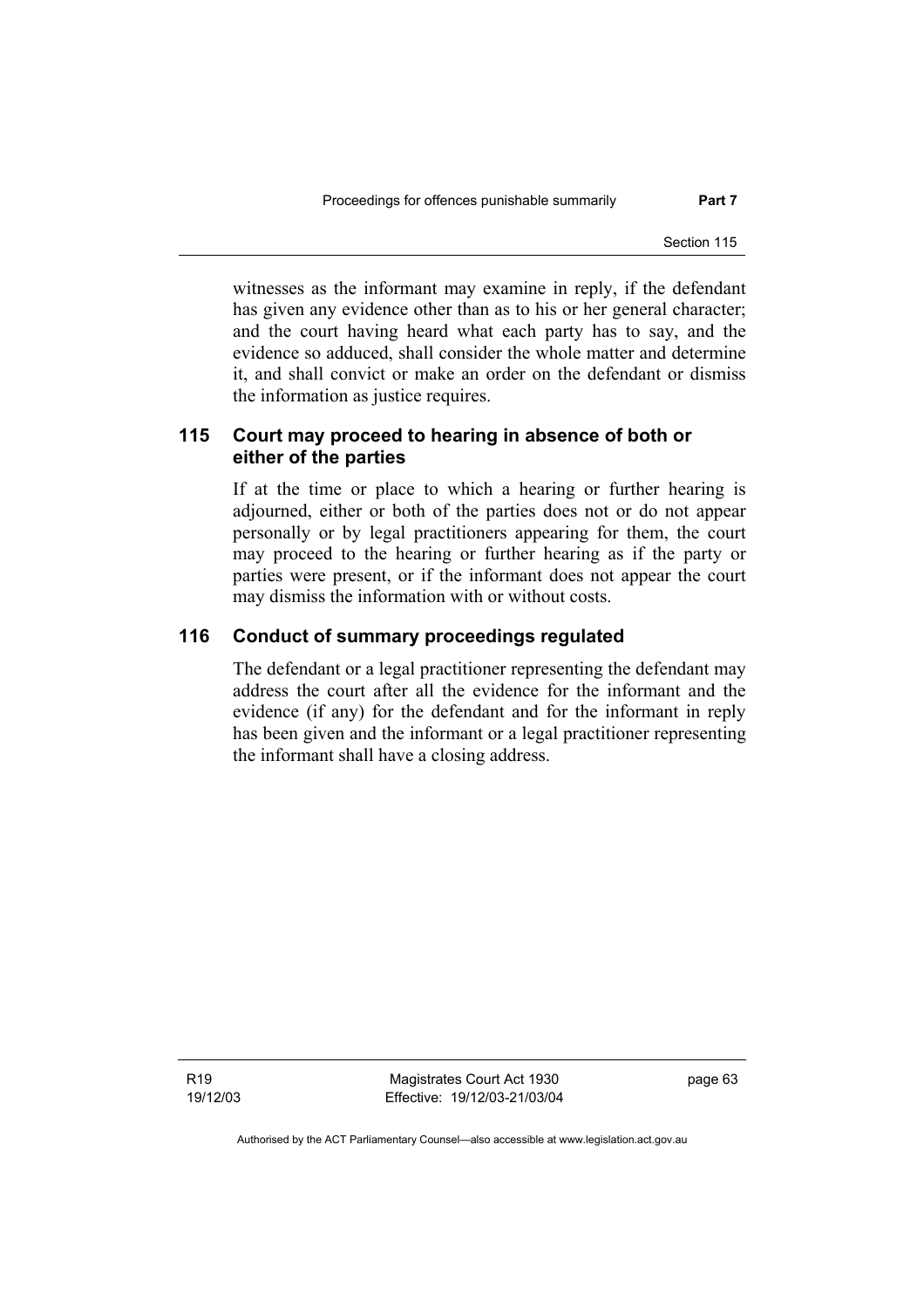witnesses as the informant may examine in reply, if the defendant has given any evidence other than as to his or her general character; and the court having heard what each party has to say, and the evidence so adduced, shall consider the whole matter and determine it, and shall convict or make an order on the defendant or dismiss the information as justice requires.

### 115 Court may proceed to hearing in absence of both or either of the parties

If at the time or place to which a hearing or further hearing is adjourned, either or both of the parties does not or do not appear personally or by legal practitioners appearing for them, the court may proceed to the hearing or further hearing as if the party or parties were present, or if the informant does not appear the court may dismiss the information with or without costs.

### 116 Conduct of summary proceedings regulated

The defendant or a legal practitioner representing the defendant may address the court after all the evidence for the informant and the evidence (if any) for the defendant and for the informant in reply has been given and the informant or a legal practitioner representing the informant shall have a closing address.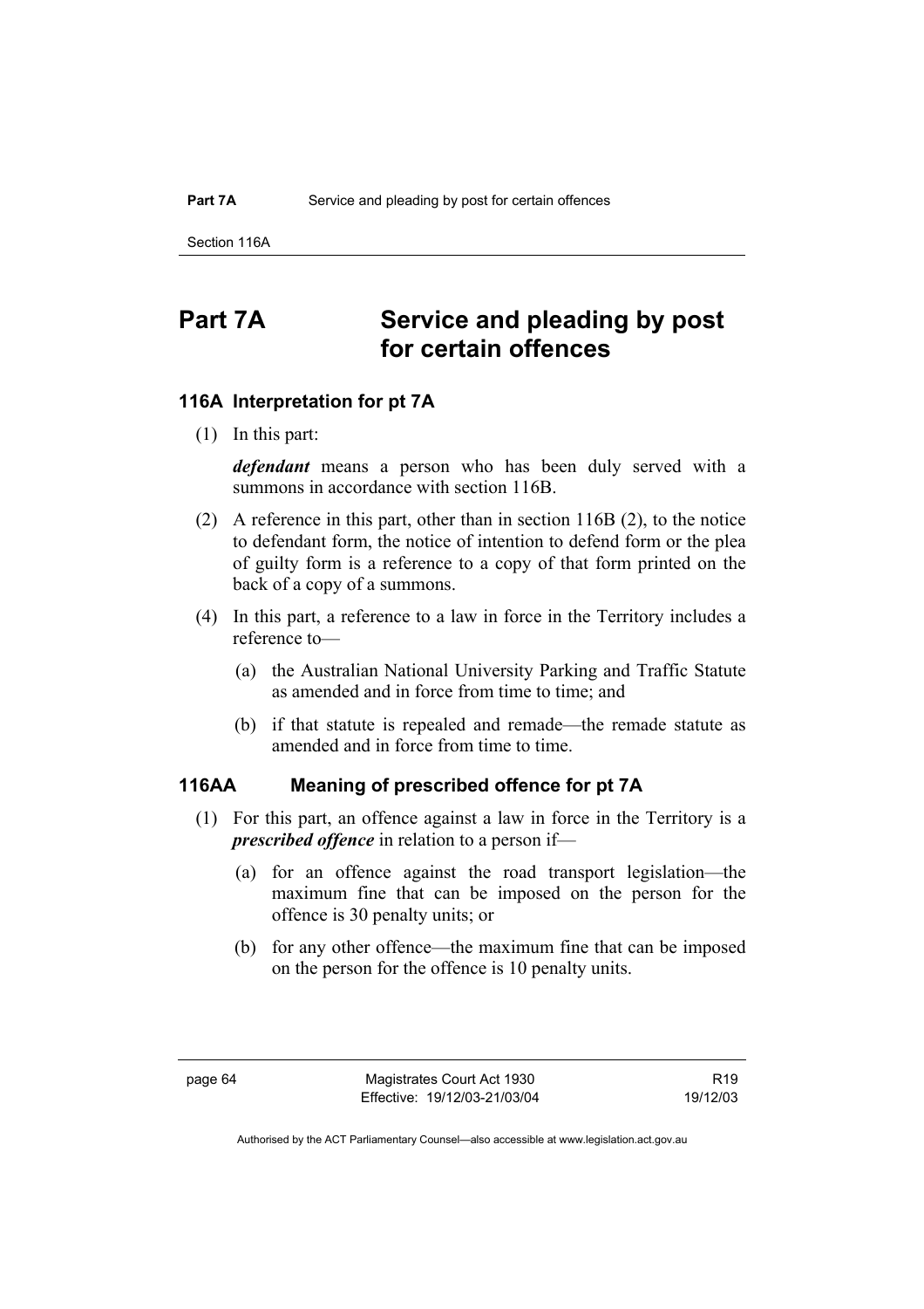# Part 7A Service and pleading by post for certain offences

## 116A Interpretation for pt 7A

(1) In this part:

***defendant*** means a person who has been duly served with a summons in accordance with section 116B.

(2) A reference in this part, other than in section 116B (2), to the notice to defendant form, the notice of intention to defend form or the plea of guilty form is a reference to a copy of that form printed on the back of a copy of a summons.

(4) In this part, a reference to a law in force in the Territory includes a reference to—

(a) the Australian National University Parking and Traffic Statute as amended and in force from time to time; and

(b) if that statute is repealed and remade—the remade statute as amended and in force from time to time.

## 116AA Meaning of prescribed offence for pt 7A

(1) For this part, an offence against a law in force in the Territory is a ***prescribed offence*** in relation to a person if—

(a) for an offence against the road transport legislation—the maximum fine that can be imposed on the person for the offence is 30 penalty units; or

(b) for any other offence—the maximum fine that can be imposed on the person for the offence is 10 penalty units.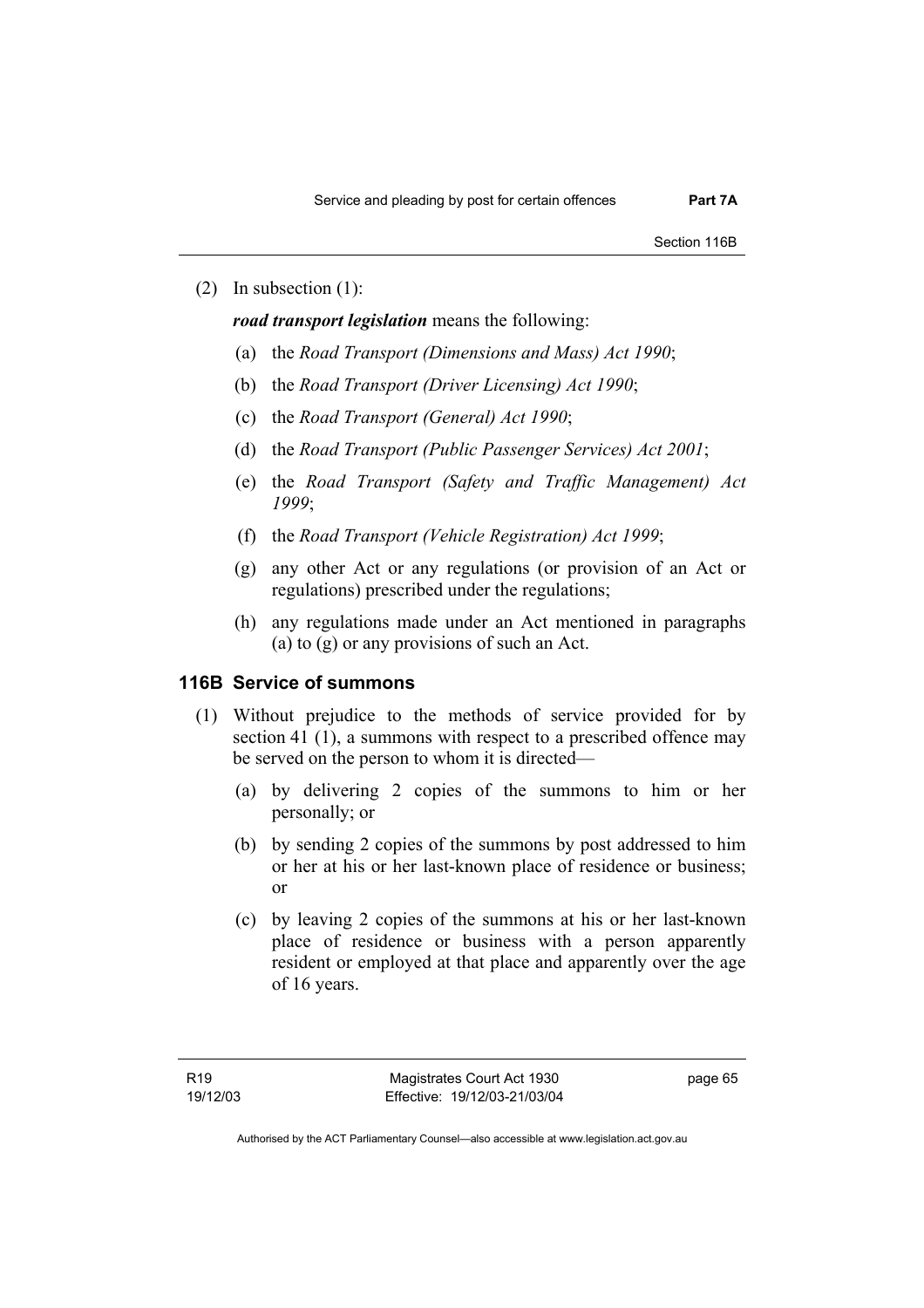(2) In subsection (1):

***road transport legislation*** means the following:

(a) the *Road Transport (Dimensions and Mass) Act 1990*;

(b) the *Road Transport (Driver Licensing) Act 1990*;

(c) the *Road Transport (General) Act 1990*;

(d) the *Road Transport (Public Passenger Services) Act 2001*;

(e) the *Road Transport (Safety and Traffic Management) Act 1999*;

(f) the *Road Transport (Vehicle Registration) Act 1999*;

(g) any other Act or any regulations (or provision of an Act or regulations) prescribed under the regulations;

(h) any regulations made under an Act mentioned in paragraphs (a) to (g) or any provisions of such an Act.

### 116B Service of summons

(1) Without prejudice to the methods of service provided for by section 41 (1), a summons with respect to a prescribed offence may be served on the person to whom it is directed—

(a) by delivering 2 copies of the summons to him or her personally; or

(b) by sending 2 copies of the summons by post addressed to him or her at his or her last-known place of residence or business; or

(c) by leaving 2 copies of the summons at his or her last-known place of residence or business with a person apparently resident or employed at that place and apparently over the age of 16 years.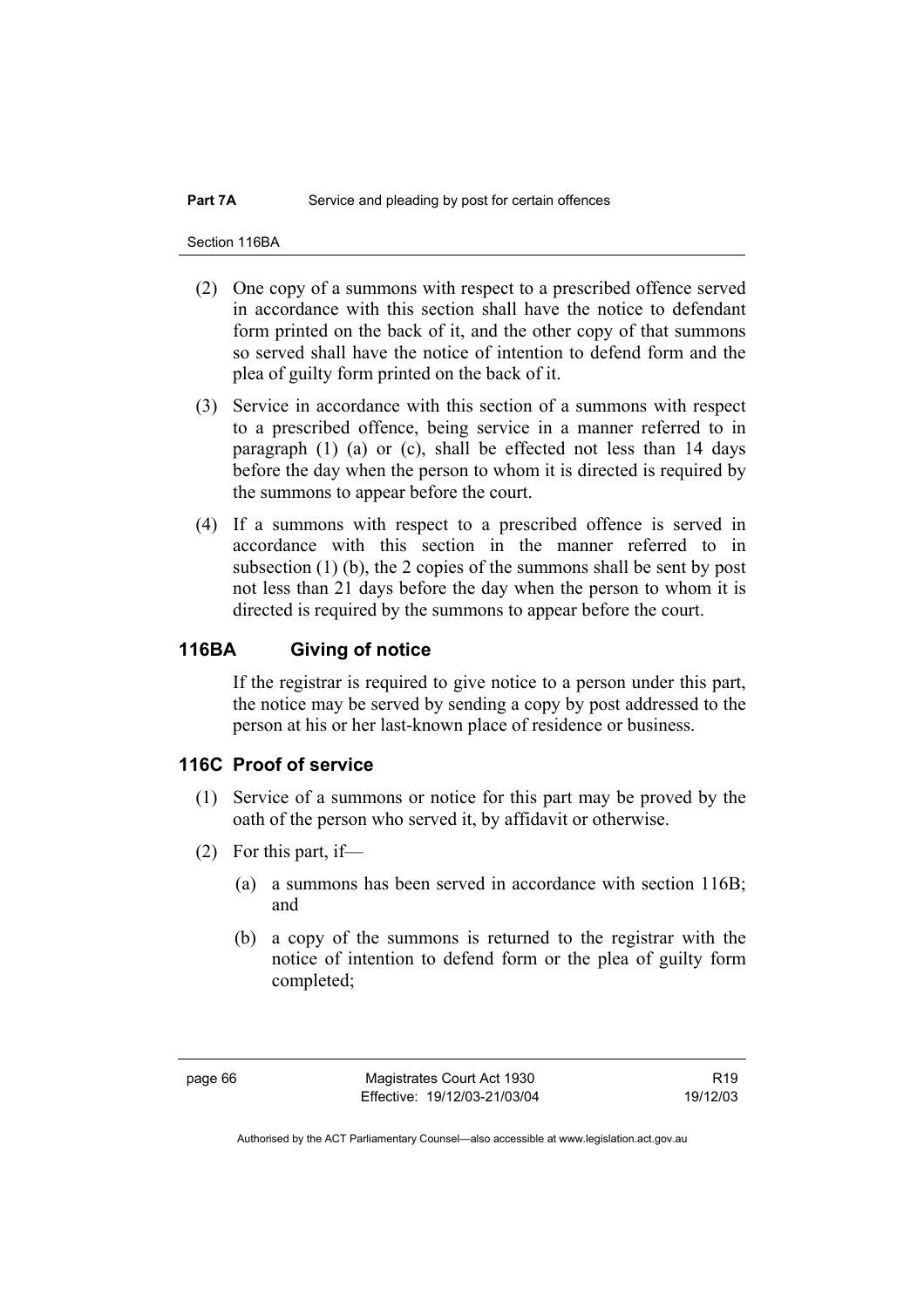(2) One copy of a summons with respect to a prescribed offence served in accordance with this section shall have the notice to defendant form printed on the back of it, and the other copy of that summons so served shall have the notice of intention to defend form and the plea of guilty form printed on the back of it.

(3) Service in accordance with this section of a summons with respect to a prescribed offence, being service in a manner referred to in paragraph (1) (a) or (c), shall be effected not less than 14 days before the day when the person to whom it is directed is required by the summons to appear before the court.

(4) If a summons with respect to a prescribed offence is served in accordance with this section in the manner referred to in subsection (1) (b), the 2 copies of the summons shall be sent by post not less than 21 days before the day when the person to whom it is directed is required by the summons to appear before the court.

## 116BA Giving of notice

If the registrar is required to give notice to a person under this part, the notice may be served by sending a copy by post addressed to the person at his or her last-known place of residence or business.

## 116C Proof of service

(1) Service of a summons or notice for this part may be proved by the oath of the person who served it, by affidavit or otherwise.

(2) For this part, if—

(a) a summons has been served in accordance with section 116B; and

(b) a copy of the summons is returned to the registrar with the notice of intention to defend form or the plea of guilty form completed;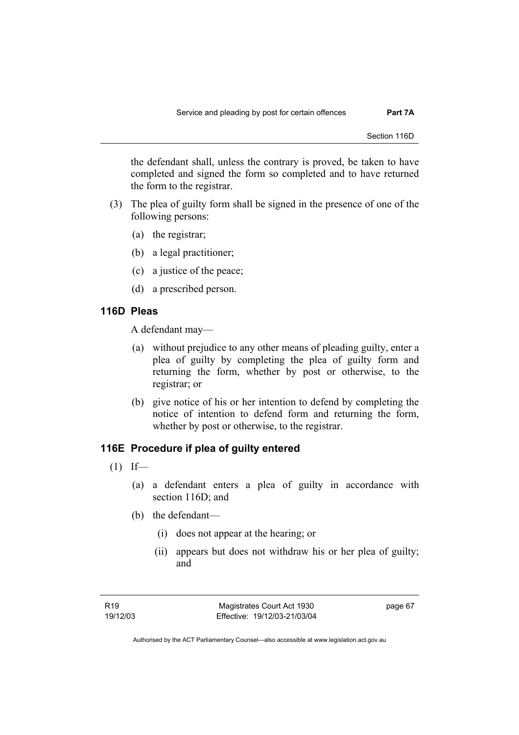the defendant shall, unless the contrary is proved, be taken to have completed and signed the form so completed and to have returned the form to the registrar.

(3) The plea of guilty form shall be signed in the presence of one of the following persons:

   (a) the registrar;

   (b) a legal practitioner;

   (c) a justice of the peace;

   (d) a prescribed person.

## 116D Pleas

A defendant may—

   (a) without prejudice to any other means of pleading guilty, enter a plea of guilty by completing the plea of guilty form and returning the form, whether by post or otherwise, to the registrar; or

   (b) give notice of his or her intention to defend by completing the notice of intention to defend form and returning the form, whether by post or otherwise, to the registrar.

## 116E Procedure if plea of guilty entered

(1) If—

   (a) a defendant enters a plea of guilty in accordance with section 116D; and

   (b) the defendant—

      (i) does not appear at the hearing; or

      (ii) appears but does not withdraw his or her plea of guilty; and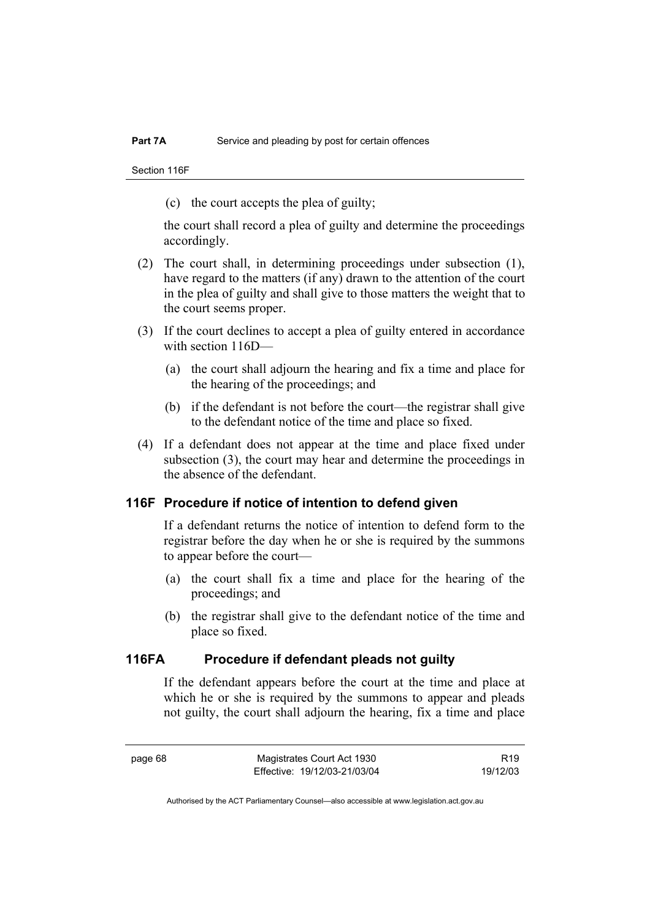(c) the court accepts the plea of guilty;

the court shall record a plea of guilty and determine the proceedings accordingly.

(2) The court shall, in determining proceedings under subsection (1), have regard to the matters (if any) drawn to the attention of the court in the plea of guilty and shall give to those matters the weight that to the court seems proper.

(3) If the court declines to accept a plea of guilty entered in accordance with section 116D—

(a) the court shall adjourn the hearing and fix a time and place for the hearing of the proceedings; and

(b) if the defendant is not before the court—the registrar shall give to the defendant notice of the time and place so fixed.

(4) If a defendant does not appear at the time and place fixed under subsection (3), the court may hear and determine the proceedings in the absence of the defendant.

### 116F Procedure if notice of intention to defend given

If a defendant returns the notice of intention to defend form to the registrar before the day when he or she is required by the summons to appear before the court—

(a) the court shall fix a time and place for the hearing of the proceedings; and

(b) the registrar shall give to the defendant notice of the time and place so fixed.

### 116FA Procedure if defendant pleads not guilty

If the defendant appears before the court at the time and place at which he or she is required by the summons to appear and pleads not guilty, the court shall adjourn the hearing, fix a time and place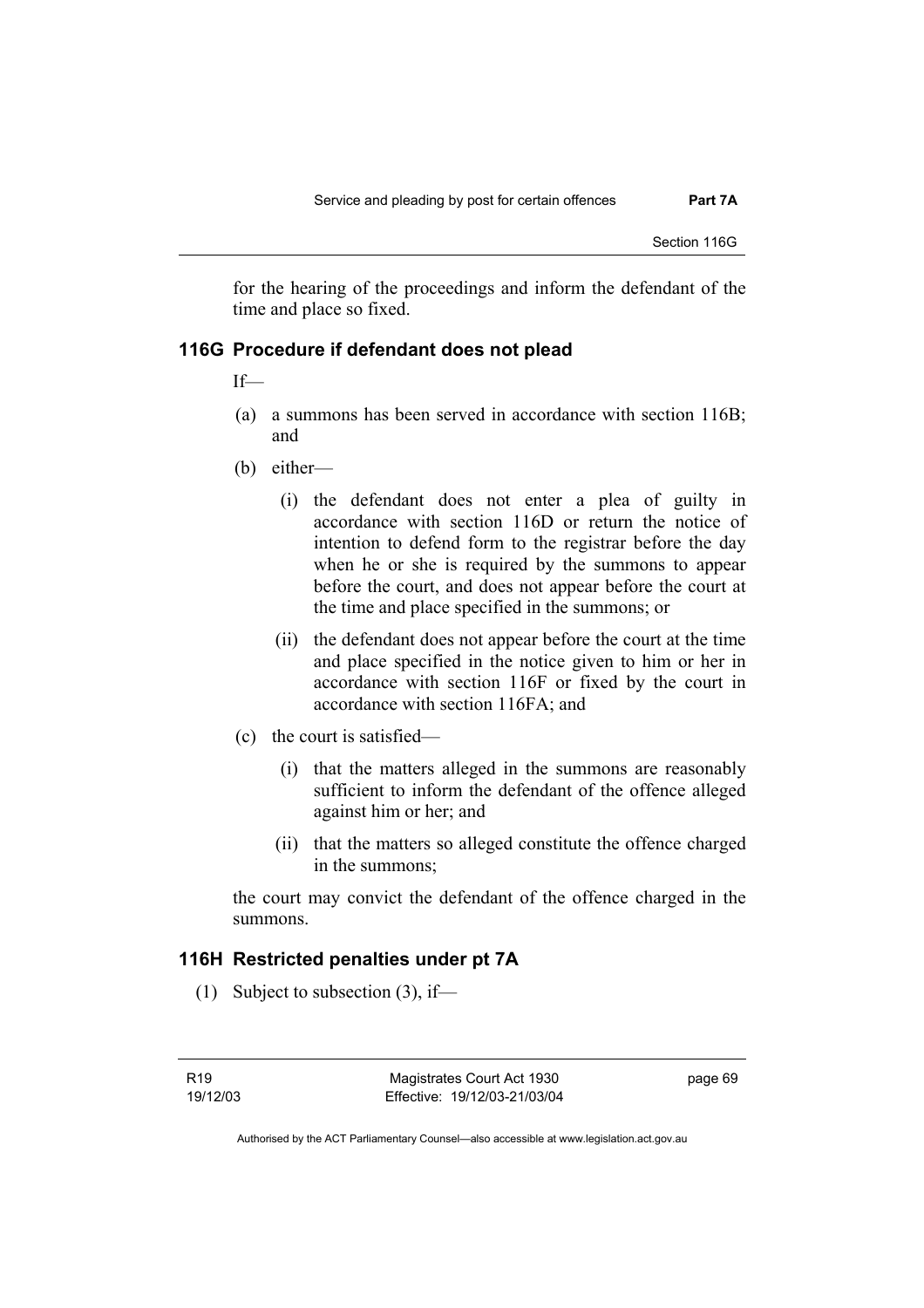for the hearing of the proceedings and inform the defendant of the time and place so fixed.

### 116G Procedure if defendant does not plead

If—

(a) a summons has been served in accordance with section 116B; and

(b) either—

  (i) the defendant does not enter a plea of guilty in accordance with section 116D or return the notice of intention to defend form to the registrar before the day when he or she is required by the summons to appear before the court, and does not appear before the court at the time and place specified in the summons; or

  (ii) the defendant does not appear before the court at the time and place specified in the notice given to him or her in accordance with section 116F or fixed by the court in accordance with section 116FA; and

(c) the court is satisfied—

  (i) that the matters alleged in the summons are reasonably sufficient to inform the defendant of the offence alleged against him or her; and

  (ii) that the matters so alleged constitute the offence charged in the summons;

the court may convict the defendant of the offence charged in the summons.

### 116H Restricted penalties under pt 7A

(1) Subject to subsection (3), if—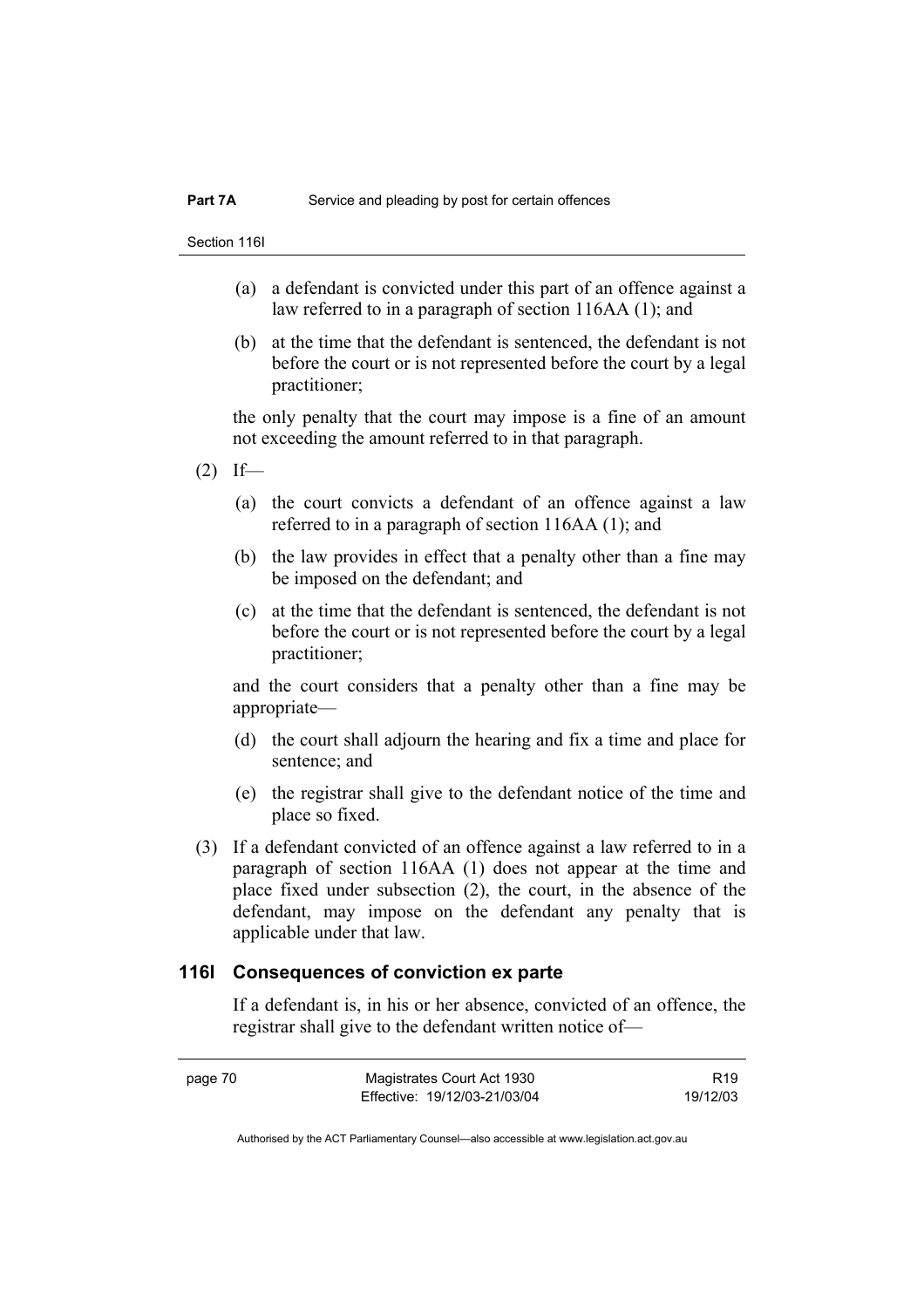(a) a defendant is convicted under this part of an offence against a law referred to in a paragraph of section 116AA (1); and

(b) at the time that the defendant is sentenced, the defendant is not before the court or is not represented before the court by a legal practitioner;

the only penalty that the court may impose is a fine of an amount not exceeding the amount referred to in that paragraph.

(2) If—

(a) the court convicts a defendant of an offence against a law referred to in a paragraph of section 116AA (1); and

(b) the law provides in effect that a penalty other than a fine may be imposed on the defendant; and

(c) at the time that the defendant is sentenced, the defendant is not before the court or is not represented before the court by a legal practitioner;

and the court considers that a penalty other than a fine may be appropriate—

(d) the court shall adjourn the hearing and fix a time and place for sentence; and

(e) the registrar shall give to the defendant notice of the time and place so fixed.

(3) If a defendant convicted of an offence against a law referred to in a paragraph of section 116AA (1) does not appear at the time and place fixed under subsection (2), the court, in the absence of the defendant, may impose on the defendant any penalty that is applicable under that law.

### 116I Consequences of conviction ex parte

If a defendant is, in his or her absence, convicted of an offence, the registrar shall give to the defendant written notice of—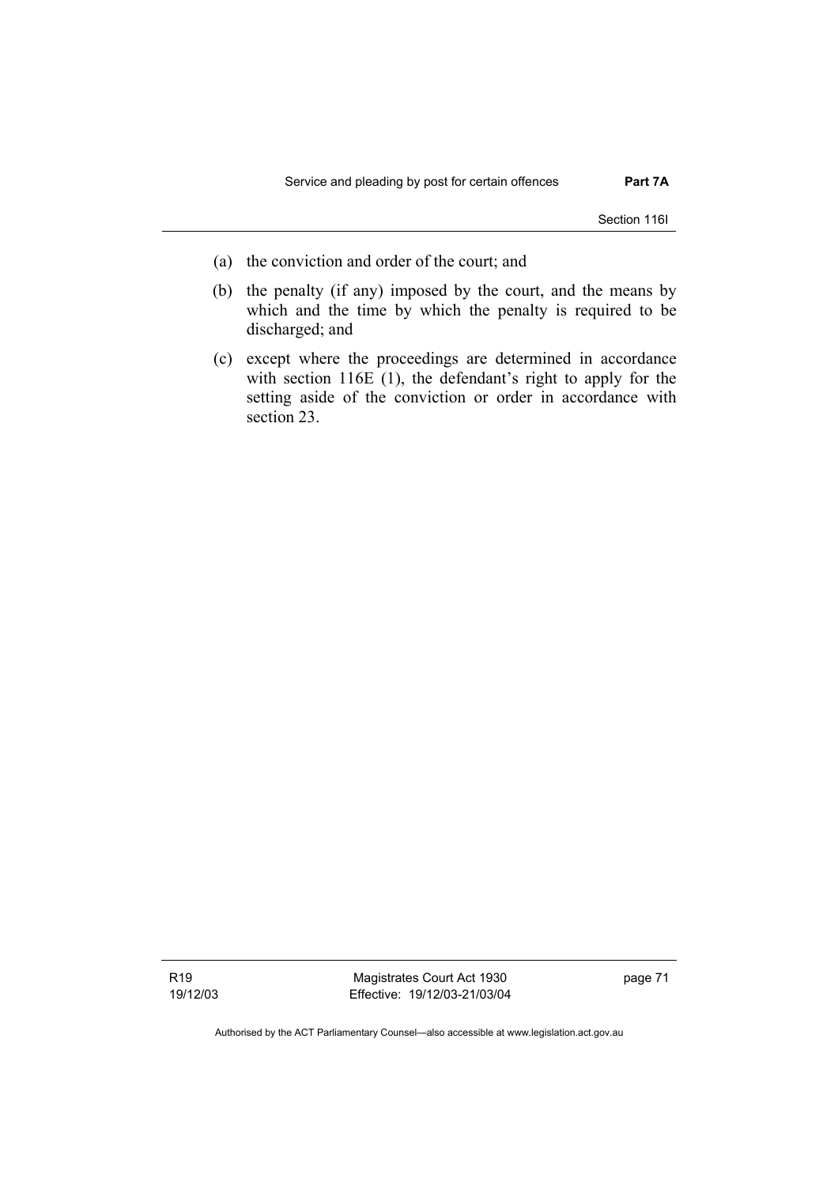(a) the conviction and order of the court; and

(b) the penalty (if any) imposed by the court, and the means by which and the time by which the penalty is required to be discharged; and

(c) except where the proceedings are determined in accordance with section 116E (1), the defendant's right to apply for the setting aside of the conviction or order in accordance with section 23.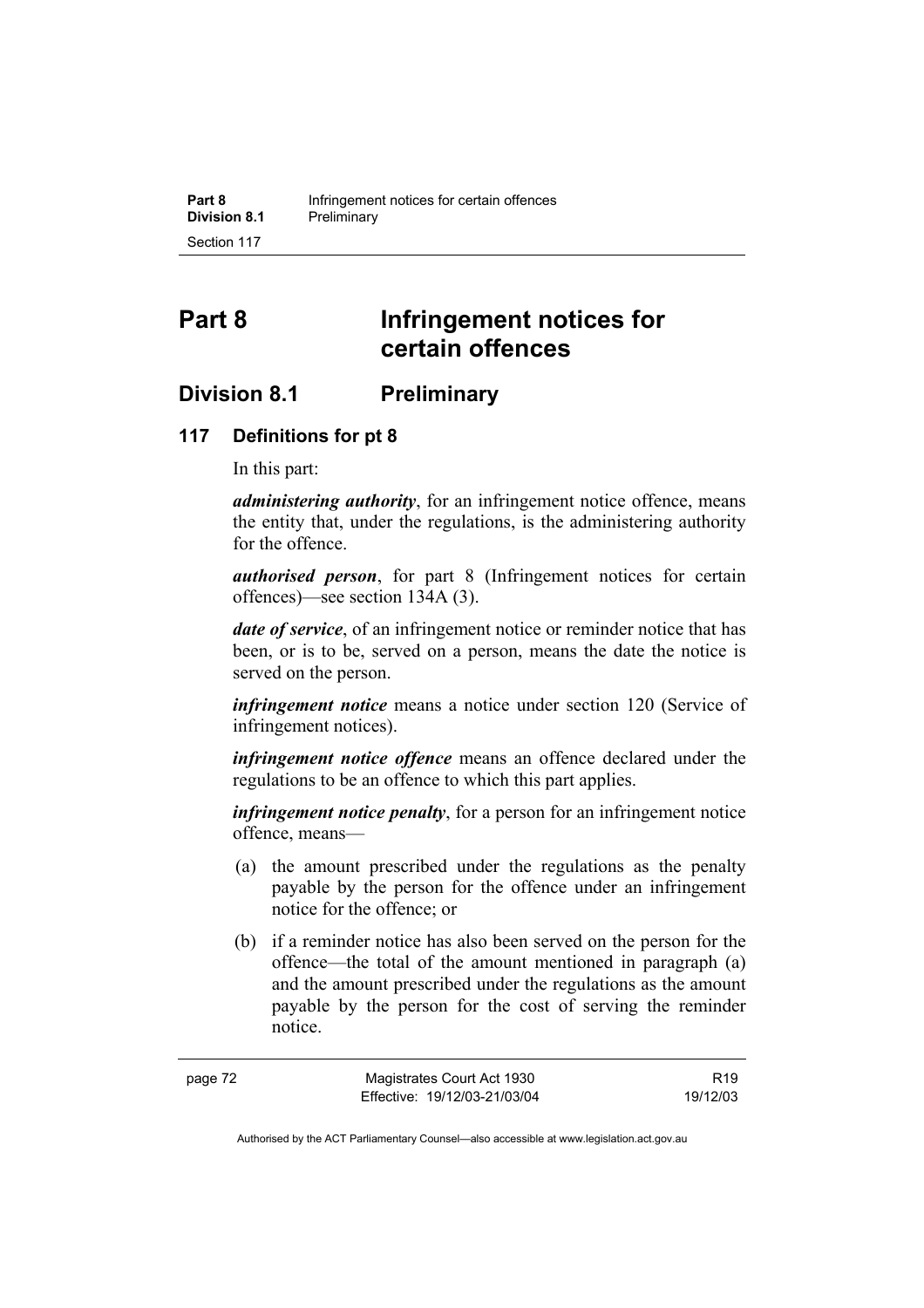# Part 8 Infringement notices for certain offences

## Division 8.1 Preliminary

### 117 Definitions for pt 8

In this part:

***administering authority***, for an infringement notice offence, means the entity that, under the regulations, is the administering authority for the offence.

***authorised person***, for part 8 (Infringement notices for certain offences)—see section 134A (3).

***date of service***, of an infringement notice or reminder notice that has been, or is to be, served on a person, means the date the notice is served on the person.

***infringement notice*** means a notice under section 120 (Service of infringement notices).

***infringement notice offence*** means an offence declared under the regulations to be an offence to which this part applies.

***infringement notice penalty***, for a person for an infringement notice offence, means—

(a) the amount prescribed under the regulations as the penalty payable by the person for the offence under an infringement notice for the offence; or

(b) if a reminder notice has also been served on the person for the offence—the total of the amount mentioned in paragraph (a) and the amount prescribed under the regulations as the amount payable by the person for the cost of serving the reminder notice.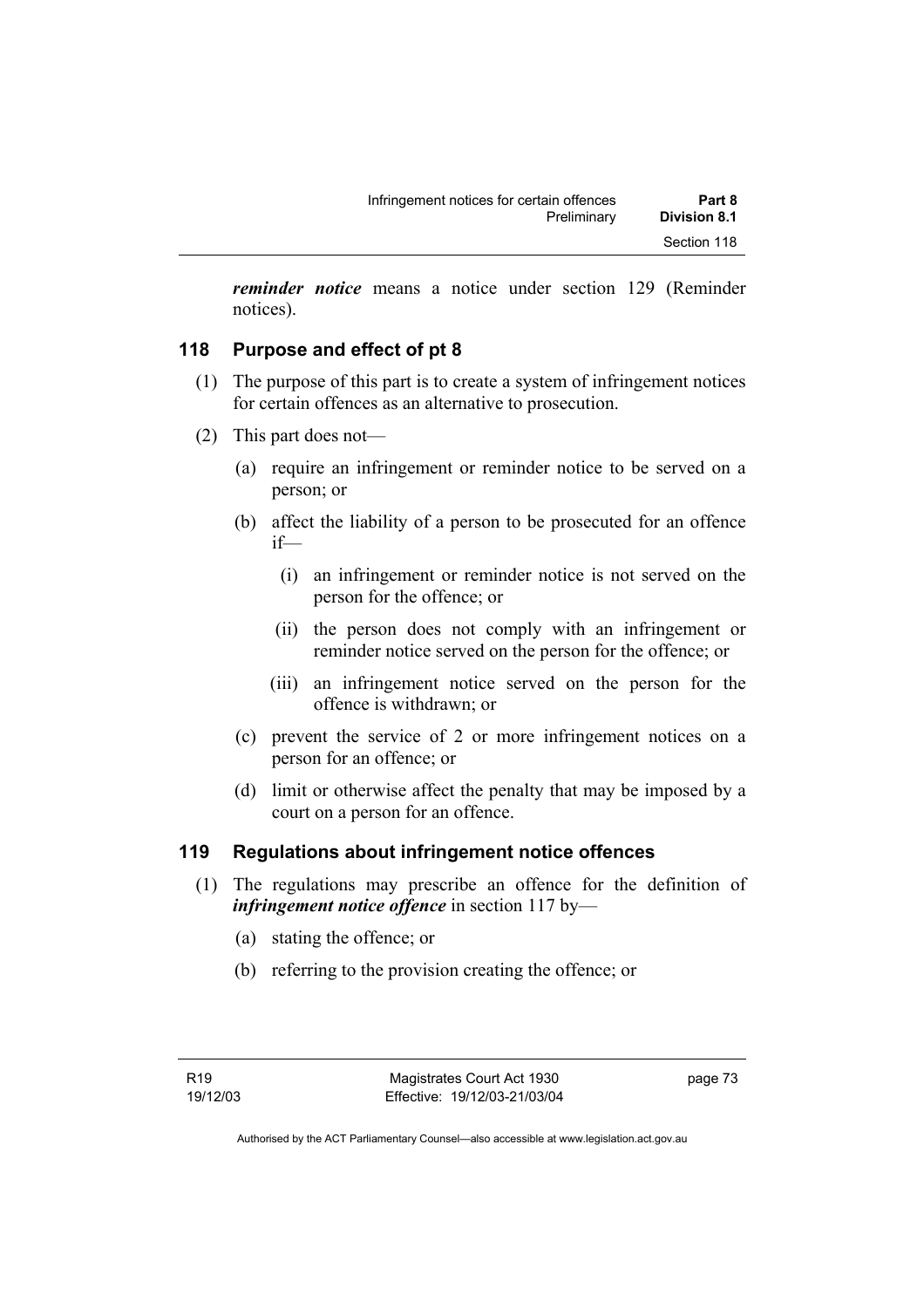***reminder notice*** means a notice under section 129 (Reminder notices).

## 118 Purpose and effect of pt 8

(1) The purpose of this part is to create a system of infringement notices for certain offences as an alternative to prosecution.

(2) This part does not—

(a) require an infringement or reminder notice to be served on a person; or

(b) affect the liability of a person to be prosecuted for an offence if—

(i) an infringement or reminder notice is not served on the person for the offence; or

(ii) the person does not comply with an infringement or reminder notice served on the person for the offence; or

(iii) an infringement notice served on the person for the offence is withdrawn; or

(c) prevent the service of 2 or more infringement notices on a person for an offence; or

(d) limit or otherwise affect the penalty that may be imposed by a court on a person for an offence.

## 119 Regulations about infringement notice offences

(1) The regulations may prescribe an offence for the definition of ***infringement notice offence*** in section 117 by—

(a) stating the offence; or

(b) referring to the provision creating the offence; or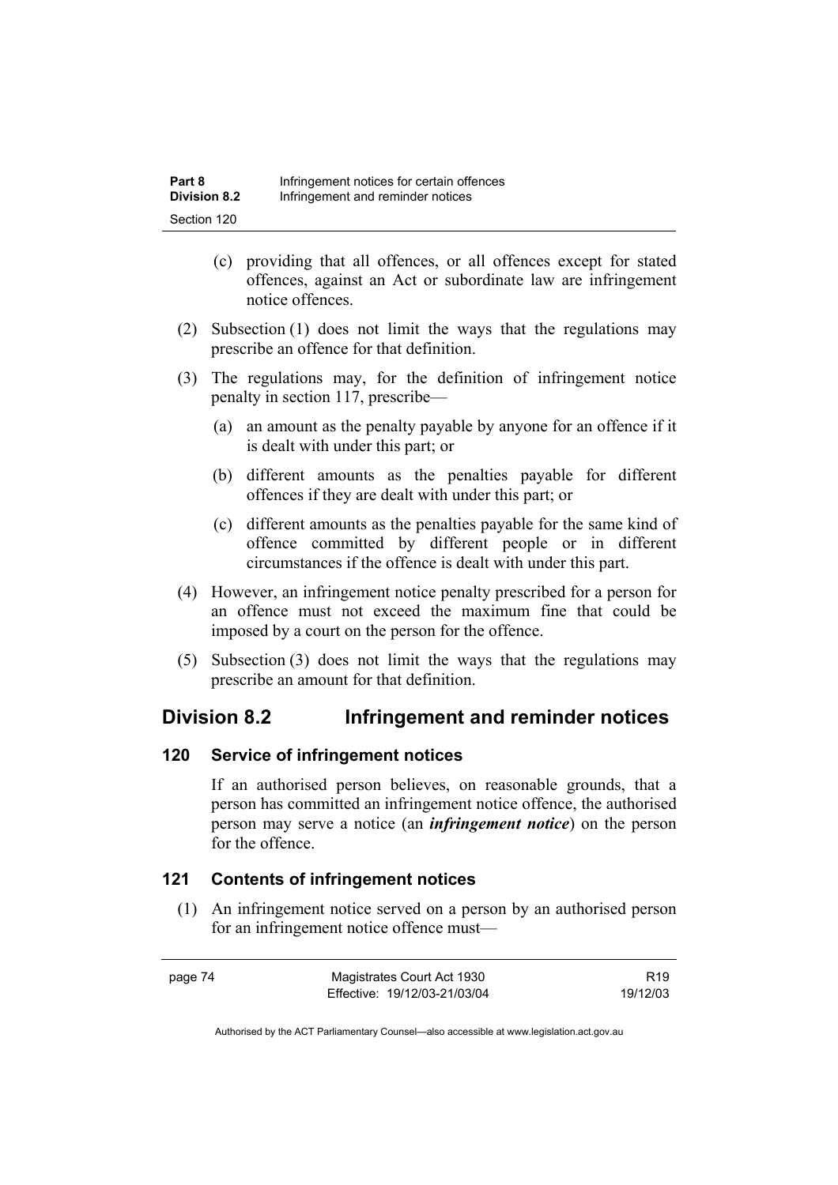(c) providing that all offences, or all offences except for stated offences, against an Act or subordinate law are infringement notice offences.

(2) Subsection (1) does not limit the ways that the regulations may prescribe an offence for that definition.

(3) The regulations may, for the definition of infringement notice penalty in section 117, prescribe—

(a) an amount as the penalty payable by anyone for an offence if it is dealt with under this part; or

(b) different amounts as the penalties payable for different offences if they are dealt with under this part; or

(c) different amounts as the penalties payable for the same kind of offence committed by different people or in different circumstances if the offence is dealt with under this part.

(4) However, an infringement notice penalty prescribed for a person for an offence must not exceed the maximum fine that could be imposed by a court on the person for the offence.

(5) Subsection (3) does not limit the ways that the regulations may prescribe an amount for that definition.

## Division 8.2 Infringement and reminder notices

### 120 Service of infringement notices

If an authorised person believes, on reasonable grounds, that a person has committed an infringement notice offence, the authorised person may serve a notice (an ***infringement notice***) on the person for the offence.

### 121 Contents of infringement notices

(1) An infringement notice served on a person by an authorised person for an infringement notice offence must—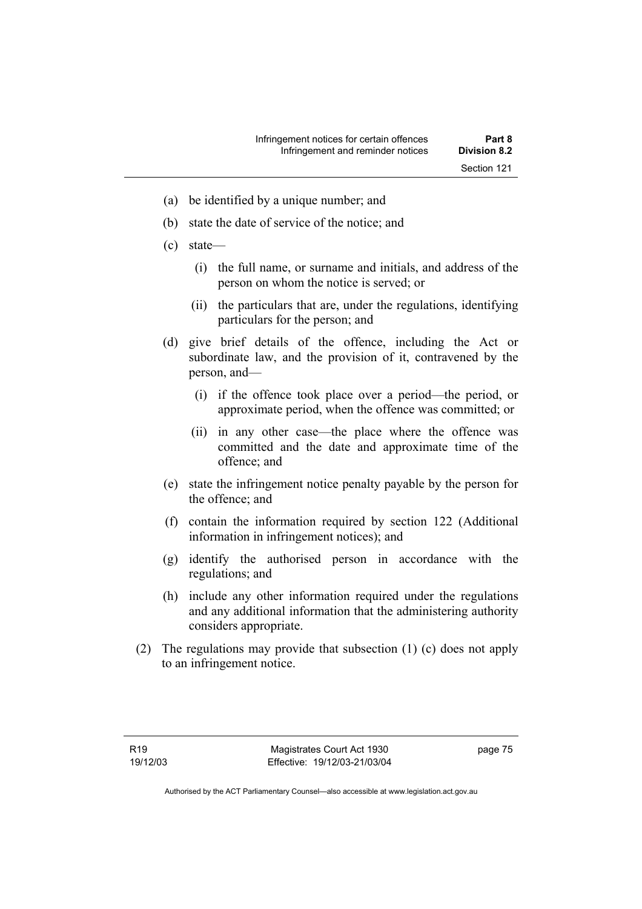(a) be identified by a unique number; and

(b) state the date of service of the notice; and

(c) state—

(i) the full name, or surname and initials, and address of the person on whom the notice is served; or

(ii) the particulars that are, under the regulations, identifying particulars for the person; and

(d) give brief details of the offence, including the Act or subordinate law, and the provision of it, contravened by the person, and—

(i) if the offence took place over a period—the period, or approximate period, when the offence was committed; or

(ii) in any other case—the place where the offence was committed and the date and approximate time of the offence; and

(e) state the infringement notice penalty payable by the person for the offence; and

(f) contain the information required by section 122 (Additional information in infringement notices); and

(g) identify the authorised person in accordance with the regulations; and

(h) include any other information required under the regulations and any additional information that the administering authority considers appropriate.

(2) The regulations may provide that subsection (1) (c) does not apply to an infringement notice.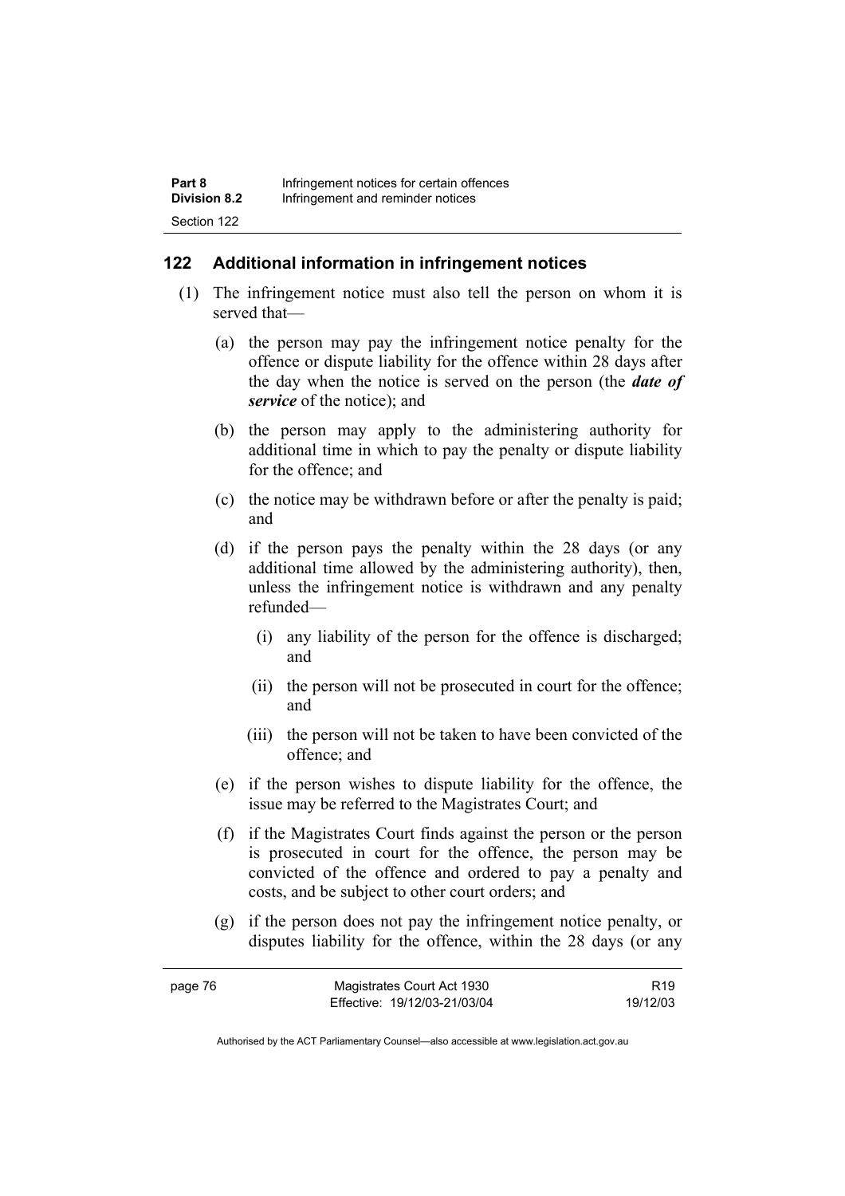## 122 Additional information in infringement notices

(1) The infringement notice must also tell the person on whom it is served that—

(a) the person may pay the infringement notice penalty for the offence or dispute liability for the offence within 28 days after the day when the notice is served on the person (the ***date of service*** of the notice); and

(b) the person may apply to the administering authority for additional time in which to pay the penalty or dispute liability for the offence; and

(c) the notice may be withdrawn before or after the penalty is paid; and

(d) if the person pays the penalty within the 28 days (or any additional time allowed by the administering authority), then, unless the infringement notice is withdrawn and any penalty refunded—

(i) any liability of the person for the offence is discharged; and

(ii) the person will not be prosecuted in court for the offence; and

(iii) the person will not be taken to have been convicted of the offence; and

(e) if the person wishes to dispute liability for the offence, the issue may be referred to the Magistrates Court; and

(f) if the Magistrates Court finds against the person or the person is prosecuted in court for the offence, the person may be convicted of the offence and ordered to pay a penalty and costs, and be subject to other court orders; and

(g) if the person does not pay the infringement notice penalty, or disputes liability for the offence, within the 28 days (or any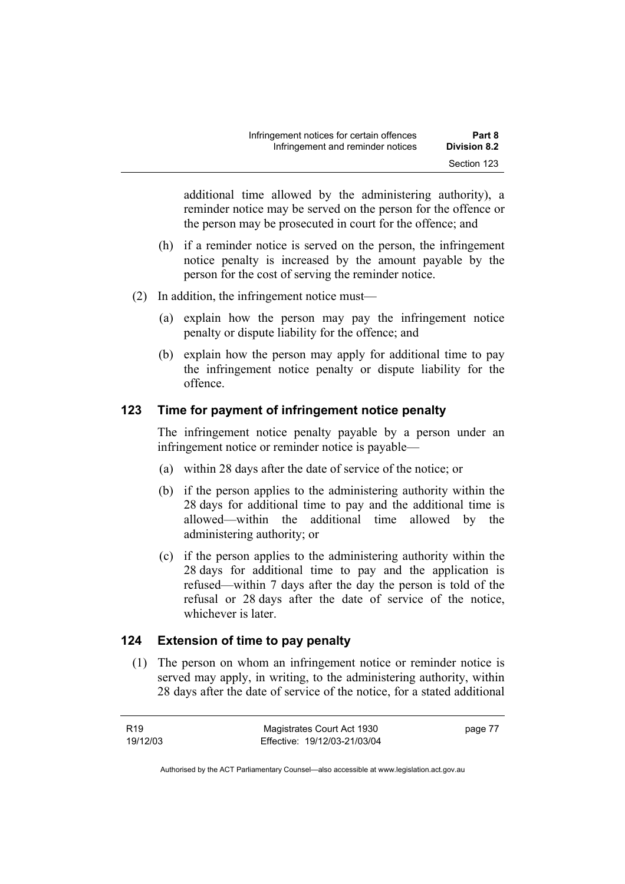additional time allowed by the administering authority), a reminder notice may be served on the person for the offence or the person may be prosecuted in court for the offence; and

(h) if a reminder notice is served on the person, the infringement notice penalty is increased by the amount payable by the person for the cost of serving the reminder notice.

(2) In addition, the infringement notice must—

(a) explain how the person may pay the infringement notice penalty or dispute liability for the offence; and

(b) explain how the person may apply for additional time to pay the infringement notice penalty or dispute liability for the offence.

## 123 Time for payment of infringement notice penalty

The infringement notice penalty payable by a person under an infringement notice or reminder notice is payable—

(a) within 28 days after the date of service of the notice; or

(b) if the person applies to the administering authority within the 28 days for additional time to pay and the additional time is allowed—within the additional time allowed by the administering authority; or

(c) if the person applies to the administering authority within the 28 days for additional time to pay and the application is refused—within 7 days after the day the person is told of the refusal or 28 days after the date of service of the notice, whichever is later.

## 124 Extension of time to pay penalty

(1) The person on whom an infringement notice or reminder notice is served may apply, in writing, to the administering authority, within 28 days after the date of service of the notice, for a stated additional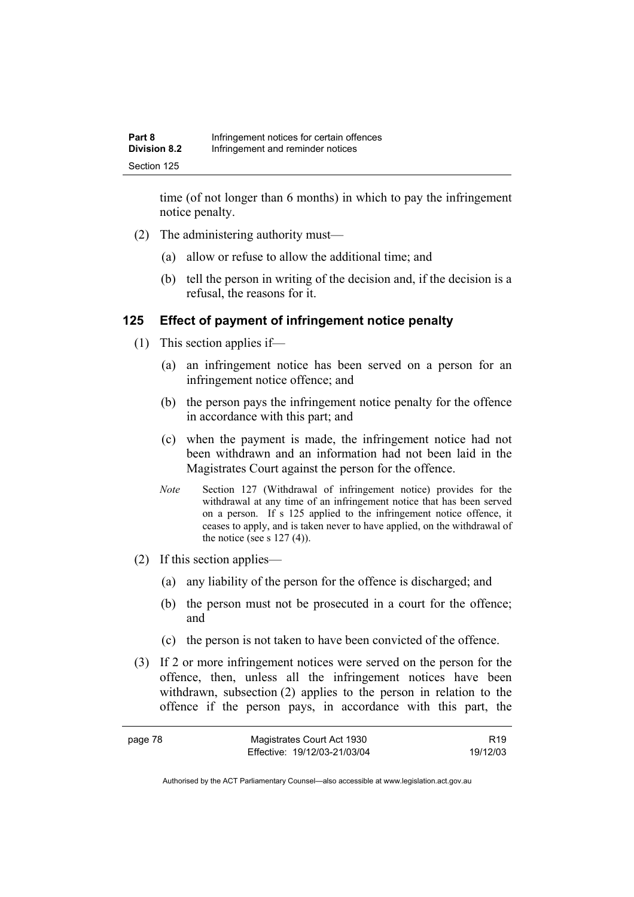time (of not longer than 6 months) in which to pay the infringement notice penalty.

(2) The administering authority must—

(a) allow or refuse to allow the additional time; and

(b) tell the person in writing of the decision and, if the decision is a refusal, the reasons for it.

## 125 Effect of payment of infringement notice penalty

(1) This section applies if—

(a) an infringement notice has been served on a person for an infringement notice offence; and

(b) the person pays the infringement notice penalty for the offence in accordance with this part; and

(c) when the payment is made, the infringement notice had not been withdrawn and an information had not been laid in the Magistrates Court against the person for the offence.

*Note* Section 127 (Withdrawal of infringement notice) provides for the withdrawal at any time of an infringement notice that has been served on a person. If s 125 applied to the infringement notice offence, it ceases to apply, and is taken never to have applied, on the withdrawal of the notice (see s 127 (4)).

(2) If this section applies—

(a) any liability of the person for the offence is discharged; and

(b) the person must not be prosecuted in a court for the offence; and

(c) the person is not taken to have been convicted of the offence.

(3) If 2 or more infringement notices were served on the person for the offence, then, unless all the infringement notices have been withdrawn, subsection (2) applies to the person in relation to the offence if the person pays, in accordance with this part, the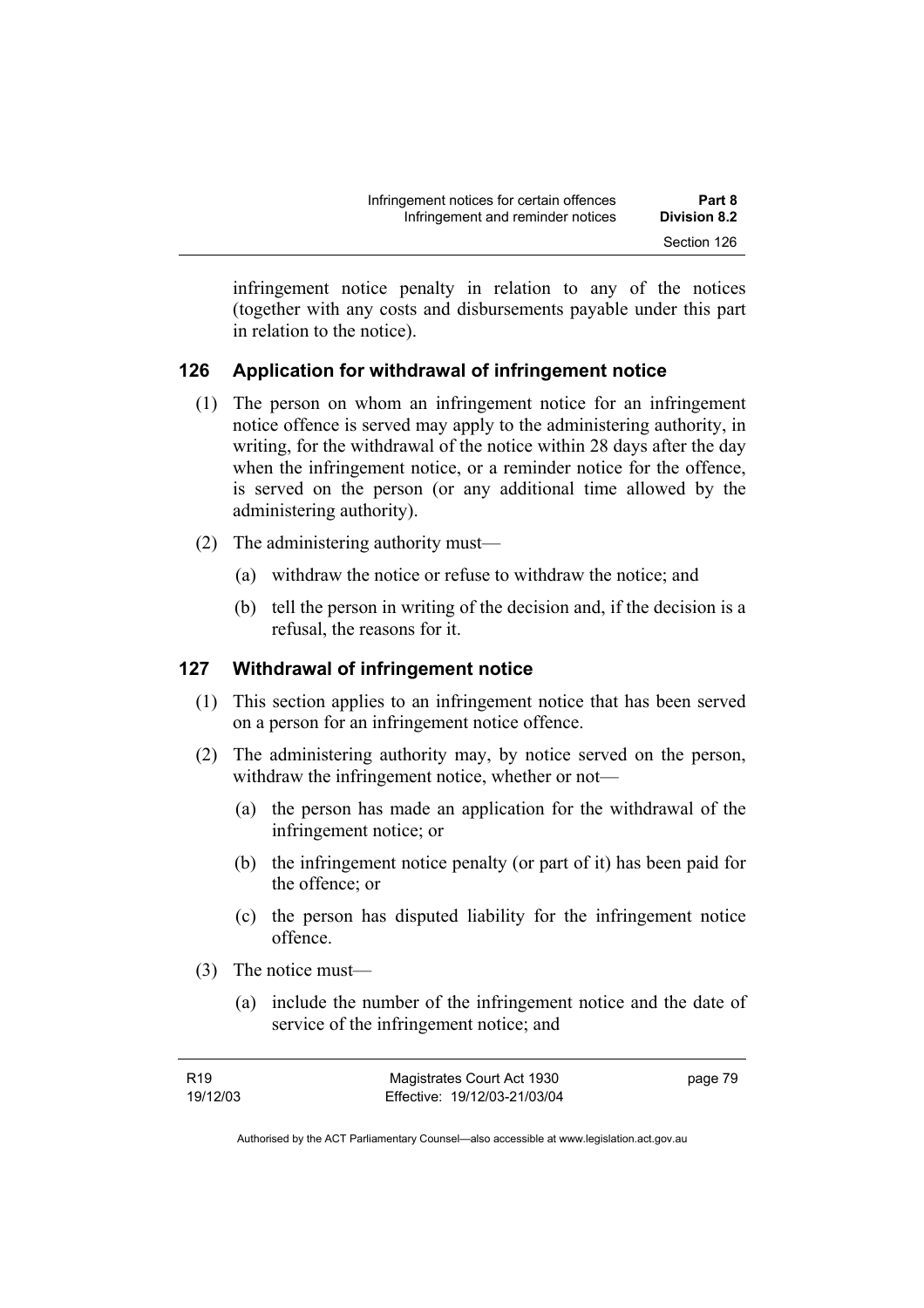infringement notice penalty in relation to any of the notices (together with any costs and disbursements payable under this part in relation to the notice).

## 126 Application for withdrawal of infringement notice

(1) The person on whom an infringement notice for an infringement notice offence is served may apply to the administering authority, in writing, for the withdrawal of the notice within 28 days after the day when the infringement notice, or a reminder notice for the offence, is served on the person (or any additional time allowed by the administering authority).

(2) The administering authority must—

(a) withdraw the notice or refuse to withdraw the notice; and

(b) tell the person in writing of the decision and, if the decision is a refusal, the reasons for it.

## 127 Withdrawal of infringement notice

(1) This section applies to an infringement notice that has been served on a person for an infringement notice offence.

(2) The administering authority may, by notice served on the person, withdraw the infringement notice, whether or not—

(a) the person has made an application for the withdrawal of the infringement notice; or

(b) the infringement notice penalty (or part of it) has been paid for the offence; or

(c) the person has disputed liability for the infringement notice offence.

(3) The notice must—

(a) include the number of the infringement notice and the date of service of the infringement notice; and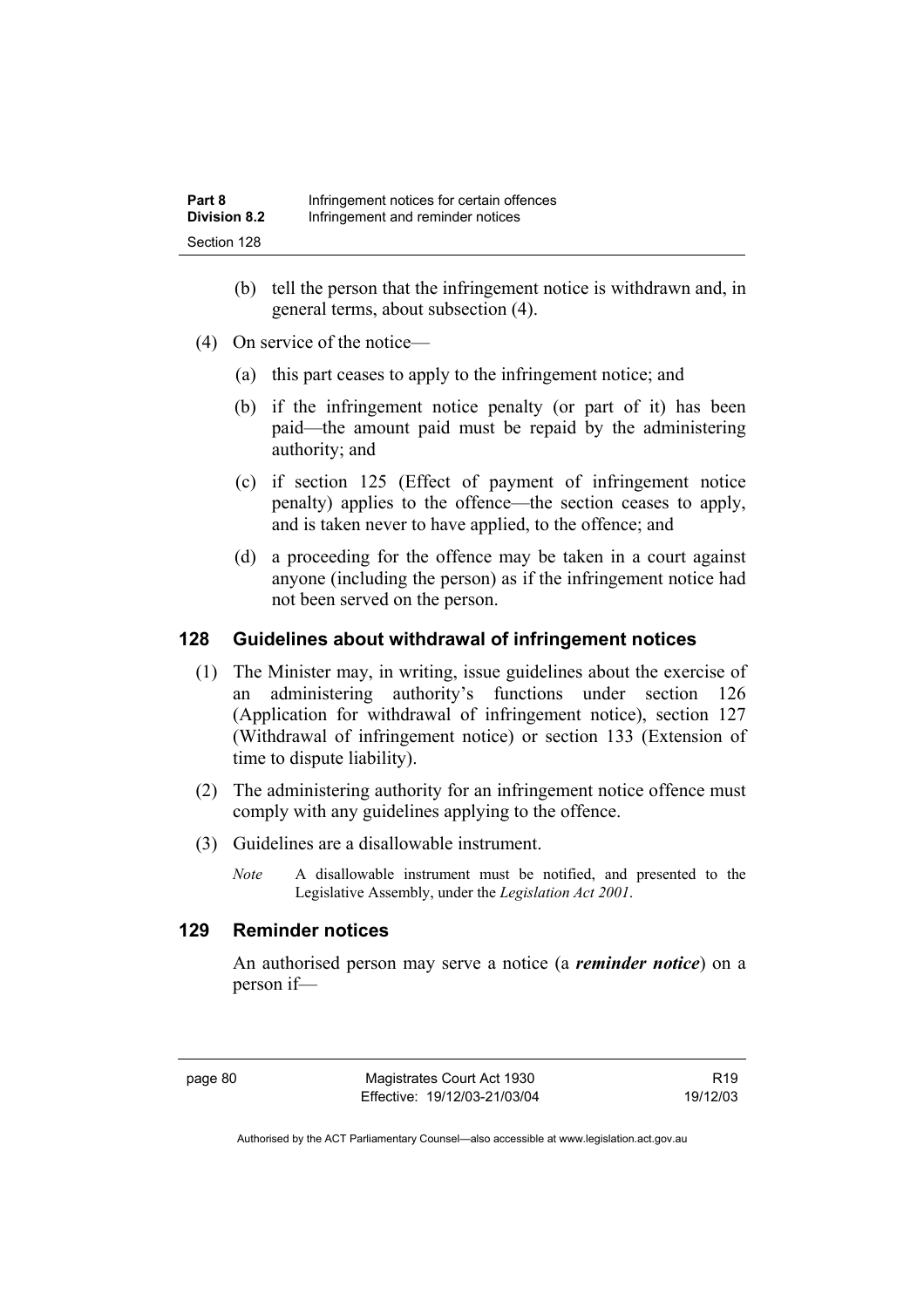(b) tell the person that the infringement notice is withdrawn and, in general terms, about subsection (4).

(4) On service of the notice—

(a) this part ceases to apply to the infringement notice; and

(b) if the infringement notice penalty (or part of it) has been paid—the amount paid must be repaid by the administering authority; and

(c) if section 125 (Effect of payment of infringement notice penalty) applies to the offence—the section ceases to apply, and is taken never to have applied, to the offence; and

(d) a proceeding for the offence may be taken in a court against anyone (including the person) as if the infringement notice had not been served on the person.

## 128 Guidelines about withdrawal of infringement notices

(1) The Minister may, in writing, issue guidelines about the exercise of an administering authority's functions under section 126 (Application for withdrawal of infringement notice), section 127 (Withdrawal of infringement notice) or section 133 (Extension of time to dispute liability).

(2) The administering authority for an infringement notice offence must comply with any guidelines applying to the offence.

(3) Guidelines are a disallowable instrument.

*Note* A disallowable instrument must be notified, and presented to the Legislative Assembly, under the *Legislation Act 2001*.

## 129 Reminder notices

An authorised person may serve a notice (a ***reminder notice***) on a person if—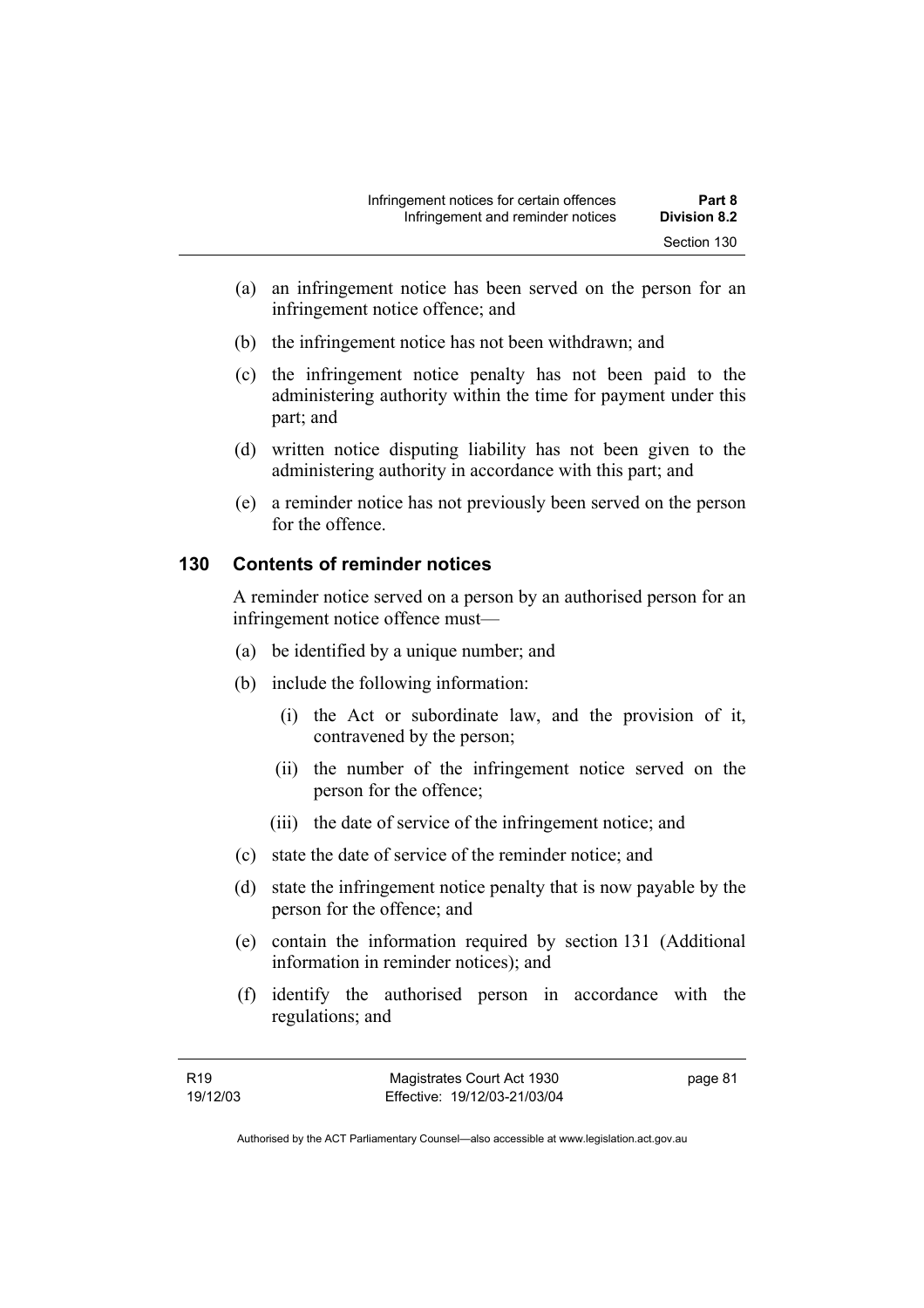(a) an infringement notice has been served on the person for an infringement notice offence; and

(b) the infringement notice has not been withdrawn; and

(c) the infringement notice penalty has not been paid to the administering authority within the time for payment under this part; and

(d) written notice disputing liability has not been given to the administering authority in accordance with this part; and

(e) a reminder notice has not previously been served on the person for the offence.

## 130 Contents of reminder notices

A reminder notice served on a person by an authorised person for an infringement notice offence must—

(a) be identified by a unique number; and

(b) include the following information:

(i) the Act or subordinate law, and the provision of it, contravened by the person;

(ii) the number of the infringement notice served on the person for the offence;

(iii) the date of service of the infringement notice; and

(c) state the date of service of the reminder notice; and

(d) state the infringement notice penalty that is now payable by the person for the offence; and

(e) contain the information required by section 131 (Additional information in reminder notices); and

(f) identify the authorised person in accordance with the regulations; and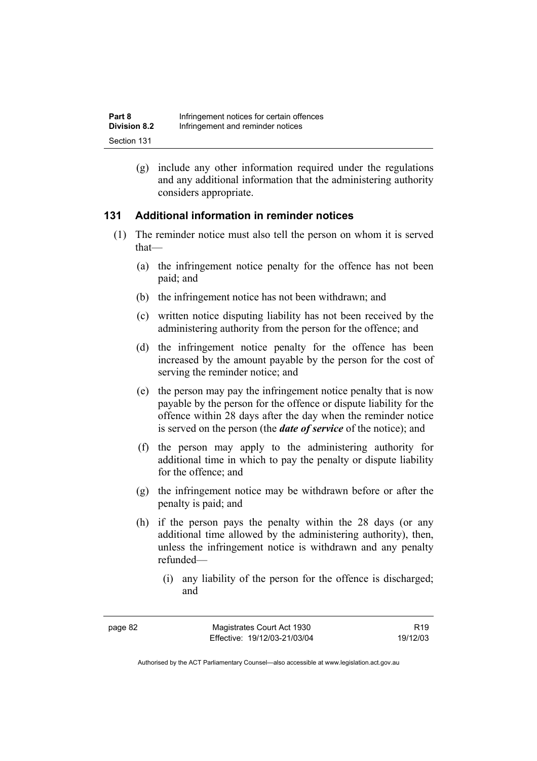(g) include any other information required under the regulations and any additional information that the administering authority considers appropriate.

## 131 Additional information in reminder notices

(1) The reminder notice must also tell the person on whom it is served that—

(a) the infringement notice penalty for the offence has not been paid; and

(b) the infringement notice has not been withdrawn; and

(c) written notice disputing liability has not been received by the administering authority from the person for the offence; and

(d) the infringement notice penalty for the offence has been increased by the amount payable by the person for the cost of serving the reminder notice; and

(e) the person may pay the infringement notice penalty that is now payable by the person for the offence or dispute liability for the offence within 28 days after the day when the reminder notice is served on the person (the ***date of service*** of the notice); and

(f) the person may apply to the administering authority for additional time in which to pay the penalty or dispute liability for the offence; and

(g) the infringement notice may be withdrawn before or after the penalty is paid; and

(h) if the person pays the penalty within the 28 days (or any additional time allowed by the administering authority), then, unless the infringement notice is withdrawn and any penalty refunded—

(i) any liability of the person for the offence is discharged; and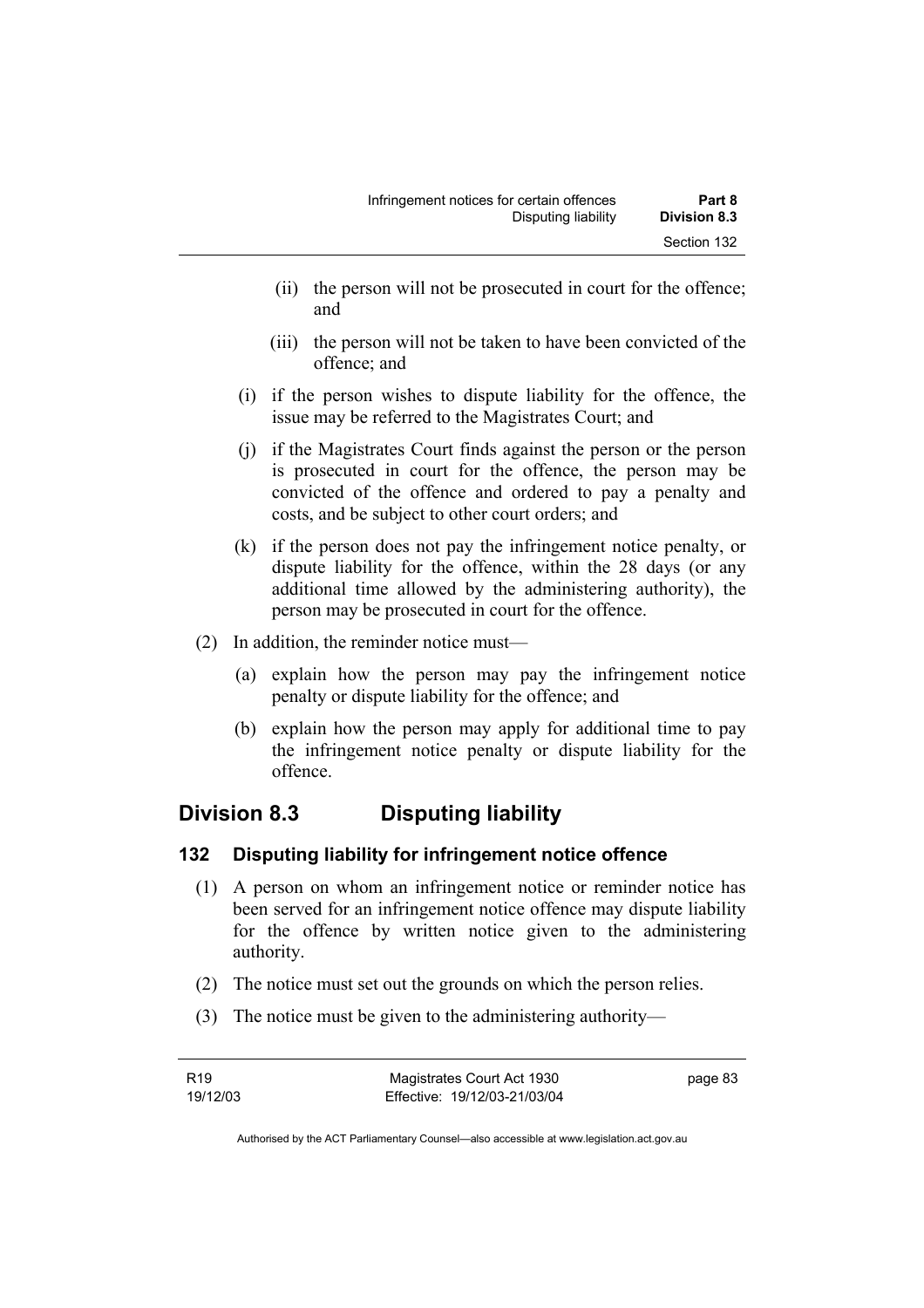(ii) the person will not be prosecuted in court for the offence; and

(iii) the person will not be taken to have been convicted of the offence; and

(i) if the person wishes to dispute liability for the offence, the issue may be referred to the Magistrates Court; and

(j) if the Magistrates Court finds against the person or the person is prosecuted in court for the offence, the person may be convicted of the offence and ordered to pay a penalty and costs, and be subject to other court orders; and

(k) if the person does not pay the infringement notice penalty, or dispute liability for the offence, within the 28 days (or any additional time allowed by the administering authority), the person may be prosecuted in court for the offence.

(2) In addition, the reminder notice must—

(a) explain how the person may pay the infringement notice penalty or dispute liability for the offence; and

(b) explain how the person may apply for additional time to pay the infringement notice penalty or dispute liability for the offence.

# Division 8.3 Disputing liability

## 132 Disputing liability for infringement notice offence

(1) A person on whom an infringement notice or reminder notice has been served for an infringement notice offence may dispute liability for the offence by written notice given to the administering authority.

(2) The notice must set out the grounds on which the person relies.

(3) The notice must be given to the administering authority—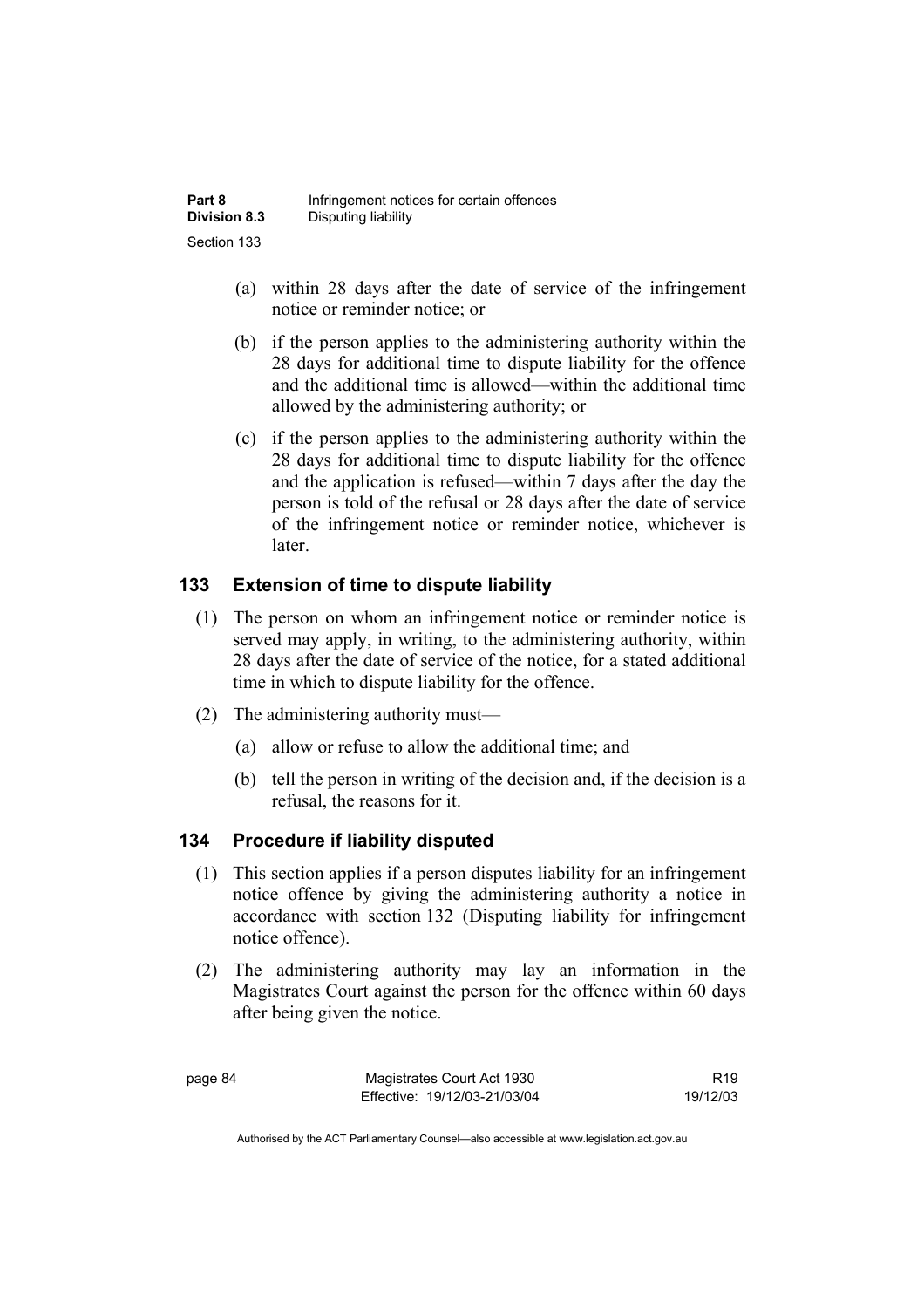(a) within 28 days after the date of service of the infringement notice or reminder notice; or

(b) if the person applies to the administering authority within the 28 days for additional time to dispute liability for the offence and the additional time is allowed—within the additional time allowed by the administering authority; or

(c) if the person applies to the administering authority within the 28 days for additional time to dispute liability for the offence and the application is refused—within 7 days after the day the person is told of the refusal or 28 days after the date of service of the infringement notice or reminder notice, whichever is later.

## 133 Extension of time to dispute liability

(1) The person on whom an infringement notice or reminder notice is served may apply, in writing, to the administering authority, within 28 days after the date of service of the notice, for a stated additional time in which to dispute liability for the offence.

(2) The administering authority must—

(a) allow or refuse to allow the additional time; and

(b) tell the person in writing of the decision and, if the decision is a refusal, the reasons for it.

## 134 Procedure if liability disputed

(1) This section applies if a person disputes liability for an infringement notice offence by giving the administering authority a notice in accordance with section 132 (Disputing liability for infringement notice offence).

(2) The administering authority may lay an information in the Magistrates Court against the person for the offence within 60 days after being given the notice.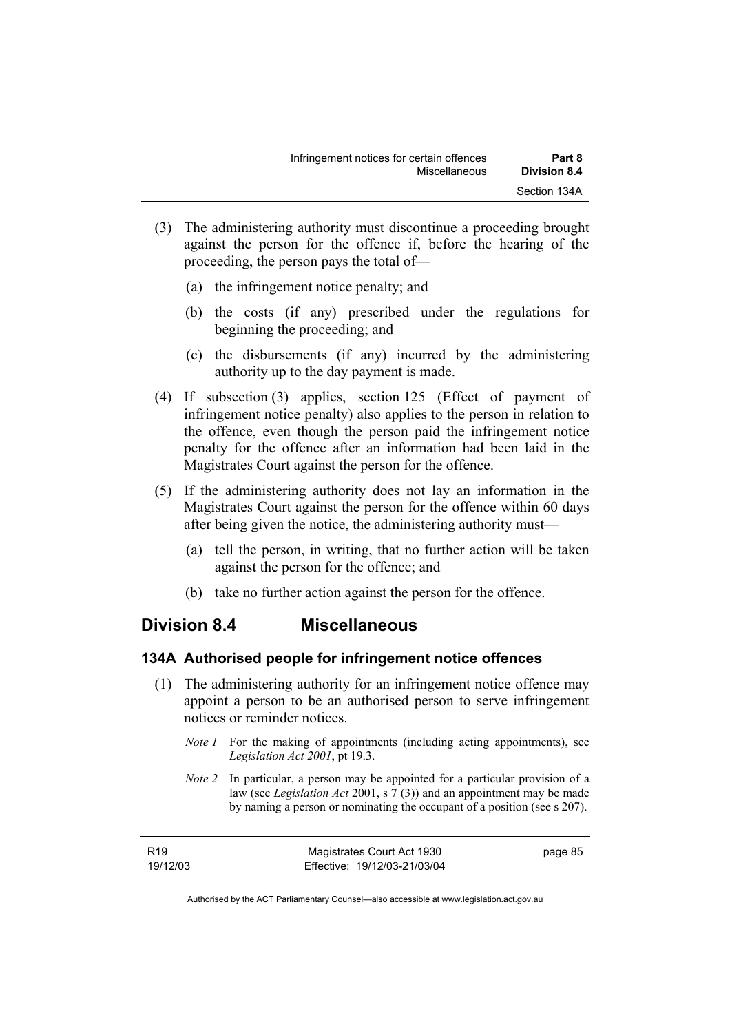(3) The administering authority must discontinue a proceeding brought against the person for the offence if, before the hearing of the proceeding, the person pays the total of—

(a) the infringement notice penalty; and

(b) the costs (if any) prescribed under the regulations for beginning the proceeding; and

(c) the disbursements (if any) incurred by the administering authority up to the day payment is made.

(4) If subsection (3) applies, section 125 (Effect of payment of infringement notice penalty) also applies to the person in relation to the offence, even though the person paid the infringement notice penalty for the offence after an information had been laid in the Magistrates Court against the person for the offence.

(5) If the administering authority does not lay an information in the Magistrates Court against the person for the offence within 60 days after being given the notice, the administering authority must—

(a) tell the person, in writing, that no further action will be taken against the person for the offence; and

(b) take no further action against the person for the offence.

## Division 8.4 Miscellaneous

### 134A Authorised people for infringement notice offences

(1) The administering authority for an infringement notice offence may appoint a person to be an authorised person to serve infringement notices or reminder notices.

*Note 1* For the making of appointments (including acting appointments), see *Legislation Act 2001*, pt 19.3.

*Note 2* In particular, a person may be appointed for a particular provision of a law (see *Legislation Act* 2001, s 7 (3)) and an appointment may be made by naming a person or nominating the occupant of a position (see s 207).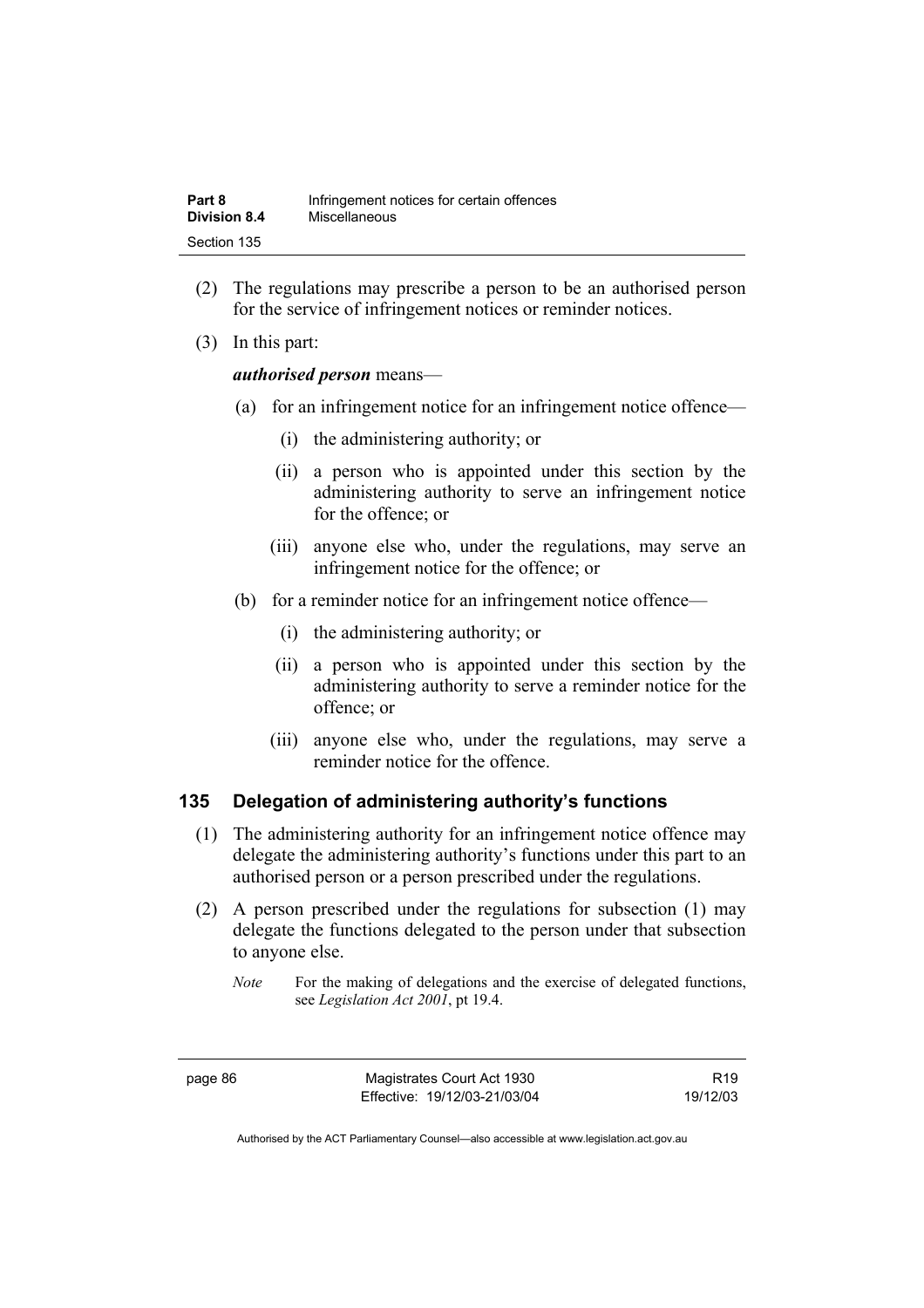(2) The regulations may prescribe a person to be an authorised person for the service of infringement notices or reminder notices.

(3) In this part:

***authorised person*** means—

(a) for an infringement notice for an infringement notice offence—

(i) the administering authority; or

(ii) a person who is appointed under this section by the administering authority to serve an infringement notice for the offence; or

(iii) anyone else who, under the regulations, may serve an infringement notice for the offence; or

(b) for a reminder notice for an infringement notice offence—

(i) the administering authority; or

(ii) a person who is appointed under this section by the administering authority to serve a reminder notice for the offence; or

(iii) anyone else who, under the regulations, may serve a reminder notice for the offence.

### 135 Delegation of administering authority's functions

(1) The administering authority for an infringement notice offence may delegate the administering authority's functions under this part to an authorised person or a person prescribed under the regulations.

(2) A person prescribed under the regulations for subsection (1) may delegate the functions delegated to the person under that subsection to anyone else.

*Note* For the making of delegations and the exercise of delegated functions, see *Legislation Act 2001*, pt 19.4.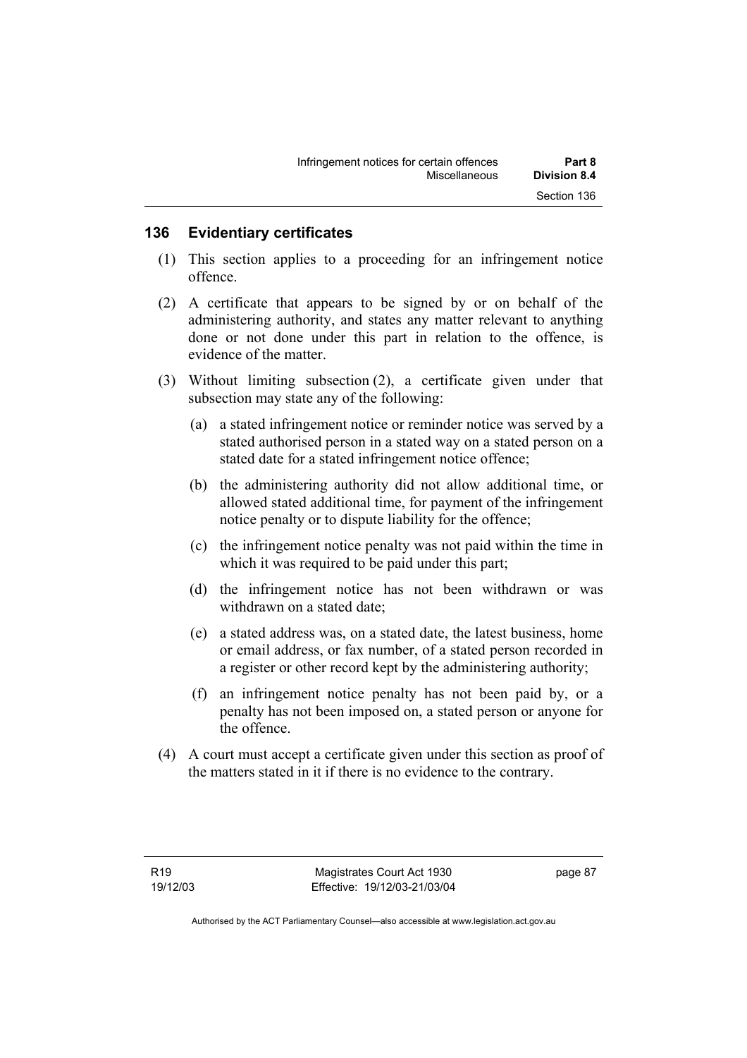## 136 Evidentiary certificates

(1) This section applies to a proceeding for an infringement notice offence.

(2) A certificate that appears to be signed by or on behalf of the administering authority, and states any matter relevant to anything done or not done under this part in relation to the offence, is evidence of the matter.

(3) Without limiting subsection (2), a certificate given under that subsection may state any of the following:

(a) a stated infringement notice or reminder notice was served by a stated authorised person in a stated way on a stated person on a stated date for a stated infringement notice offence;

(b) the administering authority did not allow additional time, or allowed stated additional time, for payment of the infringement notice penalty or to dispute liability for the offence;

(c) the infringement notice penalty was not paid within the time in which it was required to be paid under this part;

(d) the infringement notice has not been withdrawn or was withdrawn on a stated date;

(e) a stated address was, on a stated date, the latest business, home or email address, or fax number, of a stated person recorded in a register or other record kept by the administering authority;

(f) an infringement notice penalty has not been paid by, or a penalty has not been imposed on, a stated person or anyone for the offence.

(4) A court must accept a certificate given under this section as proof of the matters stated in it if there is no evidence to the contrary.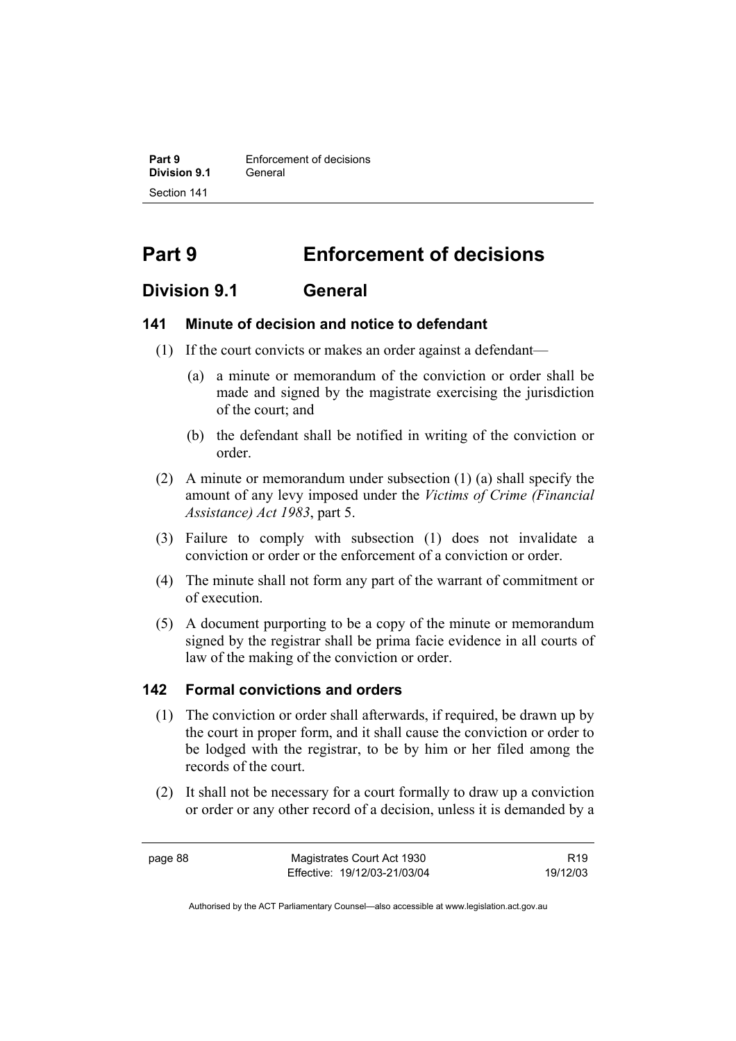# Part 9 Enforcement of decisions

## Division 9.1 General

### 141 Minute of decision and notice to defendant

(1) If the court convicts or makes an order against a defendant—

(a) a minute or memorandum of the conviction or order shall be made and signed by the magistrate exercising the jurisdiction of the court; and

(b) the defendant shall be notified in writing of the conviction or order.

(2) A minute or memorandum under subsection (1) (a) shall specify the amount of any levy imposed under the *Victims of Crime (Financial Assistance) Act 1983*, part 5.

(3) Failure to comply with subsection (1) does not invalidate a conviction or order or the enforcement of a conviction or order.

(4) The minute shall not form any part of the warrant of commitment or of execution.

(5) A document purporting to be a copy of the minute or memorandum signed by the registrar shall be prima facie evidence in all courts of law of the making of the conviction or order.

### 142 Formal convictions and orders

(1) The conviction or order shall afterwards, if required, be drawn up by the court in proper form, and it shall cause the conviction or order to be lodged with the registrar, to be by him or her filed among the records of the court.

(2) It shall not be necessary for a court formally to draw up a conviction or order or any other record of a decision, unless it is demanded by a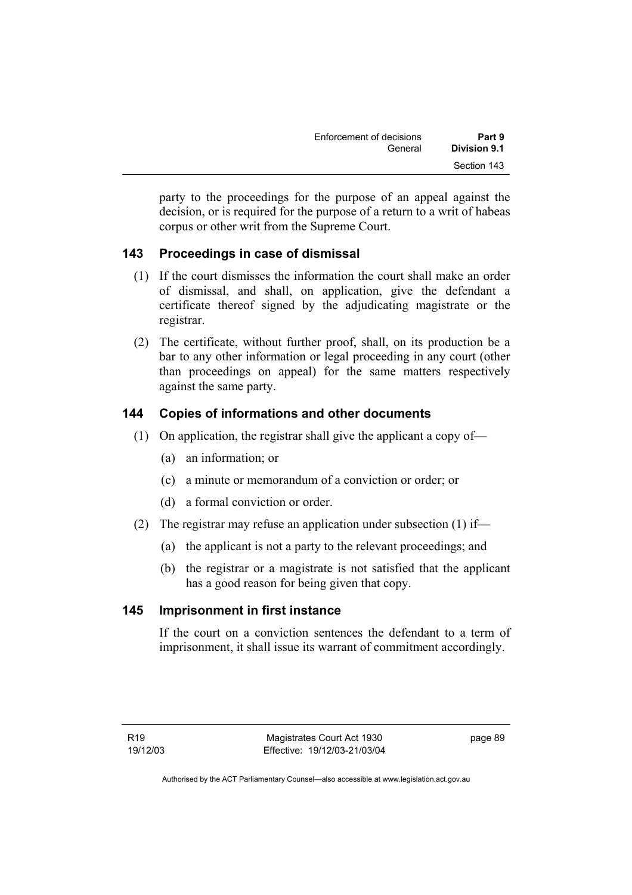party to the proceedings for the purpose of an appeal against the decision, or is required for the purpose of a return to a writ of habeas corpus or other writ from the Supreme Court.

## 143 Proceedings in case of dismissal

(1) If the court dismisses the information the court shall make an order of dismissal, and shall, on application, give the defendant a certificate thereof signed by the adjudicating magistrate or the registrar.

(2) The certificate, without further proof, shall, on its production be a bar to any other information or legal proceeding in any court (other than proceedings on appeal) for the same matters respectively against the same party.

## 144 Copies of informations and other documents

(1) On application, the registrar shall give the applicant a copy of—

(a) an information; or

(c) a minute or memorandum of a conviction or order; or

(d) a formal conviction or order.

(2) The registrar may refuse an application under subsection (1) if—

(a) the applicant is not a party to the relevant proceedings; and

(b) the registrar or a magistrate is not satisfied that the applicant has a good reason for being given that copy.

## 145 Imprisonment in first instance

If the court on a conviction sentences the defendant to a term of imprisonment, it shall issue its warrant of commitment accordingly.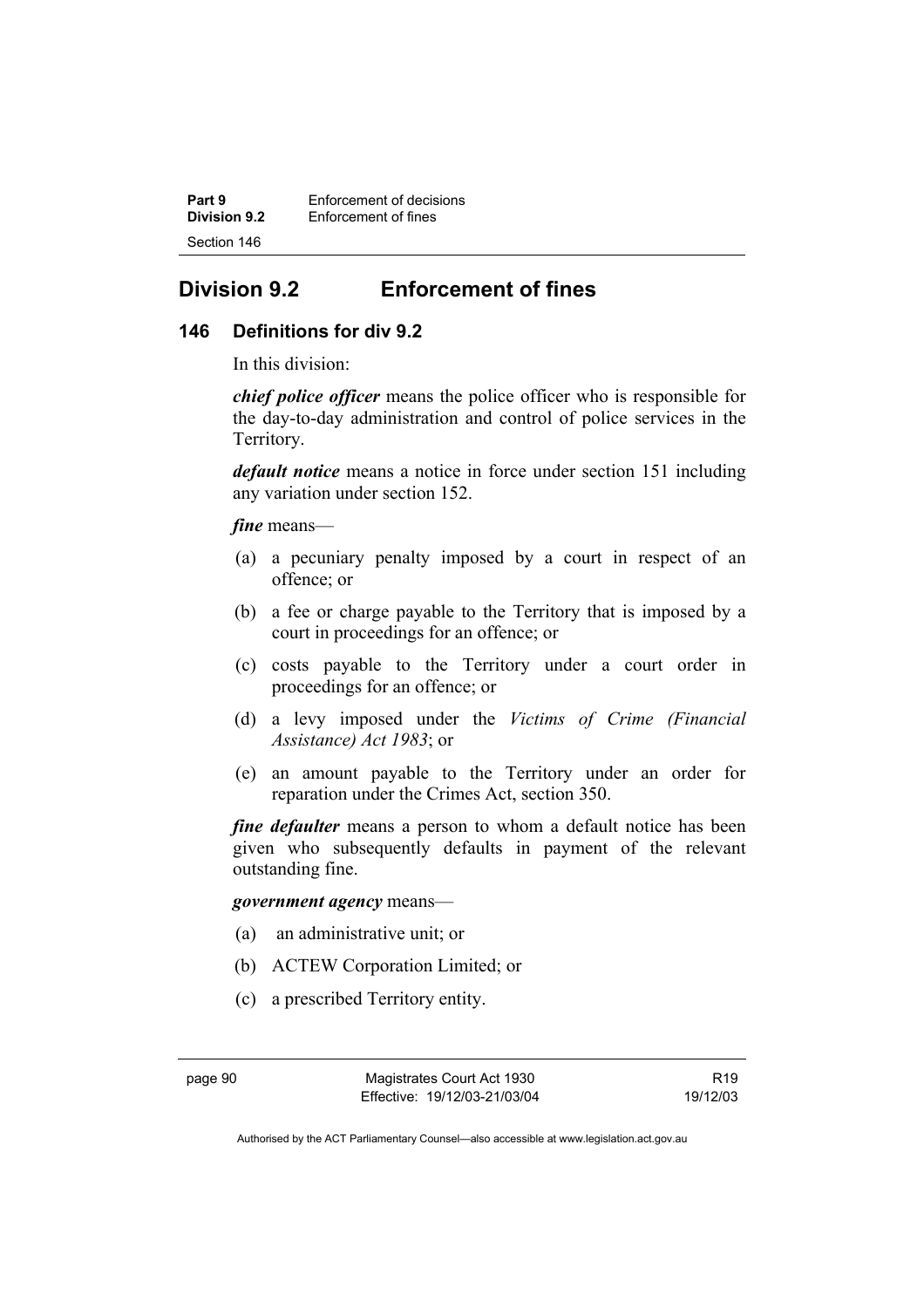## Division 9.2 Enforcement of fines

### 146 Definitions for div 9.2

In this division:

***chief police officer*** means the police officer who is responsible for the day-to-day administration and control of police services in the Territory.

***default notice*** means a notice in force under section 151 including any variation under section 152.

***fine*** means—

(a) a pecuniary penalty imposed by a court in respect of an offence; or

(b) a fee or charge payable to the Territory that is imposed by a court in proceedings for an offence; or

(c) costs payable to the Territory under a court order in proceedings for an offence; or

(d) a levy imposed under the *Victims of Crime (Financial Assistance) Act 1983*; or

(e) an amount payable to the Territory under an order for reparation under the Crimes Act, section 350.

***fine defaulter*** means a person to whom a default notice has been given who subsequently defaults in payment of the relevant outstanding fine.

***government agency*** means—

(a) an administrative unit; or

(b) ACTEW Corporation Limited; or

(c) a prescribed Territory entity.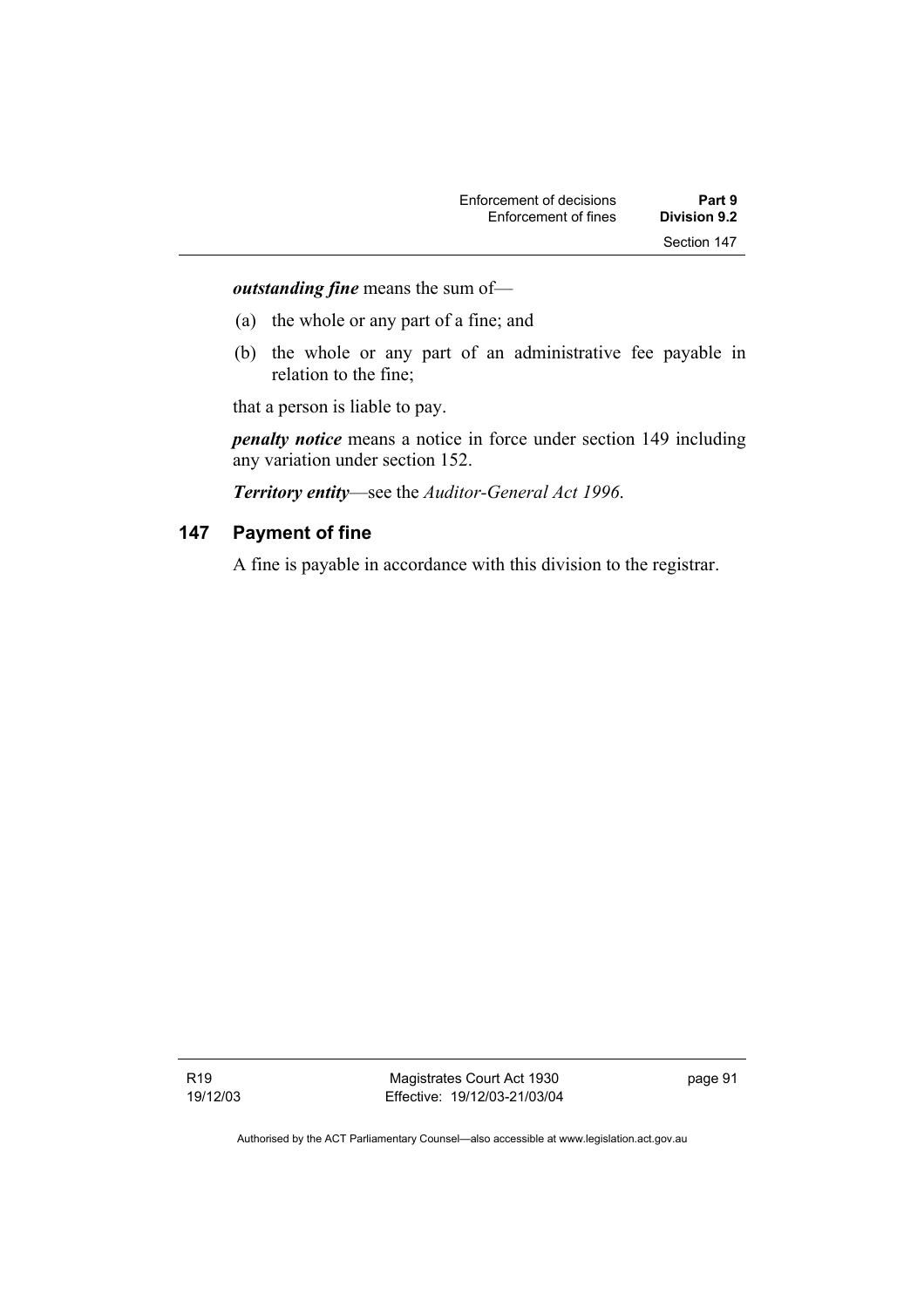***outstanding fine*** means the sum of—

(a) the whole or any part of a fine; and

(b) the whole or any part of an administrative fee payable in relation to the fine;

that a person is liable to pay.

***penalty notice*** means a notice in force under section 149 including any variation under section 152.

***Territory entity***—see the *Auditor-General Act 1996*.

## 147 Payment of fine

A fine is payable in accordance with this division to the registrar.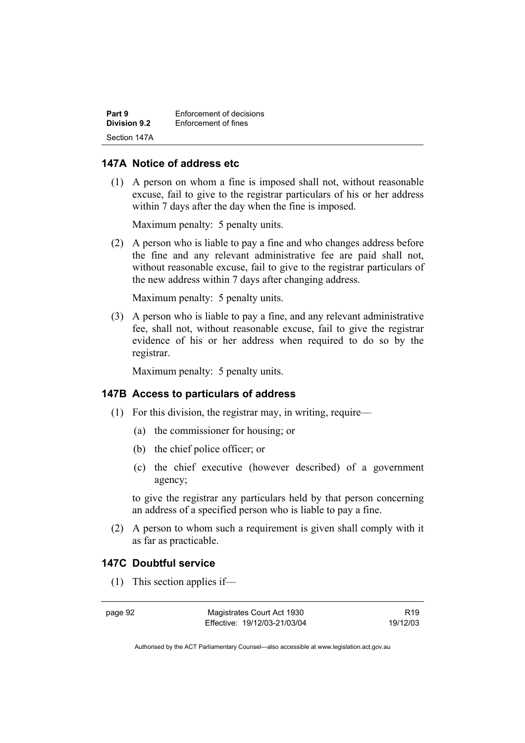## 147A Notice of address etc

(1) A person on whom a fine is imposed shall not, without reasonable excuse, fail to give to the registrar particulars of his or her address within 7 days after the day when the fine is imposed.

Maximum penalty: 5 penalty units.

(2) A person who is liable to pay a fine and who changes address before the fine and any relevant administrative fee are paid shall not, without reasonable excuse, fail to give to the registrar particulars of the new address within 7 days after changing address.

Maximum penalty: 5 penalty units.

(3) A person who is liable to pay a fine, and any relevant administrative fee, shall not, without reasonable excuse, fail to give the registrar evidence of his or her address when required to do so by the registrar.

Maximum penalty: 5 penalty units.

## 147B Access to particulars of address

(1) For this division, the registrar may, in writing, require—

(a) the commissioner for housing; or

(b) the chief police officer; or

(c) the chief executive (however described) of a government agency;

to give the registrar any particulars held by that person concerning an address of a specified person who is liable to pay a fine.

(2) A person to whom such a requirement is given shall comply with it as far as practicable.

## 147C Doubtful service

(1) This section applies if—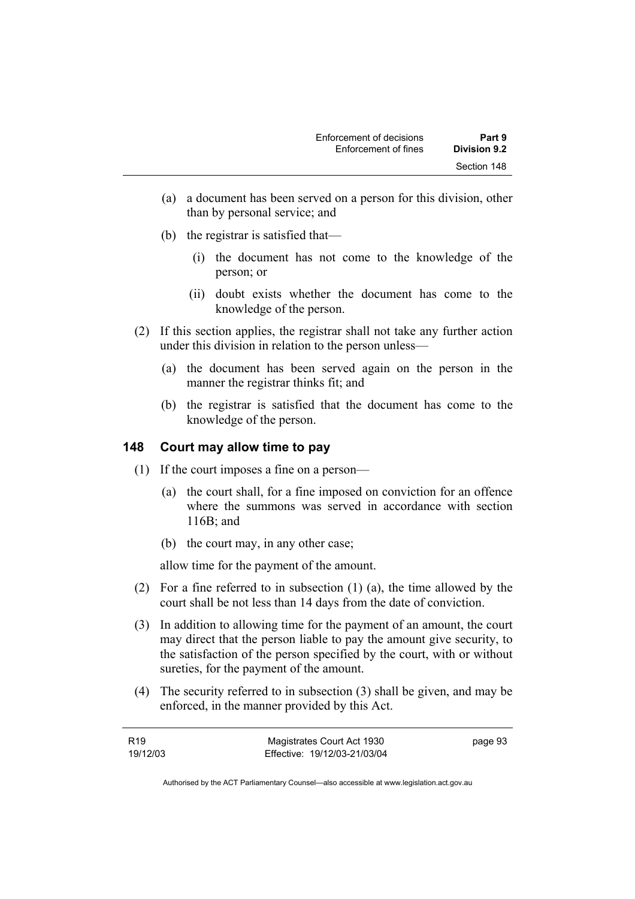(a) a document has been served on a person for this division, other than by personal service; and

(b) the registrar is satisfied that—

(i) the document has not come to the knowledge of the person; or

(ii) doubt exists whether the document has come to the knowledge of the person.

(2) If this section applies, the registrar shall not take any further action under this division in relation to the person unless—

(a) the document has been served again on the person in the manner the registrar thinks fit; and

(b) the registrar is satisfied that the document has come to the knowledge of the person.

## 148 Court may allow time to pay

(1) If the court imposes a fine on a person—

(a) the court shall, for a fine imposed on conviction for an offence where the summons was served in accordance with section 116B; and

(b) the court may, in any other case;

allow time for the payment of the amount.

(2) For a fine referred to in subsection (1) (a), the time allowed by the court shall be not less than 14 days from the date of conviction.

(3) In addition to allowing time for the payment of an amount, the court may direct that the person liable to pay the amount give security, to the satisfaction of the person specified by the court, with or without sureties, for the payment of the amount.

(4) The security referred to in subsection (3) shall be given, and may be enforced, in the manner provided by this Act.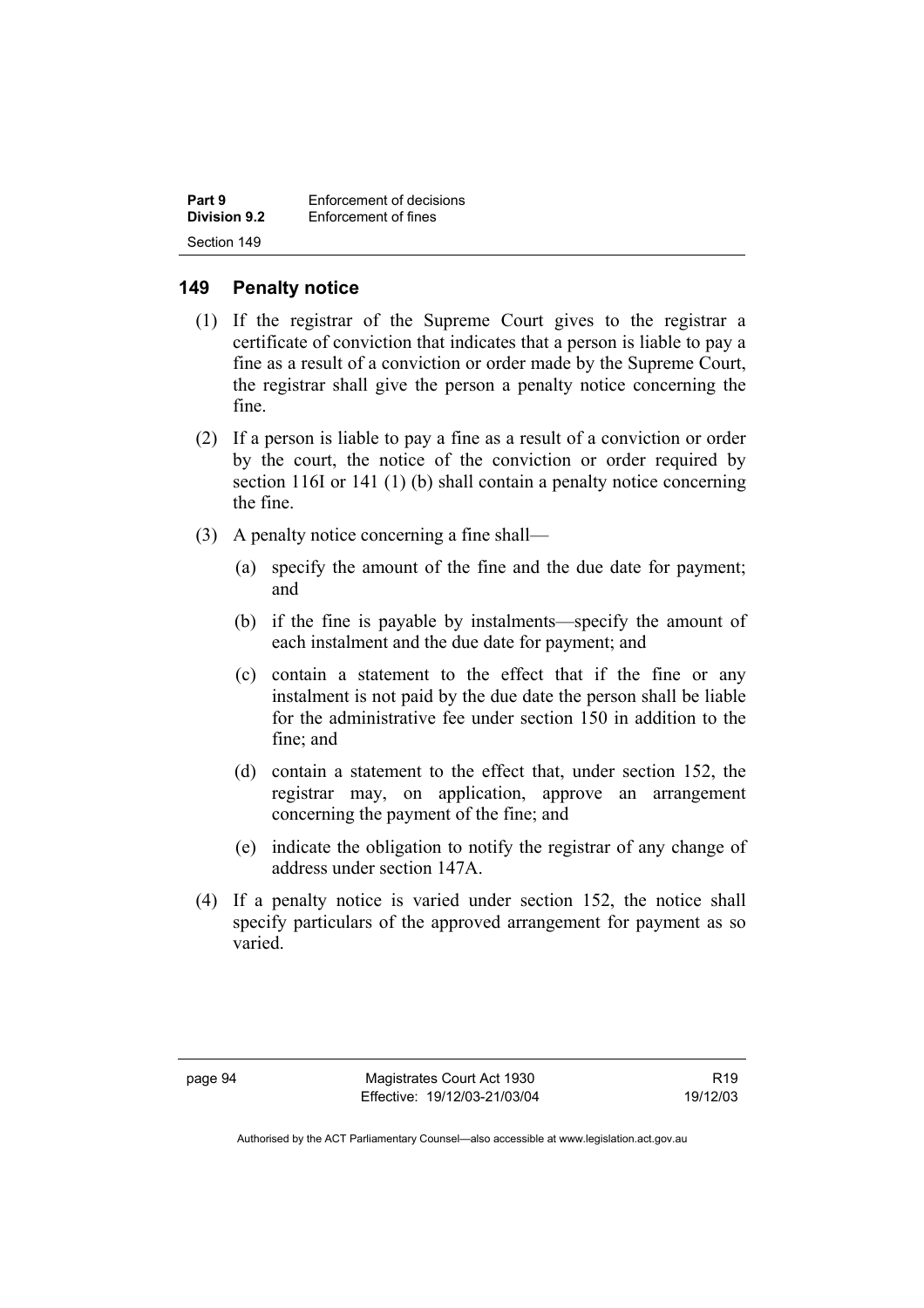## 149 Penalty notice

(1) If the registrar of the Supreme Court gives to the registrar a certificate of conviction that indicates that a person is liable to pay a fine as a result of a conviction or order made by the Supreme Court, the registrar shall give the person a penalty notice concerning the fine.

(2) If a person is liable to pay a fine as a result of a conviction or order by the court, the notice of the conviction or order required by section 116I or 141 (1) (b) shall contain a penalty notice concerning the fine.

(3) A penalty notice concerning a fine shall—

(a) specify the amount of the fine and the due date for payment; and

(b) if the fine is payable by instalments—specify the amount of each instalment and the due date for payment; and

(c) contain a statement to the effect that if the fine or any instalment is not paid by the due date the person shall be liable for the administrative fee under section 150 in addition to the fine; and

(d) contain a statement to the effect that, under section 152, the registrar may, on application, approve an arrangement concerning the payment of the fine; and

(e) indicate the obligation to notify the registrar of any change of address under section 147A.

(4) If a penalty notice is varied under section 152, the notice shall specify particulars of the approved arrangement for payment as so varied.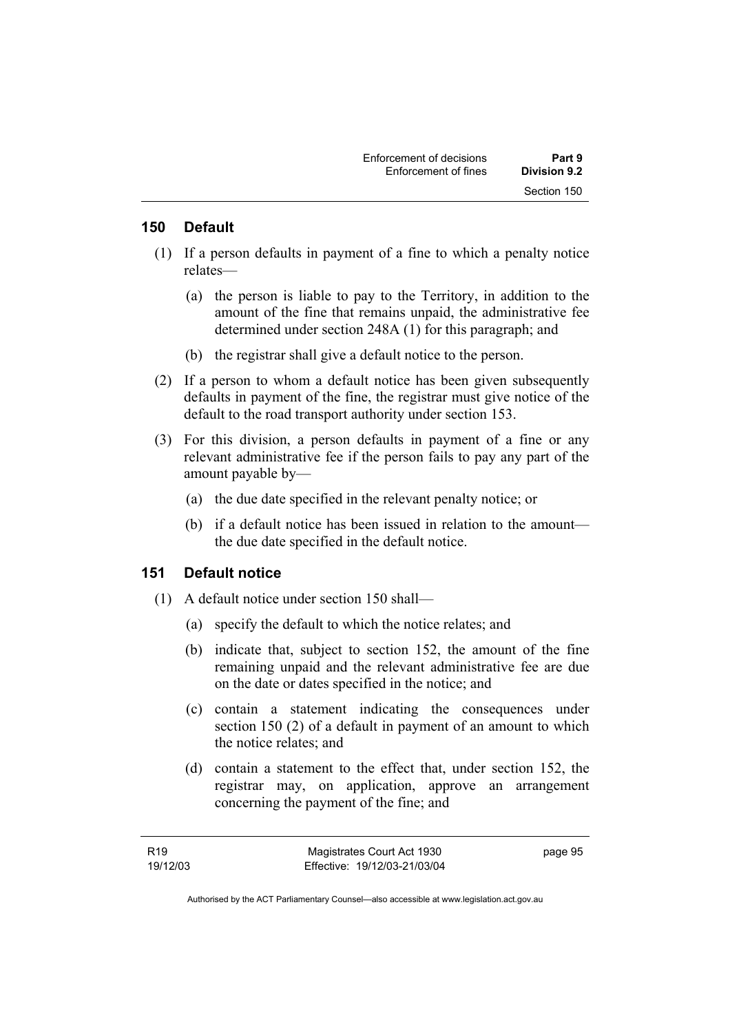## 150 Default

(1) If a person defaults in payment of a fine to which a penalty notice relates—

   (a) the person is liable to pay to the Territory, in addition to the amount of the fine that remains unpaid, the administrative fee determined under section 248A (1) for this paragraph; and

   (b) the registrar shall give a default notice to the person.

(2) If a person to whom a default notice has been given subsequently defaults in payment of the fine, the registrar must give notice of the default to the road transport authority under section 153.

(3) For this division, a person defaults in payment of a fine or any relevant administrative fee if the person fails to pay any part of the amount payable by—

   (a) the due date specified in the relevant penalty notice; or

   (b) if a default notice has been issued in relation to the amount—the due date specified in the default notice.

## 151 Default notice

(1) A default notice under section 150 shall—

   (a) specify the default to which the notice relates; and

   (b) indicate that, subject to section 152, the amount of the fine remaining unpaid and the relevant administrative fee are due on the date or dates specified in the notice; and

   (c) contain a statement indicating the consequences under section 150 (2) of a default in payment of an amount to which the notice relates; and

   (d) contain a statement to the effect that, under section 152, the registrar may, on application, approve an arrangement concerning the payment of the fine; and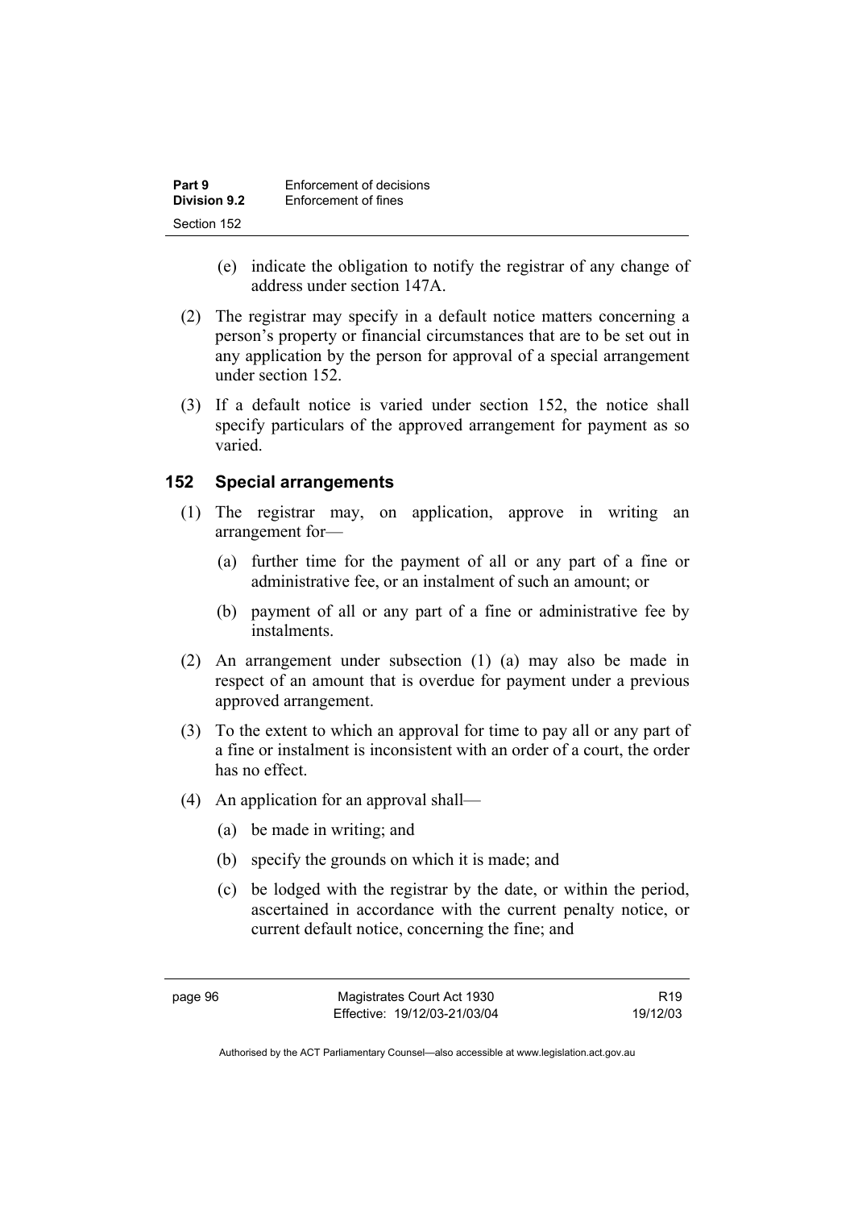(e) indicate the obligation to notify the registrar of any change of address under section 147A.

(2) The registrar may specify in a default notice matters concerning a person's property or financial circumstances that are to be set out in any application by the person for approval of a special arrangement under section 152.

(3) If a default notice is varied under section 152, the notice shall specify particulars of the approved arrangement for payment as so varied.

## 152 Special arrangements

(1) The registrar may, on application, approve in writing an arrangement for—

(a) further time for the payment of all or any part of a fine or administrative fee, or an instalment of such an amount; or

(b) payment of all or any part of a fine or administrative fee by instalments.

(2) An arrangement under subsection (1) (a) may also be made in respect of an amount that is overdue for payment under a previous approved arrangement.

(3) To the extent to which an approval for time to pay all or any part of a fine or instalment is inconsistent with an order of a court, the order has no effect.

(4) An application for an approval shall—

(a) be made in writing; and

(b) specify the grounds on which it is made; and

(c) be lodged with the registrar by the date, or within the period, ascertained in accordance with the current penalty notice, or current default notice, concerning the fine; and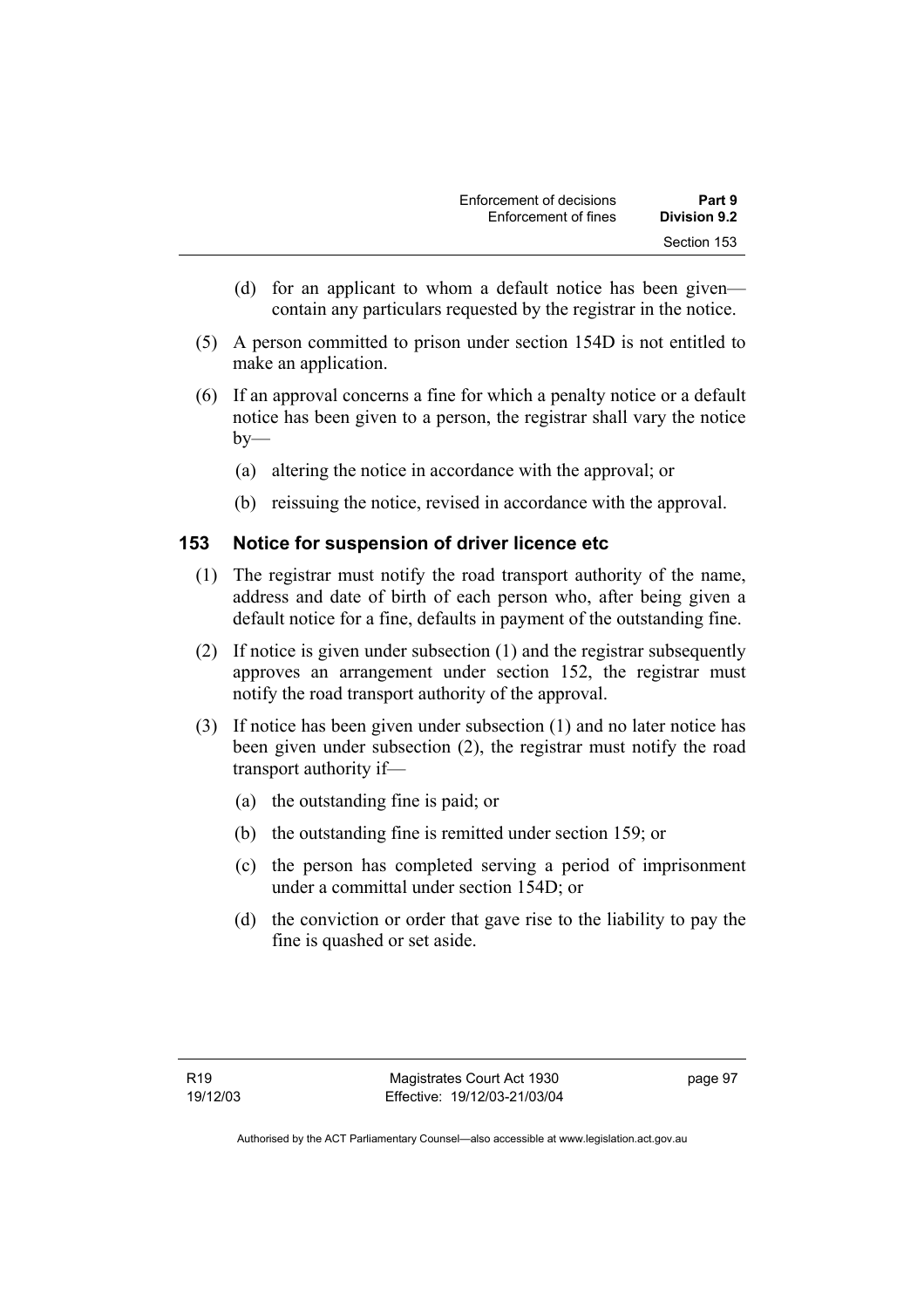(d) for an applicant to whom a default notice has been given—contain any particulars requested by the registrar in the notice.

(5) A person committed to prison under section 154D is not entitled to make an application.

(6) If an approval concerns a fine for which a penalty notice or a default notice has been given to a person, the registrar shall vary the notice by—

(a) altering the notice in accordance with the approval; or

(b) reissuing the notice, revised in accordance with the approval.

### 153 Notice for suspension of driver licence etc

(1) The registrar must notify the road transport authority of the name, address and date of birth of each person who, after being given a default notice for a fine, defaults in payment of the outstanding fine.

(2) If notice is given under subsection (1) and the registrar subsequently approves an arrangement under section 152, the registrar must notify the road transport authority of the approval.

(3) If notice has been given under subsection (1) and no later notice has been given under subsection (2), the registrar must notify the road transport authority if—

(a) the outstanding fine is paid; or

(b) the outstanding fine is remitted under section 159; or

(c) the person has completed serving a period of imprisonment under a committal under section 154D; or

(d) the conviction or order that gave rise to the liability to pay the fine is quashed or set aside.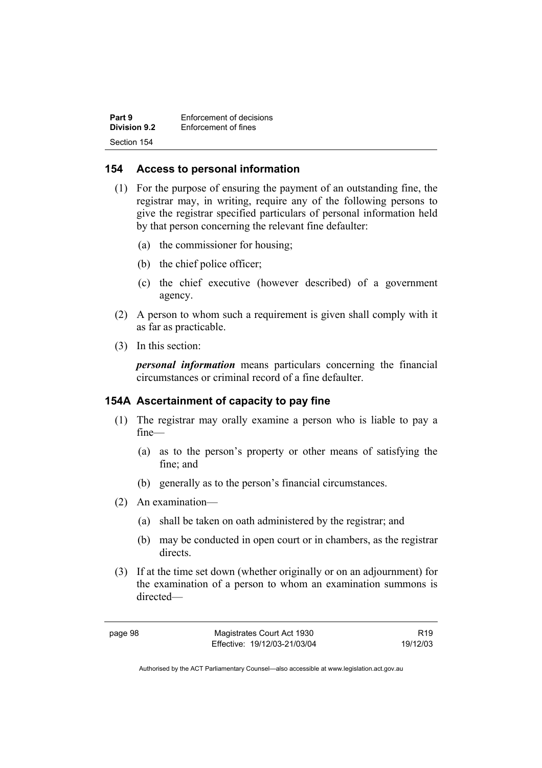## 154 Access to personal information

(1) For the purpose of ensuring the payment of an outstanding fine, the registrar may, in writing, require any of the following persons to give the registrar specified particulars of personal information held by that person concerning the relevant fine defaulter:

(a) the commissioner for housing;

(b) the chief police officer;

(c) the chief executive (however described) of a government agency.

(2) A person to whom such a requirement is given shall comply with it as far as practicable.

(3) In this section:

***personal information*** means particulars concerning the financial circumstances or criminal record of a fine defaulter.

## 154A Ascertainment of capacity to pay fine

(1) The registrar may orally examine a person who is liable to pay a fine—

(a) as to the person's property or other means of satisfying the fine; and

(b) generally as to the person's financial circumstances.

(2) An examination—

(a) shall be taken on oath administered by the registrar; and

(b) may be conducted in open court or in chambers, as the registrar directs.

(3) If at the time set down (whether originally or on an adjournment) for the examination of a person to whom an examination summons is directed—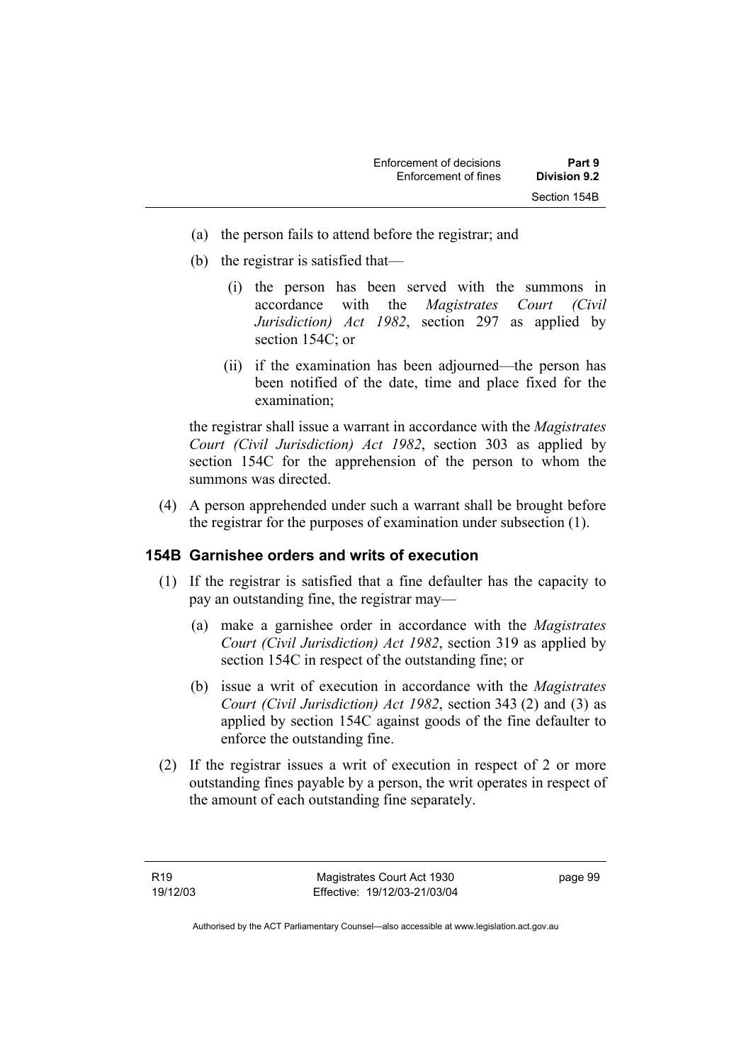(a) the person fails to attend before the registrar; and

(b) the registrar is satisfied that—

(i) the person has been served with the summons in accordance with the *Magistrates Court (Civil Jurisdiction) Act 1982*, section 297 as applied by section 154C; or

(ii) if the examination has been adjourned—the person has been notified of the date, time and place fixed for the examination;

the registrar shall issue a warrant in accordance with the *Magistrates Court (Civil Jurisdiction) Act 1982*, section 303 as applied by section 154C for the apprehension of the person to whom the summons was directed.

(4) A person apprehended under such a warrant shall be brought before the registrar for the purposes of examination under subsection (1).

### 154B Garnishee orders and writs of execution

(1) If the registrar is satisfied that a fine defaulter has the capacity to pay an outstanding fine, the registrar may—

(a) make a garnishee order in accordance with the *Magistrates Court (Civil Jurisdiction) Act 1982*, section 319 as applied by section 154C in respect of the outstanding fine; or

(b) issue a writ of execution in accordance with the *Magistrates Court (Civil Jurisdiction) Act 1982*, section 343 (2) and (3) as applied by section 154C against goods of the fine defaulter to enforce the outstanding fine.

(2) If the registrar issues a writ of execution in respect of 2 or more outstanding fines payable by a person, the writ operates in respect of the amount of each outstanding fine separately.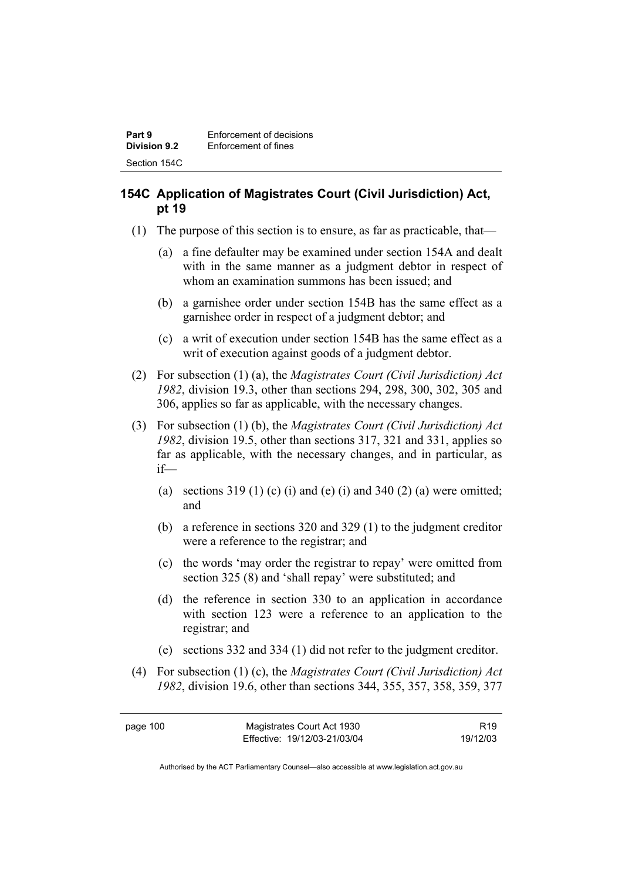## 154C Application of Magistrates Court (Civil Jurisdiction) Act, pt 19

(1) The purpose of this section is to ensure, as far as practicable, that—

(a) a fine defaulter may be examined under section 154A and dealt with in the same manner as a judgment debtor in respect of whom an examination summons has been issued; and

(b) a garnishee order under section 154B has the same effect as a garnishee order in respect of a judgment debtor; and

(c) a writ of execution under section 154B has the same effect as a writ of execution against goods of a judgment debtor.

(2) For subsection (1) (a), the *Magistrates Court (Civil Jurisdiction) Act 1982*, division 19.3, other than sections 294, 298, 300, 302, 305 and 306, applies so far as applicable, with the necessary changes.

(3) For subsection (1) (b), the *Magistrates Court (Civil Jurisdiction) Act 1982*, division 19.5, other than sections 317, 321 and 331, applies so far as applicable, with the necessary changes, and in particular, as if—

(a) sections 319 (1) (c) (i) and (e) (i) and 340 (2) (a) were omitted; and

(b) a reference in sections 320 and 329 (1) to the judgment creditor were a reference to the registrar; and

(c) the words 'may order the registrar to repay' were omitted from section 325 (8) and 'shall repay' were substituted; and

(d) the reference in section 330 to an application in accordance with section 123 were a reference to an application to the registrar; and

(e) sections 332 and 334 (1) did not refer to the judgment creditor.

(4) For subsection (1) (c), the *Magistrates Court (Civil Jurisdiction) Act 1982*, division 19.6, other than sections 344, 355, 357, 358, 359, 377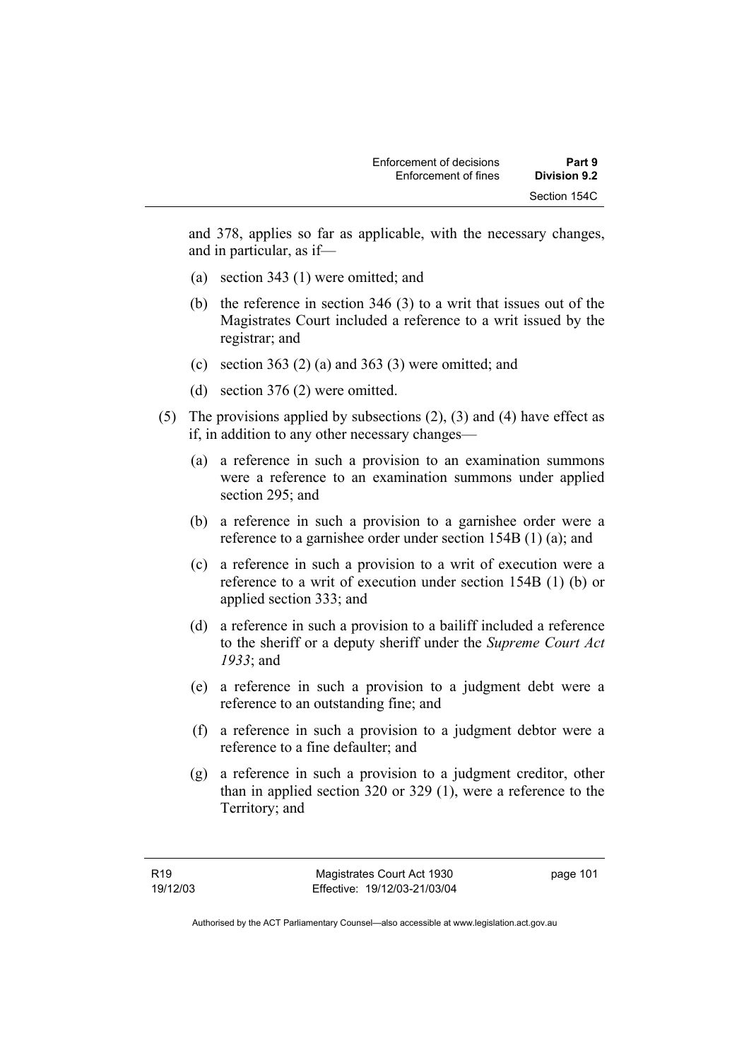and 378, applies so far as applicable, with the necessary changes, and in particular, as if—

(a) section 343 (1) were omitted; and

(b) the reference in section 346 (3) to a writ that issues out of the Magistrates Court included a reference to a writ issued by the registrar; and

(c) section 363 (2) (a) and 363 (3) were omitted; and

(d) section 376 (2) were omitted.

(5) The provisions applied by subsections (2), (3) and (4) have effect as if, in addition to any other necessary changes—

(a) a reference in such a provision to an examination summons were a reference to an examination summons under applied section 295; and

(b) a reference in such a provision to a garnishee order were a reference to a garnishee order under section 154B (1) (a); and

(c) a reference in such a provision to a writ of execution were a reference to a writ of execution under section 154B (1) (b) or applied section 333; and

(d) a reference in such a provision to a bailiff included a reference to the sheriff or a deputy sheriff under the *Supreme Court Act 1933*; and

(e) a reference in such a provision to a judgment debt were a reference to an outstanding fine; and

(f) a reference in such a provision to a judgment debtor were a reference to a fine defaulter; and

(g) a reference in such a provision to a judgment creditor, other than in applied section 320 or 329 (1), were a reference to the Territory; and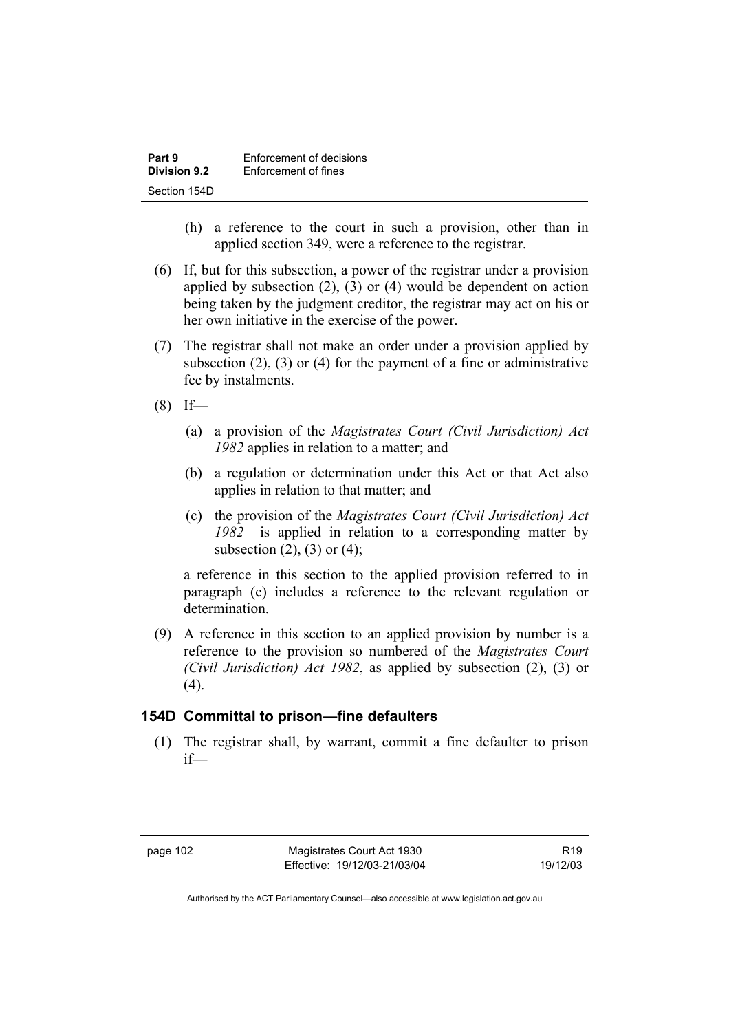(h) a reference to the court in such a provision, other than in applied section 349, were a reference to the registrar.

(6) If, but for this subsection, a power of the registrar under a provision applied by subsection (2), (3) or (4) would be dependent on action being taken by the judgment creditor, the registrar may act on his or her own initiative in the exercise of the power.

(7) The registrar shall not make an order under a provision applied by subsection (2), (3) or (4) for the payment of a fine or administrative fee by instalments.

(8) If—

(a) a provision of the *Magistrates Court (Civil Jurisdiction) Act 1982* applies in relation to a matter; and

(b) a regulation or determination under this Act or that Act also applies in relation to that matter; and

(c) the provision of the *Magistrates Court (Civil Jurisdiction) Act 1982* is applied in relation to a corresponding matter by subsection (2), (3) or (4);

a reference in this section to the applied provision referred to in paragraph (c) includes a reference to the relevant regulation or determination.

(9) A reference in this section to an applied provision by number is a reference to the provision so numbered of the *Magistrates Court (Civil Jurisdiction) Act 1982*, as applied by subsection (2), (3) or (4).

### 154D Committal to prison—fine defaulters

(1) The registrar shall, by warrant, commit a fine defaulter to prison if—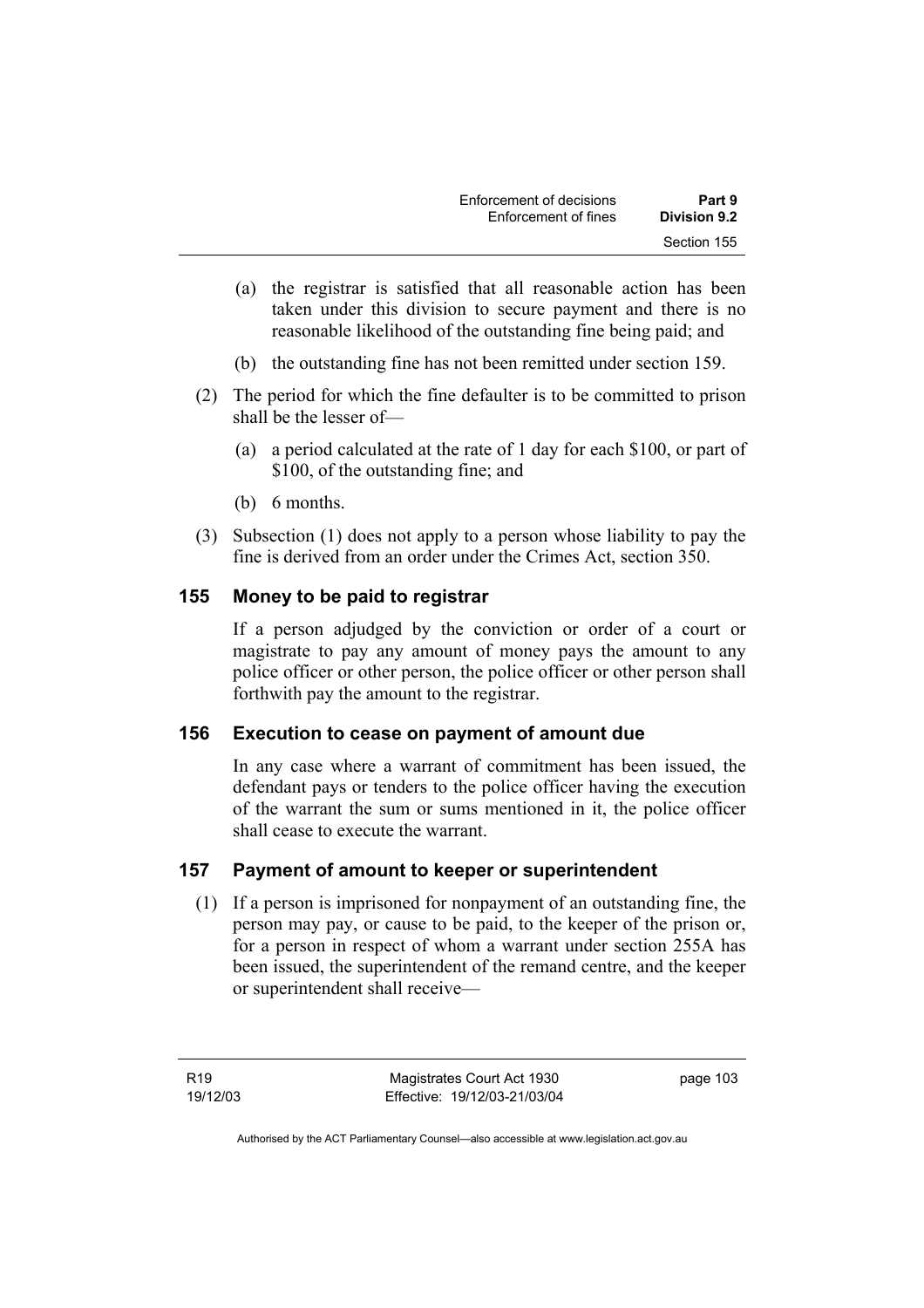(a) the registrar is satisfied that all reasonable action has been taken under this division to secure payment and there is no reasonable likelihood of the outstanding fine being paid; and

(b) the outstanding fine has not been remitted under section 159.

(2) The period for which the fine defaulter is to be committed to prison shall be the lesser of—

(a) a period calculated at the rate of 1 day for each $100, or part of $100, of the outstanding fine; and

(b) 6 months.

(3) Subsection (1) does not apply to a person whose liability to pay the fine is derived from an order under the Crimes Act, section 350.

## 155 Money to be paid to registrar

If a person adjudged by the conviction or order of a court or magistrate to pay any amount of money pays the amount to any police officer or other person, the police officer or other person shall forthwith pay the amount to the registrar.

## 156 Execution to cease on payment of amount due

In any case where a warrant of commitment has been issued, the defendant pays or tenders to the police officer having the execution of the warrant the sum or sums mentioned in it, the police officer shall cease to execute the warrant.

## 157 Payment of amount to keeper or superintendent

(1) If a person is imprisoned for nonpayment of an outstanding fine, the person may pay, or cause to be paid, to the keeper of the prison or, for a person in respect of whom a warrant under section 255A has been issued, the superintendent of the remand centre, and the keeper or superintendent shall receive—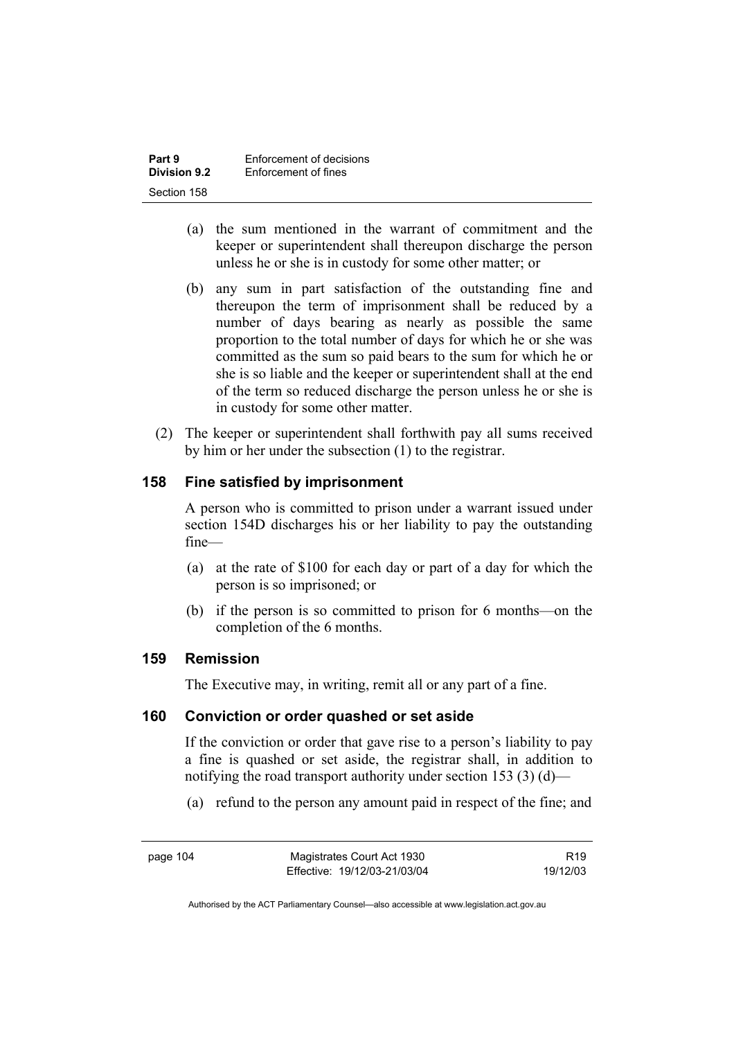(a) the sum mentioned in the warrant of commitment and the keeper or superintendent shall thereupon discharge the person unless he or she is in custody for some other matter; or

(b) any sum in part satisfaction of the outstanding fine and thereupon the term of imprisonment shall be reduced by a number of days bearing as nearly as possible the same proportion to the total number of days for which he or she was committed as the sum so paid bears to the sum for which he or she is so liable and the keeper or superintendent shall at the end of the term so reduced discharge the person unless he or she is in custody for some other matter.

(2) The keeper or superintendent shall forthwith pay all sums received by him or her under the subsection (1) to the registrar.

## 158 Fine satisfied by imprisonment

A person who is committed to prison under a warrant issued under section 154D discharges his or her liability to pay the outstanding fine—

(a) at the rate of $100 for each day or part of a day for which the person is so imprisoned; or

(b) if the person is so committed to prison for 6 months—on the completion of the 6 months.

## 159 Remission

The Executive may, in writing, remit all or any part of a fine.

## 160 Conviction or order quashed or set aside

If the conviction or order that gave rise to a person's liability to pay a fine is quashed or set aside, the registrar shall, in addition to notifying the road transport authority under section 153 (3) (d)—

(a) refund to the person any amount paid in respect of the fine; and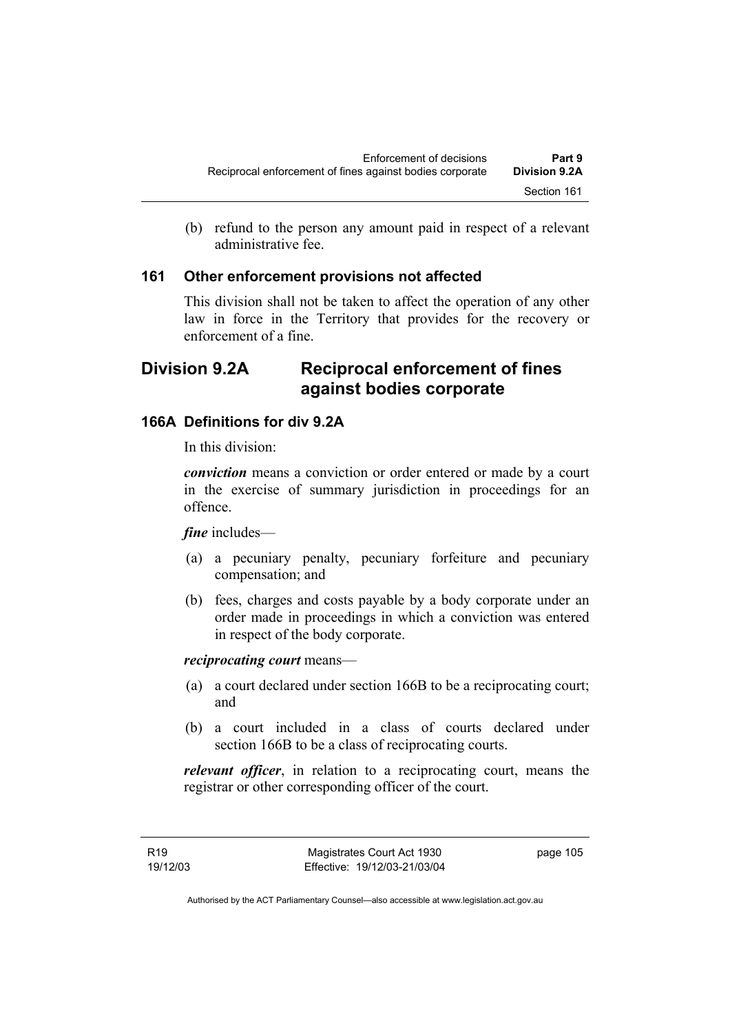(b) refund to the person any amount paid in respect of a relevant administrative fee.

### 161 Other enforcement provisions not affected

This division shall not be taken to affect the operation of any other law in force in the Territory that provides for the recovery or enforcement of a fine.

## Division 9.2A Reciprocal enforcement of fines against bodies corporate

### 166A Definitions for div 9.2A

In this division:

***conviction*** means a conviction or order entered or made by a court in the exercise of summary jurisdiction in proceedings for an offence.

***fine*** includes—

(a) a pecuniary penalty, pecuniary forfeiture and pecuniary compensation; and

(b) fees, charges and costs payable by a body corporate under an order made in proceedings in which a conviction was entered in respect of the body corporate.

***reciprocating court*** means—

(a) a court declared under section 166B to be a reciprocating court; and

(b) a court included in a class of courts declared under section 166B to be a class of reciprocating courts.

***relevant officer***, in relation to a reciprocating court, means the registrar or other corresponding officer of the court.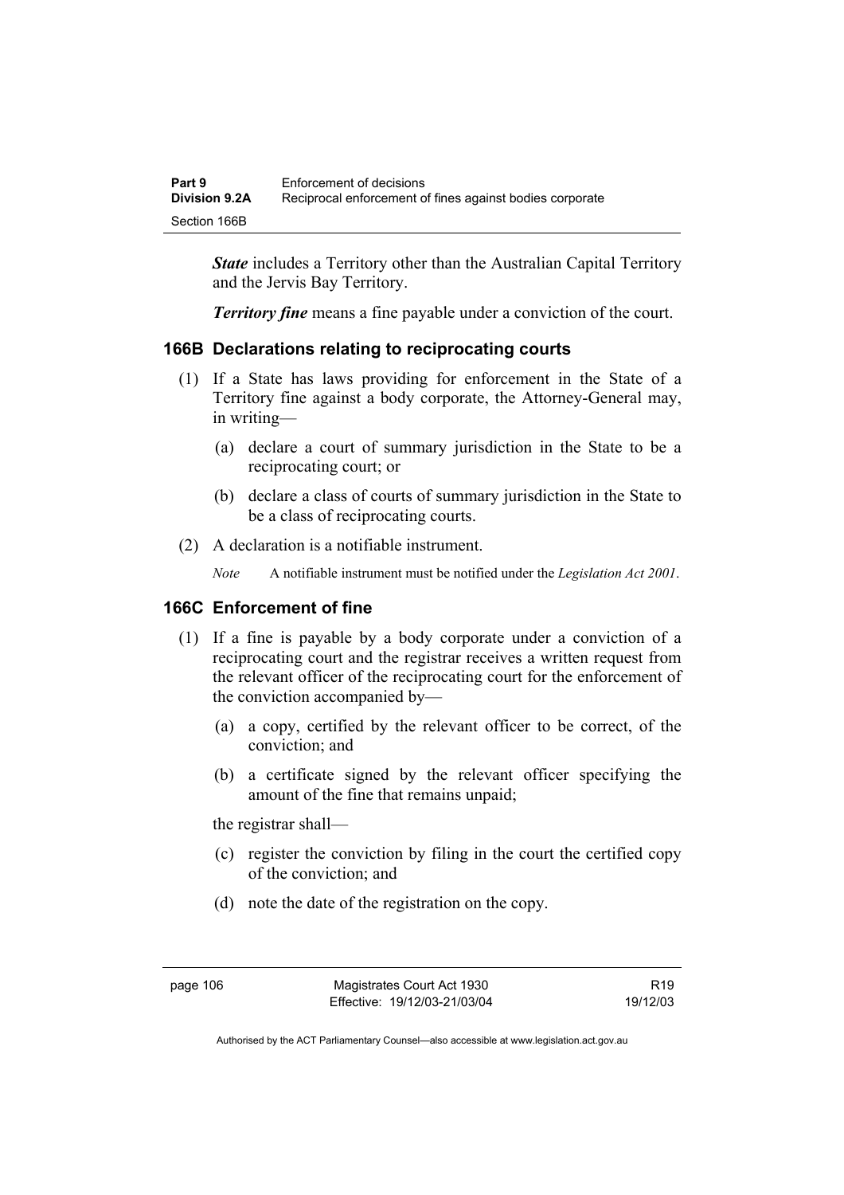***State*** includes a Territory other than the Australian Capital Territory and the Jervis Bay Territory.

***Territory fine*** means a fine payable under a conviction of the court.

### 166B Declarations relating to reciprocating courts

(1) If a State has laws providing for enforcement in the State of a Territory fine against a body corporate, the Attorney-General may, in writing—

(a) declare a court of summary jurisdiction in the State to be a reciprocating court; or

(b) declare a class of courts of summary jurisdiction in the State to be a class of reciprocating courts.

(2) A declaration is a notifiable instrument.

*Note* A notifiable instrument must be notified under the *Legislation Act 2001*.

### 166C Enforcement of fine

(1) If a fine is payable by a body corporate under a conviction of a reciprocating court and the registrar receives a written request from the relevant officer of the reciprocating court for the enforcement of the conviction accompanied by—

(a) a copy, certified by the relevant officer to be correct, of the conviction; and

(b) a certificate signed by the relevant officer specifying the amount of the fine that remains unpaid;

the registrar shall—

(c) register the conviction by filing in the court the certified copy of the conviction; and

(d) note the date of the registration on the copy.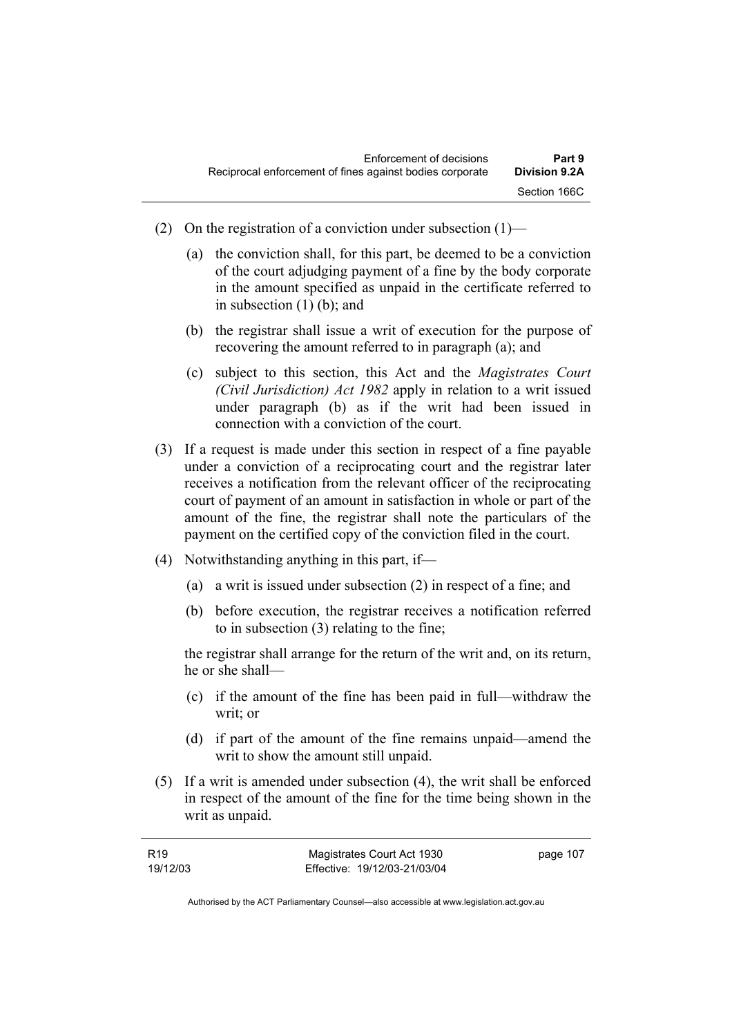(2) On the registration of a conviction under subsection (1)—

(a) the conviction shall, for this part, be deemed to be a conviction of the court adjudging payment of a fine by the body corporate in the amount specified as unpaid in the certificate referred to in subsection (1) (b); and

(b) the registrar shall issue a writ of execution for the purpose of recovering the amount referred to in paragraph (a); and

(c) subject to this section, this Act and the *Magistrates Court (Civil Jurisdiction) Act 1982* apply in relation to a writ issued under paragraph (b) as if the writ had been issued in connection with a conviction of the court.

(3) If a request is made under this section in respect of a fine payable under a conviction of a reciprocating court and the registrar later receives a notification from the relevant officer of the reciprocating court of payment of an amount in satisfaction in whole or part of the amount of the fine, the registrar shall note the particulars of the payment on the certified copy of the conviction filed in the court.

(4) Notwithstanding anything in this part, if—

(a) a writ is issued under subsection (2) in respect of a fine; and

(b) before execution, the registrar receives a notification referred to in subsection (3) relating to the fine;

the registrar shall arrange for the return of the writ and, on its return, he or she shall—

(c) if the amount of the fine has been paid in full—withdraw the writ; or

(d) if part of the amount of the fine remains unpaid—amend the writ to show the amount still unpaid.

(5) If a writ is amended under subsection (4), the writ shall be enforced in respect of the amount of the fine for the time being shown in the writ as unpaid.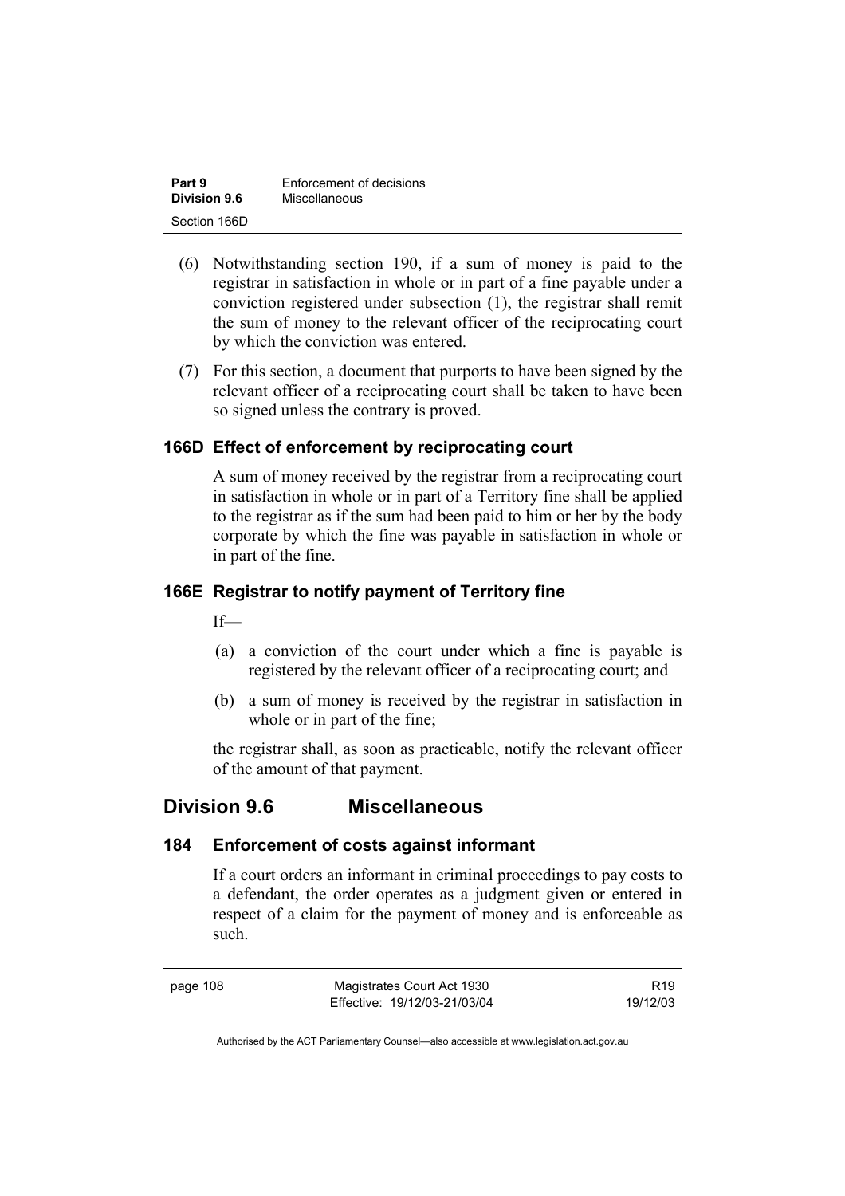(6) Notwithstanding section 190, if a sum of money is paid to the registrar in satisfaction in whole or in part of a fine payable under a conviction registered under subsection (1), the registrar shall remit the sum of money to the relevant officer of the reciprocating court by which the conviction was entered.

(7) For this section, a document that purports to have been signed by the relevant officer of a reciprocating court shall be taken to have been so signed unless the contrary is proved.

### 166D Effect of enforcement by reciprocating court

A sum of money received by the registrar from a reciprocating court in satisfaction in whole or in part of a Territory fine shall be applied to the registrar as if the sum had been paid to him or her by the body corporate by which the fine was payable in satisfaction in whole or in part of the fine.

### 166E Registrar to notify payment of Territory fine

If—

(a) a conviction of the court under which a fine is payable is registered by the relevant officer of a reciprocating court; and

(b) a sum of money is received by the registrar in satisfaction in whole or in part of the fine;

the registrar shall, as soon as practicable, notify the relevant officer of the amount of that payment.

## Division 9.6 Miscellaneous

### 184 Enforcement of costs against informant

If a court orders an informant in criminal proceedings to pay costs to a defendant, the order operates as a judgment given or entered in respect of a claim for the payment of money and is enforceable as such.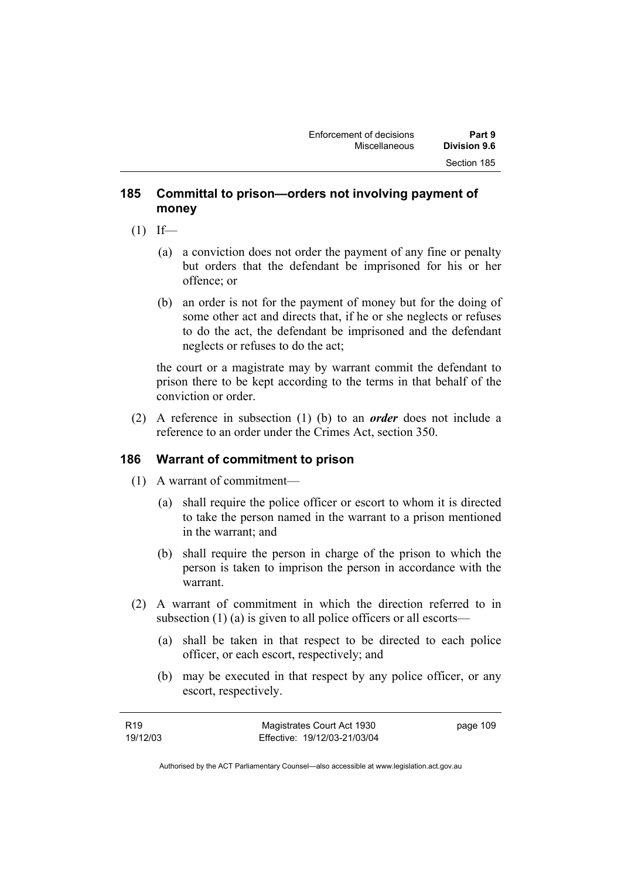## 185 Committal to prison—orders not involving payment of money

(1) If—

(a) a conviction does not order the payment of any fine or penalty but orders that the defendant be imprisoned for his or her offence; or

(b) an order is not for the payment of money but for the doing of some other act and directs that, if he or she neglects or refuses to do the act, the defendant be imprisoned and the defendant neglects or refuses to do the act;

the court or a magistrate may by warrant commit the defendant to prison there to be kept according to the terms in that behalf of the conviction or order.

(2) A reference in subsection (1) (b) to an ***order*** does not include a reference to an order under the Crimes Act, section 350.

## 186 Warrant of commitment to prison

(1) A warrant of commitment—

(a) shall require the police officer or escort to whom it is directed to take the person named in the warrant to a prison mentioned in the warrant; and

(b) shall require the person in charge of the prison to which the person is taken to imprison the person in accordance with the warrant.

(2) A warrant of commitment in which the direction referred to in subsection (1) (a) is given to all police officers or all escorts—

(a) shall be taken in that respect to be directed to each police officer, or each escort, respectively; and

(b) may be executed in that respect by any police officer, or any escort, respectively.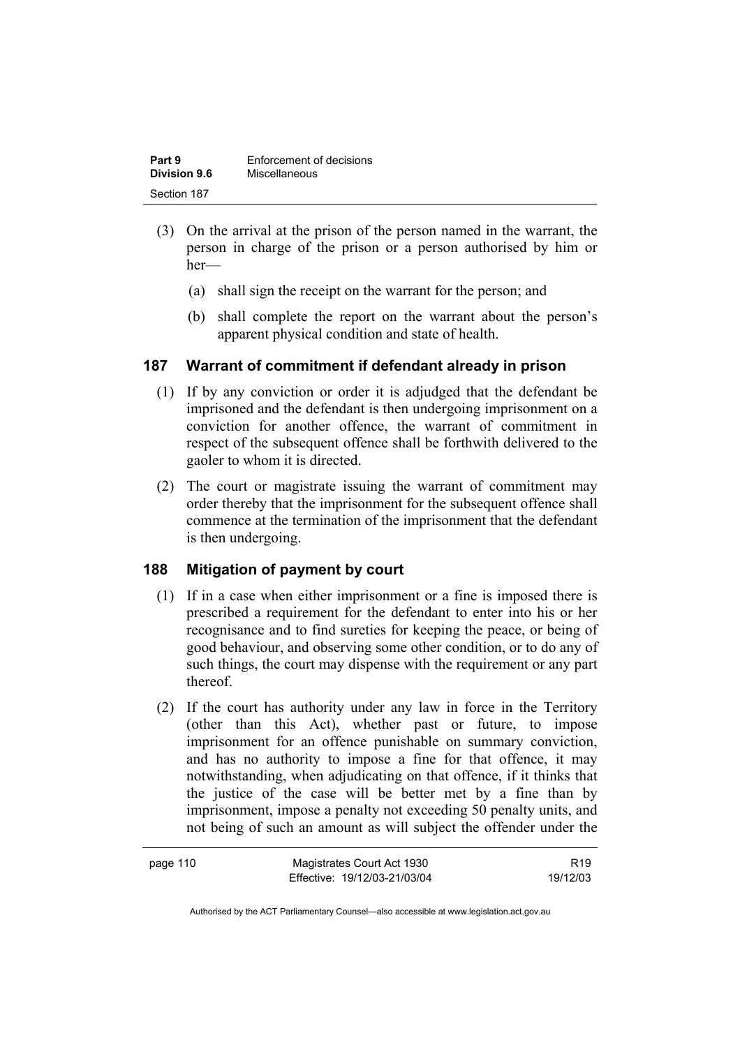(3) On the arrival at the prison of the person named in the warrant, the person in charge of the prison or a person authorised by him or her—

(a) shall sign the receipt on the warrant for the person; and

(b) shall complete the report on the warrant about the person's apparent physical condition and state of health.

### 187 Warrant of commitment if defendant already in prison

(1) If by any conviction or order it is adjudged that the defendant be imprisoned and the defendant is then undergoing imprisonment on a conviction for another offence, the warrant of commitment in respect of the subsequent offence shall be forthwith delivered to the gaoler to whom it is directed.

(2) The court or magistrate issuing the warrant of commitment may order thereby that the imprisonment for the subsequent offence shall commence at the termination of the imprisonment that the defendant is then undergoing.

### 188 Mitigation of payment by court

(1) If in a case when either imprisonment or a fine is imposed there is prescribed a requirement for the defendant to enter into his or her recognisance and to find sureties for keeping the peace, or being of good behaviour, and observing some other condition, or to do any of such things, the court may dispense with the requirement or any part thereof.

(2) If the court has authority under any law in force in the Territory (other than this Act), whether past or future, to impose imprisonment for an offence punishable on summary conviction, and has no authority to impose a fine for that offence, it may notwithstanding, when adjudicating on that offence, if it thinks that the justice of the case will be better met by a fine than by imprisonment, impose a penalty not exceeding 50 penalty units, and not being of such an amount as will subject the offender under the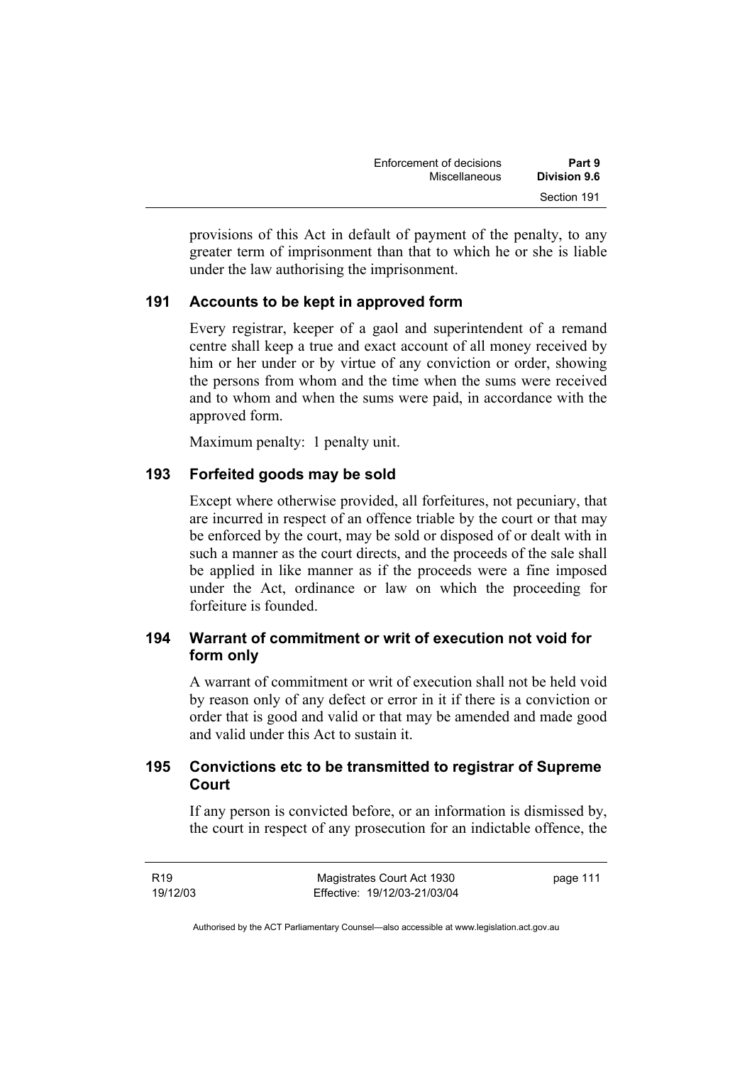provisions of this Act in default of payment of the penalty, to any greater term of imprisonment than that to which he or she is liable under the law authorising the imprisonment.

### 191 Accounts to be kept in approved form

Every registrar, keeper of a gaol and superintendent of a remand centre shall keep a true and exact account of all money received by him or her under or by virtue of any conviction or order, showing the persons from whom and the time when the sums were received and to whom and when the sums were paid, in accordance with the approved form.

Maximum penalty: 1 penalty unit.

### 193 Forfeited goods may be sold

Except where otherwise provided, all forfeitures, not pecuniary, that are incurred in respect of an offence triable by the court or that may be enforced by the court, may be sold or disposed of or dealt with in such a manner as the court directs, and the proceeds of the sale shall be applied in like manner as if the proceeds were a fine imposed under the Act, ordinance or law on which the proceeding for forfeiture is founded.

### 194 Warrant of commitment or writ of execution not void for form only

A warrant of commitment or writ of execution shall not be held void by reason only of any defect or error in it if there is a conviction or order that is good and valid or that may be amended and made good and valid under this Act to sustain it.

### 195 Convictions etc to be transmitted to registrar of Supreme Court

If any person is convicted before, or an information is dismissed by, the court in respect of any prosecution for an indictable offence, the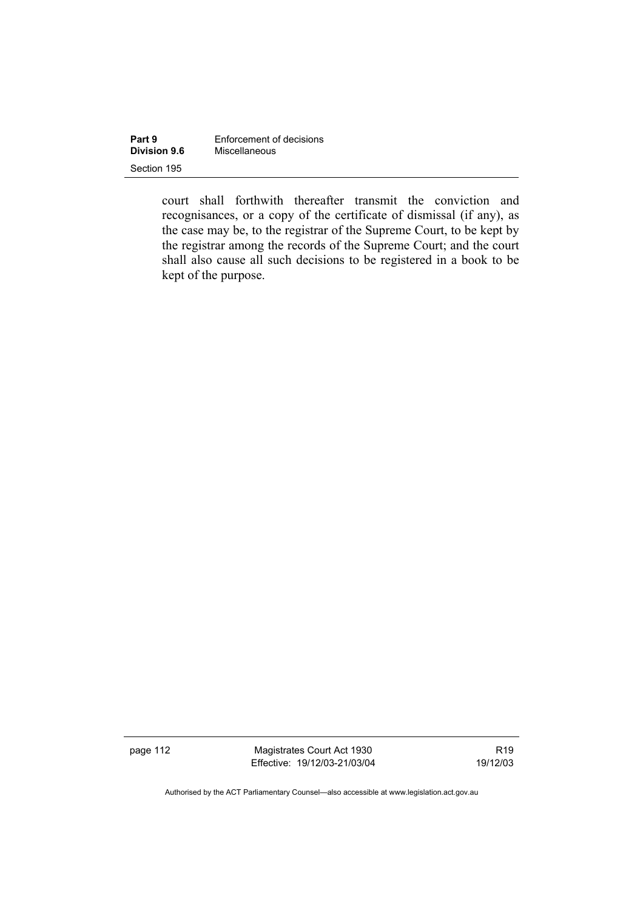court shall forthwith thereafter transmit the conviction and recognisances, or a copy of the certificate of dismissal (if any), as the case may be, to the registrar of the Supreme Court, to be kept by the registrar among the records of the Supreme Court; and the court shall also cause all such decisions to be registered in a book to be kept of the purpose.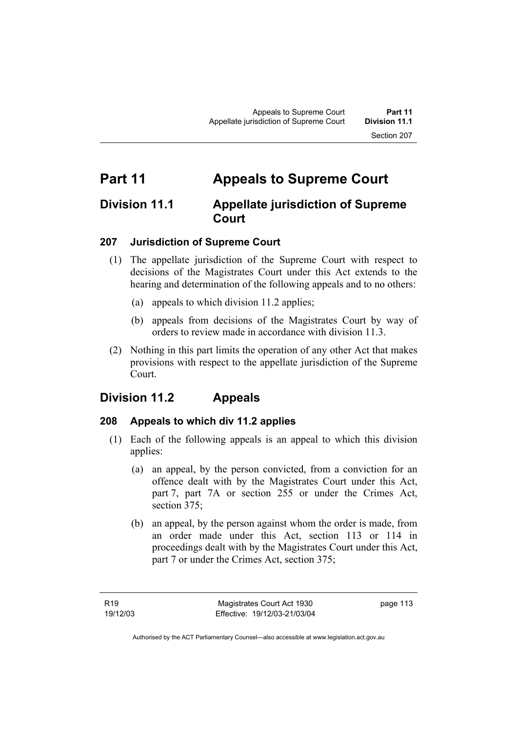# Part 11 Appeals to Supreme Court

## Division 11.1 Appellate jurisdiction of Supreme Court

### 207 Jurisdiction of Supreme Court

(1) The appellate jurisdiction of the Supreme Court with respect to decisions of the Magistrates Court under this Act extends to the hearing and determination of the following appeals and to no others:

(a) appeals to which division 11.2 applies;

(b) appeals from decisions of the Magistrates Court by way of orders to review made in accordance with division 11.3.

(2) Nothing in this part limits the operation of any other Act that makes provisions with respect to the appellate jurisdiction of the Supreme Court.

## Division 11.2 Appeals

### 208 Appeals to which div 11.2 applies

(1) Each of the following appeals is an appeal to which this division applies:

(a) an appeal, by the person convicted, from a conviction for an offence dealt with by the Magistrates Court under this Act, part 7, part 7A or section 255 or under the Crimes Act, section 375;

(b) an appeal, by the person against whom the order is made, from an order made under this Act, section 113 or 114 in proceedings dealt with by the Magistrates Court under this Act, part 7 or under the Crimes Act, section 375;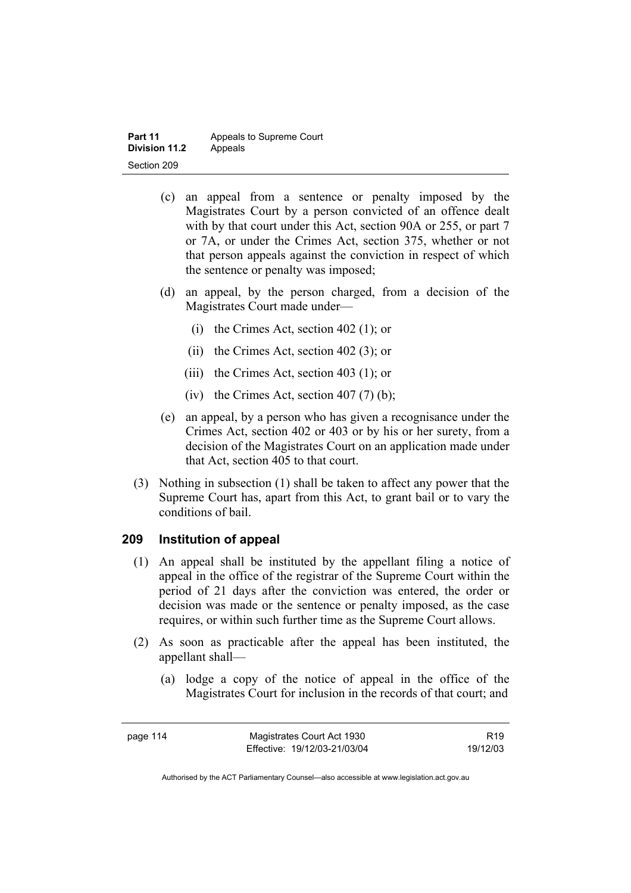(c) an appeal from a sentence or penalty imposed by the Magistrates Court by a person convicted of an offence dealt with by that court under this Act, section 90A or 255, or part 7 or 7A, or under the Crimes Act, section 375, whether or not that person appeals against the conviction in respect of which the sentence or penalty was imposed;

(d) an appeal, by the person charged, from a decision of the Magistrates Court made under—

(i) the Crimes Act, section 402 (1); or

(ii) the Crimes Act, section 402 (3); or

(iii) the Crimes Act, section 403 (1); or

(iv) the Crimes Act, section 407 (7) (b);

(e) an appeal, by a person who has given a recognisance under the Crimes Act, section 402 or 403 or by his or her surety, from a decision of the Magistrates Court on an application made under that Act, section 405 to that court.

(3) Nothing in subsection (1) shall be taken to affect any power that the Supreme Court has, apart from this Act, to grant bail or to vary the conditions of bail.

## 209 Institution of appeal

(1) An appeal shall be instituted by the appellant filing a notice of appeal in the office of the registrar of the Supreme Court within the period of 21 days after the conviction was entered, the order or decision was made or the sentence or penalty imposed, as the case requires, or within such further time as the Supreme Court allows.

(2) As soon as practicable after the appeal has been instituted, the appellant shall—

(a) lodge a copy of the notice of appeal in the office of the Magistrates Court for inclusion in the records of that court; and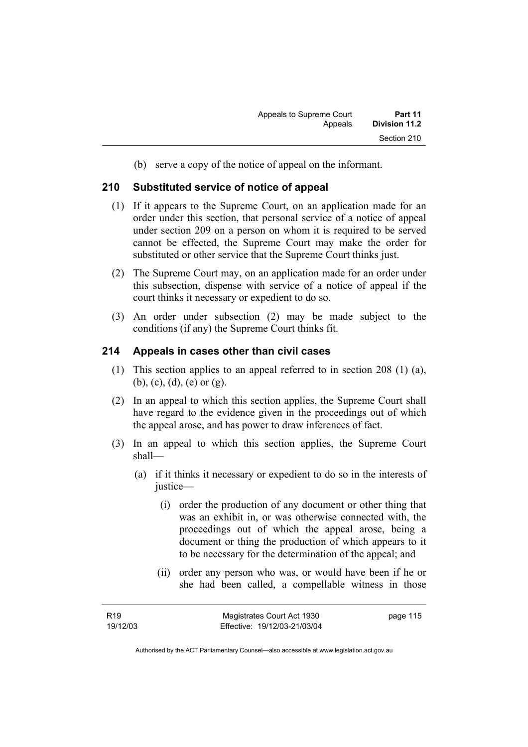(b) serve a copy of the notice of appeal on the informant.

## 210 Substituted service of notice of appeal

(1) If it appears to the Supreme Court, on an application made for an order under this section, that personal service of a notice of appeal under section 209 on a person on whom it is required to be served cannot be effected, the Supreme Court may make the order for substituted or other service that the Supreme Court thinks just.

(2) The Supreme Court may, on an application made for an order under this subsection, dispense with service of a notice of appeal if the court thinks it necessary or expedient to do so.

(3) An order under subsection (2) may be made subject to the conditions (if any) the Supreme Court thinks fit.

## 214 Appeals in cases other than civil cases

(1) This section applies to an appeal referred to in section 208 (1) (a), (b), (c), (d), (e) or (g).

(2) In an appeal to which this section applies, the Supreme Court shall have regard to the evidence given in the proceedings out of which the appeal arose, and has power to draw inferences of fact.

(3) In an appeal to which this section applies, the Supreme Court shall—

(a) if it thinks it necessary or expedient to do so in the interests of justice—

(i) order the production of any document or other thing that was an exhibit in, or was otherwise connected with, the proceedings out of which the appeal arose, being a document or thing the production of which appears to it to be necessary for the determination of the appeal; and

(ii) order any person who was, or would have been if he or she had been called, a compellable witness in those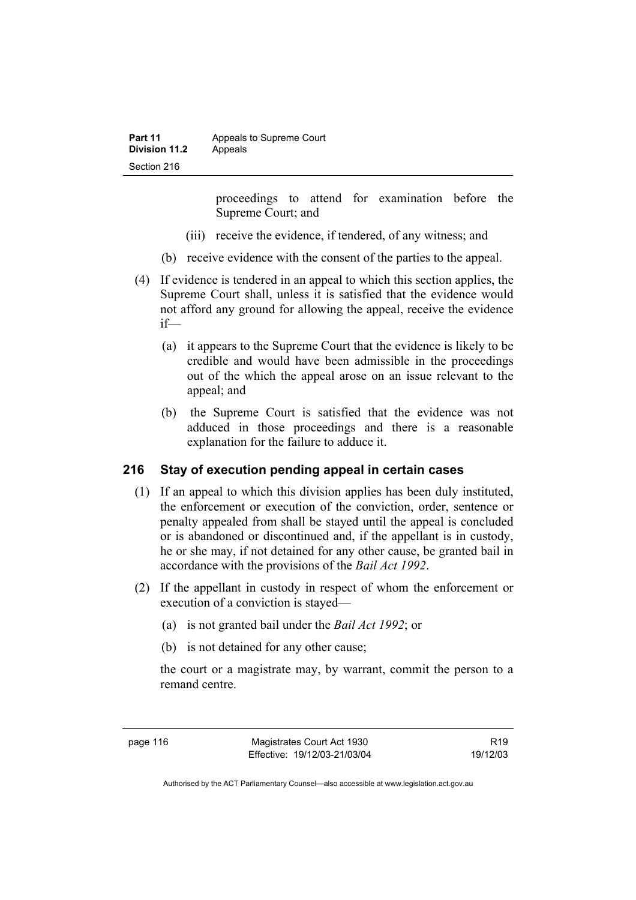proceedings to attend for examination before the Supreme Court; and

(iii) receive the evidence, if tendered, of any witness; and

(b) receive evidence with the consent of the parties to the appeal.

(4) If evidence is tendered in an appeal to which this section applies, the Supreme Court shall, unless it is satisfied that the evidence would not afford any ground for allowing the appeal, receive the evidence if—

(a) it appears to the Supreme Court that the evidence is likely to be credible and would have been admissible in the proceedings out of the which the appeal arose on an issue relevant to the appeal; and

(b) the Supreme Court is satisfied that the evidence was not adduced in those proceedings and there is a reasonable explanation for the failure to adduce it.

### 216 Stay of execution pending appeal in certain cases

(1) If an appeal to which this division applies has been duly instituted, the enforcement or execution of the conviction, order, sentence or penalty appealed from shall be stayed until the appeal is concluded or is abandoned or discontinued and, if the appellant is in custody, he or she may, if not detained for any other cause, be granted bail in accordance with the provisions of the *Bail Act 1992*.

(2) If the appellant in custody in respect of whom the enforcement or execution of a conviction is stayed—

(a) is not granted bail under the *Bail Act 1992*; or

(b) is not detained for any other cause;

the court or a magistrate may, by warrant, commit the person to a remand centre.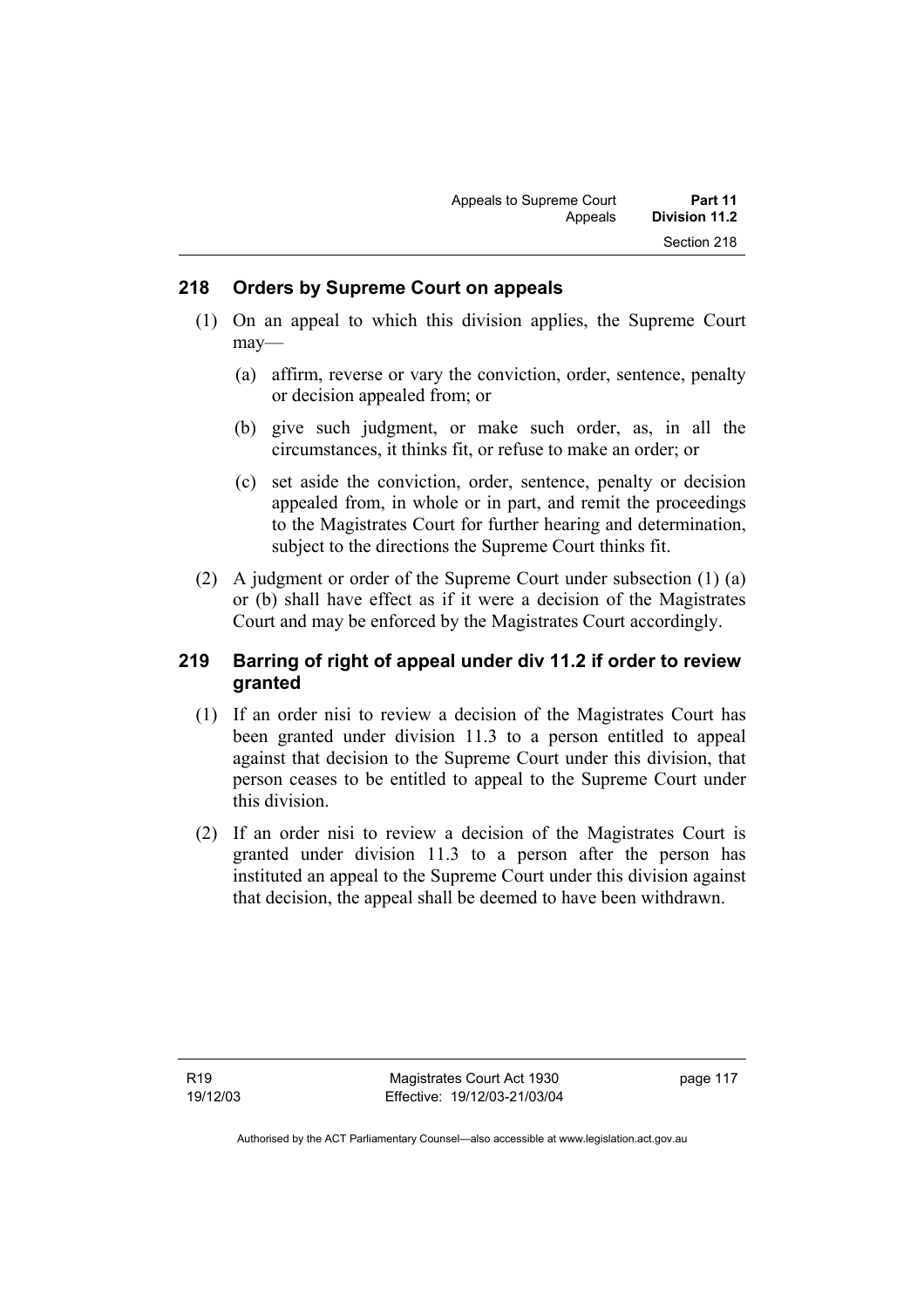## 218 Orders by Supreme Court on appeals

(1) On an appeal to which this division applies, the Supreme Court may—

(a) affirm, reverse or vary the conviction, order, sentence, penalty or decision appealed from; or

(b) give such judgment, or make such order, as, in all the circumstances, it thinks fit, or refuse to make an order; or

(c) set aside the conviction, order, sentence, penalty or decision appealed from, in whole or in part, and remit the proceedings to the Magistrates Court for further hearing and determination, subject to the directions the Supreme Court thinks fit.

(2) A judgment or order of the Supreme Court under subsection (1) (a) or (b) shall have effect as if it were a decision of the Magistrates Court and may be enforced by the Magistrates Court accordingly.

## 219 Barring of right of appeal under div 11.2 if order to review granted

(1) If an order nisi to review a decision of the Magistrates Court has been granted under division 11.3 to a person entitled to appeal against that decision to the Supreme Court under this division, that person ceases to be entitled to appeal to the Supreme Court under this division.

(2) If an order nisi to review a decision of the Magistrates Court is granted under division 11.3 to a person after the person has instituted an appeal to the Supreme Court under this division against that decision, the appeal shall be deemed to have been withdrawn.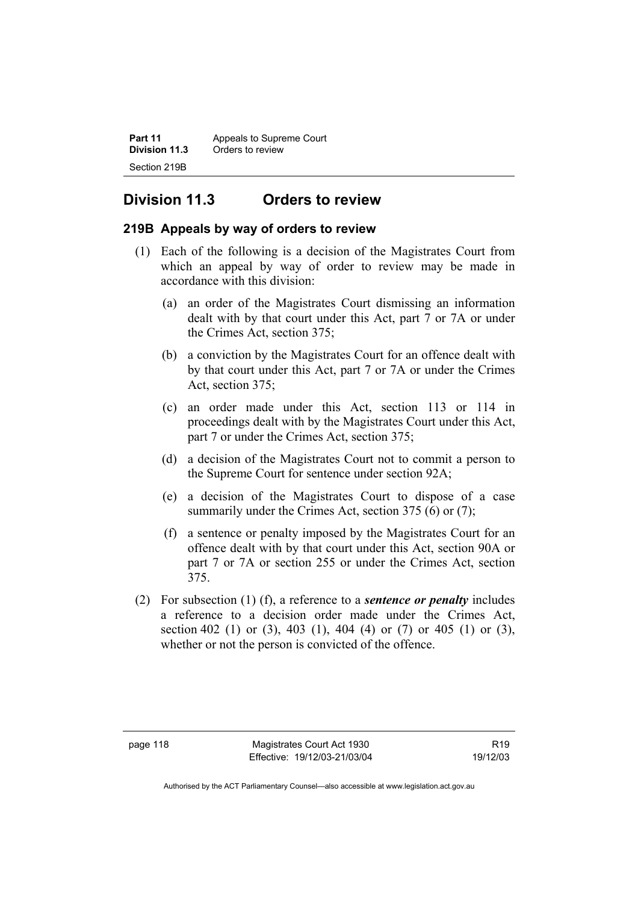## Division 11.3 Orders to review

### 219B Appeals by way of orders to review

(1) Each of the following is a decision of the Magistrates Court from which an appeal by way of order to review may be made in accordance with this division:

(a) an order of the Magistrates Court dismissing an information dealt with by that court under this Act, part 7 or 7A or under the Crimes Act, section 375;

(b) a conviction by the Magistrates Court for an offence dealt with by that court under this Act, part 7 or 7A or under the Crimes Act, section 375;

(c) an order made under this Act, section 113 or 114 in proceedings dealt with by the Magistrates Court under this Act, part 7 or under the Crimes Act, section 375;

(d) a decision of the Magistrates Court not to commit a person to the Supreme Court for sentence under section 92A;

(e) a decision of the Magistrates Court to dispose of a case summarily under the Crimes Act, section 375 (6) or (7);

(f) a sentence or penalty imposed by the Magistrates Court for an offence dealt with by that court under this Act, section 90A or part 7 or 7A or section 255 or under the Crimes Act, section 375.

(2) For subsection (1) (f), a reference to a ***sentence or penalty*** includes a reference to a decision order made under the Crimes Act, section 402 (1) or (3), 403 (1), 404 (4) or (7) or 405 (1) or (3), whether or not the person is convicted of the offence.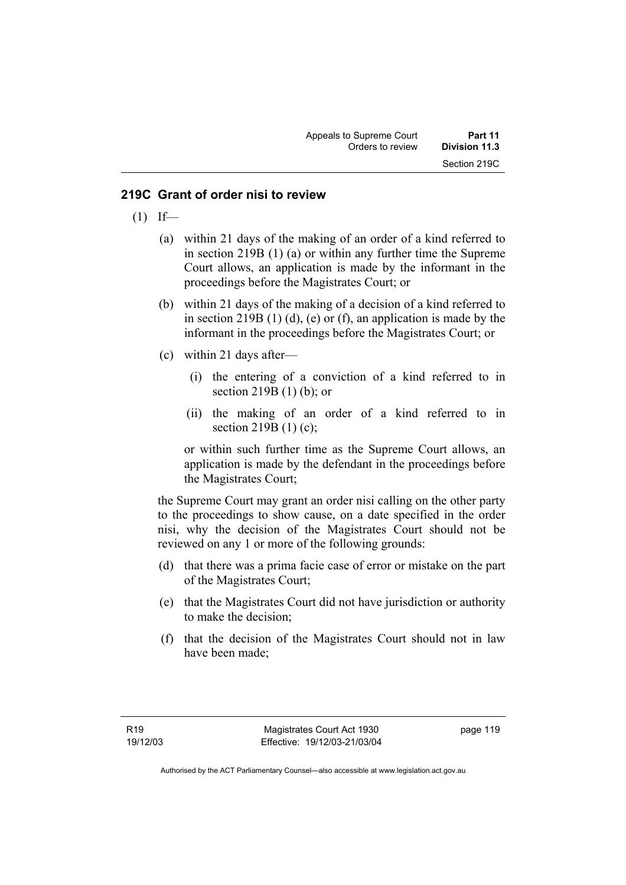## 219C Grant of order nisi to review

(1) If—

(a) within 21 days of the making of an order of a kind referred to in section 219B (1) (a) or within any further time the Supreme Court allows, an application is made by the informant in the proceedings before the Magistrates Court; or

(b) within 21 days of the making of a decision of a kind referred to in section 219B (1) (d), (e) or (f), an application is made by the informant in the proceedings before the Magistrates Court; or

(c) within 21 days after—

(i) the entering of a conviction of a kind referred to in section 219B (1) (b); or

(ii) the making of an order of a kind referred to in section 219B (1) (c);

or within such further time as the Supreme Court allows, an application is made by the defendant in the proceedings before the Magistrates Court;

the Supreme Court may grant an order nisi calling on the other party to the proceedings to show cause, on a date specified in the order nisi, why the decision of the Magistrates Court should not be reviewed on any 1 or more of the following grounds:

(d) that there was a prima facie case of error or mistake on the part of the Magistrates Court;

(e) that the Magistrates Court did not have jurisdiction or authority to make the decision;

(f) that the decision of the Magistrates Court should not in law have been made;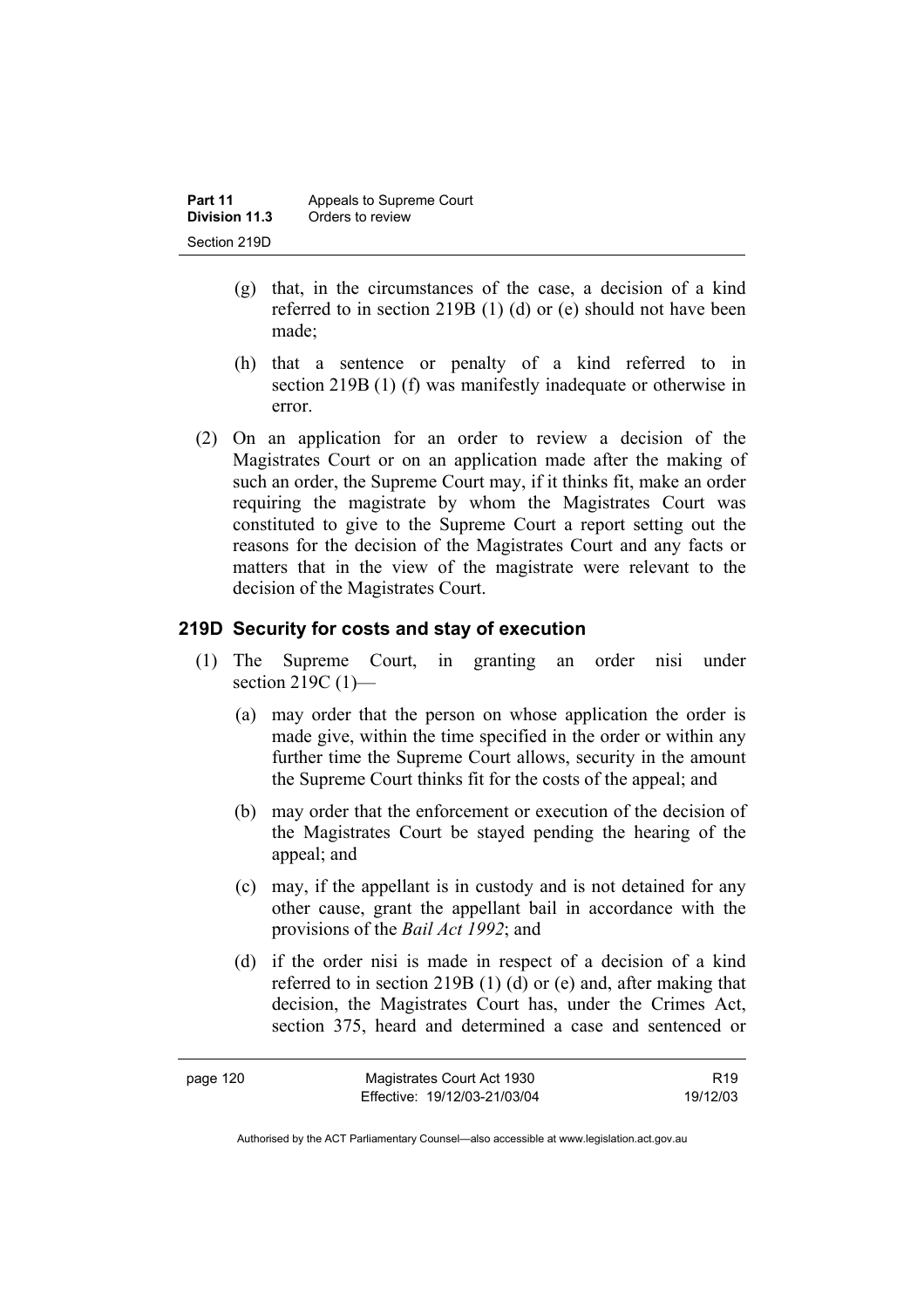(g) that, in the circumstances of the case, a decision of a kind referred to in section 219B (1) (d) or (e) should not have been made;

(h) that a sentence or penalty of a kind referred to in section 219B (1) (f) was manifestly inadequate or otherwise in error.

(2) On an application for an order to review a decision of the Magistrates Court or on an application made after the making of such an order, the Supreme Court may, if it thinks fit, make an order requiring the magistrate by whom the Magistrates Court was constituted to give to the Supreme Court a report setting out the reasons for the decision of the Magistrates Court and any facts or matters that in the view of the magistrate were relevant to the decision of the Magistrates Court.

## 219D Security for costs and stay of execution

(1) The Supreme Court, in granting an order nisi under section 219C (1)—

(a) may order that the person on whose application the order is made give, within the time specified in the order or within any further time the Supreme Court allows, security in the amount the Supreme Court thinks fit for the costs of the appeal; and

(b) may order that the enforcement or execution of the decision of the Magistrates Court be stayed pending the hearing of the appeal; and

(c) may, if the appellant is in custody and is not detained for any other cause, grant the appellant bail in accordance with the provisions of the *Bail Act 1992*; and

(d) if the order nisi is made in respect of a decision of a kind referred to in section 219B (1) (d) or (e) and, after making that decision, the Magistrates Court has, under the Crimes Act, section 375, heard and determined a case and sentenced or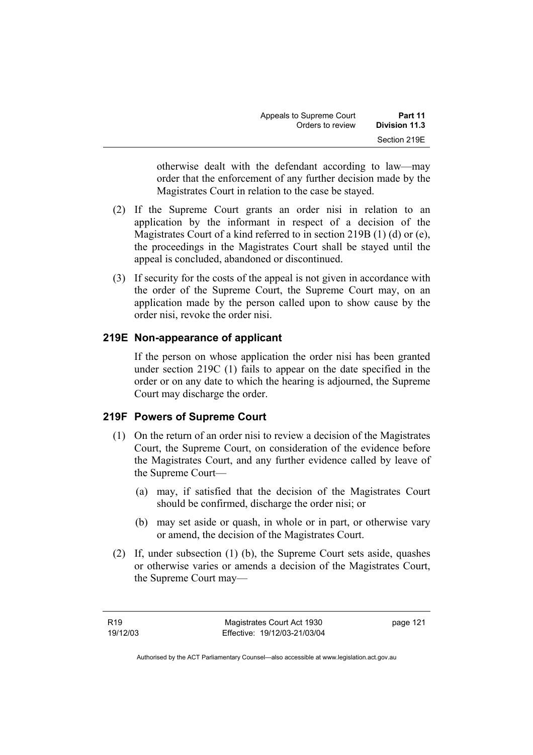otherwise dealt with the defendant according to law—may order that the enforcement of any further decision made by the Magistrates Court in relation to the case be stayed.

(2) If the Supreme Court grants an order nisi in relation to an application by the informant in respect of a decision of the Magistrates Court of a kind referred to in section 219B (1) (d) or (e), the proceedings in the Magistrates Court shall be stayed until the appeal is concluded, abandoned or discontinued.

(3) If security for the costs of the appeal is not given in accordance with the order of the Supreme Court, the Supreme Court may, on an application made by the person called upon to show cause by the order nisi, revoke the order nisi.

### 219E Non-appearance of applicant

If the person on whose application the order nisi has been granted under section 219C (1) fails to appear on the date specified in the order or on any date to which the hearing is adjourned, the Supreme Court may discharge the order.

### 219F Powers of Supreme Court

(1) On the return of an order nisi to review a decision of the Magistrates Court, the Supreme Court, on consideration of the evidence before the Magistrates Court, and any further evidence called by leave of the Supreme Court—

(a) may, if satisfied that the decision of the Magistrates Court should be confirmed, discharge the order nisi; or

(b) may set aside or quash, in whole or in part, or otherwise vary or amend, the decision of the Magistrates Court.

(2) If, under subsection (1) (b), the Supreme Court sets aside, quashes or otherwise varies or amends a decision of the Magistrates Court, the Supreme Court may—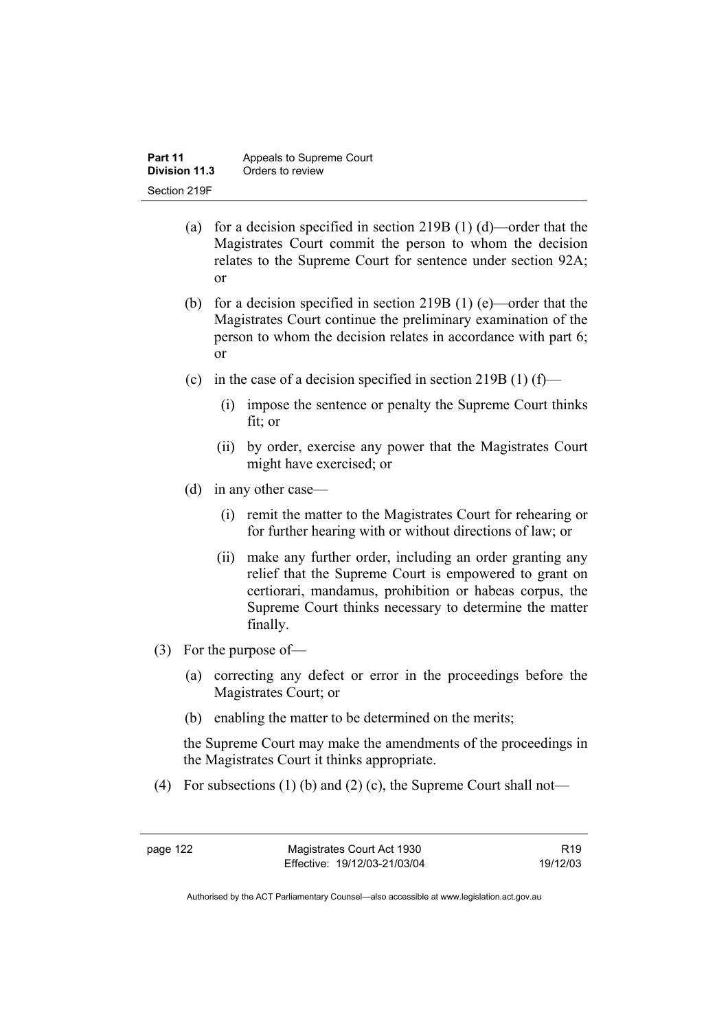(a) for a decision specified in section 219B (1) (d)—order that the Magistrates Court commit the person to whom the decision relates to the Supreme Court for sentence under section 92A; or

(b) for a decision specified in section 219B (1) (e)—order that the Magistrates Court continue the preliminary examination of the person to whom the decision relates in accordance with part 6; or

(c) in the case of a decision specified in section 219B (1) (f)—

   (i) impose the sentence or penalty the Supreme Court thinks fit; or

   (ii) by order, exercise any power that the Magistrates Court might have exercised; or

(d) in any other case—

   (i) remit the matter to the Magistrates Court for rehearing or for further hearing with or without directions of law; or

   (ii) make any further order, including an order granting any relief that the Supreme Court is empowered to grant on certiorari, mandamus, prohibition or habeas corpus, the Supreme Court thinks necessary to determine the matter finally.

(3) For the purpose of—

   (a) correcting any defect or error in the proceedings before the Magistrates Court; or

   (b) enabling the matter to be determined on the merits;

   the Supreme Court may make the amendments of the proceedings in the Magistrates Court it thinks appropriate.

(4) For subsections (1) (b) and (2) (c), the Supreme Court shall not—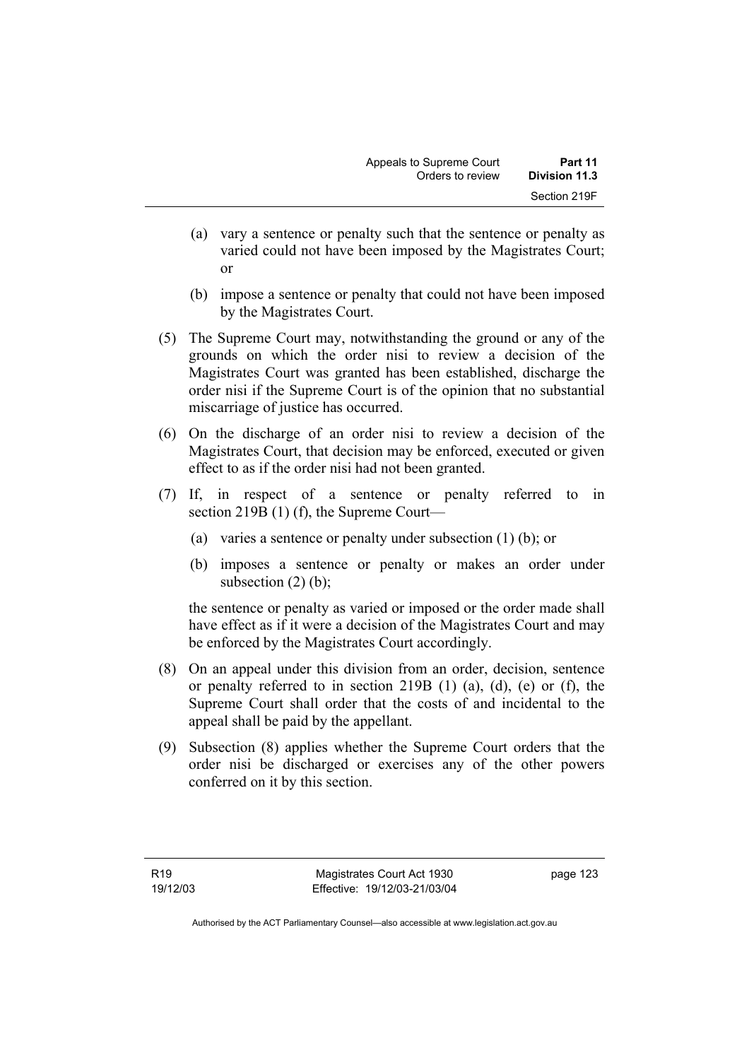(a) vary a sentence or penalty such that the sentence or penalty as varied could not have been imposed by the Magistrates Court; or

(b) impose a sentence or penalty that could not have been imposed by the Magistrates Court.

(5) The Supreme Court may, notwithstanding the ground or any of the grounds on which the order nisi to review a decision of the Magistrates Court was granted has been established, discharge the order nisi if the Supreme Court is of the opinion that no substantial miscarriage of justice has occurred.

(6) On the discharge of an order nisi to review a decision of the Magistrates Court, that decision may be enforced, executed or given effect to as if the order nisi had not been granted.

(7) If, in respect of a sentence or penalty referred to in section 219B (1) (f), the Supreme Court—

(a) varies a sentence or penalty under subsection (1) (b); or

(b) imposes a sentence or penalty or makes an order under subsection (2) (b);

the sentence or penalty as varied or imposed or the order made shall have effect as if it were a decision of the Magistrates Court and may be enforced by the Magistrates Court accordingly.

(8) On an appeal under this division from an order, decision, sentence or penalty referred to in section 219B (1) (a), (d), (e) or (f), the Supreme Court shall order that the costs of and incidental to the appeal shall be paid by the appellant.

(9) Subsection (8) applies whether the Supreme Court orders that the order nisi be discharged or exercises any of the other powers conferred on it by this section.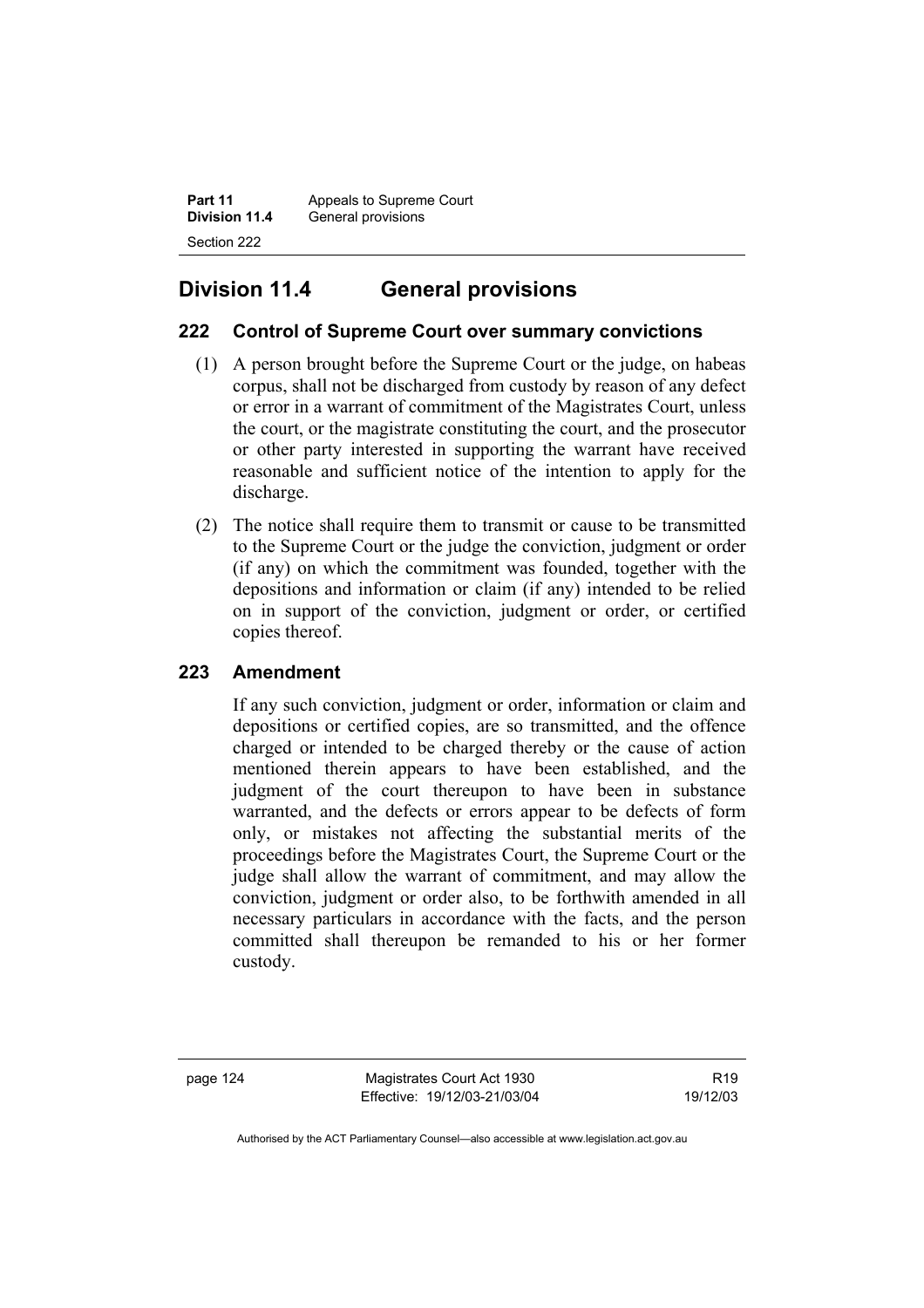## Division 11.4 General provisions

### 222 Control of Supreme Court over summary convictions

(1) A person brought before the Supreme Court or the judge, on habeas corpus, shall not be discharged from custody by reason of any defect or error in a warrant of commitment of the Magistrates Court, unless the court, or the magistrate constituting the court, and the prosecutor or other party interested in supporting the warrant have received reasonable and sufficient notice of the intention to apply for the discharge.

(2) The notice shall require them to transmit or cause to be transmitted to the Supreme Court or the judge the conviction, judgment or order (if any) on which the commitment was founded, together with the depositions and information or claim (if any) intended to be relied on in support of the conviction, judgment or order, or certified copies thereof.

### 223 Amendment

If any such conviction, judgment or order, information or claim and depositions or certified copies, are so transmitted, and the offence charged or intended to be charged thereby or the cause of action mentioned therein appears to have been established, and the judgment of the court thereupon to have been in substance warranted, and the defects or errors appear to be defects of form only, or mistakes not affecting the substantial merits of the proceedings before the Magistrates Court, the Supreme Court or the judge shall allow the warrant of commitment, and may allow the conviction, judgment or order also, to be forthwith amended in all necessary particulars in accordance with the facts, and the person committed shall thereupon be remanded to his or her former custody.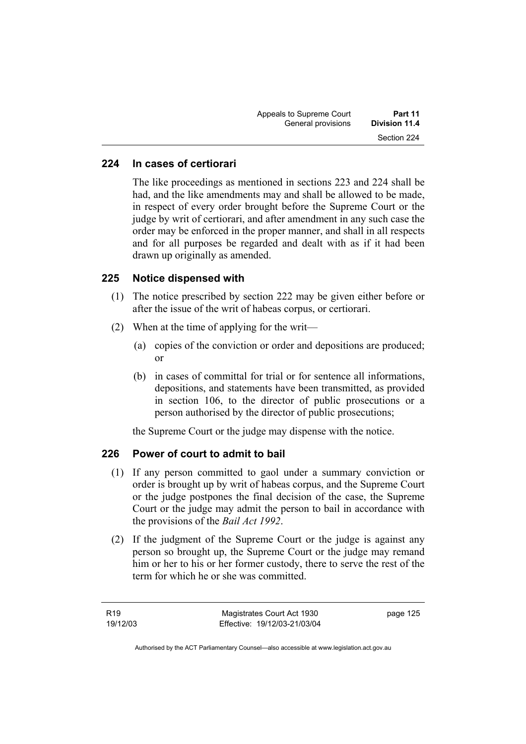## 224 In cases of certiorari

The like proceedings as mentioned in sections 223 and 224 shall be had, and the like amendments may and shall be allowed to be made, in respect of every order brought before the Supreme Court or the judge by writ of certiorari, and after amendment in any such case the order may be enforced in the proper manner, and shall in all respects and for all purposes be regarded and dealt with as if it had been drawn up originally as amended.

## 225 Notice dispensed with

(1) The notice prescribed by section 222 may be given either before or after the issue of the writ of habeas corpus, or certiorari.

(2) When at the time of applying for the writ—

   (a) copies of the conviction or order and depositions are produced; or

   (b) in cases of committal for trial or for sentence all informations, depositions, and statements have been transmitted, as provided in section 106, to the director of public prosecutions or a person authorised by the director of public prosecutions;

the Supreme Court or the judge may dispense with the notice.

## 226 Power of court to admit to bail

(1) If any person committed to gaol under a summary conviction or order is brought up by writ of habeas corpus, and the Supreme Court or the judge postpones the final decision of the case, the Supreme Court or the judge may admit the person to bail in accordance with the provisions of the *Bail Act 1992*.

(2) If the judgment of the Supreme Court or the judge is against any person so brought up, the Supreme Court or the judge may remand him or her to his or her former custody, there to serve the rest of the term for which he or she was committed.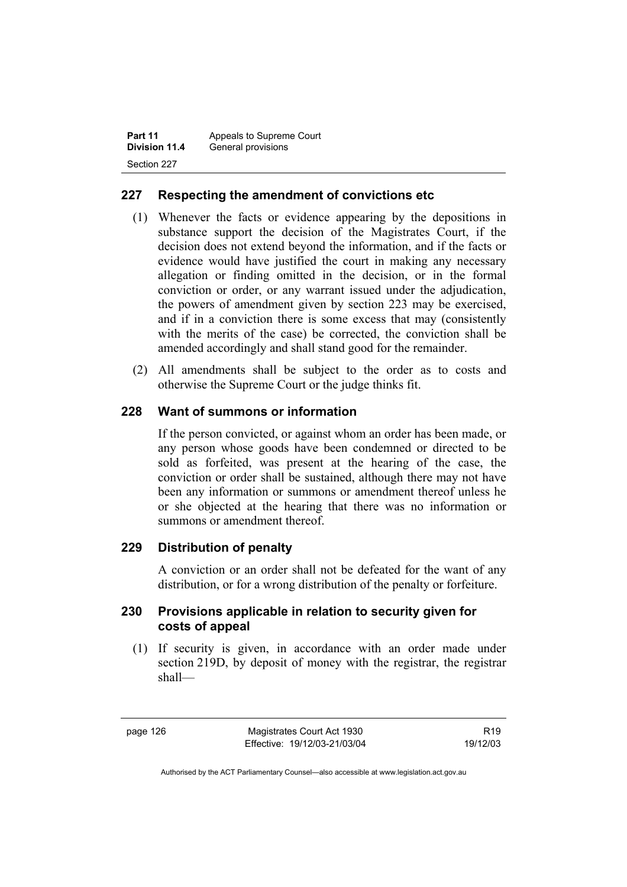## 227 Respecting the amendment of convictions etc

(1) Whenever the facts or evidence appearing by the depositions in substance support the decision of the Magistrates Court, if the decision does not extend beyond the information, and if the facts or evidence would have justified the court in making any necessary allegation or finding omitted in the decision, or in the formal conviction or order, or any warrant issued under the adjudication, the powers of amendment given by section 223 may be exercised, and if in a conviction there is some excess that may (consistently with the merits of the case) be corrected, the conviction shall be amended accordingly and shall stand good for the remainder.

(2) All amendments shall be subject to the order as to costs and otherwise the Supreme Court or the judge thinks fit.

## 228 Want of summons or information

If the person convicted, or against whom an order has been made, or any person whose goods have been condemned or directed to be sold as forfeited, was present at the hearing of the case, the conviction or order shall be sustained, although there may not have been any information or summons or amendment thereof unless he or she objected at the hearing that there was no information or summons or amendment thereof.

## 229 Distribution of penalty

A conviction or an order shall not be defeated for the want of any distribution, or for a wrong distribution of the penalty or forfeiture.

## 230 Provisions applicable in relation to security given for costs of appeal

(1) If security is given, in accordance with an order made under section 219D, by deposit of money with the registrar, the registrar shall—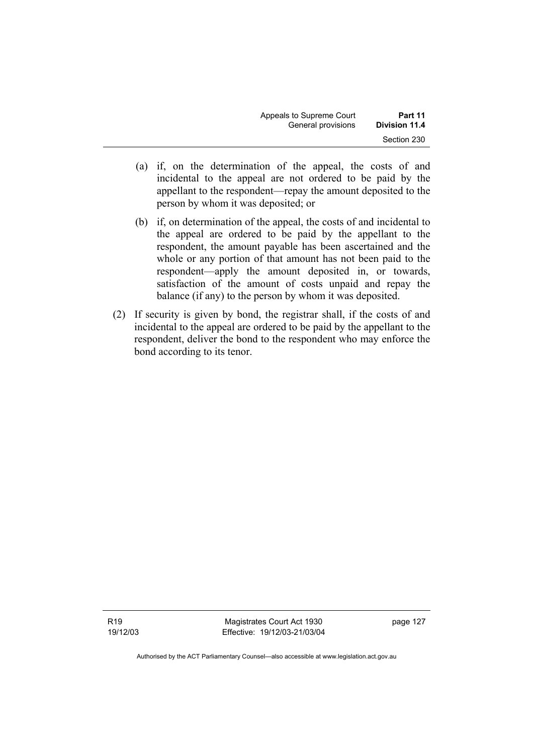(a) if, on the determination of the appeal, the costs of and incidental to the appeal are not ordered to be paid by the appellant to the respondent—repay the amount deposited to the person by whom it was deposited; or

(b) if, on determination of the appeal, the costs of and incidental to the appeal are ordered to be paid by the appellant to the respondent, the amount payable has been ascertained and the whole or any portion of that amount has not been paid to the respondent—apply the amount deposited in, or towards, satisfaction of the amount of costs unpaid and repay the balance (if any) to the person by whom it was deposited.

(2) If security is given by bond, the registrar shall, if the costs of and incidental to the appeal are ordered to be paid by the appellant to the respondent, deliver the bond to the respondent who may enforce the bond according to its tenor.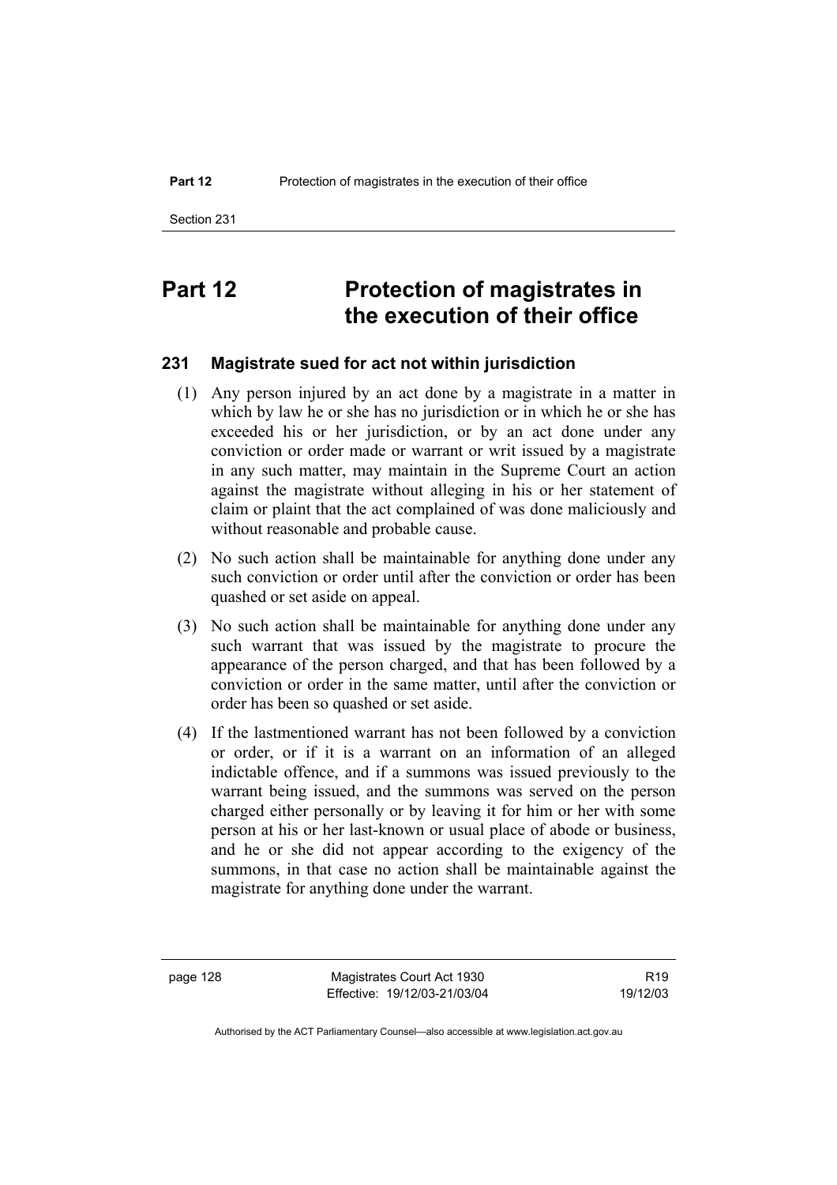# Part 12 Protection of magistrates in the execution of their office

### 231 Magistrate sued for act not within jurisdiction

(1) Any person injured by an act done by a magistrate in a matter in which by law he or she has no jurisdiction or in which he or she has exceeded his or her jurisdiction, or by an act done under any conviction or order made or warrant or writ issued by a magistrate in any such matter, may maintain in the Supreme Court an action against the magistrate without alleging in his or her statement of claim or plaint that the act complained of was done maliciously and without reasonable and probable cause.

(2) No such action shall be maintainable for anything done under any such conviction or order until after the conviction or order has been quashed or set aside on appeal.

(3) No such action shall be maintainable for anything done under any such warrant that was issued by the magistrate to procure the appearance of the person charged, and that has been followed by a conviction or order in the same matter, until after the conviction or order has been so quashed or set aside.

(4) If the lastmentioned warrant has not been followed by a conviction or order, or if it is a warrant on an information of an alleged indictable offence, and if a summons was issued previously to the warrant being issued, and the summons was served on the person charged either personally or by leaving it for him or her with some person at his or her last-known or usual place of abode or business, and he or she did not appear according to the exigency of the summons, in that case no action shall be maintainable against the magistrate for anything done under the warrant.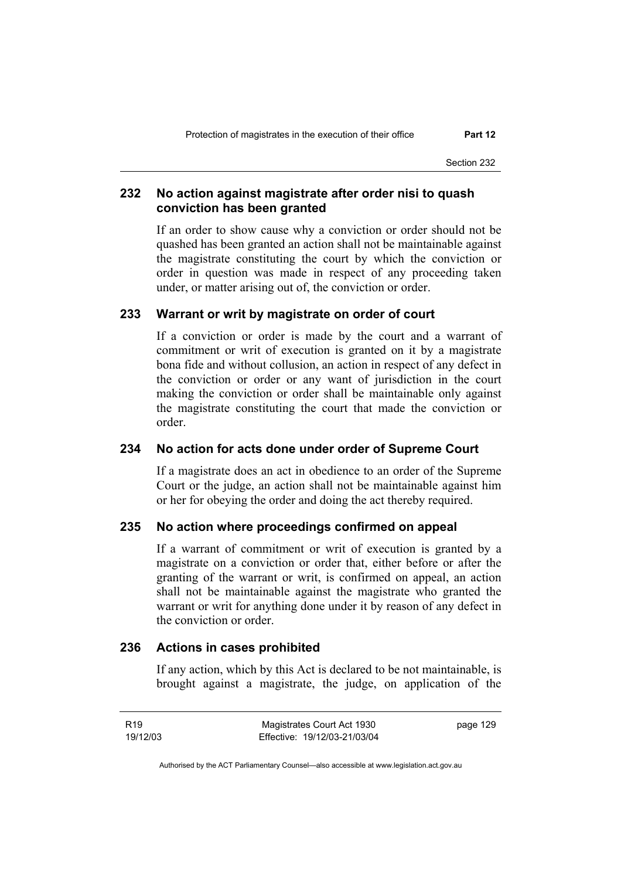## 232 No action against magistrate after order nisi to quash conviction has been granted

If an order to show cause why a conviction or order should not be quashed has been granted an action shall not be maintainable against the magistrate constituting the court by which the conviction or order in question was made in respect of any proceeding taken under, or matter arising out of, the conviction or order.

## 233 Warrant or writ by magistrate on order of court

If a conviction or order is made by the court and a warrant of commitment or writ of execution is granted on it by a magistrate bona fide and without collusion, an action in respect of any defect in the conviction or order or any want of jurisdiction in the court making the conviction or order shall be maintainable only against the magistrate constituting the court that made the conviction or order.

## 234 No action for acts done under order of Supreme Court

If a magistrate does an act in obedience to an order of the Supreme Court or the judge, an action shall not be maintainable against him or her for obeying the order and doing the act thereby required.

## 235 No action where proceedings confirmed on appeal

If a warrant of commitment or writ of execution is granted by a magistrate on a conviction or order that, either before or after the granting of the warrant or writ, is confirmed on appeal, an action shall not be maintainable against the magistrate who granted the warrant or writ for anything done under it by reason of any defect in the conviction or order.

## 236 Actions in cases prohibited

If any action, which by this Act is declared to be not maintainable, is brought against a magistrate, the judge, on application of the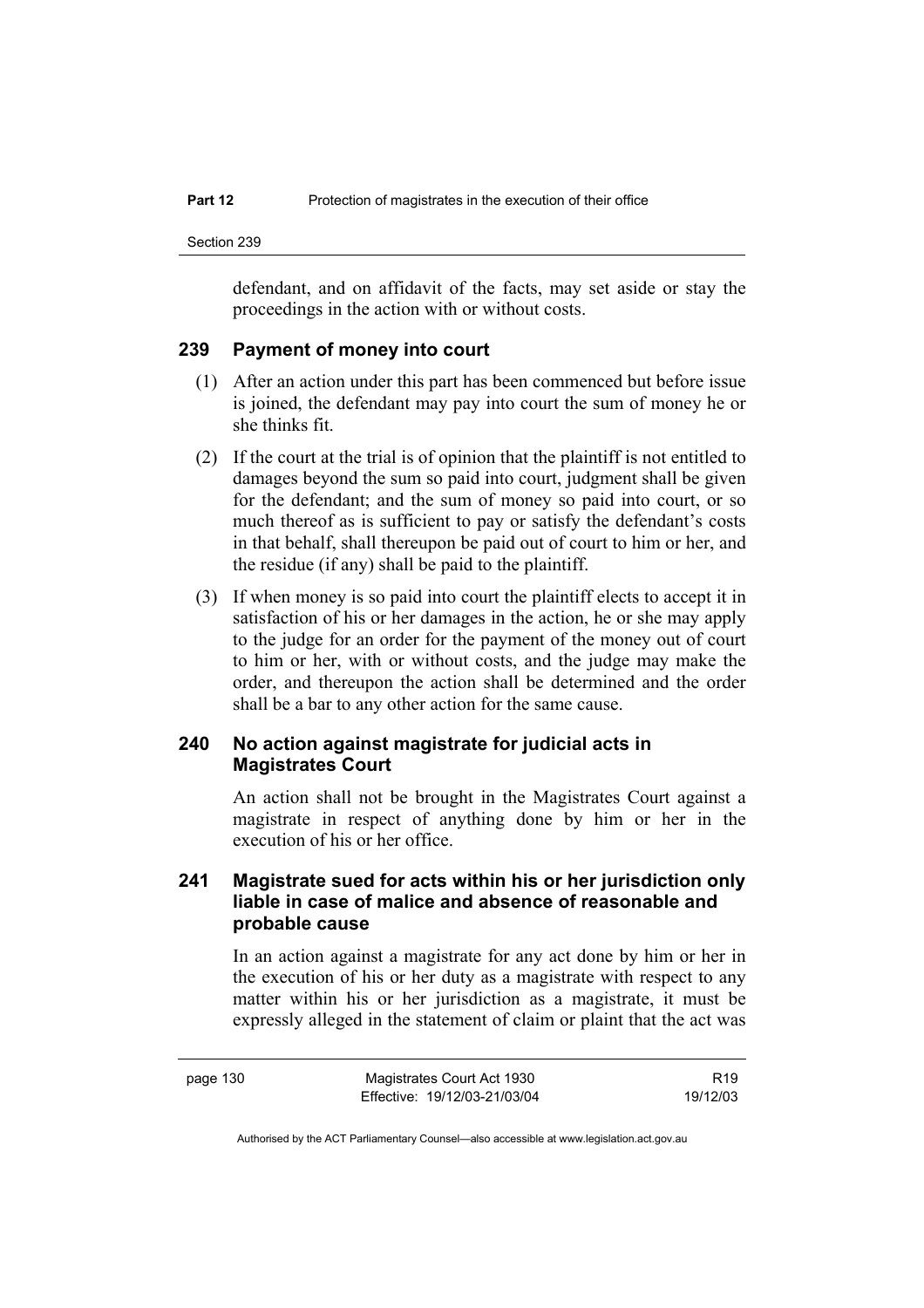defendant, and on affidavit of the facts, may set aside or stay the proceedings in the action with or without costs.

### 239 Payment of money into court

(1) After an action under this part has been commenced but before issue is joined, the defendant may pay into court the sum of money he or she thinks fit.

(2) If the court at the trial is of opinion that the plaintiff is not entitled to damages beyond the sum so paid into court, judgment shall be given for the defendant; and the sum of money so paid into court, or so much thereof as is sufficient to pay or satisfy the defendant's costs in that behalf, shall thereupon be paid out of court to him or her, and the residue (if any) shall be paid to the plaintiff.

(3) If when money is so paid into court the plaintiff elects to accept it in satisfaction of his or her damages in the action, he or she may apply to the judge for an order for the payment of the money out of court to him or her, with or without costs, and the judge may make the order, and thereupon the action shall be determined and the order shall be a bar to any other action for the same cause.

### 240 No action against magistrate for judicial acts in Magistrates Court

An action shall not be brought in the Magistrates Court against a magistrate in respect of anything done by him or her in the execution of his or her office.

### 241 Magistrate sued for acts within his or her jurisdiction only liable in case of malice and absence of reasonable and probable cause

In an action against a magistrate for any act done by him or her in the execution of his or her duty as a magistrate with respect to any matter within his or her jurisdiction as a magistrate, it must be expressly alleged in the statement of claim or plaint that the act was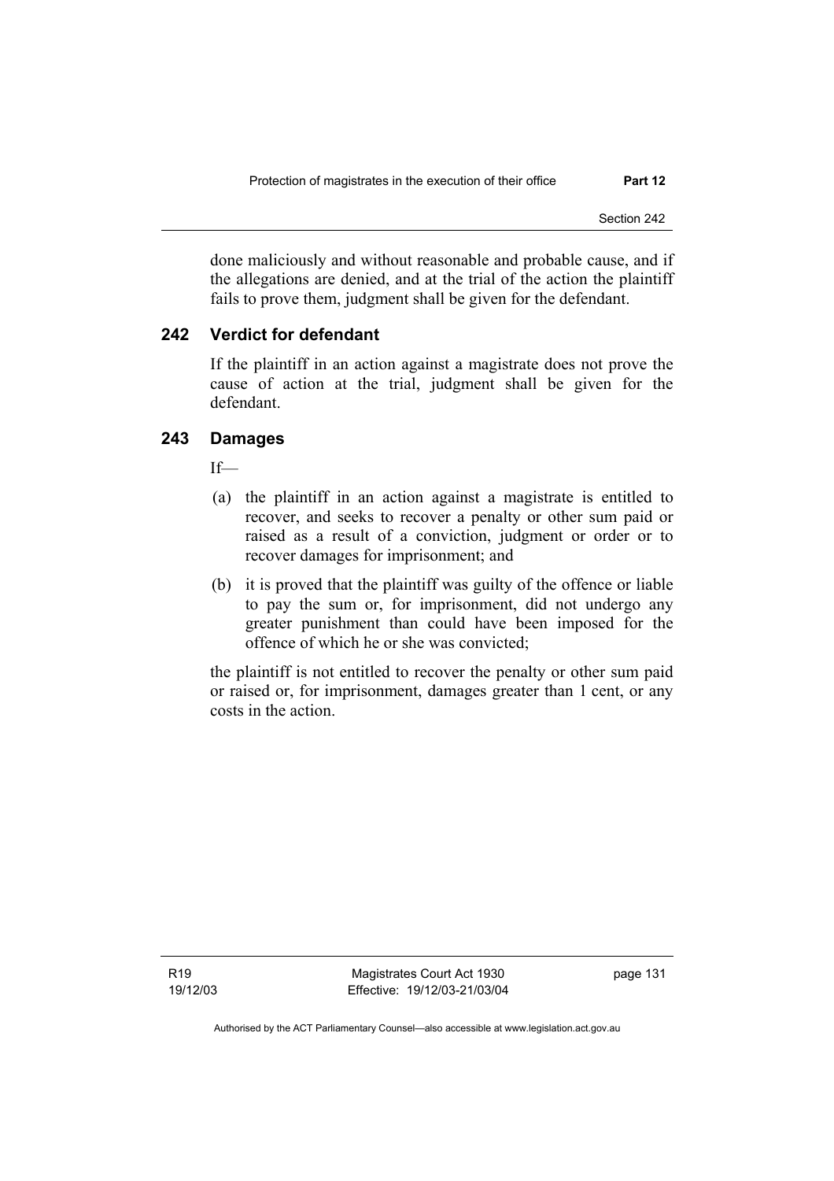done maliciously and without reasonable and probable cause, and if the allegations are denied, and at the trial of the action the plaintiff fails to prove them, judgment shall be given for the defendant.

### 242 Verdict for defendant

If the plaintiff in an action against a magistrate does not prove the cause of action at the trial, judgment shall be given for the defendant.

### 243 Damages

If—

(a) the plaintiff in an action against a magistrate is entitled to recover, and seeks to recover a penalty or other sum paid or raised as a result of a conviction, judgment or order or to recover damages for imprisonment; and

(b) it is proved that the plaintiff was guilty of the offence or liable to pay the sum or, for imprisonment, did not undergo any greater punishment than could have been imposed for the offence of which he or she was convicted;

the plaintiff is not entitled to recover the penalty or other sum paid or raised or, for imprisonment, damages greater than 1 cent, or any costs in the action.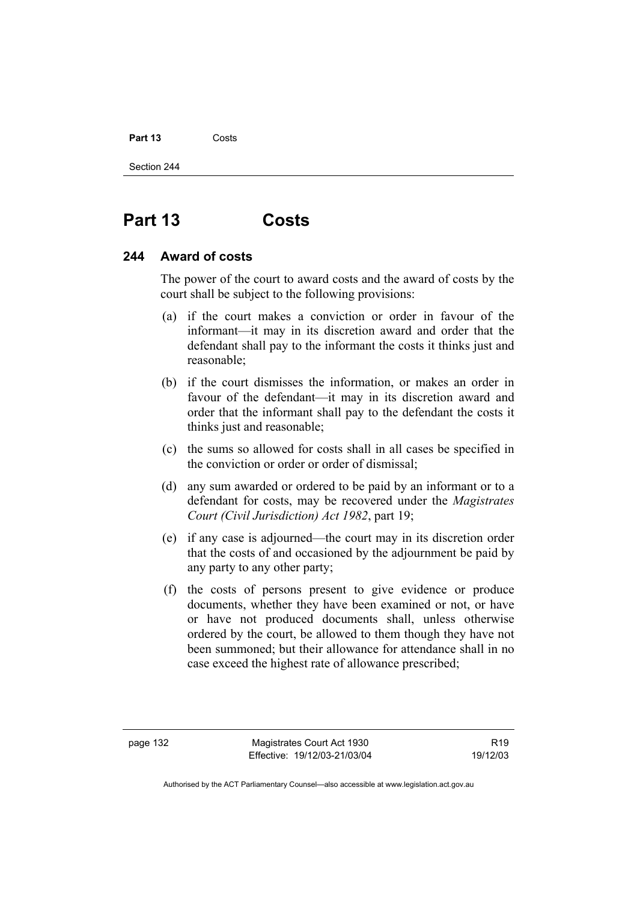# Part 13 Costs

## 244 Award of costs

The power of the court to award costs and the award of costs by the court shall be subject to the following provisions:

(a) if the court makes a conviction or order in favour of the informant—it may in its discretion award and order that the defendant shall pay to the informant the costs it thinks just and reasonable;

(b) if the court dismisses the information, or makes an order in favour of the defendant—it may in its discretion award and order that the informant shall pay to the defendant the costs it thinks just and reasonable;

(c) the sums so allowed for costs shall in all cases be specified in the conviction or order or order of dismissal;

(d) any sum awarded or ordered to be paid by an informant or to a defendant for costs, may be recovered under the *Magistrates Court (Civil Jurisdiction) Act 1982*, part 19;

(e) if any case is adjourned—the court may in its discretion order that the costs of and occasioned by the adjournment be paid by any party to any other party;

(f) the costs of persons present to give evidence or produce documents, whether they have been examined or not, or have or have not produced documents shall, unless otherwise ordered by the court, be allowed to them though they have not been summoned; but their allowance for attendance shall in no case exceed the highest rate of allowance prescribed;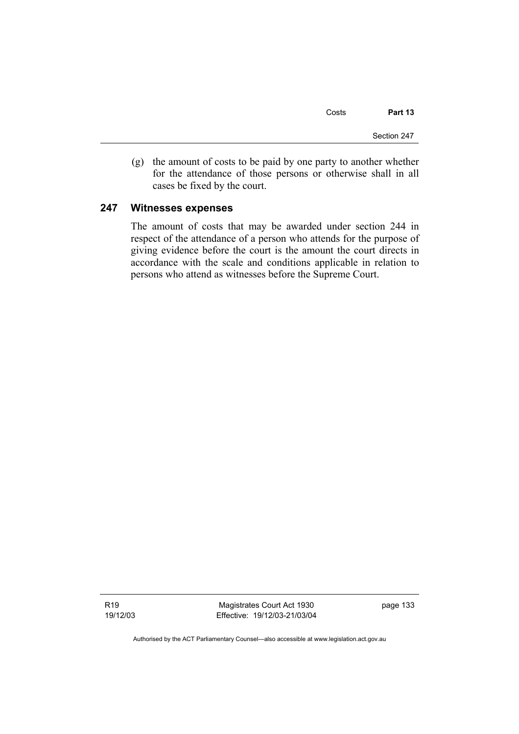(g) the amount of costs to be paid by one party to another whether for the attendance of those persons or otherwise shall in all cases be fixed by the court.

### 247 Witnesses expenses

The amount of costs that may be awarded under section 244 in respect of the attendance of a person who attends for the purpose of giving evidence before the court is the amount the court directs in accordance with the scale and conditions applicable in relation to persons who attend as witnesses before the Supreme Court.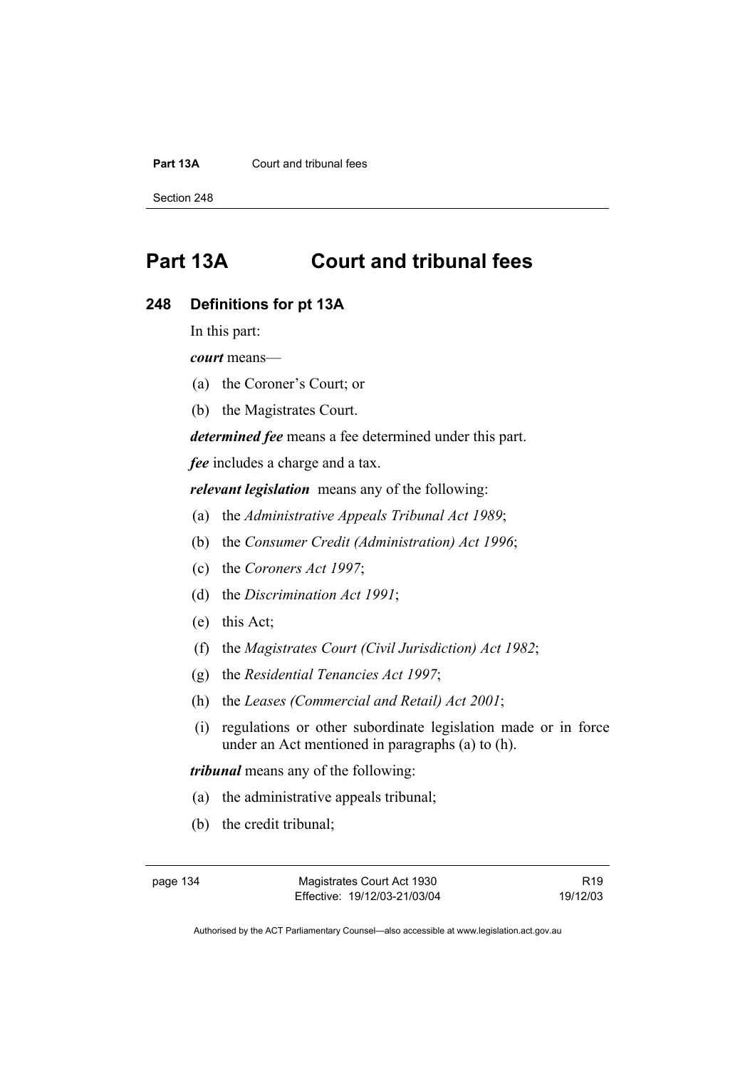# Part 13A Court and tribunal fees

## 248 Definitions for pt 13A

In this part:

***court*** means—

(a) the Coroner's Court; or

(b) the Magistrates Court.

***determined fee*** means a fee determined under this part.

***fee*** includes a charge and a tax.

***relevant legislation*** means any of the following:

(a) the *Administrative Appeals Tribunal Act 1989*;

(b) the *Consumer Credit (Administration) Act 1996*;

(c) the *Coroners Act 1997*;

(d) the *Discrimination Act 1991*;

(e) this Act;

(f) the *Magistrates Court (Civil Jurisdiction) Act 1982*;

(g) the *Residential Tenancies Act 1997*;

(h) the *Leases (Commercial and Retail) Act 2001*;

(i) regulations or other subordinate legislation made or in force under an Act mentioned in paragraphs (a) to (h).

***tribunal*** means any of the following:

(a) the administrative appeals tribunal;

(b) the credit tribunal;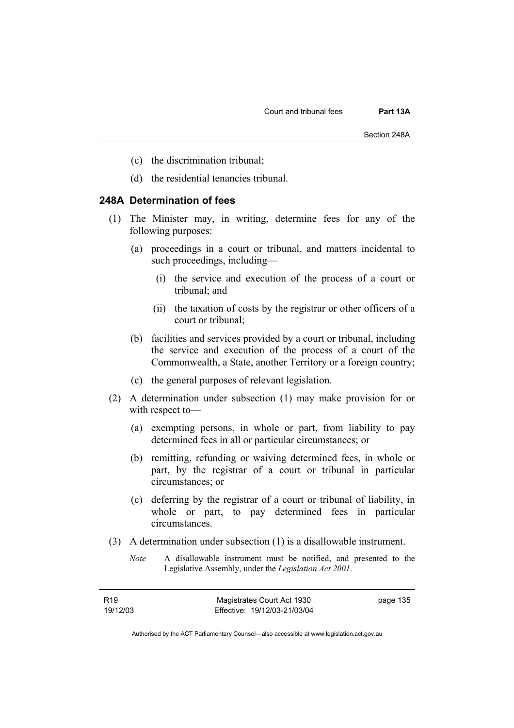(c) the discrimination tribunal;

(d) the residential tenancies tribunal.

### 248A Determination of fees

(1) The Minister may, in writing, determine fees for any of the following purposes:

(a) proceedings in a court or tribunal, and matters incidental to such proceedings, including—

(i) the service and execution of the process of a court or tribunal; and

(ii) the taxation of costs by the registrar or other officers of a court or tribunal;

(b) facilities and services provided by a court or tribunal, including the service and execution of the process of a court of the Commonwealth, a State, another Territory or a foreign country;

(c) the general purposes of relevant legislation.

(2) A determination under subsection (1) may make provision for or with respect to—

(a) exempting persons, in whole or part, from liability to pay determined fees in all or particular circumstances; or

(b) remitting, refunding or waiving determined fees, in whole or part, by the registrar of a court or tribunal in particular circumstances; or

(c) deferring by the registrar of a court or tribunal of liability, in whole or part, to pay determined fees in particular circumstances.

(3) A determination under subsection (1) is a disallowable instrument.

*Note* A disallowable instrument must be notified, and presented to the Legislative Assembly, under the *Legislation Act 2001*.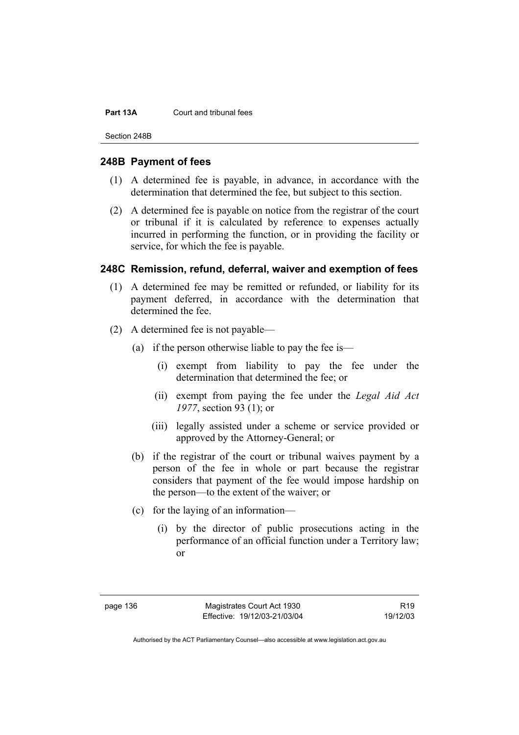## 248B Payment of fees

(1) A determined fee is payable, in advance, in accordance with the determination that determined the fee, but subject to this section.

(2) A determined fee is payable on notice from the registrar of the court or tribunal if it is calculated by reference to expenses actually incurred in performing the function, or in providing the facility or service, for which the fee is payable.

## 248C Remission, refund, deferral, waiver and exemption of fees

(1) A determined fee may be remitted or refunded, or liability for its payment deferred, in accordance with the determination that determined the fee.

(2) A determined fee is not payable—

- (a) if the person otherwise liable to pay the fee is—
  - (i) exempt from liability to pay the fee under the determination that determined the fee; or
  - (ii) exempt from paying the fee under the *Legal Aid Act 1977*, section 93 (1); or
  - (iii) legally assisted under a scheme or service provided or approved by the Attorney-General; or
- (b) if the registrar of the court or tribunal waives payment by a person of the fee in whole or part because the registrar considers that payment of the fee would impose hardship on the person—to the extent of the waiver; or
- (c) for the laying of an information—
  - (i) by the director of public prosecutions acting in the performance of an official function under a Territory law; or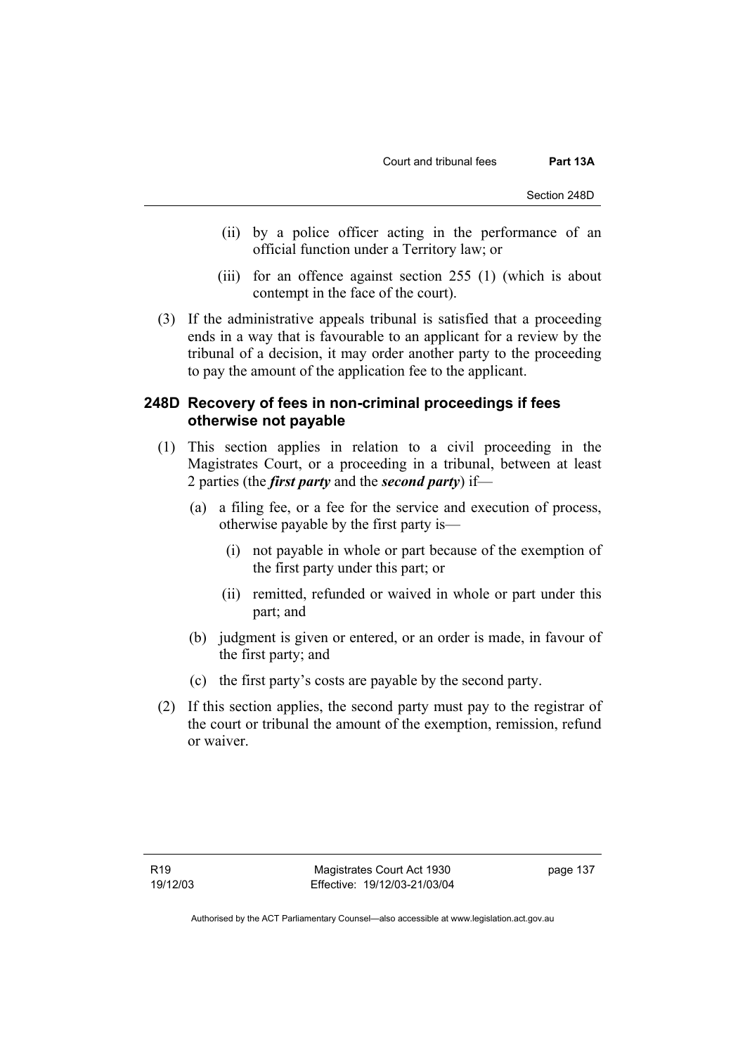(ii) by a police officer acting in the performance of an official function under a Territory law; or

(iii) for an offence against section 255 (1) (which is about contempt in the face of the court).

(3) If the administrative appeals tribunal is satisfied that a proceeding ends in a way that is favourable to an applicant for a review by the tribunal of a decision, it may order another party to the proceeding to pay the amount of the application fee to the applicant.

### 248D Recovery of fees in non-criminal proceedings if fees otherwise not payable

(1) This section applies in relation to a civil proceeding in the Magistrates Court, or a proceeding in a tribunal, between at least 2 parties (the ***first party*** and the ***second party***) if—

(a) a filing fee, or a fee for the service and execution of process, otherwise payable by the first party is—

(i) not payable in whole or part because of the exemption of the first party under this part; or

(ii) remitted, refunded or waived in whole or part under this part; and

(b) judgment is given or entered, or an order is made, in favour of the first party; and

(c) the first party's costs are payable by the second party.

(2) If this section applies, the second party must pay to the registrar of the court or tribunal the amount of the exemption, remission, refund or waiver.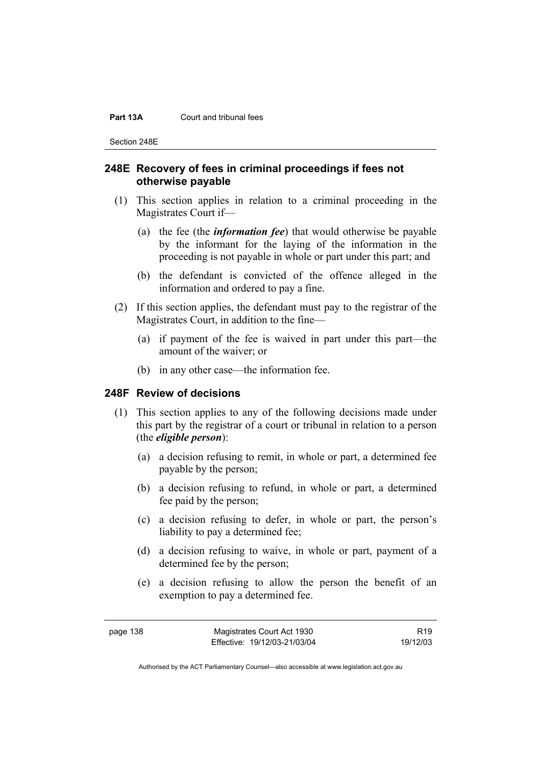## 248E Recovery of fees in criminal proceedings if fees not otherwise payable

(1) This section applies in relation to a criminal proceeding in the Magistrates Court if—

(a) the fee (the ***information fee***) that would otherwise be payable by the informant for the laying of the information in the proceeding is not payable in whole or part under this part; and

(b) the defendant is convicted of the offence alleged in the information and ordered to pay a fine.

(2) If this section applies, the defendant must pay to the registrar of the Magistrates Court, in addition to the fine—

(a) if payment of the fee is waived in part under this part—the amount of the waiver; or

(b) in any other case—the information fee.

## 248F Review of decisions

(1) This section applies to any of the following decisions made under this part by the registrar of a court or tribunal in relation to a person (the ***eligible person***):

(a) a decision refusing to remit, in whole or part, a determined fee payable by the person;

(b) a decision refusing to refund, in whole or part, a determined fee paid by the person;

(c) a decision refusing to defer, in whole or part, the person's liability to pay a determined fee;

(d) a decision refusing to waive, in whole or part, payment of a determined fee by the person;

(e) a decision refusing to allow the person the benefit of an exemption to pay a determined fee.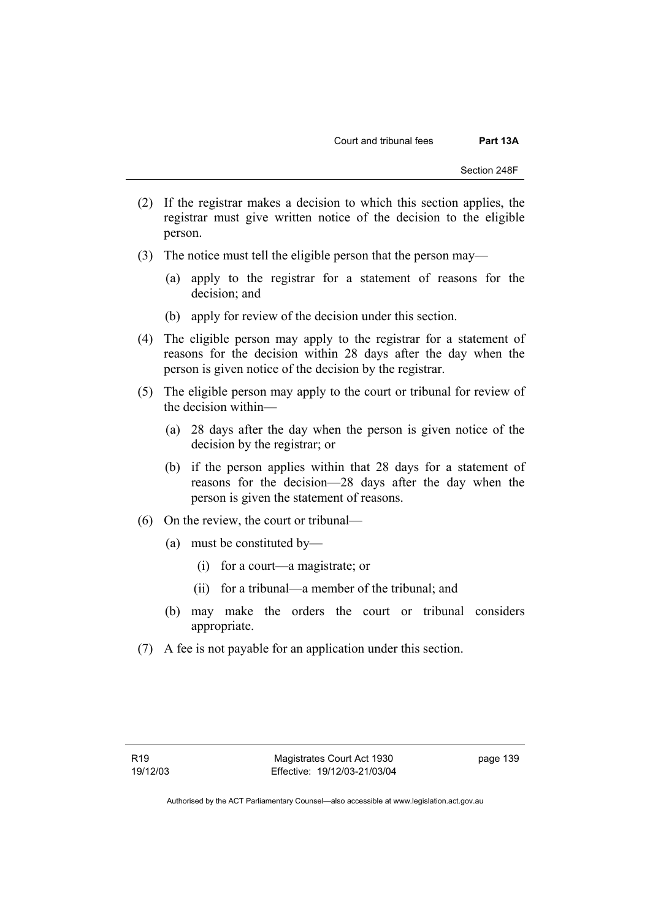(2) If the registrar makes a decision to which this section applies, the registrar must give written notice of the decision to the eligible person.

(3) The notice must tell the eligible person that the person may—

(a) apply to the registrar for a statement of reasons for the decision; and

(b) apply for review of the decision under this section.

(4) The eligible person may apply to the registrar for a statement of reasons for the decision within 28 days after the day when the person is given notice of the decision by the registrar.

(5) The eligible person may apply to the court or tribunal for review of the decision within—

(a) 28 days after the day when the person is given notice of the decision by the registrar; or

(b) if the person applies within that 28 days for a statement of reasons for the decision—28 days after the day when the person is given the statement of reasons.

(6) On the review, the court or tribunal—

(a) must be constituted by—

(i) for a court—a magistrate; or

(ii) for a tribunal—a member of the tribunal; and

(b) may make the orders the court or tribunal considers appropriate.

(7) A fee is not payable for an application under this section.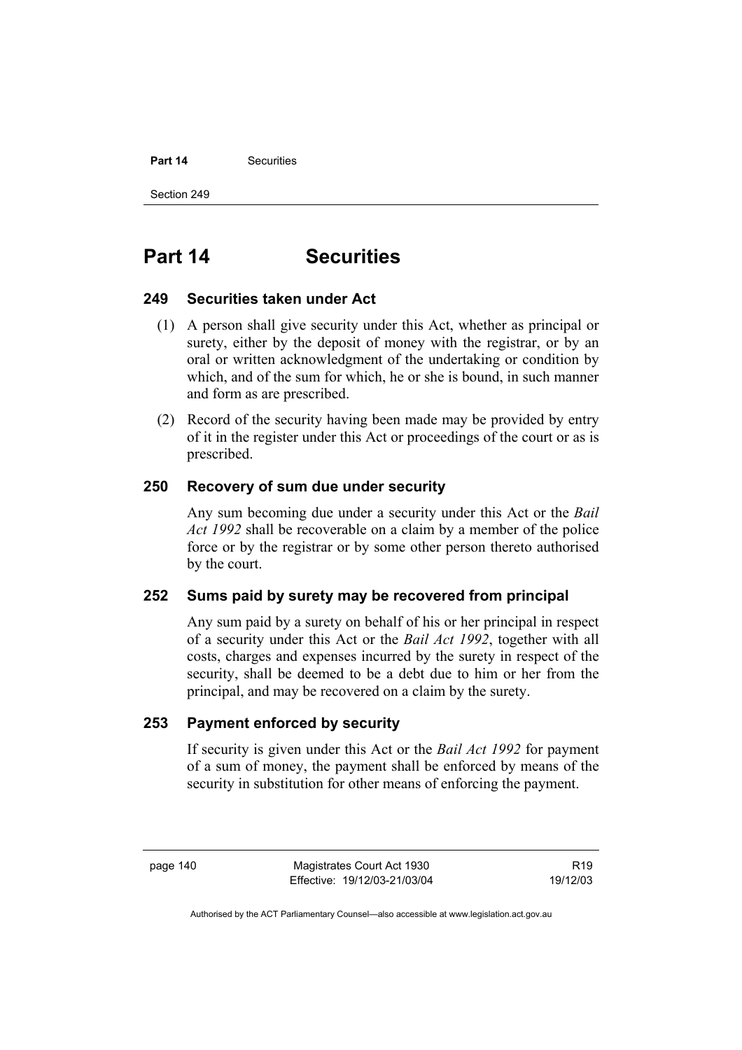# Part 14 Securities

### 249 Securities taken under Act

(1) A person shall give security under this Act, whether as principal or surety, either by the deposit of money with the registrar, or by an oral or written acknowledgment of the undertaking or condition by which, and of the sum for which, he or she is bound, in such manner and form as are prescribed.

(2) Record of the security having been made may be provided by entry of it in the register under this Act or proceedings of the court or as is prescribed.

### 250 Recovery of sum due under security

Any sum becoming due under a security under this Act or the *Bail Act 1992* shall be recoverable on a claim by a member of the police force or by the registrar or by some other person thereto authorised by the court.

### 252 Sums paid by surety may be recovered from principal

Any sum paid by a surety on behalf of his or her principal in respect of a security under this Act or the *Bail Act 1992*, together with all costs, charges and expenses incurred by the surety in respect of the security, shall be deemed to be a debt due to him or her from the principal, and may be recovered on a claim by the surety.

### 253 Payment enforced by security

If security is given under this Act or the *Bail Act 1992* for payment of a sum of money, the payment shall be enforced by means of the security in substitution for other means of enforcing the payment.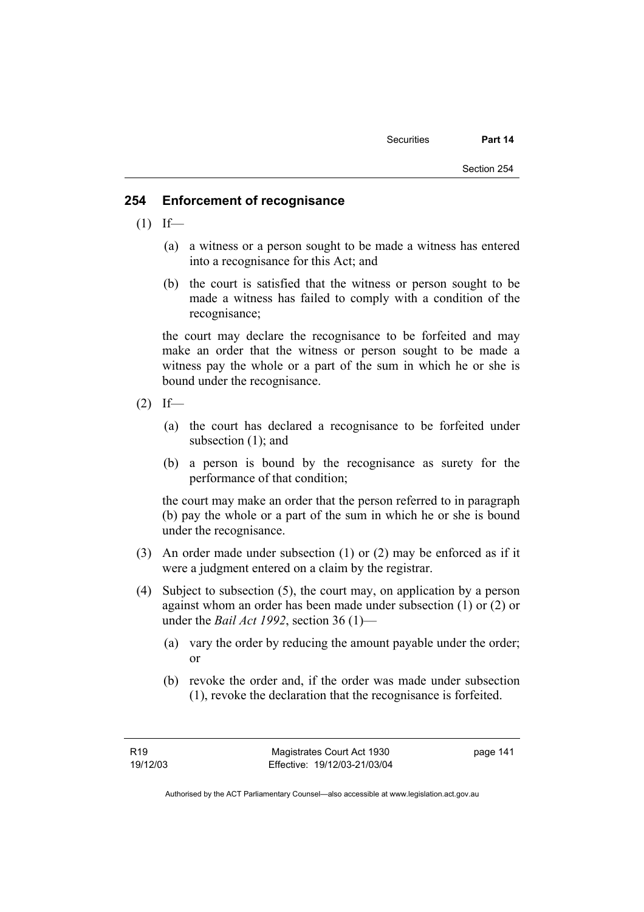## 254 Enforcement of recognisance

(1) If—

(a) a witness or a person sought to be made a witness has entered into a recognisance for this Act; and

(b) the court is satisfied that the witness or person sought to be made a witness has failed to comply with a condition of the recognisance;

the court may declare the recognisance to be forfeited and may make an order that the witness or person sought to be made a witness pay the whole or a part of the sum in which he or she is bound under the recognisance.

(2) If—

(a) the court has declared a recognisance to be forfeited under subsection (1); and

(b) a person is bound by the recognisance as surety for the performance of that condition;

the court may make an order that the person referred to in paragraph (b) pay the whole or a part of the sum in which he or she is bound under the recognisance.

(3) An order made under subsection (1) or (2) may be enforced as if it were a judgment entered on a claim by the registrar.

(4) Subject to subsection (5), the court may, on application by a person against whom an order has been made under subsection (1) or (2) or under the *Bail Act 1992*, section 36 (1)—

(a) vary the order by reducing the amount payable under the order; or

(b) revoke the order and, if the order was made under subsection (1), revoke the declaration that the recognisance is forfeited.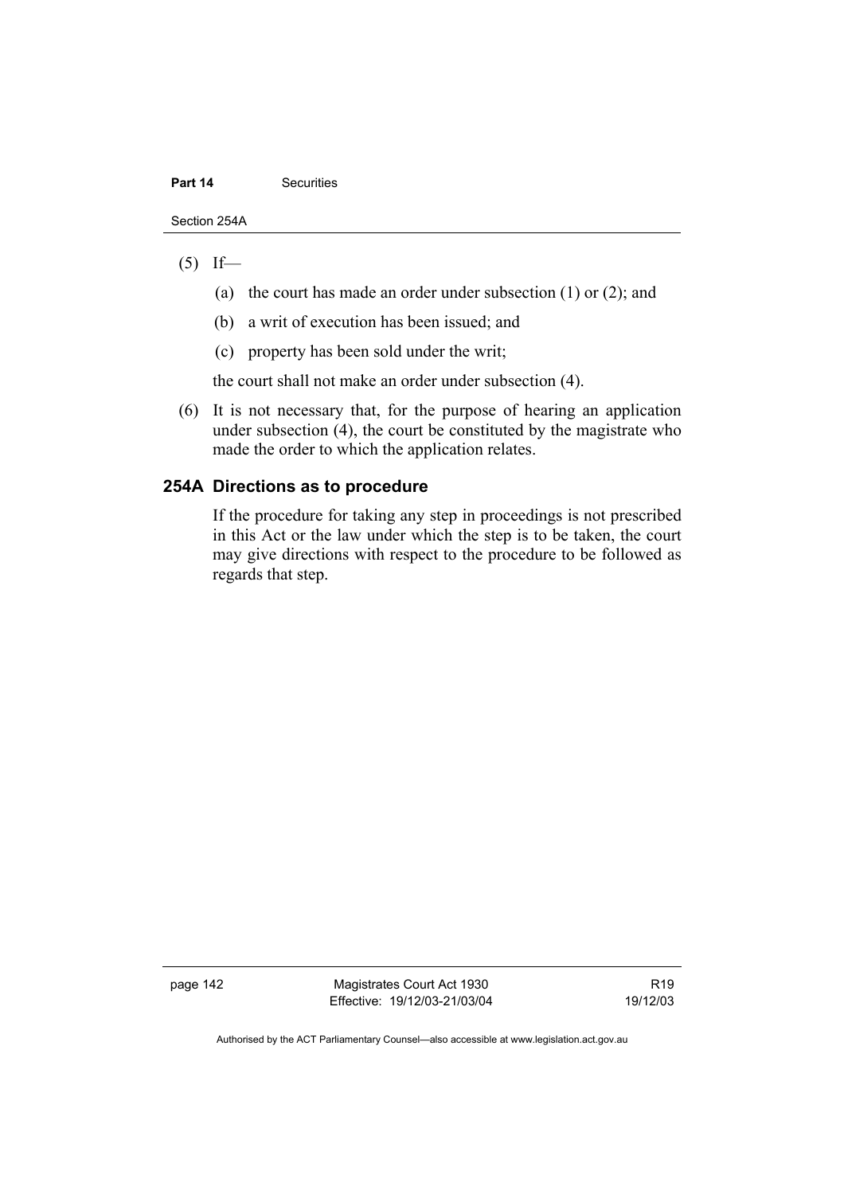(5) If—

   (a) the court has made an order under subsection (1) or (2); and

   (b) a writ of execution has been issued; and

   (c) property has been sold under the writ;

   the court shall not make an order under subsection (4).

(6) It is not necessary that, for the purpose of hearing an application under subsection (4), the court be constituted by the magistrate who made the order to which the application relates.

### 254A Directions as to procedure

If the procedure for taking any step in proceedings is not prescribed in this Act or the law under which the step is to be taken, the court may give directions with respect to the procedure to be followed as regards that step.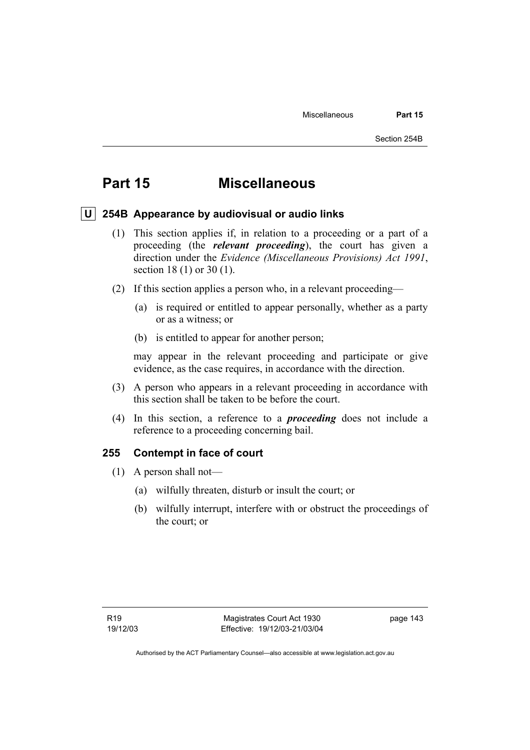# Part 15 Miscellaneous

## U 254B Appearance by audiovisual or audio links

(1) This section applies if, in relation to a proceeding or a part of a proceeding (the ***relevant proceeding***), the court has given a direction under the *Evidence (Miscellaneous Provisions) Act 1991*, section 18 (1) or 30 (1).

(2) If this section applies a person who, in a relevant proceeding—

(a) is required or entitled to appear personally, whether as a party or as a witness; or

(b) is entitled to appear for another person;

may appear in the relevant proceeding and participate or give evidence, as the case requires, in accordance with the direction.

(3) A person who appears in a relevant proceeding in accordance with this section shall be taken to be before the court.

(4) In this section, a reference to a ***proceeding*** does not include a reference to a proceeding concerning bail.

## 255 Contempt in face of court

(1) A person shall not—

(a) wilfully threaten, disturb or insult the court; or

(b) wilfully interrupt, interfere with or obstruct the proceedings of the court; or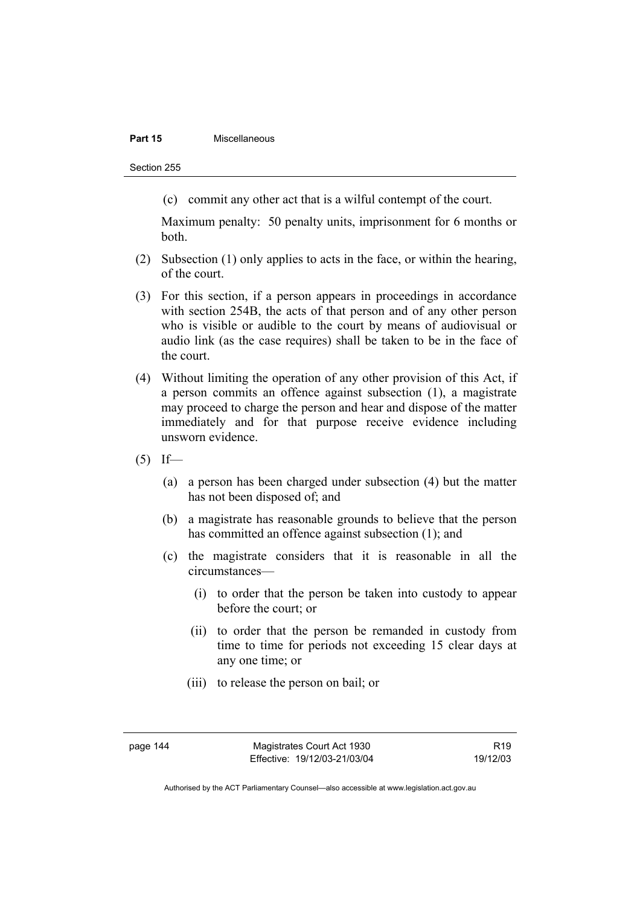(c) commit any other act that is a wilful contempt of the court.

Maximum penalty: 50 penalty units, imprisonment for 6 months or both.

(2) Subsection (1) only applies to acts in the face, or within the hearing, of the court.

(3) For this section, if a person appears in proceedings in accordance with section 254B, the acts of that person and of any other person who is visible or audible to the court by means of audiovisual or audio link (as the case requires) shall be taken to be in the face of the court.

(4) Without limiting the operation of any other provision of this Act, if a person commits an offence against subsection (1), a magistrate may proceed to charge the person and hear and dispose of the matter immediately and for that purpose receive evidence including unsworn evidence.

(5) If—

(a) a person has been charged under subsection (4) but the matter has not been disposed of; and

(b) a magistrate has reasonable grounds to believe that the person has committed an offence against subsection (1); and

(c) the magistrate considers that it is reasonable in all the circumstances—

(i) to order that the person be taken into custody to appear before the court; or

(ii) to order that the person be remanded in custody from time to time for periods not exceeding 15 clear days at any one time; or

(iii) to release the person on bail; or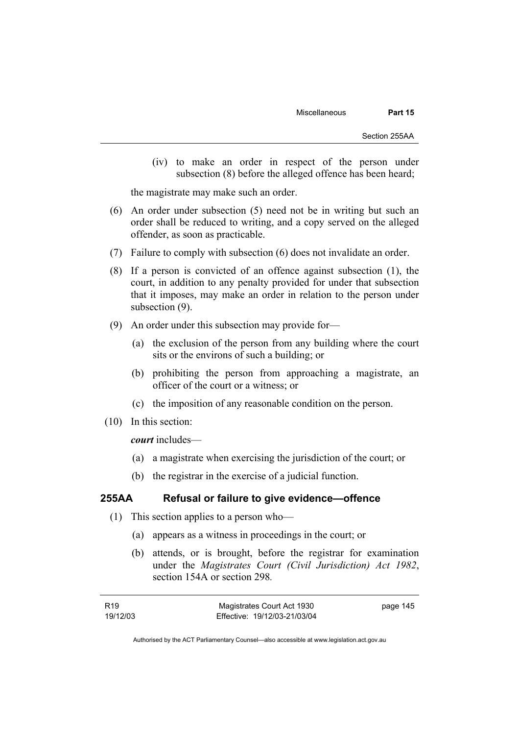(iv) to make an order in respect of the person under subsection (8) before the alleged offence has been heard;

the magistrate may make such an order.

(6) An order under subsection (5) need not be in writing but such an order shall be reduced to writing, and a copy served on the alleged offender, as soon as practicable.

(7) Failure to comply with subsection (6) does not invalidate an order.

(8) If a person is convicted of an offence against subsection (1), the court, in addition to any penalty provided for under that subsection that it imposes, may make an order in relation to the person under subsection (9).

(9) An order under this subsection may provide for—

(a) the exclusion of the person from any building where the court sits or the environs of such a building; or

(b) prohibiting the person from approaching a magistrate, an officer of the court or a witness; or

(c) the imposition of any reasonable condition on the person.

(10) In this section:

***court*** includes—

(a) a magistrate when exercising the jurisdiction of the court; or

(b) the registrar in the exercise of a judicial function.

### 255AA Refusal or failure to give evidence—offence

(1) This section applies to a person who—

(a) appears as a witness in proceedings in the court; or

(b) attends, or is brought, before the registrar for examination under the *Magistrates Court (Civil Jurisdiction) Act 1982*, section 154A or section 298.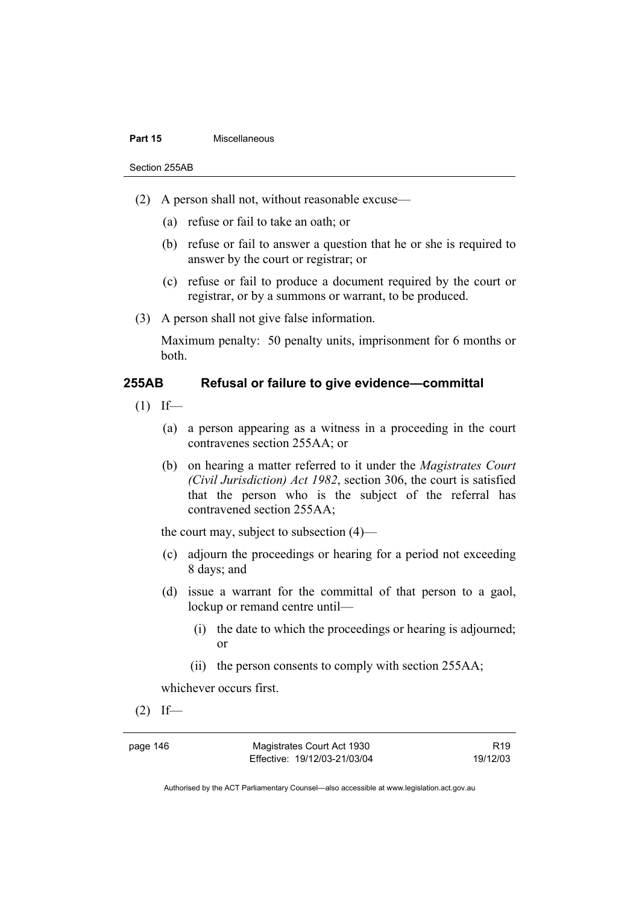(2) A person shall not, without reasonable excuse—

(a) refuse or fail to take an oath; or

(b) refuse or fail to answer a question that he or she is required to answer by the court or registrar; or

(c) refuse or fail to produce a document required by the court or registrar, or by a summons or warrant, to be produced.

(3) A person shall not give false information.

Maximum penalty: 50 penalty units, imprisonment for 6 months or both.

### 255AB Refusal or failure to give evidence—committal

(1) If—

(a) a person appearing as a witness in a proceeding in the court contravenes section 255AA; or

(b) on hearing a matter referred to it under the *Magistrates Court (Civil Jurisdiction) Act 1982*, section 306, the court is satisfied that the person who is the subject of the referral has contravened section 255AA;

the court may, subject to subsection (4)—

(c) adjourn the proceedings or hearing for a period not exceeding 8 days; and

(d) issue a warrant for the committal of that person to a gaol, lockup or remand centre until—

(i) the date to which the proceedings or hearing is adjourned; or

(ii) the person consents to comply with section 255AA;

whichever occurs first.

(2) If—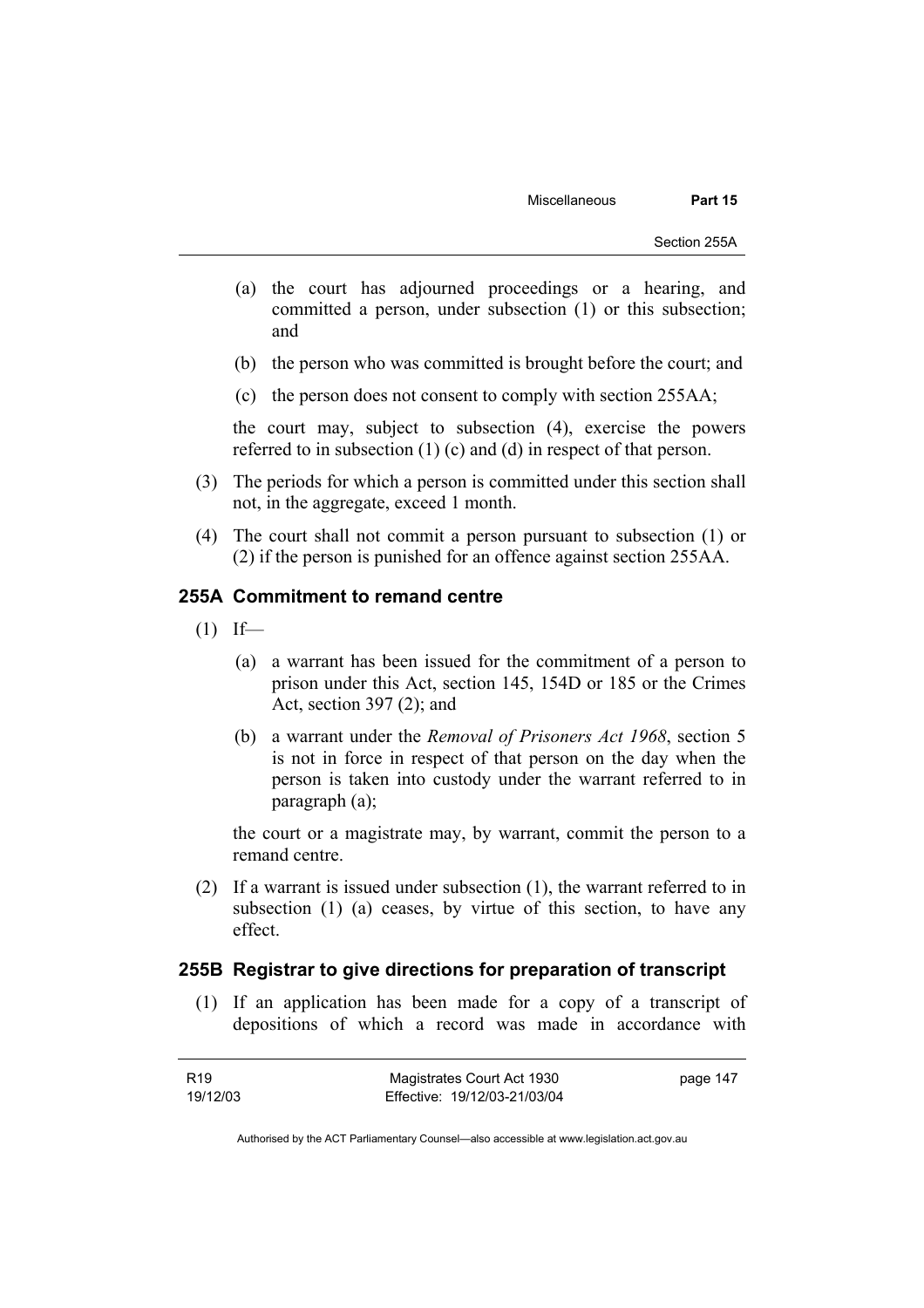(a) the court has adjourned proceedings or a hearing, and committed a person, under subsection (1) or this subsection; and

(b) the person who was committed is brought before the court; and

(c) the person does not consent to comply with section 255AA;

the court may, subject to subsection (4), exercise the powers referred to in subsection (1) (c) and (d) in respect of that person.

(3) The periods for which a person is committed under this section shall not, in the aggregate, exceed 1 month.

(4) The court shall not commit a person pursuant to subsection (1) or (2) if the person is punished for an offence against section 255AA.

### 255A Commitment to remand centre

(1) If—

(a) a warrant has been issued for the commitment of a person to prison under this Act, section 145, 154D or 185 or the Crimes Act, section 397 (2); and

(b) a warrant under the *Removal of Prisoners Act 1968*, section 5 is not in force in respect of that person on the day when the person is taken into custody under the warrant referred to in paragraph (a);

the court or a magistrate may, by warrant, commit the person to a remand centre.

(2) If a warrant is issued under subsection (1), the warrant referred to in subsection (1) (a) ceases, by virtue of this section, to have any effect.

### 255B Registrar to give directions for preparation of transcript

(1) If an application has been made for a copy of a transcript of depositions of which a record was made in accordance with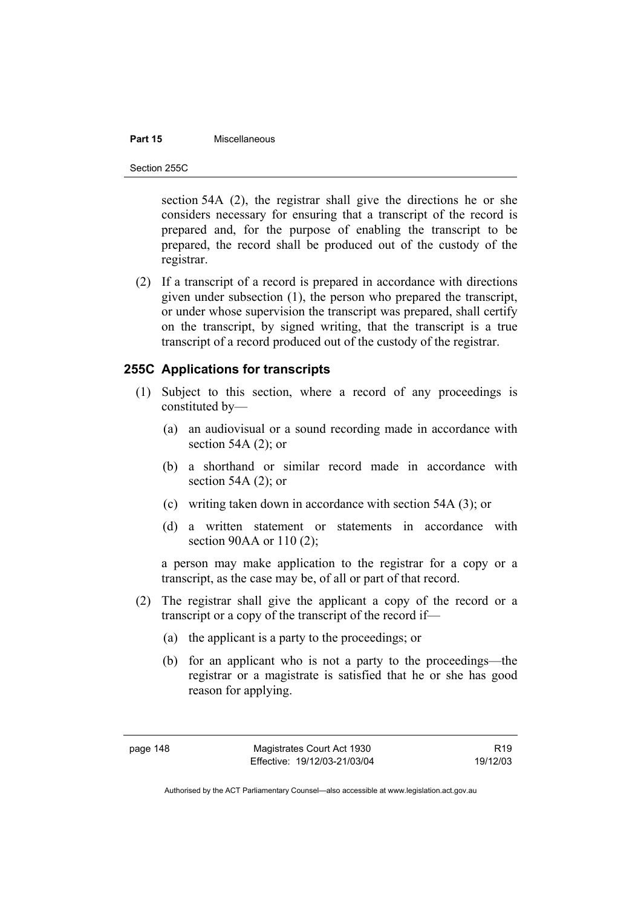section 54A (2), the registrar shall give the directions he or she considers necessary for ensuring that a transcript of the record is prepared and, for the purpose of enabling the transcript to be prepared, the record shall be produced out of the custody of the registrar.

(2) If a transcript of a record is prepared in accordance with directions given under subsection (1), the person who prepared the transcript, or under whose supervision the transcript was prepared, shall certify on the transcript, by signed writing, that the transcript is a true transcript of a record produced out of the custody of the registrar.

### 255C Applications for transcripts

(1) Subject to this section, where a record of any proceedings is constituted by—

(a) an audiovisual or a sound recording made in accordance with section 54A (2); or

(b) a shorthand or similar record made in accordance with section 54A (2); or

(c) writing taken down in accordance with section 54A (3); or

(d) a written statement or statements in accordance with section 90AA or 110 (2);

a person may make application to the registrar for a copy or a transcript, as the case may be, of all or part of that record.

(2) The registrar shall give the applicant a copy of the record or a transcript or a copy of the transcript of the record if—

(a) the applicant is a party to the proceedings; or

(b) for an applicant who is not a party to the proceedings—the registrar or a magistrate is satisfied that he or she has good reason for applying.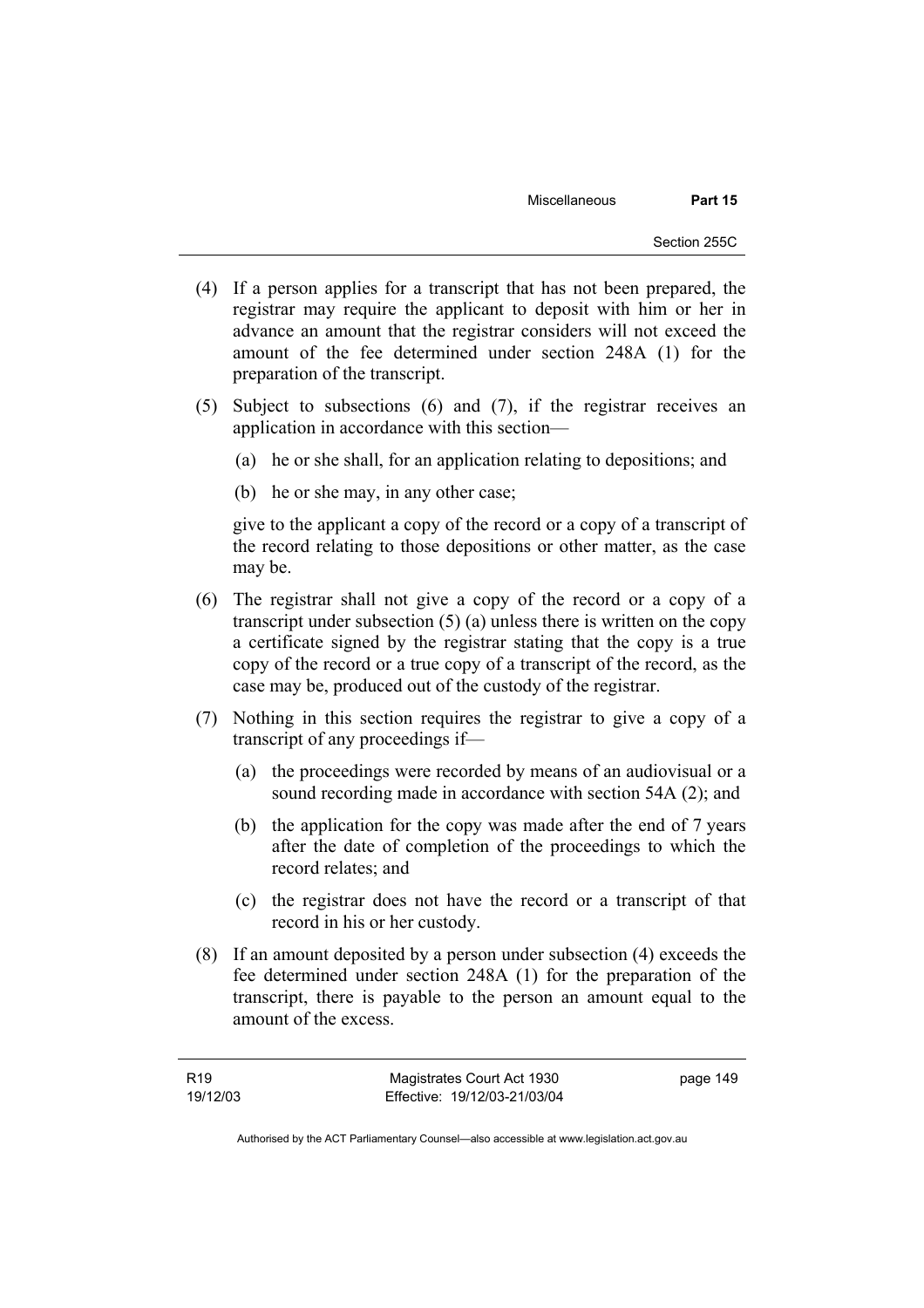(4) If a person applies for a transcript that has not been prepared, the registrar may require the applicant to deposit with him or her in advance an amount that the registrar considers will not exceed the amount of the fee determined under section 248A (1) for the preparation of the transcript.

(5) Subject to subsections (6) and (7), if the registrar receives an application in accordance with this section—

(a) he or she shall, for an application relating to depositions; and

(b) he or she may, in any other case;

give to the applicant a copy of the record or a copy of a transcript of the record relating to those depositions or other matter, as the case may be.

(6) The registrar shall not give a copy of the record or a copy of a transcript under subsection (5) (a) unless there is written on the copy a certificate signed by the registrar stating that the copy is a true copy of the record or a true copy of a transcript of the record, as the case may be, produced out of the custody of the registrar.

(7) Nothing in this section requires the registrar to give a copy of a transcript of any proceedings if—

(a) the proceedings were recorded by means of an audiovisual or a sound recording made in accordance with section 54A (2); and

(b) the application for the copy was made after the end of 7 years after the date of completion of the proceedings to which the record relates; and

(c) the registrar does not have the record or a transcript of that record in his or her custody.

(8) If an amount deposited by a person under subsection (4) exceeds the fee determined under section 248A (1) for the preparation of the transcript, there is payable to the person an amount equal to the amount of the excess.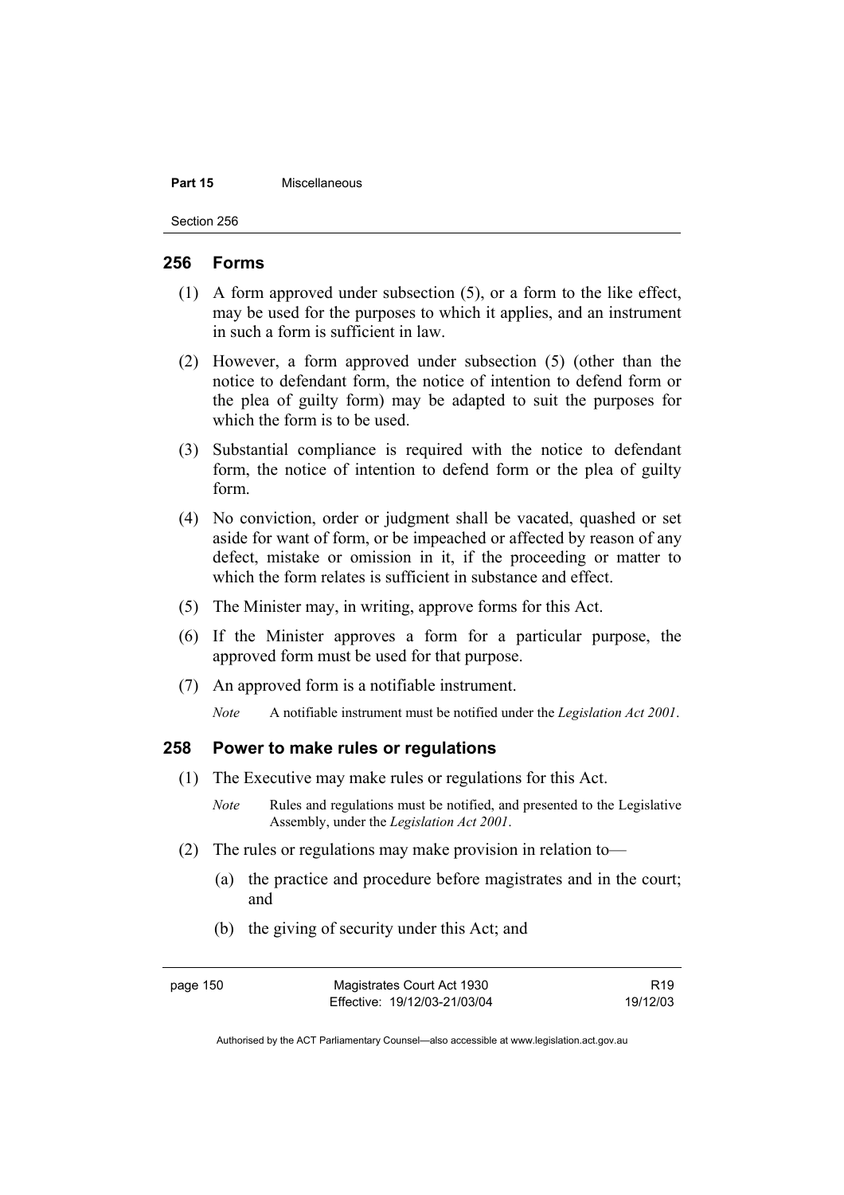## 256 Forms

(1) A form approved under subsection (5), or a form to the like effect, may be used for the purposes to which it applies, and an instrument in such a form is sufficient in law.

(2) However, a form approved under subsection (5) (other than the notice to defendant form, the notice of intention to defend form or the plea of guilty form) may be adapted to suit the purposes for which the form is to be used.

(3) Substantial compliance is required with the notice to defendant form, the notice of intention to defend form or the plea of guilty form.

(4) No conviction, order or judgment shall be vacated, quashed or set aside for want of form, or be impeached or affected by reason of any defect, mistake or omission in it, if the proceeding or matter to which the form relates is sufficient in substance and effect.

(5) The Minister may, in writing, approve forms for this Act.

(6) If the Minister approves a form for a particular purpose, the approved form must be used for that purpose.

(7) An approved form is a notifiable instrument.

*Note* A notifiable instrument must be notified under the *Legislation Act 2001*.

## 258 Power to make rules or regulations

(1) The Executive may make rules or regulations for this Act.

*Note* Rules and regulations must be notified, and presented to the Legislative Assembly, under the *Legislation Act 2001*.

(2) The rules or regulations may make provision in relation to—

(a) the practice and procedure before magistrates and in the court; and

(b) the giving of security under this Act; and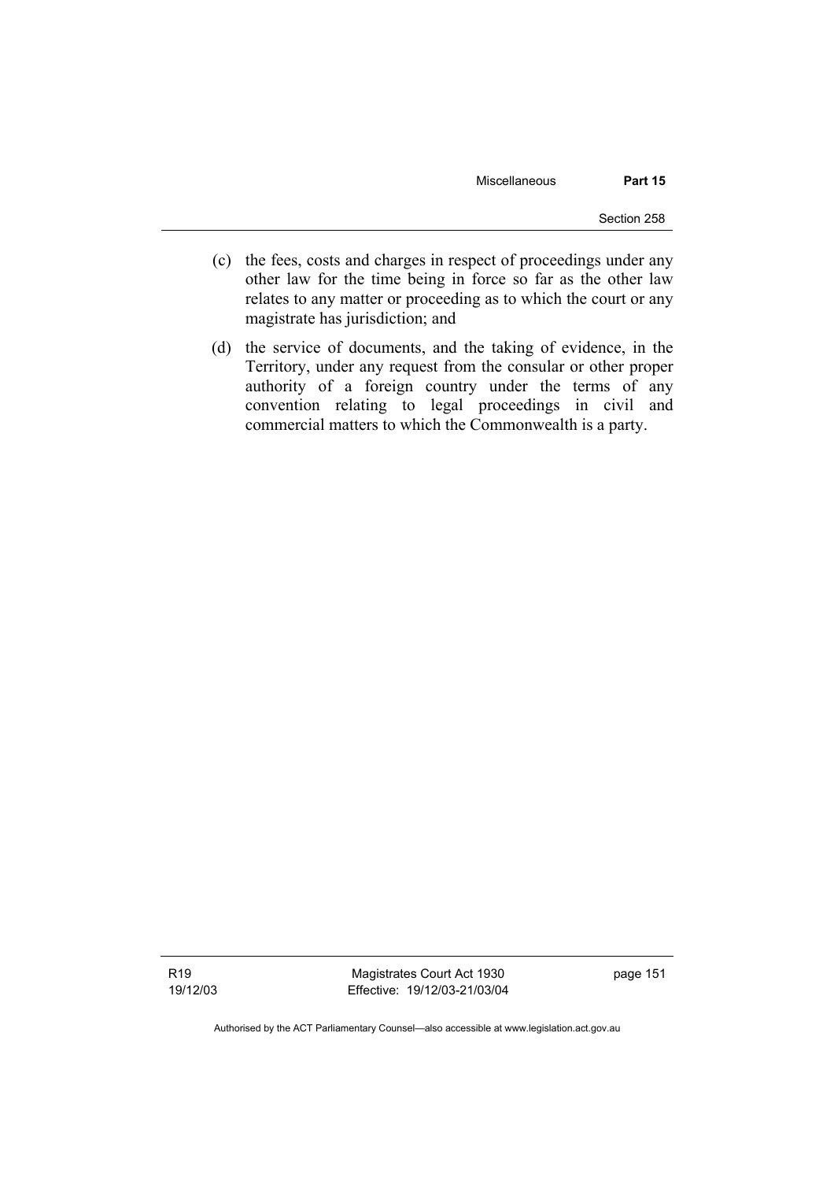(c) the fees, costs and charges in respect of proceedings under any other law for the time being in force so far as the other law relates to any matter or proceeding as to which the court or any magistrate has jurisdiction; and

(d) the service of documents, and the taking of evidence, in the Territory, under any request from the consular or other proper authority of a foreign country under the terms of any convention relating to legal proceedings in civil and commercial matters to which the Commonwealth is a party.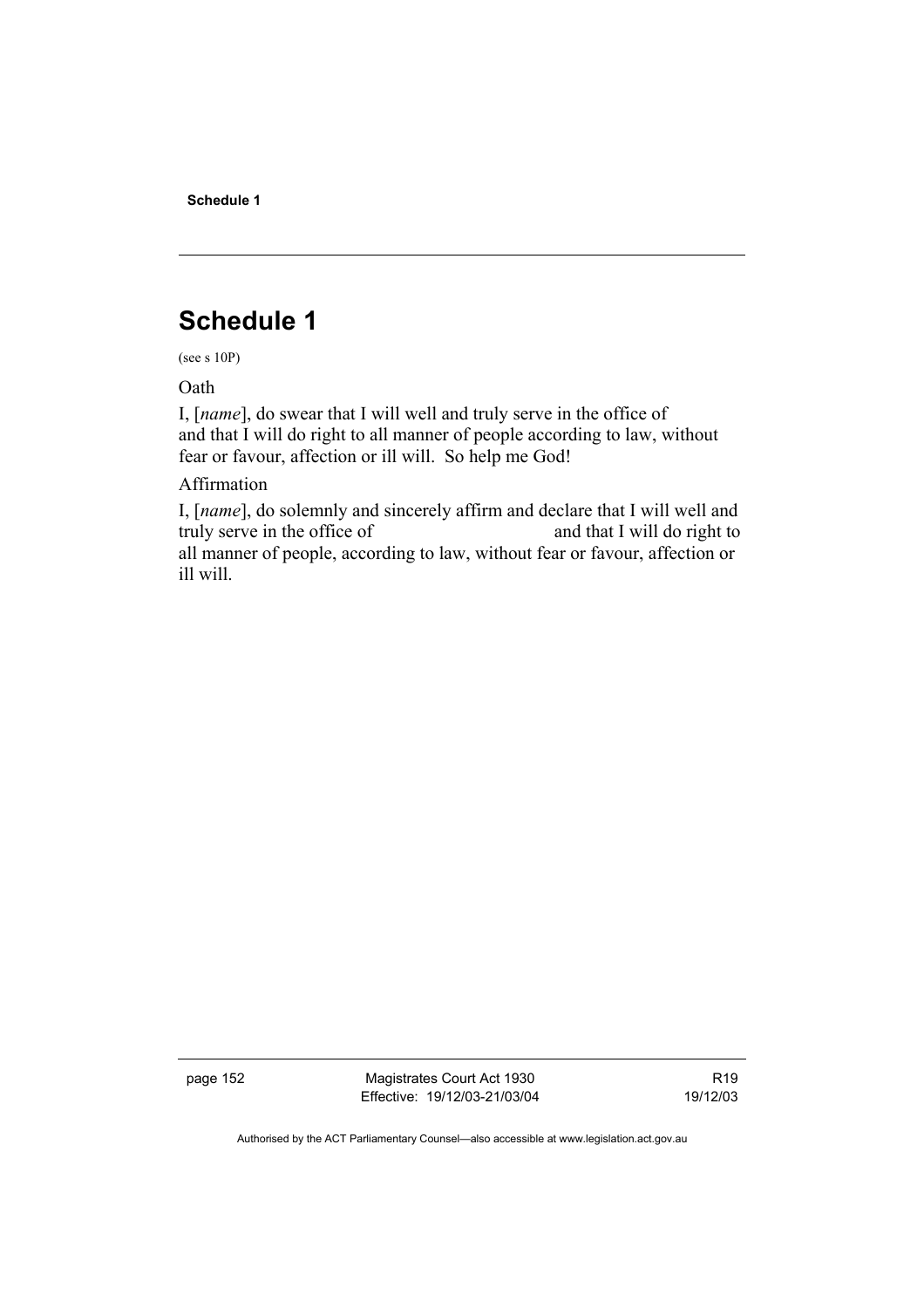# Schedule 1

(see s 10P)

Oath

I, [*name*], do swear that I will well and truly serve in the office of and that I will do right to all manner of people according to law, without fear or favour, affection or ill will. So help me God!

Affirmation

I, [*name*], do solemnly and sincerely affirm and declare that I will well and truly serve in the office of and that I will do right to all manner of people, according to law, without fear or favour, affection or ill will.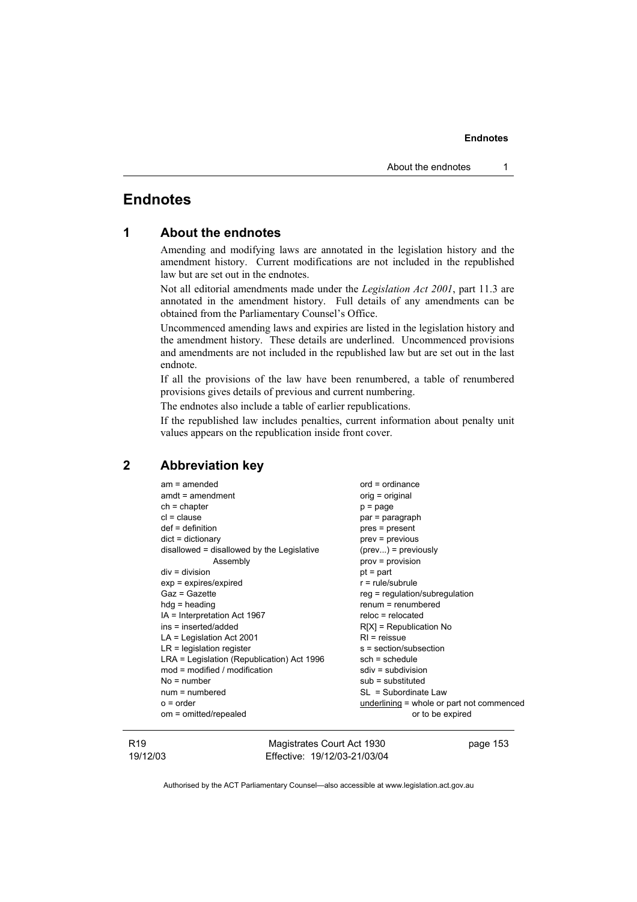# Endnotes

## 1 About the endnotes

Amending and modifying laws are annotated in the legislation history and the amendment history. Current modifications are not included in the republished law but are set out in the endnotes.

Not all editorial amendments made under the *Legislation Act 2001*, part 11.3 are annotated in the amendment history. Full details of any amendments can be obtained from the Parliamentary Counsel's Office.

Uncommenced amending laws and expiries are listed in the legislation history and the amendment history. These details are underlined. Uncommenced provisions and amendments are not included in the republished law but are set out in the last endnote.

If all the provisions of the law have been renumbered, a table of renumbered provisions gives details of previous and current numbering.

The endnotes also include a table of earlier republications.

If the republished law includes penalties, current information about penalty unit values appears on the republication inside front cover.

## 2 Abbreviation key

am = amended
amdt = amendment
ch = chapter
cl = clause
def = definition
dict = dictionary
disallowed = disallowed by the Legislative Assembly
div = division
exp = expires/expired
Gaz = Gazette
hdg = heading
IA = Interpretation Act 1967
ins = inserted/added
LA = Legislation Act 2001
LR = legislation register
LRA = Legislation (Republication) Act 1996
mod = modified / modification
No = number
num = numbered
o = order
om = omitted/repealed
ord = ordinance
orig = original
p = page
par = paragraph
pres = present
prev = previous
(prev...) = previously
prov = provision
pt = part
r = rule/subrule
reg = regulation/subregulation
renum = renumbered
reloc = relocated
R[X] = Republication No
RI = reissue
s = section/subsection
sch = schedule
sdiv = subdivision
sub = substituted
SL = Subordinate Law
underlining = whole or part not commenced or to be expired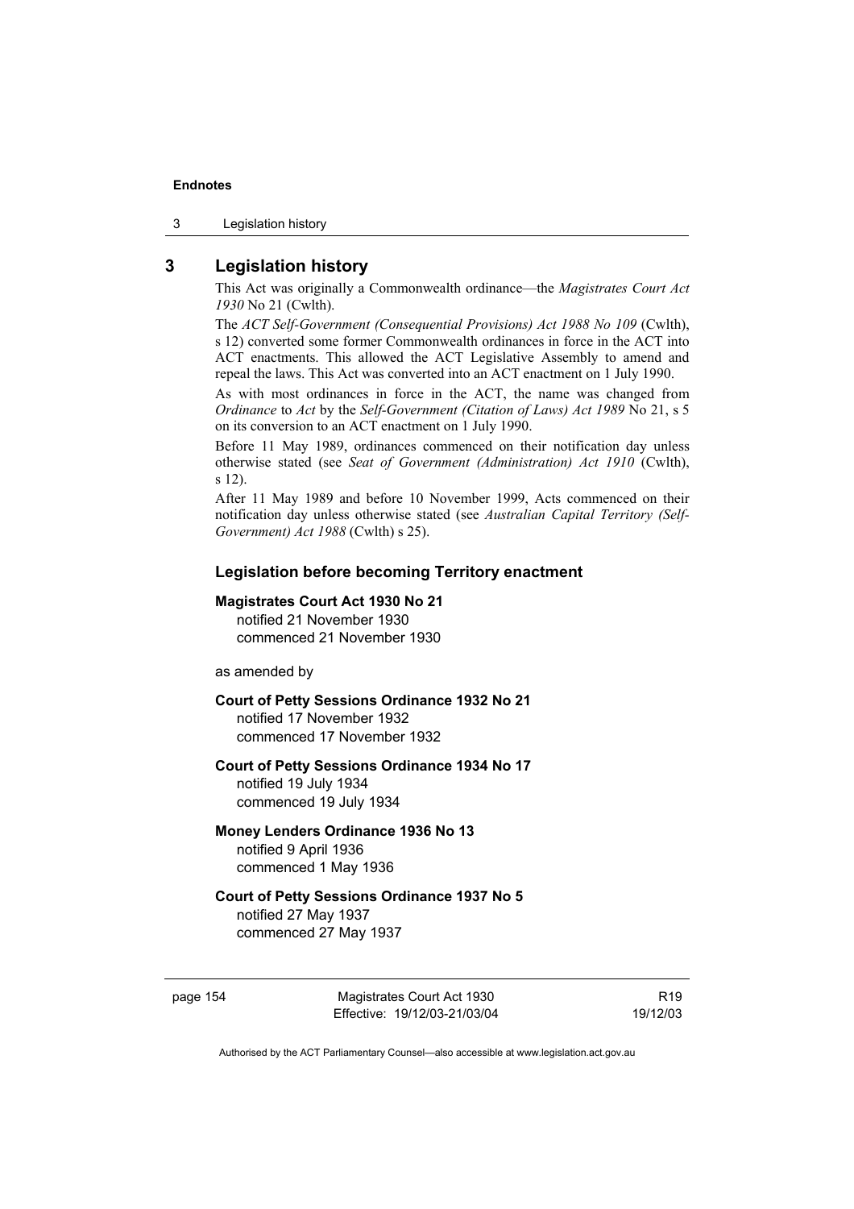## 3 Legislation history

This Act was originally a Commonwealth ordinance—the *Magistrates Court Act 1930* No 21 (Cwlth).

The *ACT Self-Government (Consequential Provisions) Act 1988 No 109* (Cwlth), s 12) converted some former Commonwealth ordinances in force in the ACT into ACT enactments. This allowed the ACT Legislative Assembly to amend and repeal the laws. This Act was converted into an ACT enactment on 1 July 1990.

As with most ordinances in force in the ACT, the name was changed from *Ordinance* to *Act* by the *Self-Government (Citation of Laws) Act 1989* No 21, s 5 on its conversion to an ACT enactment on 1 July 1990.

Before 11 May 1989, ordinances commenced on their notification day unless otherwise stated (see *Seat of Government (Administration) Act 1910* (Cwlth), s 12).

After 11 May 1989 and before 10 November 1999, Acts commenced on their notification day unless otherwise stated (see *Australian Capital Territory (Self-Government) Act 1988* (Cwlth) s 25).

### Legislation before becoming Territory enactment

**Magistrates Court Act 1930 No 21**
notified 21 November 1930
commenced 21 November 1930

as amended by

**Court of Petty Sessions Ordinance 1932 No 21**
notified 17 November 1932
commenced 17 November 1932

**Court of Petty Sessions Ordinance 1934 No 17**
notified 19 July 1934
commenced 19 July 1934

**Money Lenders Ordinance 1936 No 13**
notified 9 April 1936
commenced 1 May 1936

**Court of Petty Sessions Ordinance 1937 No 5**
notified 27 May 1937
commenced 27 May 1937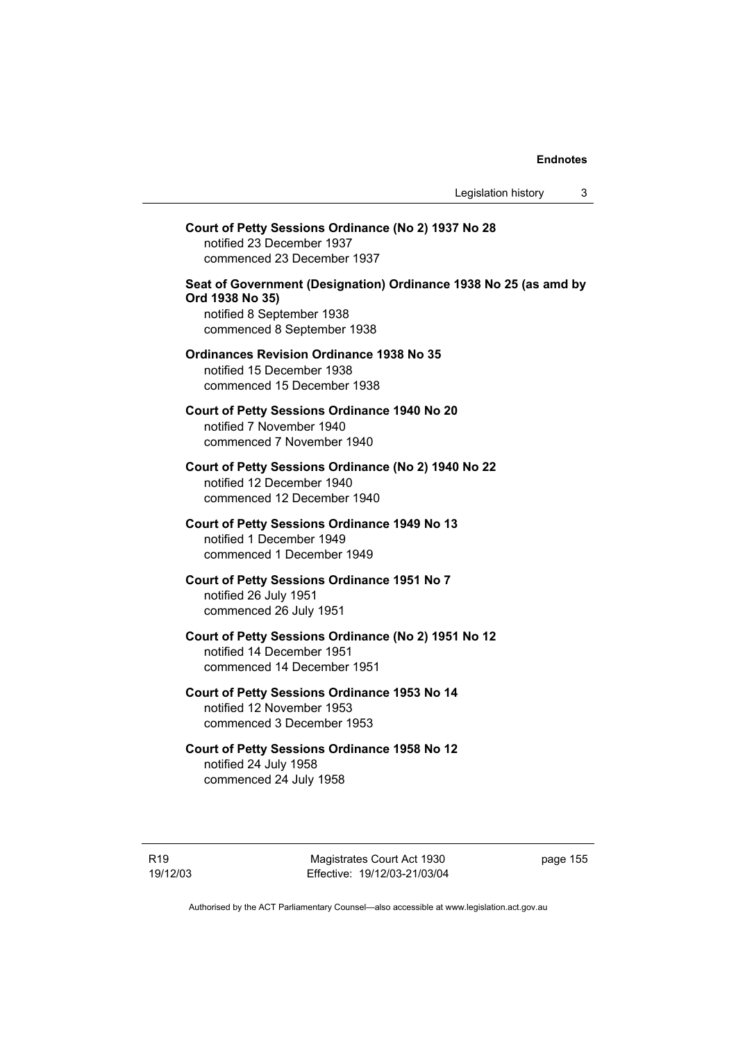**Court of Petty Sessions Ordinance (No 2) 1937 No 28**
notified 23 December 1937
commenced 23 December 1937

**Seat of Government (Designation) Ordinance 1938 No 25 (as amd by Ord 1938 No 35)**
notified 8 September 1938
commenced 8 September 1938

**Ordinances Revision Ordinance 1938 No 35**
notified 15 December 1938
commenced 15 December 1938

**Court of Petty Sessions Ordinance 1940 No 20**
notified 7 November 1940
commenced 7 November 1940

**Court of Petty Sessions Ordinance (No 2) 1940 No 22**
notified 12 December 1940
commenced 12 December 1940

**Court of Petty Sessions Ordinance 1949 No 13**
notified 1 December 1949
commenced 1 December 1949

**Court of Petty Sessions Ordinance 1951 No 7**
notified 26 July 1951
commenced 26 July 1951

**Court of Petty Sessions Ordinance (No 2) 1951 No 12**
notified 14 December 1951
commenced 14 December 1951

**Court of Petty Sessions Ordinance 1953 No 14**
notified 12 November 1953
commenced 3 December 1953

**Court of Petty Sessions Ordinance 1958 No 12**
notified 24 July 1958
commenced 24 July 1958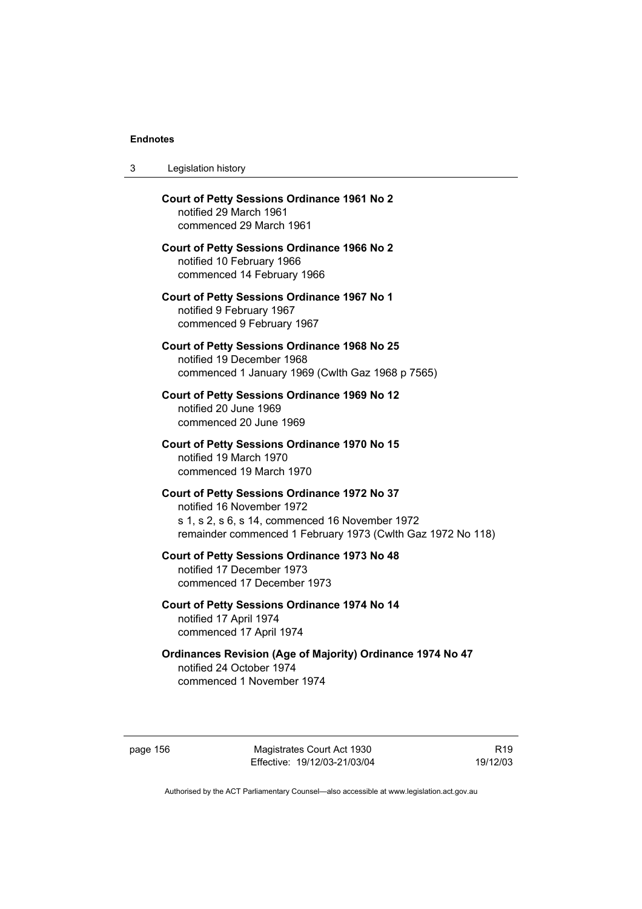**Court of Petty Sessions Ordinance 1961 No 2**
notified 29 March 1961
commenced 29 March 1961

**Court of Petty Sessions Ordinance 1966 No 2**
notified 10 February 1966
commenced 14 February 1966

**Court of Petty Sessions Ordinance 1967 No 1**
notified 9 February 1967
commenced 9 February 1967

**Court of Petty Sessions Ordinance 1968 No 25**
notified 19 December 1968
commenced 1 January 1969 (Cwlth Gaz 1968 p 7565)

**Court of Petty Sessions Ordinance 1969 No 12**
notified 20 June 1969
commenced 20 June 1969

**Court of Petty Sessions Ordinance 1970 No 15**
notified 19 March 1970
commenced 19 March 1970

**Court of Petty Sessions Ordinance 1972 No 37**
notified 16 November 1972
s 1, s 2, s 6, s 14, commenced 16 November 1972
remainder commenced 1 February 1973 (Cwlth Gaz 1972 No 118)

**Court of Petty Sessions Ordinance 1973 No 48**
notified 17 December 1973
commenced 17 December 1973

**Court of Petty Sessions Ordinance 1974 No 14**
notified 17 April 1974
commenced 17 April 1974

**Ordinances Revision (Age of Majority) Ordinance 1974 No 47**
notified 24 October 1974
commenced 1 November 1974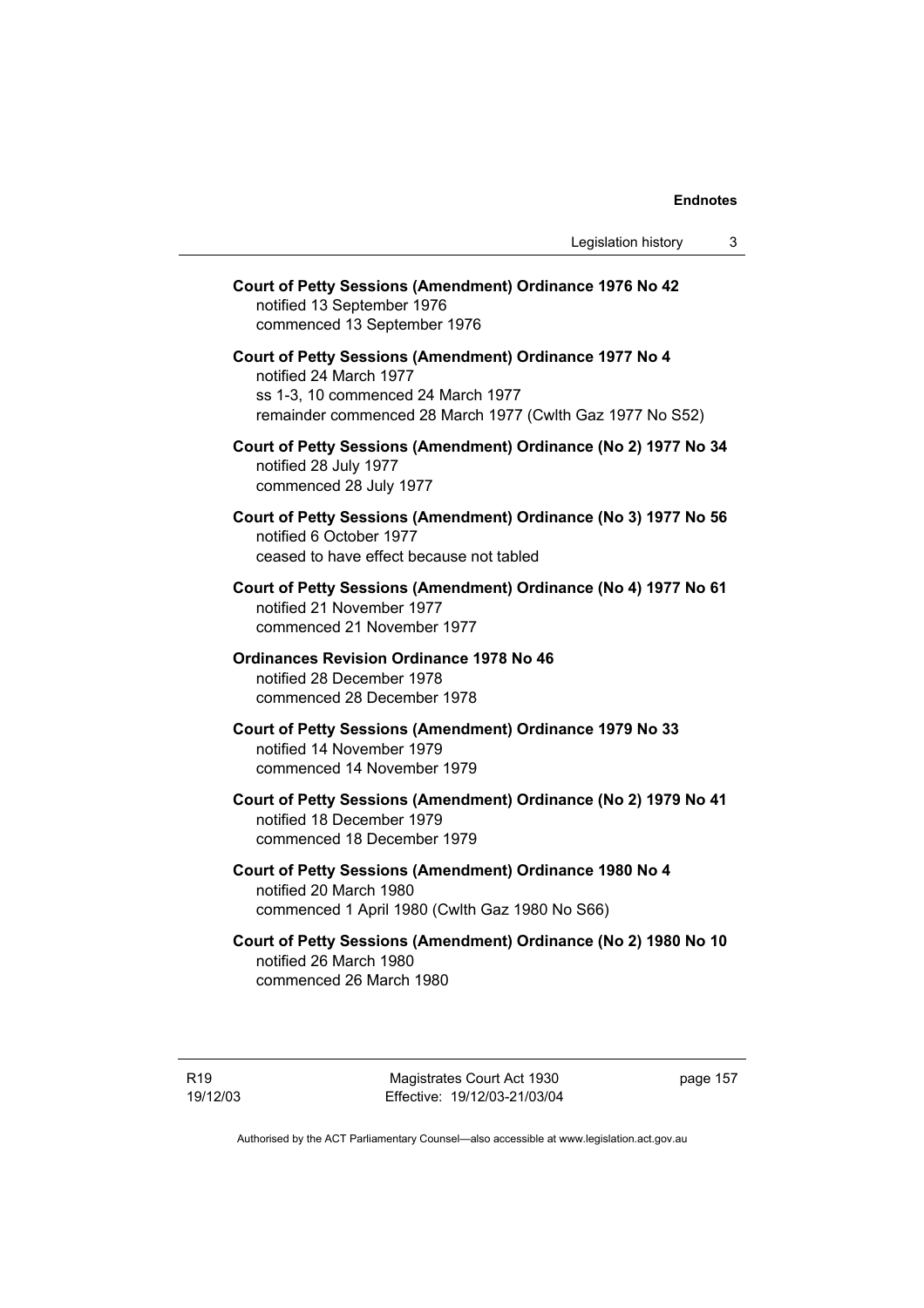**Court of Petty Sessions (Amendment) Ordinance 1976 No 42**
notified 13 September 1976
commenced 13 September 1976

**Court of Petty Sessions (Amendment) Ordinance 1977 No 4**
notified 24 March 1977
ss 1-3, 10 commenced 24 March 1977
remainder commenced 28 March 1977 (Cwlth Gaz 1977 No S52)

**Court of Petty Sessions (Amendment) Ordinance (No 2) 1977 No 34**
notified 28 July 1977
commenced 28 July 1977

**Court of Petty Sessions (Amendment) Ordinance (No 3) 1977 No 56**
notified 6 October 1977
ceased to have effect because not tabled

**Court of Petty Sessions (Amendment) Ordinance (No 4) 1977 No 61**
notified 21 November 1977
commenced 21 November 1977

**Ordinances Revision Ordinance 1978 No 46**
notified 28 December 1978
commenced 28 December 1978

**Court of Petty Sessions (Amendment) Ordinance 1979 No 33**
notified 14 November 1979
commenced 14 November 1979

**Court of Petty Sessions (Amendment) Ordinance (No 2) 1979 No 41**
notified 18 December 1979
commenced 18 December 1979

**Court of Petty Sessions (Amendment) Ordinance 1980 No 4**
notified 20 March 1980
commenced 1 April 1980 (Cwlth Gaz 1980 No S66)

**Court of Petty Sessions (Amendment) Ordinance (No 2) 1980 No 10**
notified 26 March 1980
commenced 26 March 1980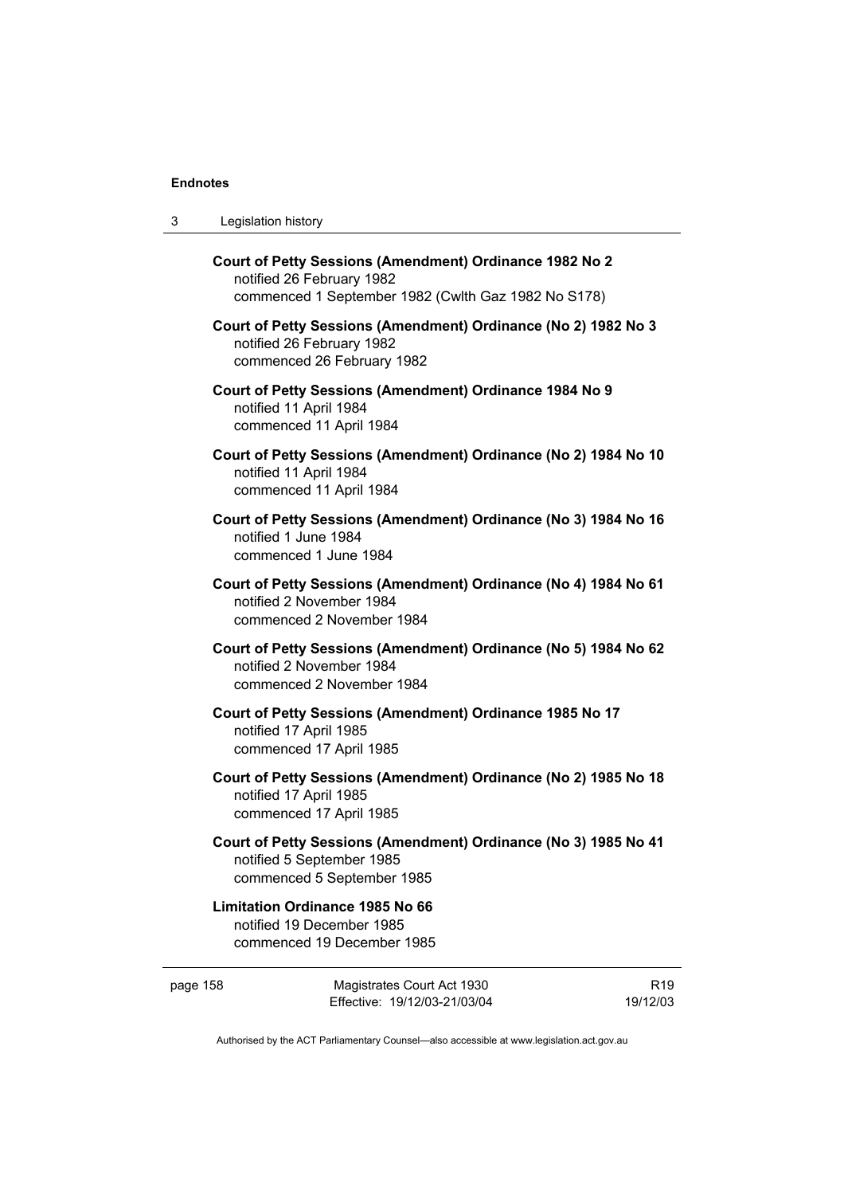**Court of Petty Sessions (Amendment) Ordinance 1982 No 2**
notified 26 February 1982
commenced 1 September 1982 (Cwlth Gaz 1982 No S178)

**Court of Petty Sessions (Amendment) Ordinance (No 2) 1982 No 3**
notified 26 February 1982
commenced 26 February 1982

**Court of Petty Sessions (Amendment) Ordinance 1984 No 9**
notified 11 April 1984
commenced 11 April 1984

**Court of Petty Sessions (Amendment) Ordinance (No 2) 1984 No 10**
notified 11 April 1984
commenced 11 April 1984

**Court of Petty Sessions (Amendment) Ordinance (No 3) 1984 No 16**
notified 1 June 1984
commenced 1 June 1984

**Court of Petty Sessions (Amendment) Ordinance (No 4) 1984 No 61**
notified 2 November 1984
commenced 2 November 1984

**Court of Petty Sessions (Amendment) Ordinance (No 5) 1984 No 62**
notified 2 November 1984
commenced 2 November 1984

**Court of Petty Sessions (Amendment) Ordinance 1985 No 17**
notified 17 April 1985
commenced 17 April 1985

**Court of Petty Sessions (Amendment) Ordinance (No 2) 1985 No 18**
notified 17 April 1985
commenced 17 April 1985

**Court of Petty Sessions (Amendment) Ordinance (No 3) 1985 No 41**
notified 5 September 1985
commenced 5 September 1985

**Limitation Ordinance 1985 No 66**
notified 19 December 1985
commenced 19 December 1985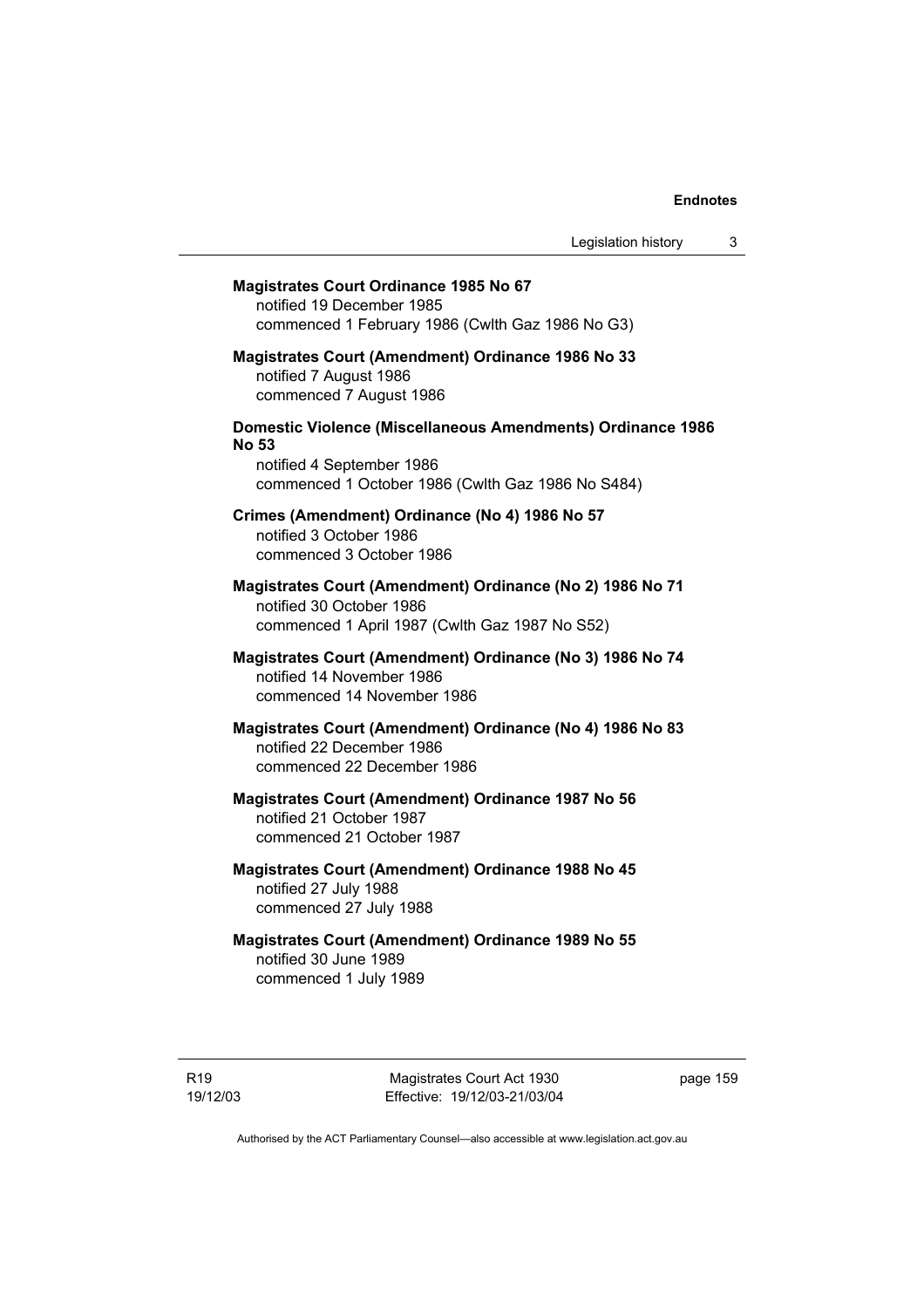**Magistrates Court Ordinance 1985 No 67**
notified 19 December 1985
commenced 1 February 1986 (Cwlth Gaz 1986 No G3)

**Magistrates Court (Amendment) Ordinance 1986 No 33**
notified 7 August 1986
commenced 7 August 1986

**Domestic Violence (Miscellaneous Amendments) Ordinance 1986 No 53**
notified 4 September 1986
commenced 1 October 1986 (Cwlth Gaz 1986 No S484)

**Crimes (Amendment) Ordinance (No 4) 1986 No 57**
notified 3 October 1986
commenced 3 October 1986

**Magistrates Court (Amendment) Ordinance (No 2) 1986 No 71**
notified 30 October 1986
commenced 1 April 1987 (Cwlth Gaz 1987 No S52)

**Magistrates Court (Amendment) Ordinance (No 3) 1986 No 74**
notified 14 November 1986
commenced 14 November 1986

**Magistrates Court (Amendment) Ordinance (No 4) 1986 No 83**
notified 22 December 1986
commenced 22 December 1986

**Magistrates Court (Amendment) Ordinance 1987 No 56**
notified 21 October 1987
commenced 21 October 1987

**Magistrates Court (Amendment) Ordinance 1988 No 45**
notified 27 July 1988
commenced 27 July 1988

**Magistrates Court (Amendment) Ordinance 1989 No 55**
notified 30 June 1989
commenced 1 July 1989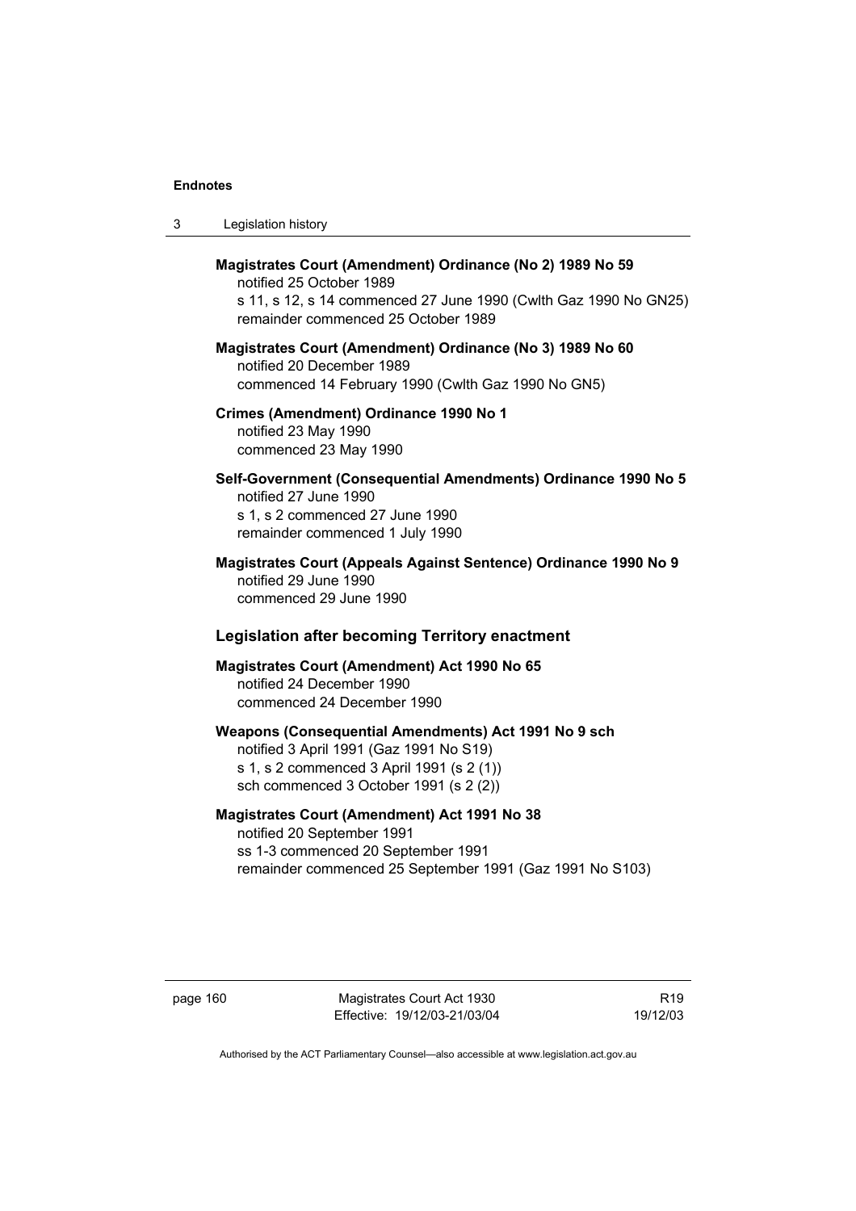**Magistrates Court (Amendment) Ordinance (No 2) 1989 No 59**
notified 25 October 1989
s 11, s 12, s 14 commenced 27 June 1990 (Cwlth Gaz 1990 No GN25)
remainder commenced 25 October 1989

**Magistrates Court (Amendment) Ordinance (No 3) 1989 No 60**
notified 20 December 1989
commenced 14 February 1990 (Cwlth Gaz 1990 No GN5)

**Crimes (Amendment) Ordinance 1990 No 1**
notified 23 May 1990
commenced 23 May 1990

**Self-Government (Consequential Amendments) Ordinance 1990 No 5**
notified 27 June 1990
s 1, s 2 commenced 27 June 1990
remainder commenced 1 July 1990

**Magistrates Court (Appeals Against Sentence) Ordinance 1990 No 9**
notified 29 June 1990
commenced 29 June 1990

### Legislation after becoming Territory enactment

**Magistrates Court (Amendment) Act 1990 No 65**
notified 24 December 1990
commenced 24 December 1990

**Weapons (Consequential Amendments) Act 1991 No 9 sch**
notified 3 April 1991 (Gaz 1991 No S19)
s 1, s 2 commenced 3 April 1991 (s 2 (1))
sch commenced 3 October 1991 (s 2 (2))

**Magistrates Court (Amendment) Act 1991 No 38**
notified 20 September 1991
ss 1-3 commenced 20 September 1991
remainder commenced 25 September 1991 (Gaz 1991 No S103)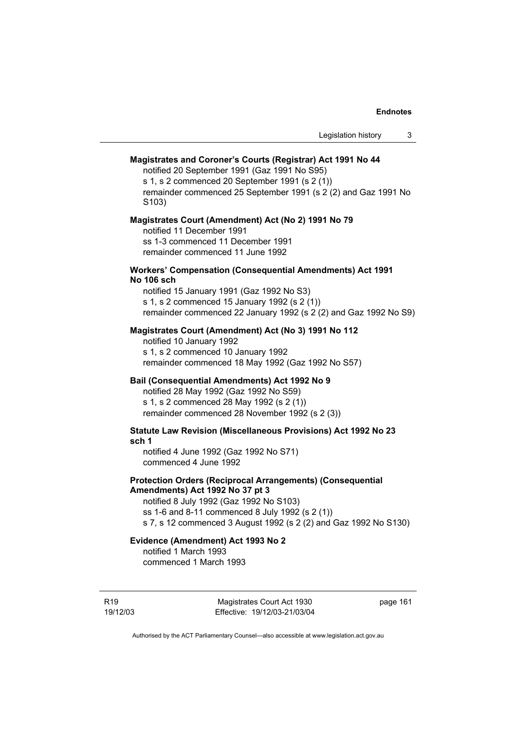**Magistrates and Coroner's Courts (Registrar) Act 1991 No 44**

notified 20 September 1991 (Gaz 1991 No S95)
s 1, s 2 commenced 20 September 1991 (s 2 (1))
remainder commenced 25 September 1991 (s 2 (2) and Gaz 1991 No S103)

**Magistrates Court (Amendment) Act (No 2) 1991 No 79**

notified 11 December 1991
ss 1-3 commenced 11 December 1991
remainder commenced 11 June 1992

**Workers' Compensation (Consequential Amendments) Act 1991 No 106 sch**

notified 15 January 1991 (Gaz 1992 No S3)
s 1, s 2 commenced 15 January 1992 (s 2 (1))
remainder commenced 22 January 1992 (s 2 (2) and Gaz 1992 No S9)

**Magistrates Court (Amendment) Act (No 3) 1991 No 112**

notified 10 January 1992
s 1, s 2 commenced 10 January 1992
remainder commenced 18 May 1992 (Gaz 1992 No S57)

**Bail (Consequential Amendments) Act 1992 No 9**

notified 28 May 1992 (Gaz 1992 No S59)
s 1, s 2 commenced 28 May 1992 (s 2 (1))
remainder commenced 28 November 1992 (s 2 (3))

**Statute Law Revision (Miscellaneous Provisions) Act 1992 No 23 sch 1**

notified 4 June 1992 (Gaz 1992 No S71)
commenced 4 June 1992

**Protection Orders (Reciprocal Arrangements) (Consequential Amendments) Act 1992 No 37 pt 3**

notified 8 July 1992 (Gaz 1992 No S103)
ss 1-6 and 8-11 commenced 8 July 1992 (s 2 (1))
s 7, s 12 commenced 3 August 1992 (s 2 (2) and Gaz 1992 No S130)

**Evidence (Amendment) Act 1993 No 2**

notified 1 March 1993
commenced 1 March 1993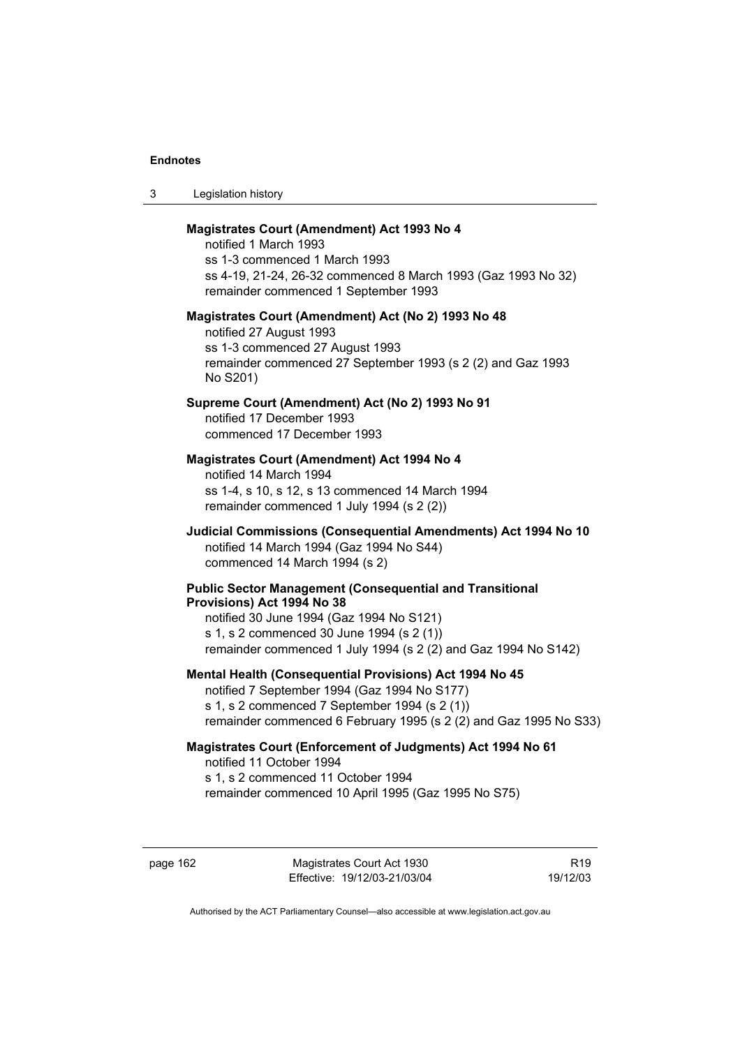**Magistrates Court (Amendment) Act 1993 No 4**

notified 1 March 1993
ss 1-3 commenced 1 March 1993
ss 4-19, 21-24, 26-32 commenced 8 March 1993 (Gaz 1993 No 32)
remainder commenced 1 September 1993

**Magistrates Court (Amendment) Act (No 2) 1993 No 48**

notified 27 August 1993
ss 1-3 commenced 27 August 1993
remainder commenced 27 September 1993 (s 2 (2) and Gaz 1993 No S201)

**Supreme Court (Amendment) Act (No 2) 1993 No 91**

notified 17 December 1993
commenced 17 December 1993

**Magistrates Court (Amendment) Act 1994 No 4**

notified 14 March 1994
ss 1-4, s 10, s 12, s 13 commenced 14 March 1994
remainder commenced 1 July 1994 (s 2 (2))

**Judicial Commissions (Consequential Amendments) Act 1994 No 10**

notified 14 March 1994 (Gaz 1994 No S44)
commenced 14 March 1994 (s 2)

**Public Sector Management (Consequential and Transitional Provisions) Act 1994 No 38**

notified 30 June 1994 (Gaz 1994 No S121)
s 1, s 2 commenced 30 June 1994 (s 2 (1))
remainder commenced 1 July 1994 (s 2 (2) and Gaz 1994 No S142)

**Mental Health (Consequential Provisions) Act 1994 No 45**

notified 7 September 1994 (Gaz 1994 No S177)
s 1, s 2 commenced 7 September 1994 (s 2 (1))
remainder commenced 6 February 1995 (s 2 (2) and Gaz 1995 No S33)

**Magistrates Court (Enforcement of Judgments) Act 1994 No 61**

notified 11 October 1994
s 1, s 2 commenced 11 October 1994
remainder commenced 10 April 1995 (Gaz 1995 No S75)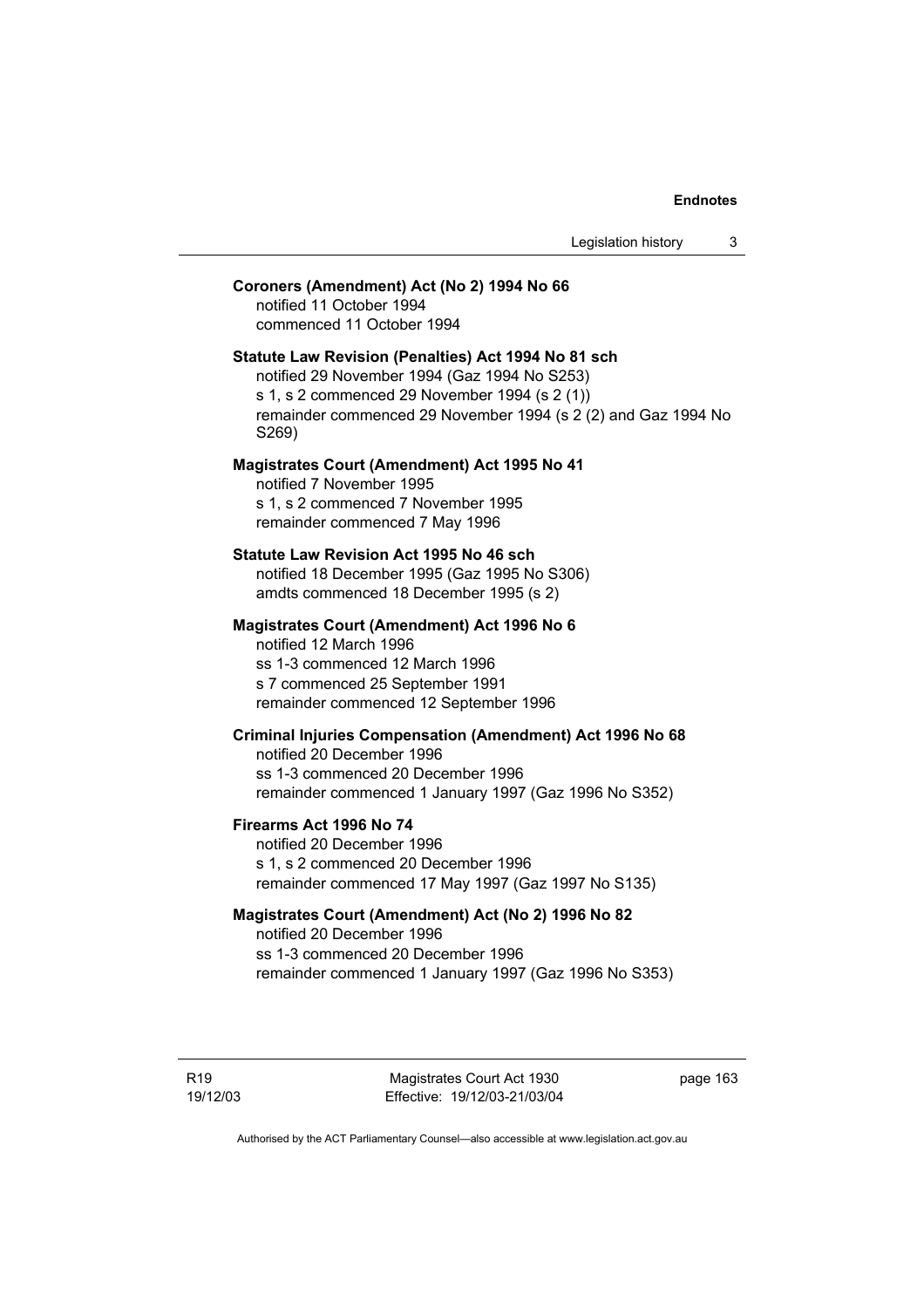**Coroners (Amendment) Act (No 2) 1994 No 66**
notified 11 October 1994
commenced 11 October 1994

**Statute Law Revision (Penalties) Act 1994 No 81 sch**
notified 29 November 1994 (Gaz 1994 No S253)
s 1, s 2 commenced 29 November 1994 (s 2 (1))
remainder commenced 29 November 1994 (s 2 (2) and Gaz 1994 No S269)

**Magistrates Court (Amendment) Act 1995 No 41**
notified 7 November 1995
s 1, s 2 commenced 7 November 1995
remainder commenced 7 May 1996

**Statute Law Revision Act 1995 No 46 sch**
notified 18 December 1995 (Gaz 1995 No S306)
amdts commenced 18 December 1995 (s 2)

**Magistrates Court (Amendment) Act 1996 No 6**
notified 12 March 1996
ss 1-3 commenced 12 March 1996
s 7 commenced 25 September 1991
remainder commenced 12 September 1996

**Criminal Injuries Compensation (Amendment) Act 1996 No 68**
notified 20 December 1996
ss 1-3 commenced 20 December 1996
remainder commenced 1 January 1997 (Gaz 1996 No S352)

**Firearms Act 1996 No 74**
notified 20 December 1996
s 1, s 2 commenced 20 December 1996
remainder commenced 17 May 1997 (Gaz 1997 No S135)

**Magistrates Court (Amendment) Act (No 2) 1996 No 82**
notified 20 December 1996
ss 1-3 commenced 20 December 1996
remainder commenced 1 January 1997 (Gaz 1996 No S353)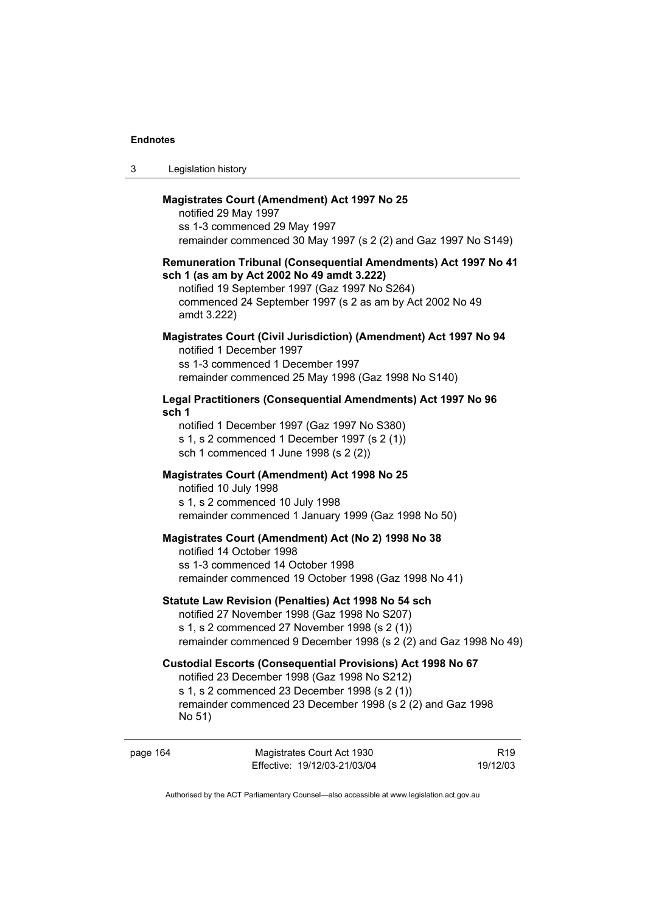**Magistrates Court (Amendment) Act 1997 No 25**

notified 29 May 1997

ss 1-3 commenced 29 May 1997

remainder commenced 30 May 1997 (s 2 (2) and Gaz 1997 No S149)

**Remuneration Tribunal (Consequential Amendments) Act 1997 No 41 sch 1 (as am by Act 2002 No 49 amdt 3.222)**

notified 19 September 1997 (Gaz 1997 No S264)

commenced 24 September 1997 (s 2 as am by Act 2002 No 49 amdt 3.222)

**Magistrates Court (Civil Jurisdiction) (Amendment) Act 1997 No 94**

notified 1 December 1997

ss 1-3 commenced 1 December 1997

remainder commenced 25 May 1998 (Gaz 1998 No S140)

**Legal Practitioners (Consequential Amendments) Act 1997 No 96 sch 1**

notified 1 December 1997 (Gaz 1997 No S380)

s 1, s 2 commenced 1 December 1997 (s 2 (1))

sch 1 commenced 1 June 1998 (s 2 (2))

**Magistrates Court (Amendment) Act 1998 No 25**

notified 10 July 1998

s 1, s 2 commenced 10 July 1998

remainder commenced 1 January 1999 (Gaz 1998 No 50)

**Magistrates Court (Amendment) Act (No 2) 1998 No 38**

notified 14 October 1998

ss 1-3 commenced 14 October 1998

remainder commenced 19 October 1998 (Gaz 1998 No 41)

**Statute Law Revision (Penalties) Act 1998 No 54 sch**

notified 27 November 1998 (Gaz 1998 No S207)

s 1, s 2 commenced 27 November 1998 (s 2 (1))

remainder commenced 9 December 1998 (s 2 (2) and Gaz 1998 No 49)

**Custodial Escorts (Consequential Provisions) Act 1998 No 67**

notified 23 December 1998 (Gaz 1998 No S212)

s 1, s 2 commenced 23 December 1998 (s 2 (1))

remainder commenced 23 December 1998 (s 2 (2) and Gaz 1998 No 51)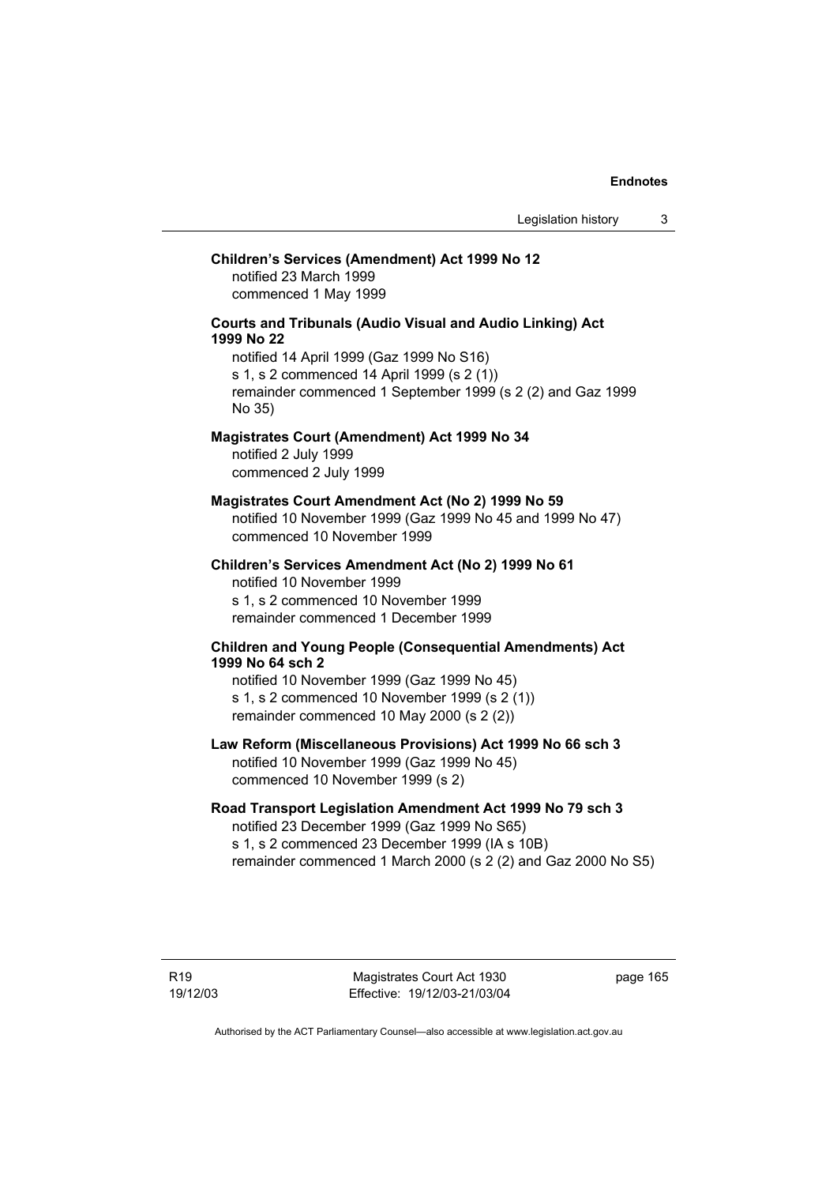**Children's Services (Amendment) Act 1999 No 12**
notified 23 March 1999
commenced 1 May 1999

**Courts and Tribunals (Audio Visual and Audio Linking) Act 1999 No 22**
notified 14 April 1999 (Gaz 1999 No S16)
s 1, s 2 commenced 14 April 1999 (s 2 (1))
remainder commenced 1 September 1999 (s 2 (2) and Gaz 1999 No 35)

**Magistrates Court (Amendment) Act 1999 No 34**
notified 2 July 1999
commenced 2 July 1999

**Magistrates Court Amendment Act (No 2) 1999 No 59**
notified 10 November 1999 (Gaz 1999 No 45 and 1999 No 47)
commenced 10 November 1999

**Children's Services Amendment Act (No 2) 1999 No 61**
notified 10 November 1999
s 1, s 2 commenced 10 November 1999
remainder commenced 1 December 1999

**Children and Young People (Consequential Amendments) Act 1999 No 64 sch 2**
notified 10 November 1999 (Gaz 1999 No 45)
s 1, s 2 commenced 10 November 1999 (s 2 (1))
remainder commenced 10 May 2000 (s 2 (2))

**Law Reform (Miscellaneous Provisions) Act 1999 No 66 sch 3**
notified 10 November 1999 (Gaz 1999 No 45)
commenced 10 November 1999 (s 2)

**Road Transport Legislation Amendment Act 1999 No 79 sch 3**
notified 23 December 1999 (Gaz 1999 No S65)
s 1, s 2 commenced 23 December 1999 (IA s 10B)
remainder commenced 1 March 2000 (s 2 (2) and Gaz 2000 No S5)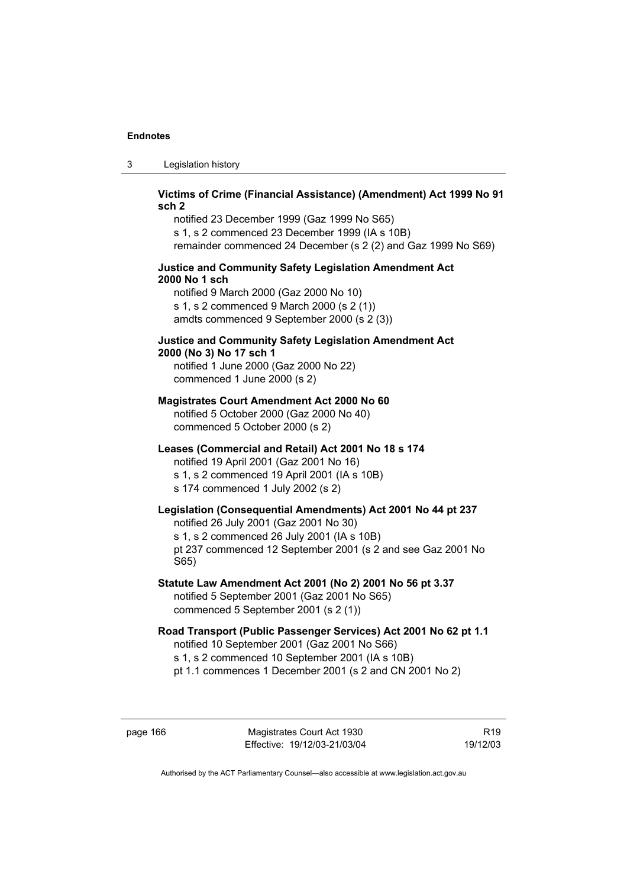**Victims of Crime (Financial Assistance) (Amendment) Act 1999 No 91 sch 2**

notified 23 December 1999 (Gaz 1999 No S65)
s 1, s 2 commenced 23 December 1999 (IA s 10B)
remainder commenced 24 December (s 2 (2) and Gaz 1999 No S69)

**Justice and Community Safety Legislation Amendment Act 2000 No 1 sch**

notified 9 March 2000 (Gaz 2000 No 10)
s 1, s 2 commenced 9 March 2000 (s 2 (1))
amdts commenced 9 September 2000 (s 2 (3))

**Justice and Community Safety Legislation Amendment Act 2000 (No 3) No 17 sch 1**

notified 1 June 2000 (Gaz 2000 No 22)
commenced 1 June 2000 (s 2)

**Magistrates Court Amendment Act 2000 No 60**

notified 5 October 2000 (Gaz 2000 No 40)
commenced 5 October 2000 (s 2)

**Leases (Commercial and Retail) Act 2001 No 18 s 174**

notified 19 April 2001 (Gaz 2001 No 16)
s 1, s 2 commenced 19 April 2001 (IA s 10B)
s 174 commenced 1 July 2002 (s 2)

**Legislation (Consequential Amendments) Act 2001 No 44 pt 237**

notified 26 July 2001 (Gaz 2001 No 30)
s 1, s 2 commenced 26 July 2001 (IA s 10B)
pt 237 commenced 12 September 2001 (s 2 and see Gaz 2001 No S65)

**Statute Law Amendment Act 2001 (No 2) 2001 No 56 pt 3.37**

notified 5 September 2001 (Gaz 2001 No S65)
commenced 5 September 2001 (s 2 (1))

**Road Transport (Public Passenger Services) Act 2001 No 62 pt 1.1**

notified 10 September 2001 (Gaz 2001 No S66)
s 1, s 2 commenced 10 September 2001 (IA s 10B)
pt 1.1 commences 1 December 2001 (s 2 and CN 2001 No 2)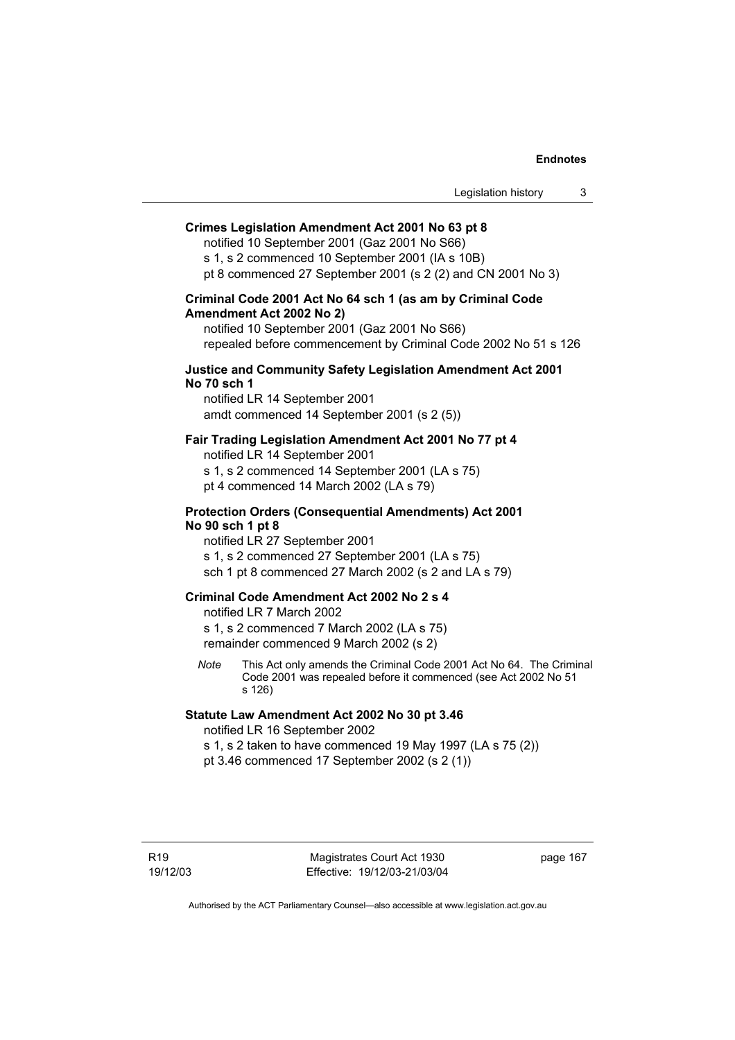**Crimes Legislation Amendment Act 2001 No 63 pt 8**

notified 10 September 2001 (Gaz 2001 No S66)

s 1, s 2 commenced 10 September 2001 (IA s 10B)

pt 8 commenced 27 September 2001 (s 2 (2) and CN 2001 No 3)

**Criminal Code 2001 Act No 64 sch 1 (as am by Criminal Code Amendment Act 2002 No 2)**

notified 10 September 2001 (Gaz 2001 No S66)

repealed before commencement by Criminal Code 2002 No 51 s 126

**Justice and Community Safety Legislation Amendment Act 2001 No 70 sch 1**

notified LR 14 September 2001

amdt commenced 14 September 2001 (s 2 (5))

**Fair Trading Legislation Amendment Act 2001 No 77 pt 4**

notified LR 14 September 2001

s 1, s 2 commenced 14 September 2001 (LA s 75)

pt 4 commenced 14 March 2002 (LA s 79)

**Protection Orders (Consequential Amendments) Act 2001 No 90 sch 1 pt 8**

notified LR 27 September 2001

s 1, s 2 commenced 27 September 2001 (LA s 75)

sch 1 pt 8 commenced 27 March 2002 (s 2 and LA s 79)

**Criminal Code Amendment Act 2002 No 2 s 4**

notified LR 7 March 2002

s 1, s 2 commenced 7 March 2002 (LA s 75)

remainder commenced 9 March 2002 (s 2)

*Note* This Act only amends the Criminal Code 2001 Act No 64. The Criminal Code 2001 was repealed before it commenced (see Act 2002 No 51 s 126)

**Statute Law Amendment Act 2002 No 30 pt 3.46**

notified LR 16 September 2002

s 1, s 2 taken to have commenced 19 May 1997 (LA s 75 (2))

pt 3.46 commenced 17 September 2002 (s 2 (1))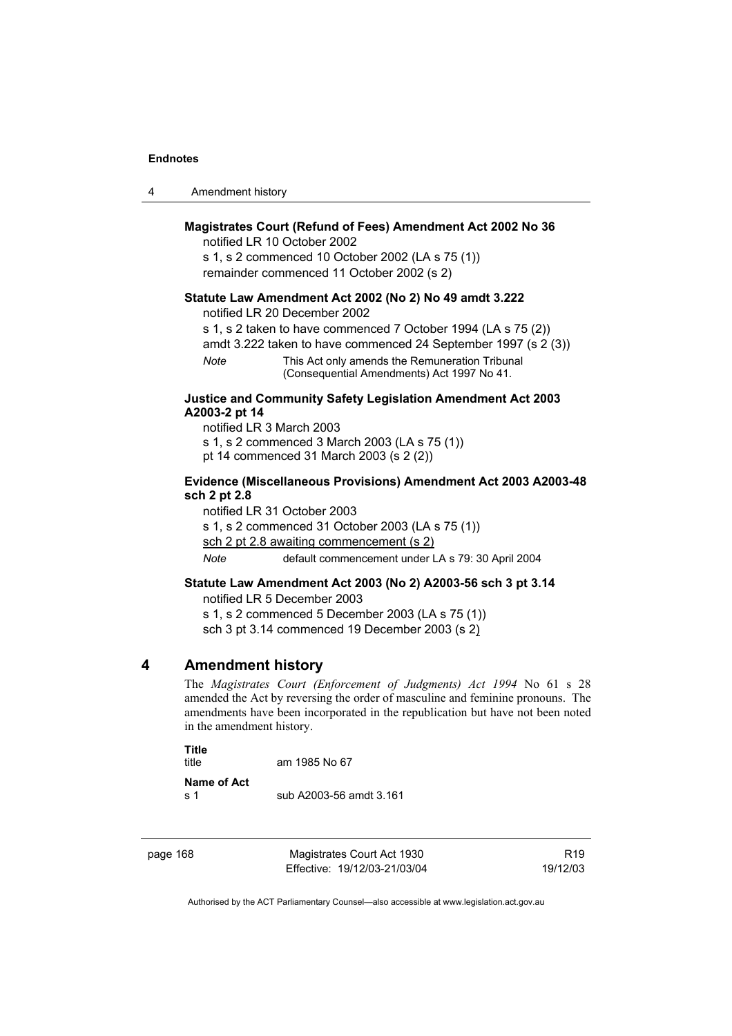**Magistrates Court (Refund of Fees) Amendment Act 2002 No 36**

notified LR 10 October 2002

s 1, s 2 commenced 10 October 2002 (LA s 75 (1))

remainder commenced 11 October 2002 (s 2)

**Statute Law Amendment Act 2002 (No 2) No 49 amdt 3.222**

notified LR 20 December 2002

s 1, s 2 taken to have commenced 7 October 1994 (LA s 75 (2))

amdt 3.222 taken to have commenced 24 September 1997 (s 2 (3))

*Note* This Act only amends the Remuneration Tribunal (Consequential Amendments) Act 1997 No 41.

**Justice and Community Safety Legislation Amendment Act 2003 A2003-2 pt 14**

notified LR 3 March 2003

s 1, s 2 commenced 3 March 2003 (LA s 75 (1))

pt 14 commenced 31 March 2003 (s 2 (2))

**Evidence (Miscellaneous Provisions) Amendment Act 2003 A2003-48 sch 2 pt 2.8**

notified LR 31 October 2003

s 1, s 2 commenced 31 October 2003 (LA s 75 (1))

sch 2 pt 2.8 awaiting commencement (s 2)

*Note* default commencement under LA s 79: 30 April 2004

**Statute Law Amendment Act 2003 (No 2) A2003-56 sch 3 pt 3.14**

notified LR 5 December 2003

s 1, s 2 commenced 5 December 2003 (LA s 75 (1))

sch 3 pt 3.14 commenced 19 December 2003 (s 2)

## 4 Amendment history

The *Magistrates Court (Enforcement of Judgments) Act 1994* No 61 s 28 amended the Act by reversing the order of masculine and feminine pronouns. The amendments have been incorporated in the republication but have not been noted in the amendment history.

**Title**

title am 1985 No 67

**Name of Act**

s 1 sub A2003-56 amdt 3.161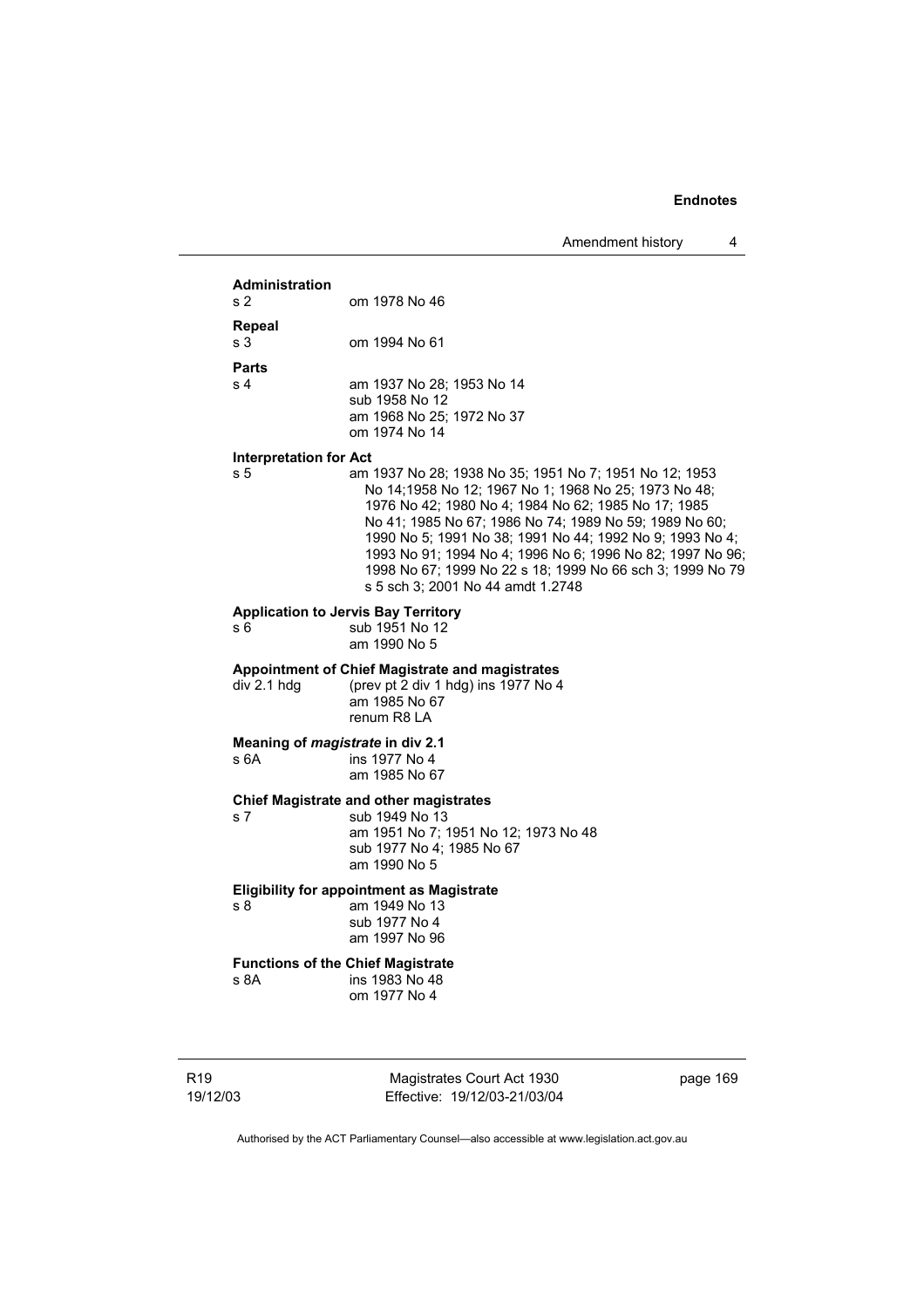**Administration**

s 2 om 1978 No 46

**Repeal**

s 3 om 1994 No 61

**Parts**

s 4 am 1937 No 28; 1953 No 14
sub 1958 No 12
am 1968 No 25; 1972 No 37
om 1974 No 14

**Interpretation for Act**

s 5 am 1937 No 28; 1938 No 35; 1951 No 7; 1951 No 12; 1953 No 14;1958 No 12; 1967 No 1; 1968 No 25; 1973 No 48; 1976 No 42; 1980 No 4; 1984 No 62; 1985 No 17; 1985 No 41; 1985 No 67; 1986 No 74; 1989 No 59; 1989 No 60; 1990 No 5; 1991 No 38; 1991 No 44; 1992 No 9; 1993 No 4; 1993 No 91; 1994 No 4; 1996 No 6; 1996 No 82; 1997 No 96; 1998 No 67; 1999 No 22 s 18; 1999 No 66 sch 3; 1999 No 79 s 5 sch 3; 2001 No 44 amdt 1.2748

**Application to Jervis Bay Territory**

s 6 sub 1951 No 12
am 1990 No 5

**Appointment of Chief Magistrate and magistrates**

div 2.1 hdg (prev pt 2 div 1 hdg) ins 1977 No 4
am 1985 No 67
renum R8 LA

**Meaning of *magistrate* in div 2.1**

s 6A ins 1977 No 4
am 1985 No 67

**Chief Magistrate and other magistrates**

s 7 sub 1949 No 13
am 1951 No 7; 1951 No 12; 1973 No 48
sub 1977 No 4; 1985 No 67
am 1990 No 5

**Eligibility for appointment as Magistrate**

s 8 am 1949 No 13
sub 1977 No 4
am 1997 No 96

**Functions of the Chief Magistrate**

s 8A ins 1983 No 48
om 1977 No 4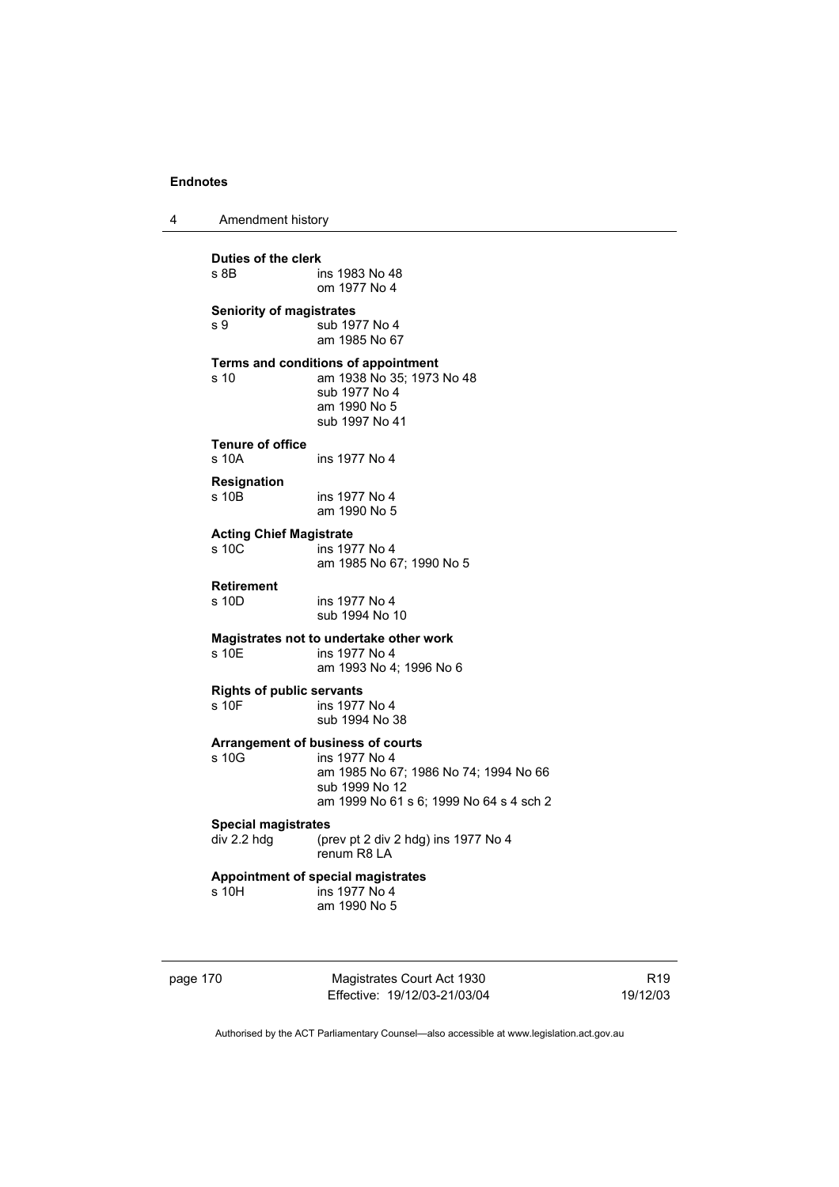**Duties of the clerk**
s 8B ins 1983 No 48
om 1977 No 4

**Seniority of magistrates**
s 9 sub 1977 No 4
am 1985 No 67

**Terms and conditions of appointment**
s 10 am 1938 No 35; 1973 No 48
sub 1977 No 4
am 1990 No 5
sub 1997 No 41

**Tenure of office**
s 10A ins 1977 No 4

**Resignation**
s 10B ins 1977 No 4
am 1990 No 5

**Acting Chief Magistrate**
s 10C ins 1977 No 4
am 1985 No 67; 1990 No 5

**Retirement**
s 10D ins 1977 No 4
sub 1994 No 10

**Magistrates not to undertake other work**
s 10E ins 1977 No 4
am 1993 No 4; 1996 No 6

**Rights of public servants**
s 10F ins 1977 No 4
sub 1994 No 38

**Arrangement of business of courts**
s 10G ins 1977 No 4
am 1985 No 67; 1986 No 74; 1994 No 66
sub 1999 No 12
am 1999 No 61 s 6; 1999 No 64 s 4 sch 2

**Special magistrates**
div 2.2 hdg (prev pt 2 div 2 hdg) ins 1977 No 4
renum R8 LA

**Appointment of special magistrates**
s 10H ins 1977 No 4
am 1990 No 5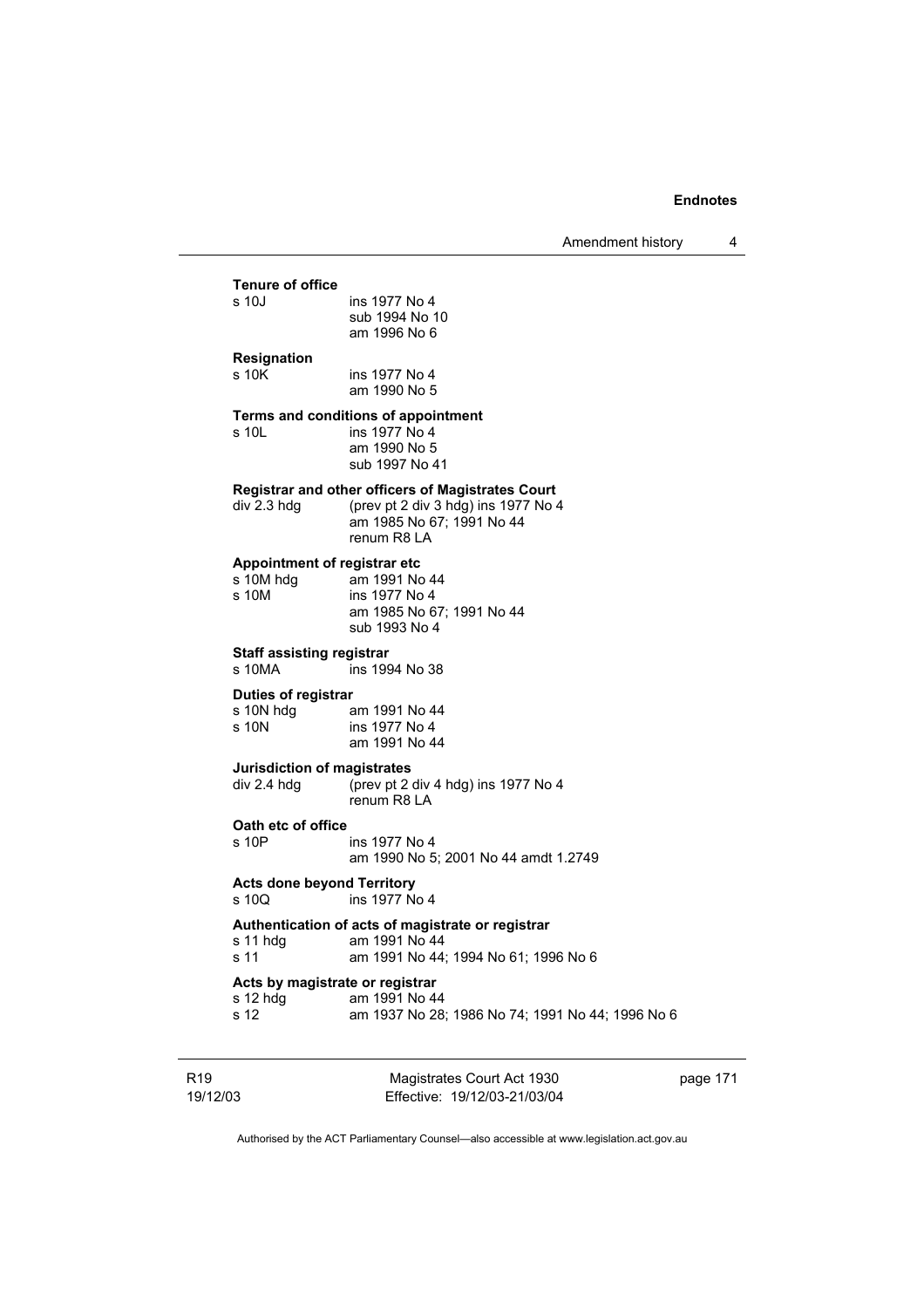**Tenure of office**

s 10J ins 1977 No 4
sub 1994 No 10
am 1996 No 6

**Resignation**

s 10K ins 1977 No 4
am 1990 No 5

**Terms and conditions of appointment**

s 10L ins 1977 No 4
am 1990 No 5
sub 1997 No 41

**Registrar and other officers of Magistrates Court**

div 2.3 hdg (prev pt 2 div 3 hdg) ins 1977 No 4
am 1985 No 67; 1991 No 44
renum R8 LA

**Appointment of registrar etc**

s 10M hdg am 1991 No 44
s 10M ins 1977 No 4
am 1985 No 67; 1991 No 44
sub 1993 No 4

**Staff assisting registrar**

s 10MA ins 1994 No 38

**Duties of registrar**

s 10N hdg am 1991 No 44
s 10N ins 1977 No 4
am 1991 No 44

**Jurisdiction of magistrates**

div 2.4 hdg (prev pt 2 div 4 hdg) ins 1977 No 4
renum R8 LA

**Oath etc of office**

s 10P ins 1977 No 4
am 1990 No 5; 2001 No 44 amdt 1.2749

**Acts done beyond Territory**

s 10Q ins 1977 No 4

**Authentication of acts of magistrate or registrar**

s 11 hdg am 1991 No 44
s 11 am 1991 No 44; 1994 No 61; 1996 No 6

**Acts by magistrate or registrar**

s 12 hdg am 1991 No 44
s 12 am 1937 No 28; 1986 No 74; 1991 No 44; 1996 No 6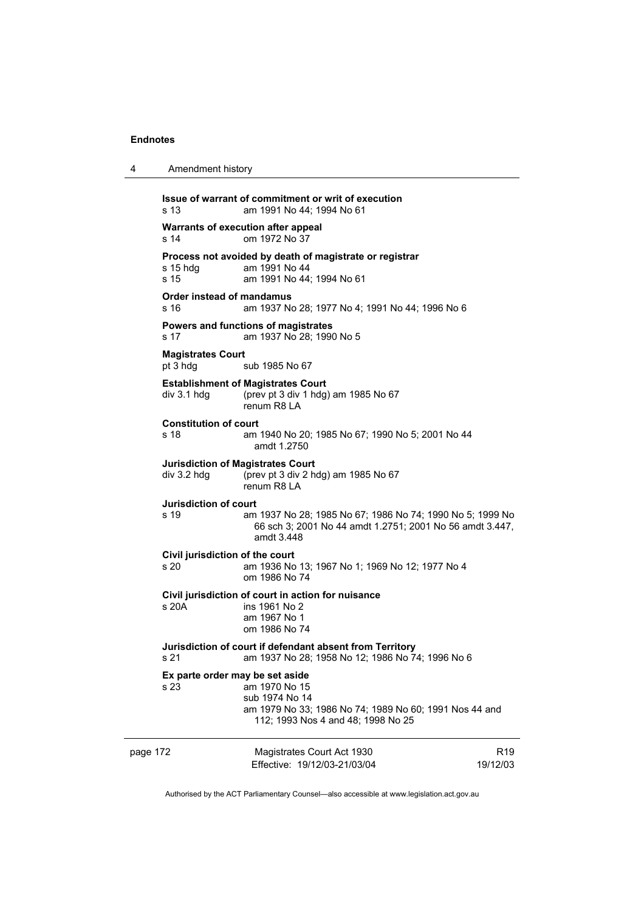**Issue of warrant of commitment or writ of execution**

s 13 am 1991 No 44; 1994 No 61

**Warrants of execution after appeal**

s 14 om 1972 No 37

**Process not avoided by death of magistrate or registrar**

s 15 hdg am 1991 No 44

s 15 am 1991 No 44; 1994 No 61

**Order instead of mandamus**

s 16 am 1937 No 28; 1977 No 4; 1991 No 44; 1996 No 6

**Powers and functions of magistrates**

s 17 am 1937 No 28; 1990 No 5

**Magistrates Court**

pt 3 hdg sub 1985 No 67

**Establishment of Magistrates Court**

div 3.1 hdg (prev pt 3 div 1 hdg) am 1985 No 67
renum R8 LA

**Constitution of court**

s 18 am 1940 No 20; 1985 No 67; 1990 No 5; 2001 No 44 amdt 1.2750

**Jurisdiction of Magistrates Court**

div 3.2 hdg (prev pt 3 div 2 hdg) am 1985 No 67
renum R8 LA

**Jurisdiction of court**

s 19 am 1937 No 28; 1985 No 67; 1986 No 74; 1990 No 5; 1999 No 66 sch 3; 2001 No 44 amdt 1.2751; 2001 No 56 amdt 3.447, amdt 3.448

**Civil jurisdiction of the court**

s 20 am 1936 No 13; 1967 No 1; 1969 No 12; 1977 No 4
om 1986 No 74

**Civil jurisdiction of court in action for nuisance**

s 20A ins 1961 No 2
am 1967 No 1
om 1986 No 74

**Jurisdiction of court if defendant absent from Territory**

s 21 am 1937 No 28; 1958 No 12; 1986 No 74; 1996 No 6

**Ex parte order may be set aside**

s 23 am 1970 No 15
sub 1974 No 14
am 1979 No 33; 1986 No 74; 1989 No 60; 1991 Nos 44 and 112; 1993 Nos 4 and 48; 1998 No 25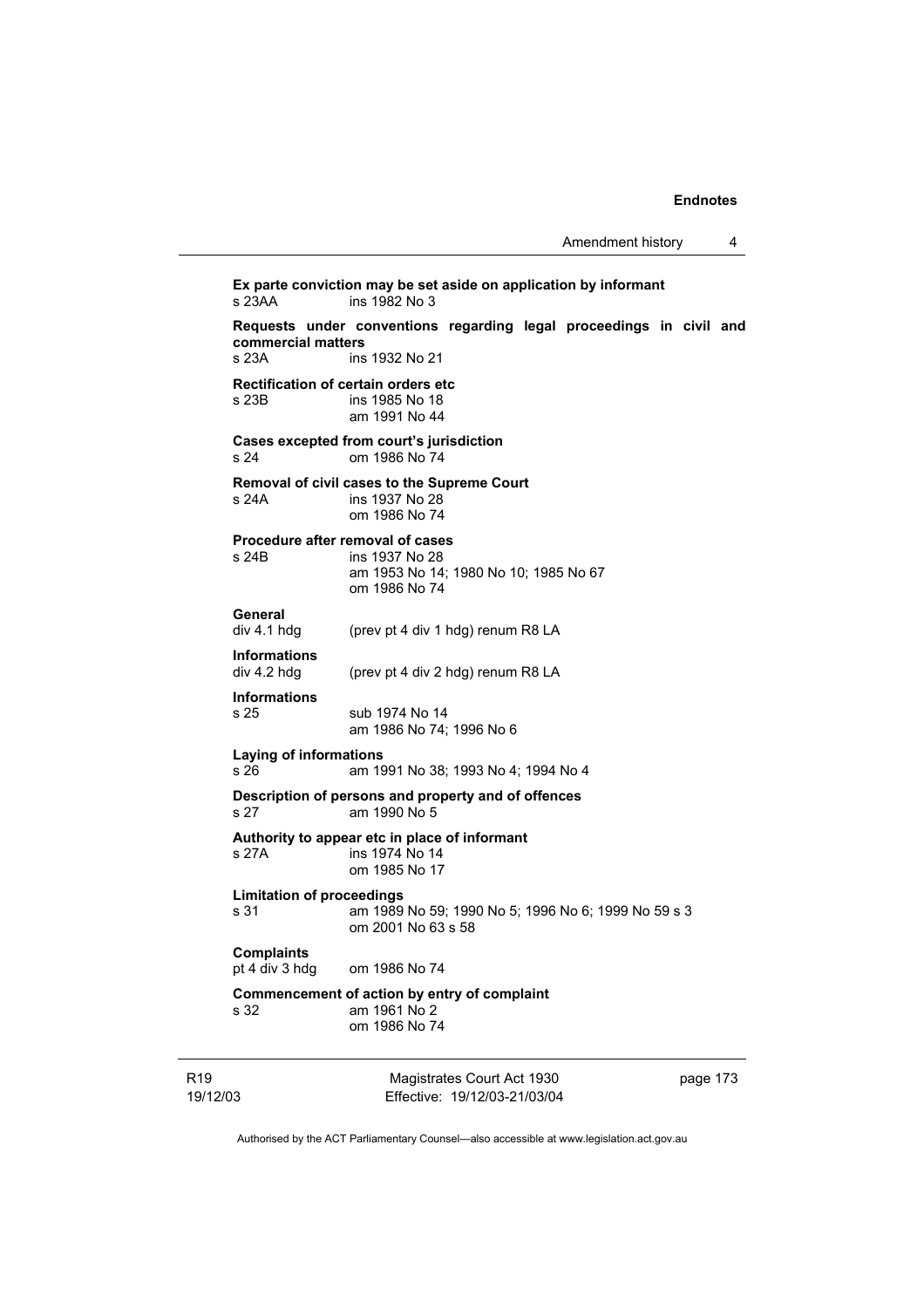**Ex parte conviction may be set aside on application by informant**
s 23AA ins 1982 No 3

**Requests under conventions regarding legal proceedings in civil and commercial matters**
s 23A ins 1932 No 21

**Rectification of certain orders etc**
s 23B ins 1985 No 18
am 1991 No 44

**Cases excepted from court's jurisdiction**
s 24 om 1986 No 74

**Removal of civil cases to the Supreme Court**
s 24A ins 1937 No 28
om 1986 No 74

**Procedure after removal of cases**
s 24B ins 1937 No 28
am 1953 No 14; 1980 No 10; 1985 No 67
om 1986 No 74

**General**
div 4.1 hdg (prev pt 4 div 1 hdg) renum R8 LA

**Informations**
div 4.2 hdg (prev pt 4 div 2 hdg) renum R8 LA

**Informations**
s 25 sub 1974 No 14
am 1986 No 74; 1996 No 6

**Laying of informations**
s 26 am 1991 No 38; 1993 No 4; 1994 No 4

**Description of persons and property and of offences**
s 27 am 1990 No 5

**Authority to appear etc in place of informant**
s 27A ins 1974 No 14
om 1985 No 17

**Limitation of proceedings**
s 31 am 1989 No 59; 1990 No 5; 1996 No 6; 1999 No 59 s 3
om 2001 No 63 s 58

**Complaints**
pt 4 div 3 hdg om 1986 No 74

**Commencement of action by entry of complaint**
s 32 am 1961 No 2
om 1986 No 74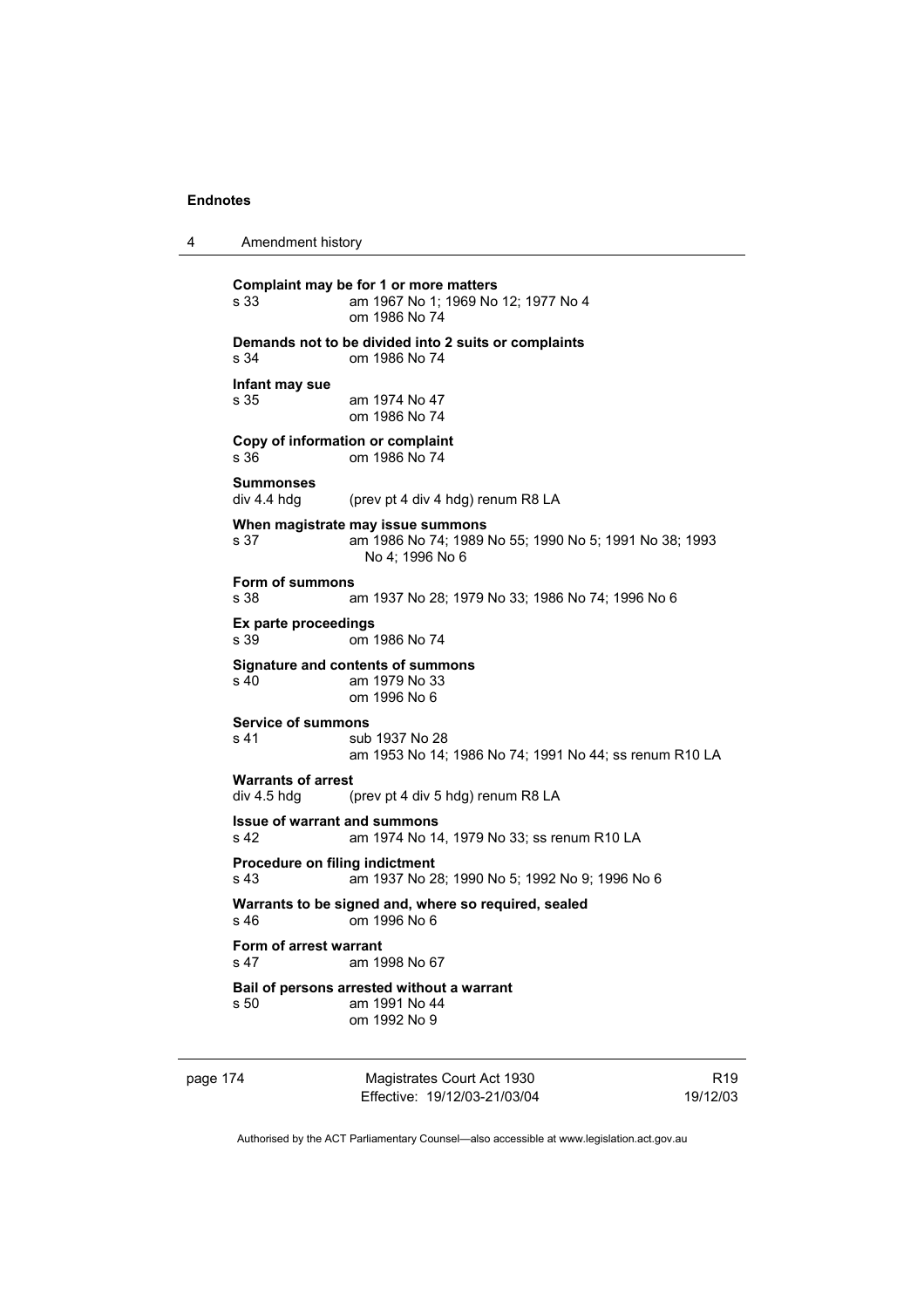**Complaint may be for 1 or more matters**
s 33 am 1967 No 1; 1969 No 12; 1977 No 4
om 1986 No 74

**Demands not to be divided into 2 suits or complaints**
s 34 om 1986 No 74

**Infant may sue**
s 35 am 1974 No 47
om 1986 No 74

**Copy of information or complaint**
s 36 om 1986 No 74

**Summonses**
div 4.4 hdg (prev pt 4 div 4 hdg) renum R8 LA

**When magistrate may issue summons**
s 37 am 1986 No 74; 1989 No 55; 1990 No 5; 1991 No 38; 1993 No 4; 1996 No 6

**Form of summons**
s 38 am 1937 No 28; 1979 No 33; 1986 No 74; 1996 No 6

**Ex parte proceedings**
s 39 om 1986 No 74

**Signature and contents of summons**
s 40 am 1979 No 33
om 1996 No 6

**Service of summons**
s 41 sub 1937 No 28
am 1953 No 14; 1986 No 74; 1991 No 44; ss renum R10 LA

**Warrants of arrest**
div 4.5 hdg (prev pt 4 div 5 hdg) renum R8 LA

**Issue of warrant and summons**
s 42 am 1974 No 14, 1979 No 33; ss renum R10 LA

**Procedure on filing indictment**
s 43 am 1937 No 28; 1990 No 5; 1992 No 9; 1996 No 6

**Warrants to be signed and, where so required, sealed**
s 46 om 1996 No 6

**Form of arrest warrant**
s 47 am 1998 No 67

**Bail of persons arrested without a warrant**
s 50 am 1991 No 44
om 1992 No 9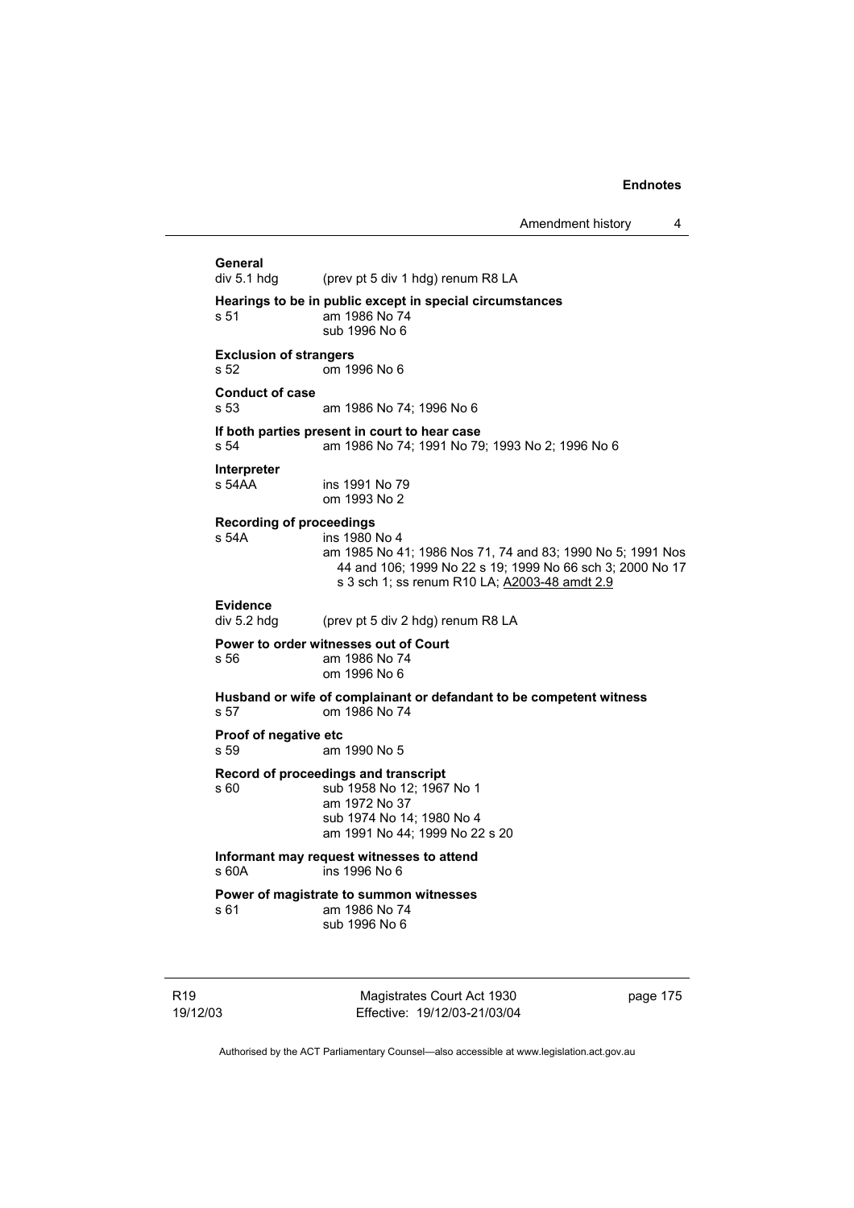**General**
div 5.1 hdg (prev pt 5 div 1 hdg) renum R8 LA

**Hearings to be in public except in special circumstances**
s 51 am 1986 No 74
sub 1996 No 6

**Exclusion of strangers**
s 52 om 1996 No 6

**Conduct of case**
s 53 am 1986 No 74; 1996 No 6

**If both parties present in court to hear case**
s 54 am 1986 No 74; 1991 No 79; 1993 No 2; 1996 No 6

**Interpreter**
s 54AA ins 1991 No 79
om 1993 No 2

**Recording of proceedings**
s 54A ins 1980 No 4
am 1985 No 41; 1986 Nos 71, 74 and 83; 1990 No 5; 1991 Nos 44 and 106; 1999 No 22 s 19; 1999 No 66 sch 3; 2000 No 17 s 3 sch 1; ss renum R10 LA; A2003-48 amdt 2.9

**Evidence**
div 5.2 hdg (prev pt 5 div 2 hdg) renum R8 LA

**Power to order witnesses out of Court**
s 56 am 1986 No 74
om 1996 No 6

**Husband or wife of complainant or defandant to be competent witness**
s 57 om 1986 No 74

**Proof of negative etc**
s 59 am 1990 No 5

**Record of proceedings and transcript**
s 60 sub 1958 No 12; 1967 No 1
am 1972 No 37
sub 1974 No 14; 1980 No 4
am 1991 No 44; 1999 No 22 s 20

**Informant may request witnesses to attend**
s 60A ins 1996 No 6

**Power of magistrate to summon witnesses**
s 61 am 1986 No 74
sub 1996 No 6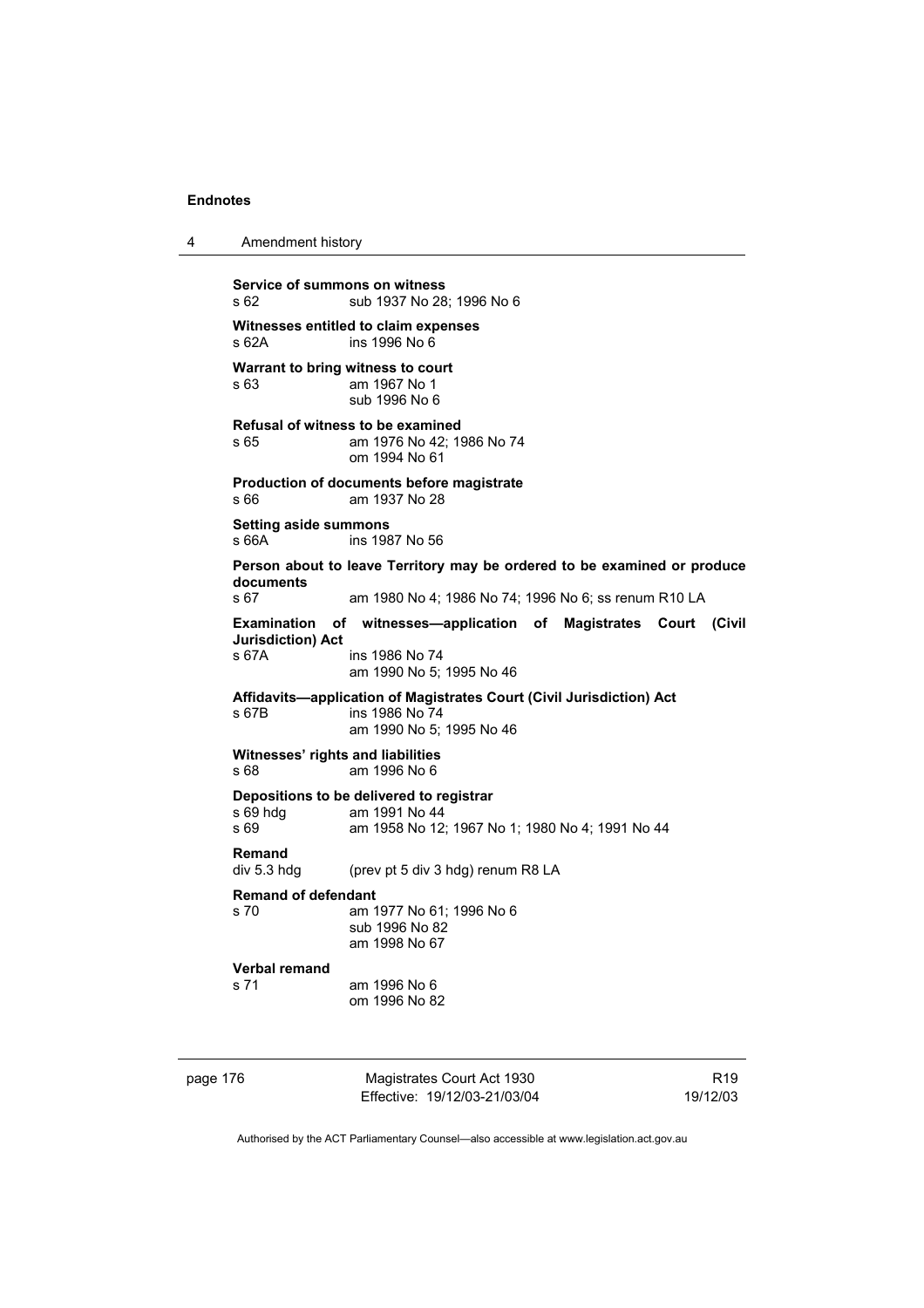**Service of summons on witness**
s 62 sub 1937 No 28; 1996 No 6

**Witnesses entitled to claim expenses**
s 62A ins 1996 No 6

**Warrant to bring witness to court**
s 63 am 1967 No 1
sub 1996 No 6

**Refusal of witness to be examined**
s 65 am 1976 No 42; 1986 No 74
om 1994 No 61

**Production of documents before magistrate**
s 66 am 1937 No 28

**Setting aside summons**
s 66A ins 1987 No 56

**Person about to leave Territory may be ordered to be examined or produce documents**
s 67 am 1980 No 4; 1986 No 74; 1996 No 6; ss renum R10 LA

**Examination of witnesses—application of Magistrates Court (Civil Jurisdiction) Act**
s 67A ins 1986 No 74
am 1990 No 5; 1995 No 46

**Affidavits—application of Magistrates Court (Civil Jurisdiction) Act**
s 67B ins 1986 No 74
am 1990 No 5; 1995 No 46

**Witnesses' rights and liabilities**
s 68 am 1996 No 6

**Depositions to be delivered to registrar**
s 69 hdg am 1991 No 44
s 69 am 1958 No 12; 1967 No 1; 1980 No 4; 1991 No 44

**Remand**
div 5.3 hdg (prev pt 5 div 3 hdg) renum R8 LA

**Remand of defendant**
s 70 am 1977 No 61; 1996 No 6
sub 1996 No 82
am 1998 No 67

**Verbal remand**
s 71 am 1996 No 6
om 1996 No 82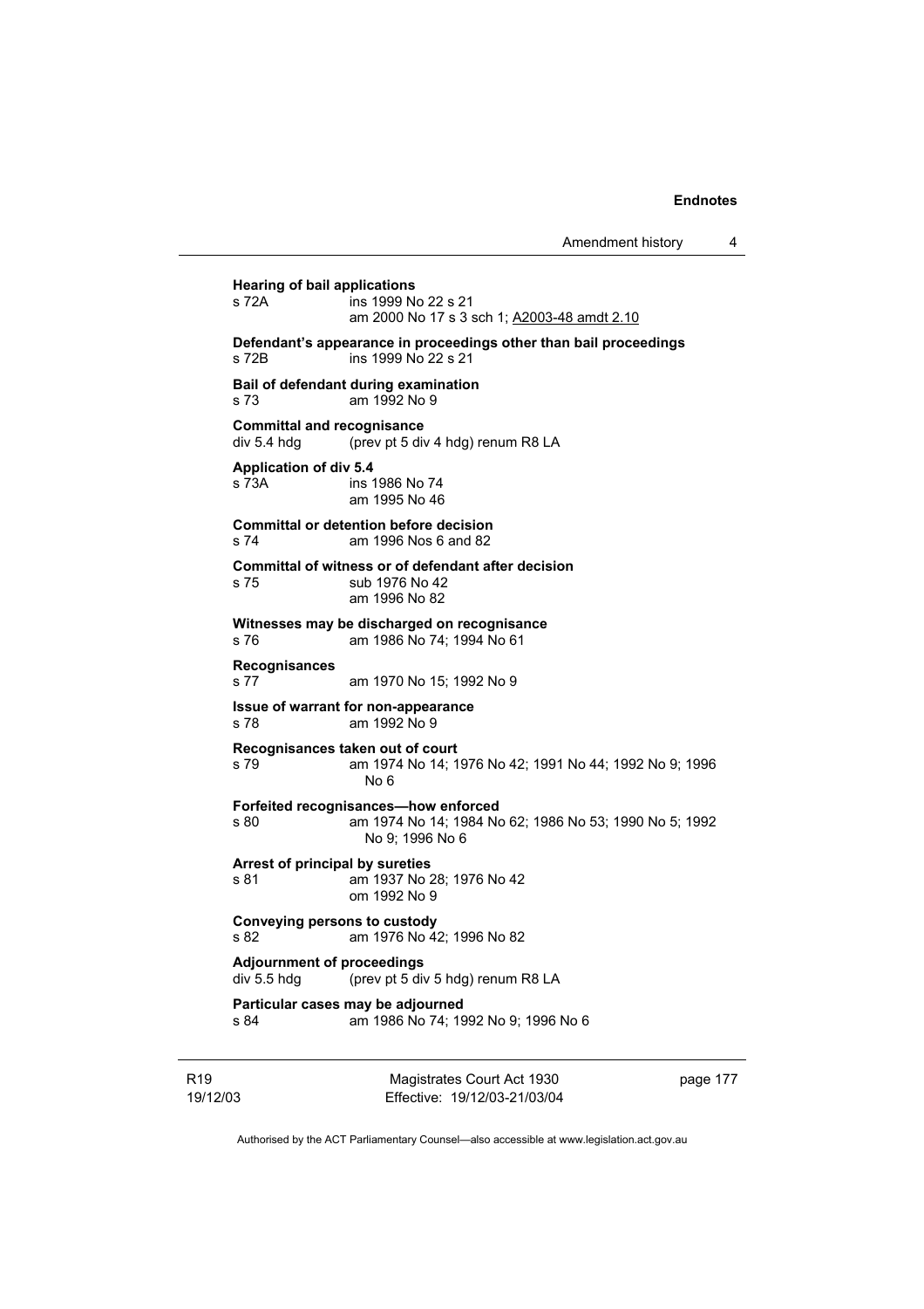**Hearing of bail applications**
s 72A ins 1999 No 22 s 21
am 2000 No 17 s 3 sch 1; A2003-48 amdt 2.10

**Defendant's appearance in proceedings other than bail proceedings**
s 72B ins 1999 No 22 s 21

**Bail of defendant during examination**
s 73 am 1992 No 9

**Committal and recognisance**
div 5.4 hdg (prev pt 5 div 4 hdg) renum R8 LA

**Application of div 5.4**
s 73A ins 1986 No 74
am 1995 No 46

**Committal or detention before decision**
s 74 am 1996 Nos 6 and 82

**Committal of witness or of defendant after decision**
s 75 sub 1976 No 42
am 1996 No 82

**Witnesses may be discharged on recognisance**
s 76 am 1986 No 74; 1994 No 61

**Recognisances**
s 77 am 1970 No 15; 1992 No 9

**Issue of warrant for non-appearance**
s 78 am 1992 No 9

**Recognisances taken out of court**
s 79 am 1974 No 14; 1976 No 42; 1991 No 44; 1992 No 9; 1996 No 6

**Forfeited recognisances—how enforced**
s 80 am 1974 No 14; 1984 No 62; 1986 No 53; 1990 No 5; 1992 No 9; 1996 No 6

**Arrest of principal by sureties**
s 81 am 1937 No 28; 1976 No 42
om 1992 No 9

**Conveying persons to custody**
s 82 am 1976 No 42; 1996 No 82

**Adjournment of proceedings**
div 5.5 hdg (prev pt 5 div 5 hdg) renum R8 LA

**Particular cases may be adjourned**
s 84 am 1986 No 74; 1992 No 9; 1996 No 6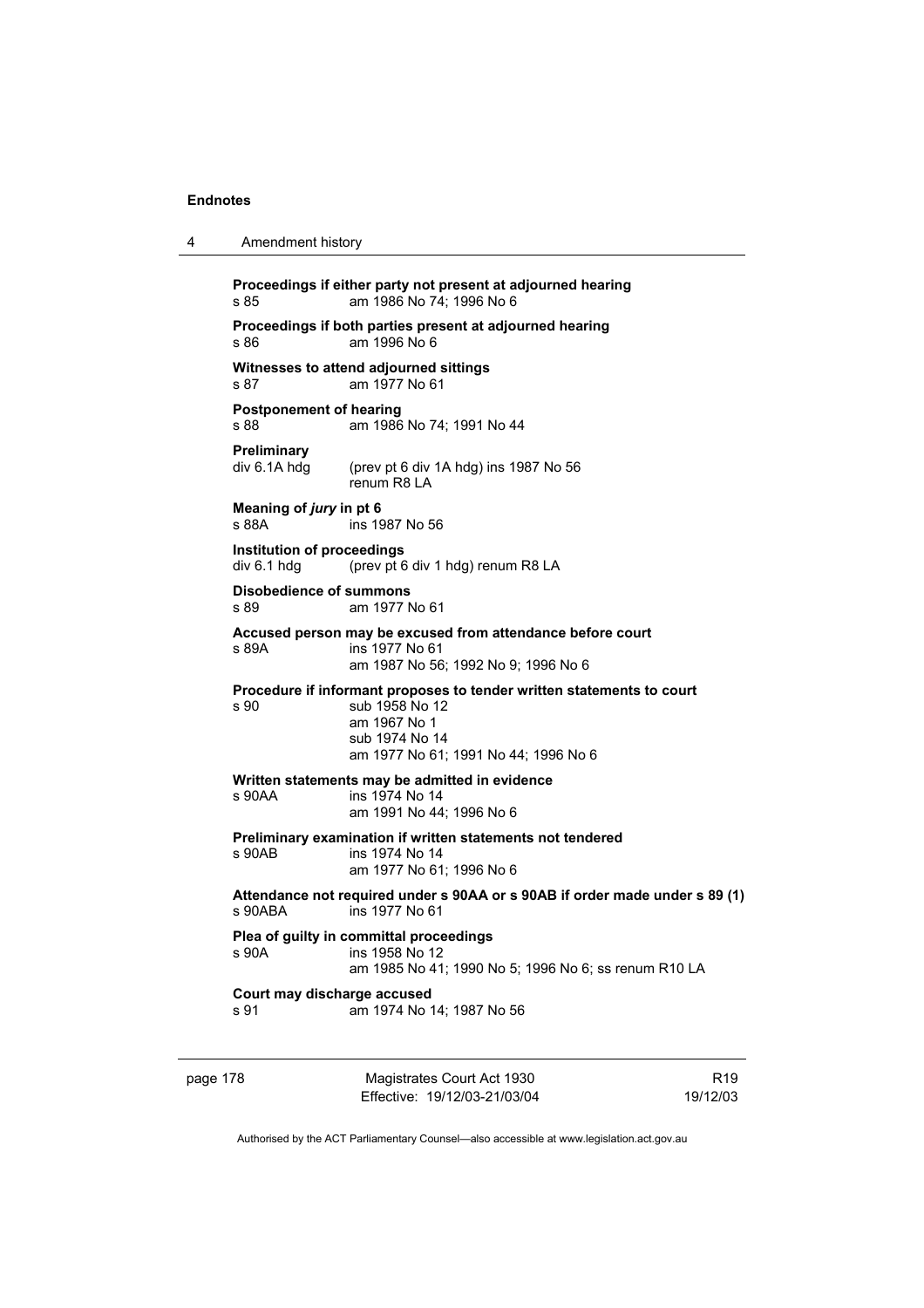**Proceedings if either party not present at adjourned hearing**
s 85 am 1986 No 74; 1996 No 6

**Proceedings if both parties present at adjourned hearing**
s 86 am 1996 No 6

**Witnesses to attend adjourned sittings**
s 87 am 1977 No 61

**Postponement of hearing**
s 88 am 1986 No 74; 1991 No 44

**Preliminary**
div 6.1A hdg (prev pt 6 div 1A hdg) ins 1987 No 56
renum R8 LA

**Meaning of *jury* in pt 6**
s 88A ins 1987 No 56

**Institution of proceedings**
div 6.1 hdg (prev pt 6 div 1 hdg) renum R8 LA

**Disobedience of summons**
s 89 am 1977 No 61

**Accused person may be excused from attendance before court**
s 89A ins 1977 No 61
am 1987 No 56; 1992 No 9; 1996 No 6

**Procedure if informant proposes to tender written statements to court**
s 90 sub 1958 No 12
am 1967 No 1
sub 1974 No 14
am 1977 No 61; 1991 No 44; 1996 No 6

**Written statements may be admitted in evidence**
s 90AA ins 1974 No 14
am 1991 No 44; 1996 No 6

**Preliminary examination if written statements not tendered**
s 90AB ins 1974 No 14
am 1977 No 61; 1996 No 6

**Attendance not required under s 90AA or s 90AB if order made under s 89 (1)**
s 90ABA ins 1977 No 61

**Plea of guilty in committal proceedings**
s 90A ins 1958 No 12
am 1985 No 41; 1990 No 5; 1996 No 6; ss renum R10 LA

**Court may discharge accused**
s 91 am 1974 No 14; 1987 No 56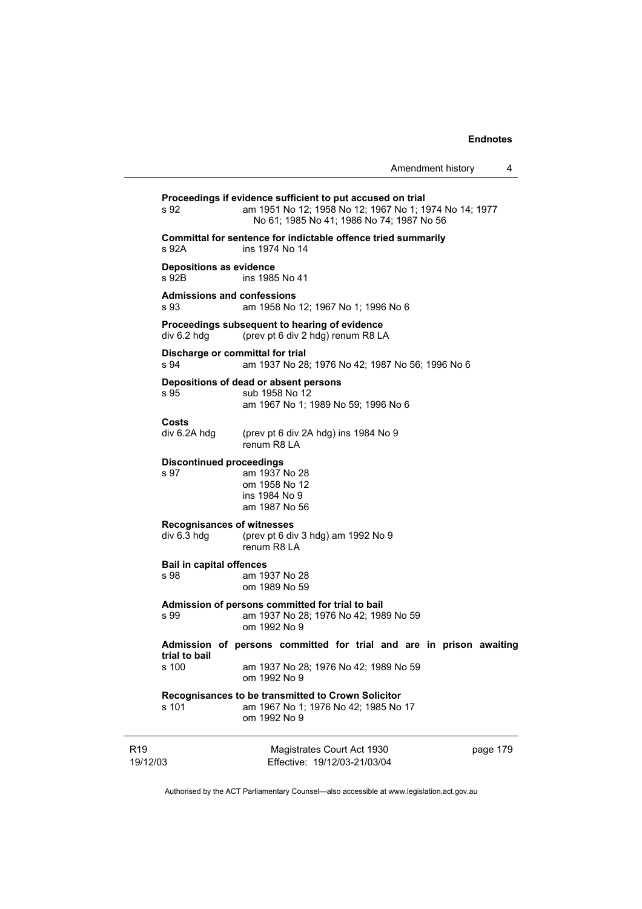**Proceedings if evidence sufficient to put accused on trial**

s 92 am 1951 No 12; 1958 No 12; 1967 No 1; 1974 No 14; 1977 No 61; 1985 No 41; 1986 No 74; 1987 No 56

**Committal for sentence for indictable offence tried summarily**

s 92A ins 1974 No 14

**Depositions as evidence**

s 92B ins 1985 No 41

**Admissions and confessions**

s 93 am 1958 No 12; 1967 No 1; 1996 No 6

**Proceedings subsequent to hearing of evidence**

div 6.2 hdg (prev pt 6 div 2 hdg) renum R8 LA

**Discharge or committal for trial**

s 94 am 1937 No 28; 1976 No 42; 1987 No 56; 1996 No 6

**Depositions of dead or absent persons**

s 95 sub 1958 No 12
am 1967 No 1; 1989 No 59; 1996 No 6

**Costs**

div 6.2A hdg (prev pt 6 div 2A hdg) ins 1984 No 9
renum R8 LA

**Discontinued proceedings**

s 97 am 1937 No 28
om 1958 No 12
ins 1984 No 9
am 1987 No 56

**Recognisances of witnesses**

div 6.3 hdg (prev pt 6 div 3 hdg) am 1992 No 9
renum R8 LA

**Bail in capital offences**

s 98 am 1937 No 28
om 1989 No 59

**Admission of persons committed for trial to bail**

s 99 am 1937 No 28; 1976 No 42; 1989 No 59
om 1992 No 9

**Admission of persons committed for trial and are in prison awaiting trial to bail**

s 100 am 1937 No 28; 1976 No 42; 1989 No 59
om 1992 No 9

**Recognisances to be transmitted to Crown Solicitor**

s 101 am 1967 No 1; 1976 No 42; 1985 No 17
om 1992 No 9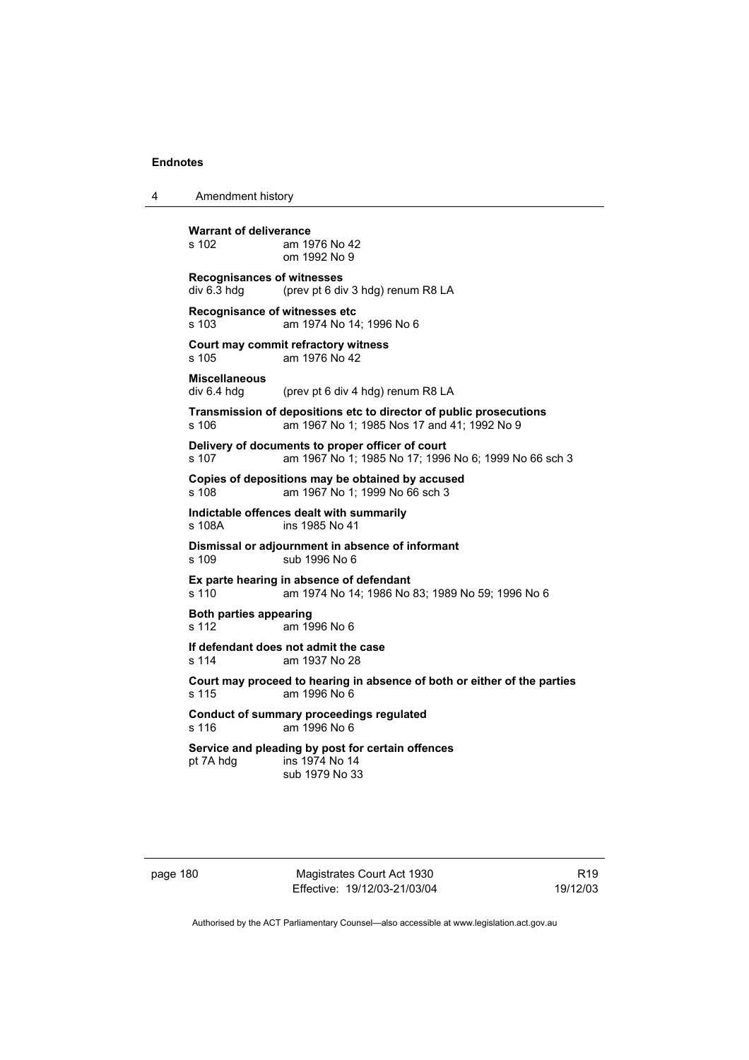**Warrant of deliverance**
s 102 am 1976 No 42
om 1992 No 9

**Recognisances of witnesses**
div 6.3 hdg (prev pt 6 div 3 hdg) renum R8 LA

**Recognisance of witnesses etc**
s 103 am 1974 No 14; 1996 No 6

**Court may commit refractory witness**
s 105 am 1976 No 42

**Miscellaneous**
div 6.4 hdg (prev pt 6 div 4 hdg) renum R8 LA

**Transmission of depositions etc to director of public prosecutions**
s 106 am 1967 No 1; 1985 Nos 17 and 41; 1992 No 9

**Delivery of documents to proper officer of court**
s 107 am 1967 No 1; 1985 No 17; 1996 No 6; 1999 No 66 sch 3

**Copies of depositions may be obtained by accused**
s 108 am 1967 No 1; 1999 No 66 sch 3

**Indictable offences dealt with summarily**
s 108A ins 1985 No 41

**Dismissal or adjournment in absence of informant**
s 109 sub 1996 No 6

**Ex parte hearing in absence of defendant**
s 110 am 1974 No 14; 1986 No 83; 1989 No 59; 1996 No 6

**Both parties appearing**
s 112 am 1996 No 6

**If defendant does not admit the case**
s 114 am 1937 No 28

**Court may proceed to hearing in absence of both or either of the parties**
s 115 am 1996 No 6

**Conduct of summary proceedings regulated**
s 116 am 1996 No 6

**Service and pleading by post for certain offences**
pt 7A hdg ins 1974 No 14
sub 1979 No 33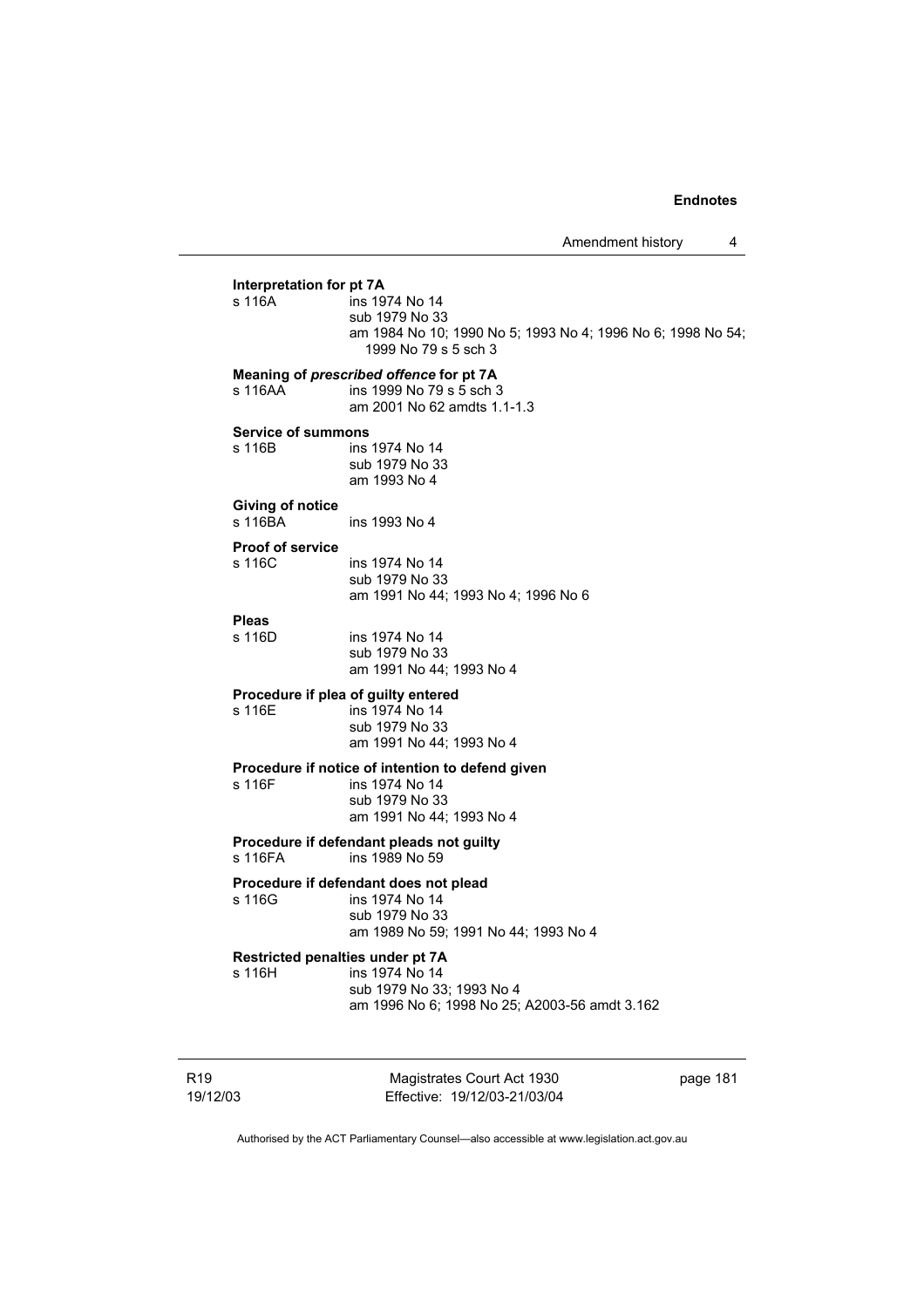**Interpretation for pt 7A**

s 116A ins 1974 No 14
sub 1979 No 33
am 1984 No 10; 1990 No 5; 1993 No 4; 1996 No 6; 1998 No 54; 1999 No 79 s 5 sch 3

**Meaning of *prescribed offence* for pt 7A**

s 116AA ins 1999 No 79 s 5 sch 3
am 2001 No 62 amdts 1.1-1.3

**Service of summons**

s 116B ins 1974 No 14
sub 1979 No 33
am 1993 No 4

**Giving of notice**

s 116BA ins 1993 No 4

**Proof of service**

s 116C ins 1974 No 14
sub 1979 No 33
am 1991 No 44; 1993 No 4; 1996 No 6

**Pleas**

s 116D ins 1974 No 14
sub 1979 No 33
am 1991 No 44; 1993 No 4

**Procedure if plea of guilty entered**

s 116E ins 1974 No 14
sub 1979 No 33
am 1991 No 44; 1993 No 4

**Procedure if notice of intention to defend given**

s 116F ins 1974 No 14
sub 1979 No 33
am 1991 No 44; 1993 No 4

**Procedure if defendant pleads not guilty**

s 116FA ins 1989 No 59

**Procedure if defendant does not plead**

s 116G ins 1974 No 14
sub 1979 No 33
am 1989 No 59; 1991 No 44; 1993 No 4

**Restricted penalties under pt 7A**

s 116H ins 1974 No 14
sub 1979 No 33; 1993 No 4
am 1996 No 6; 1998 No 25; A2003-56 amdt 3.162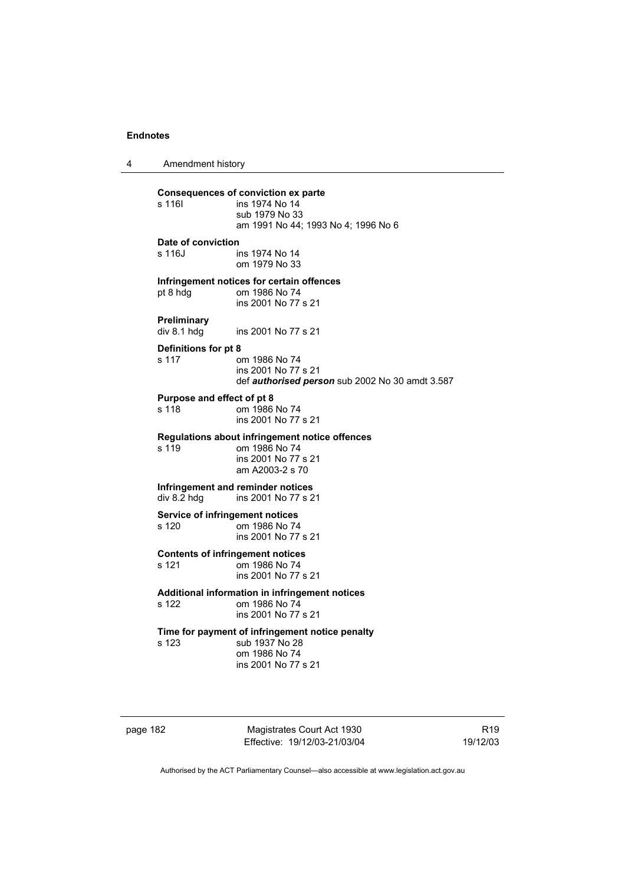**Consequences of conviction ex parte**

s 116I ins 1974 No 14
sub 1979 No 33
am 1991 No 44; 1993 No 4; 1996 No 6

**Date of conviction**

s 116J ins 1974 No 14
om 1979 No 33

**Infringement notices for certain offences**

pt 8 hdg om 1986 No 74
ins 2001 No 77 s 21

**Preliminary**

div 8.1 hdg ins 2001 No 77 s 21

**Definitions for pt 8**

s 117 om 1986 No 74
ins 2001 No 77 s 21
def ***authorised person*** sub 2002 No 30 amdt 3.587

**Purpose and effect of pt 8**

s 118 om 1986 No 74
ins 2001 No 77 s 21

**Regulations about infringement notice offences**

s 119 om 1986 No 74
ins 2001 No 77 s 21
am A2003-2 s 70

**Infringement and reminder notices**

div 8.2 hdg ins 2001 No 77 s 21

**Service of infringement notices**

s 120 om 1986 No 74
ins 2001 No 77 s 21

**Contents of infringement notices**

s 121 om 1986 No 74
ins 2001 No 77 s 21

**Additional information in infringement notices**

s 122 om 1986 No 74
ins 2001 No 77 s 21

**Time for payment of infringement notice penalty**

s 123 sub 1937 No 28
om 1986 No 74
ins 2001 No 77 s 21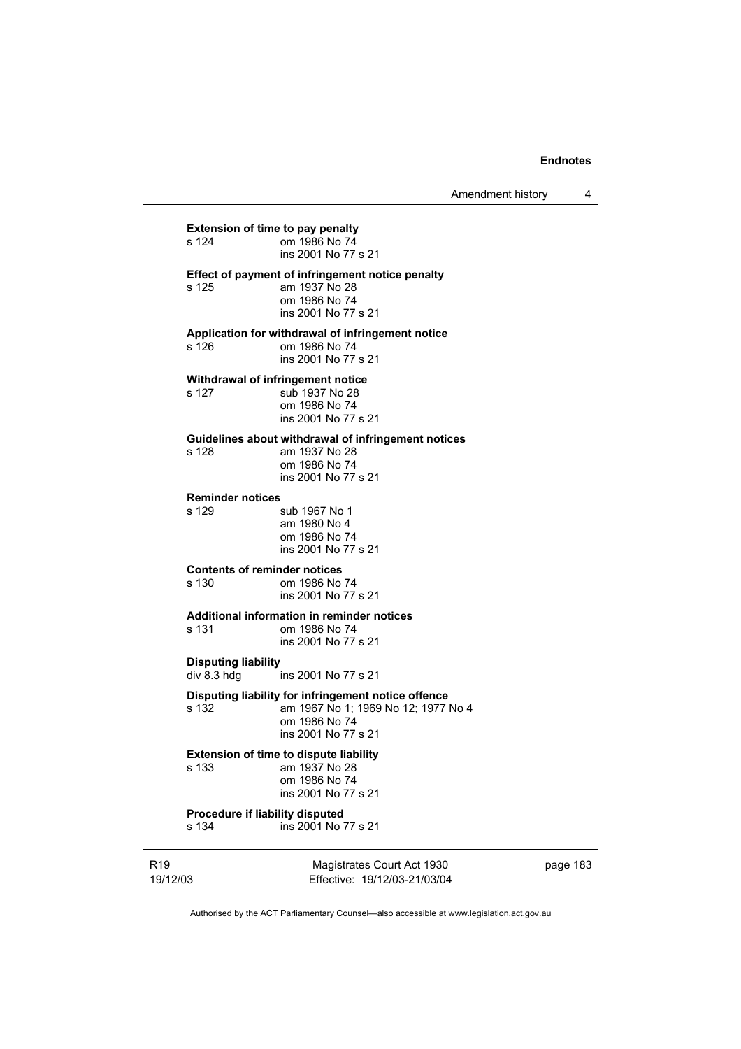**Extension of time to pay penalty**
s 124 om 1986 No 74
ins 2001 No 77 s 21

**Effect of payment of infringement notice penalty**
s 125 am 1937 No 28
om 1986 No 74
ins 2001 No 77 s 21

**Application for withdrawal of infringement notice**
s 126 om 1986 No 74
ins 2001 No 77 s 21

**Withdrawal of infringement notice**
s 127 sub 1937 No 28
om 1986 No 74
ins 2001 No 77 s 21

**Guidelines about withdrawal of infringement notices**
s 128 am 1937 No 28
om 1986 No 74
ins 2001 No 77 s 21

**Reminder notices**
s 129 sub 1967 No 1
am 1980 No 4
om 1986 No 74
ins 2001 No 77 s 21

**Contents of reminder notices**
s 130 om 1986 No 74
ins 2001 No 77 s 21

**Additional information in reminder notices**
s 131 om 1986 No 74
ins 2001 No 77 s 21

**Disputing liability**
div 8.3 hdg ins 2001 No 77 s 21

**Disputing liability for infringement notice offence**
s 132 am 1967 No 1; 1969 No 12; 1977 No 4
om 1986 No 74
ins 2001 No 77 s 21

**Extension of time to dispute liability**
s 133 am 1937 No 28
om 1986 No 74
ins 2001 No 77 s 21

**Procedure if liability disputed**
s 134 ins 2001 No 77 s 21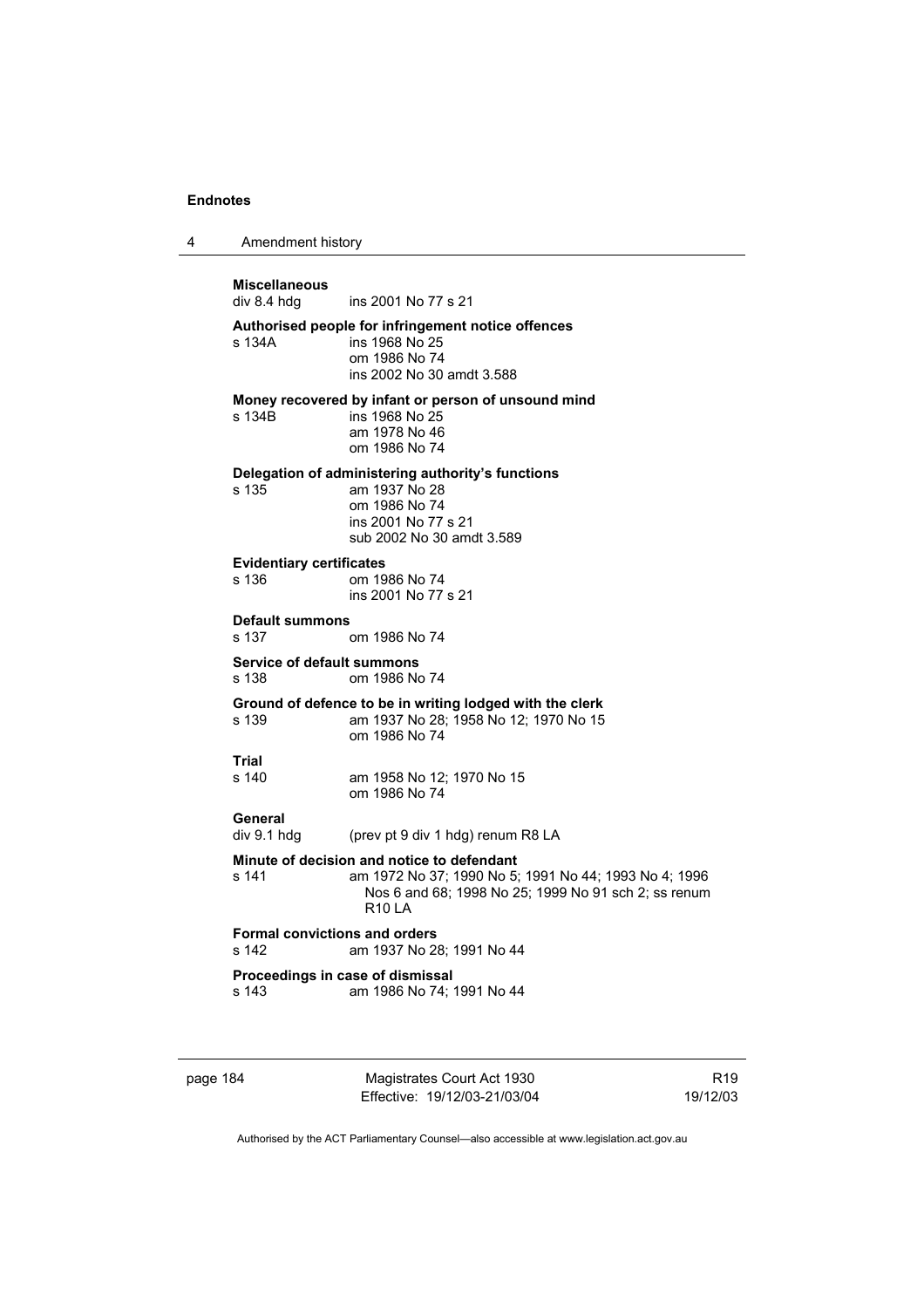**Miscellaneous**
div 8.4 hdg ins 2001 No 77 s 21

**Authorised people for infringement notice offences**
s 134A ins 1968 No 25
om 1986 No 74
ins 2002 No 30 amdt 3.588

**Money recovered by infant or person of unsound mind**
s 134B ins 1968 No 25
am 1978 No 46
om 1986 No 74

**Delegation of administering authority's functions**
s 135 am 1937 No 28
om 1986 No 74
ins 2001 No 77 s 21
sub 2002 No 30 amdt 3.589

**Evidentiary certificates**
s 136 om 1986 No 74
ins 2001 No 77 s 21

**Default summons**
s 137 om 1986 No 74

**Service of default summons**
s 138 om 1986 No 74

**Ground of defence to be in writing lodged with the clerk**
s 139 am 1937 No 28; 1958 No 12; 1970 No 15
om 1986 No 74

**Trial**
s 140 am 1958 No 12; 1970 No 15
om 1986 No 74

**General**
div 9.1 hdg (prev pt 9 div 1 hdg) renum R8 LA

**Minute of decision and notice to defendant**
s 141 am 1972 No 37; 1990 No 5; 1991 No 44; 1993 No 4; 1996 Nos 6 and 68; 1998 No 25; 1999 No 91 sch 2; ss renum R10 LA

**Formal convictions and orders**
s 142 am 1937 No 28; 1991 No 44

**Proceedings in case of dismissal**
s 143 am 1986 No 74; 1991 No 44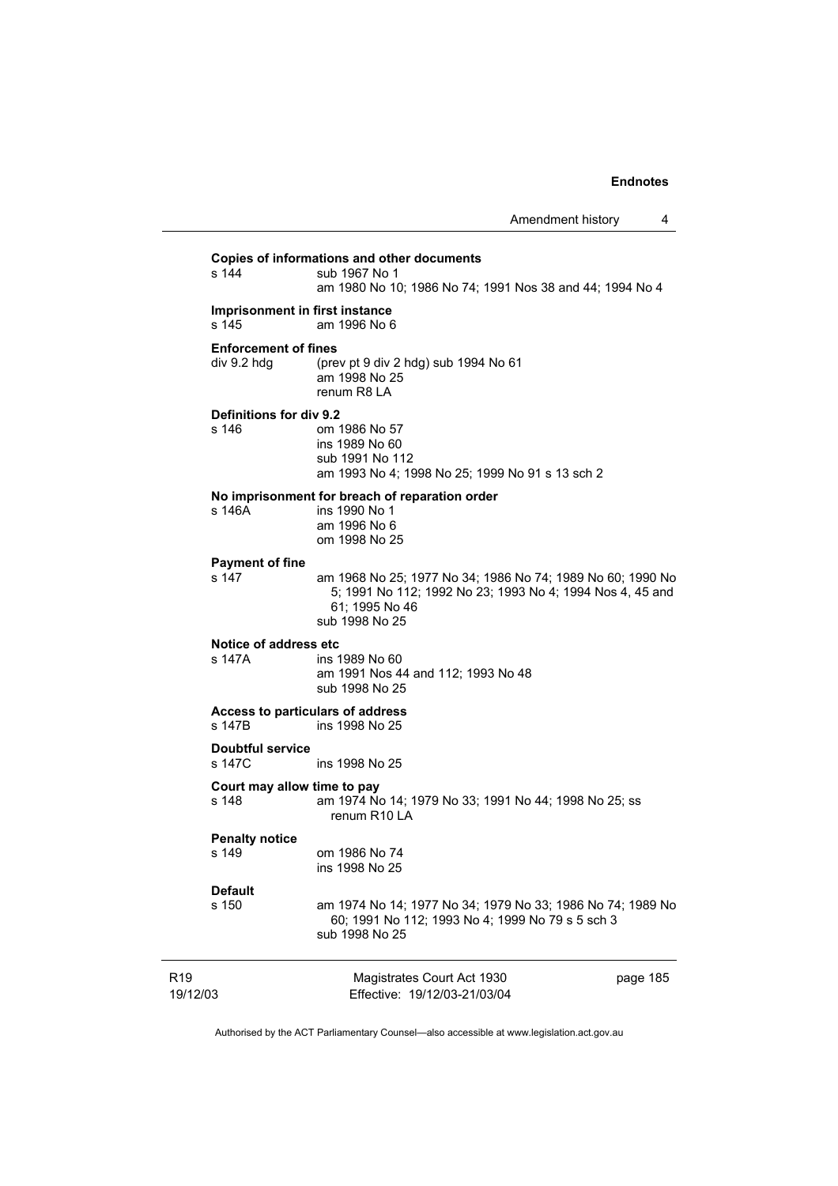**Copies of informations and other documents**
s 144 sub 1967 No 1
am 1980 No 10; 1986 No 74; 1991 Nos 38 and 44; 1994 No 4

**Imprisonment in first instance**
s 145 am 1996 No 6

**Enforcement of fines**
div 9.2 hdg (prev pt 9 div 2 hdg) sub 1994 No 61
am 1998 No 25
renum R8 LA

**Definitions for div 9.2**
s 146 om 1986 No 57
ins 1989 No 60
sub 1991 No 112
am 1993 No 4; 1998 No 25; 1999 No 91 s 13 sch 2

**No imprisonment for breach of reparation order**
s 146A ins 1990 No 1
am 1996 No 6
om 1998 No 25

**Payment of fine**
s 147 am 1968 No 25; 1977 No 34; 1986 No 74; 1989 No 60; 1990 No 5; 1991 No 112; 1992 No 23; 1993 No 4; 1994 Nos 4, 45 and 61; 1995 No 46
sub 1998 No 25

**Notice of address etc**
s 147A ins 1989 No 60
am 1991 Nos 44 and 112; 1993 No 48
sub 1998 No 25

**Access to particulars of address**
s 147B ins 1998 No 25

**Doubtful service**
s 147C ins 1998 No 25

**Court may allow time to pay**
s 148 am 1974 No 14; 1979 No 33; 1991 No 44; 1998 No 25; ss renum R10 LA

**Penalty notice**
s 149 om 1986 No 74
ins 1998 No 25

**Default**
s 150 am 1974 No 14; 1977 No 34; 1979 No 33; 1986 No 74; 1989 No 60; 1991 No 112; 1993 No 4; 1999 No 79 s 5 sch 3
sub 1998 No 25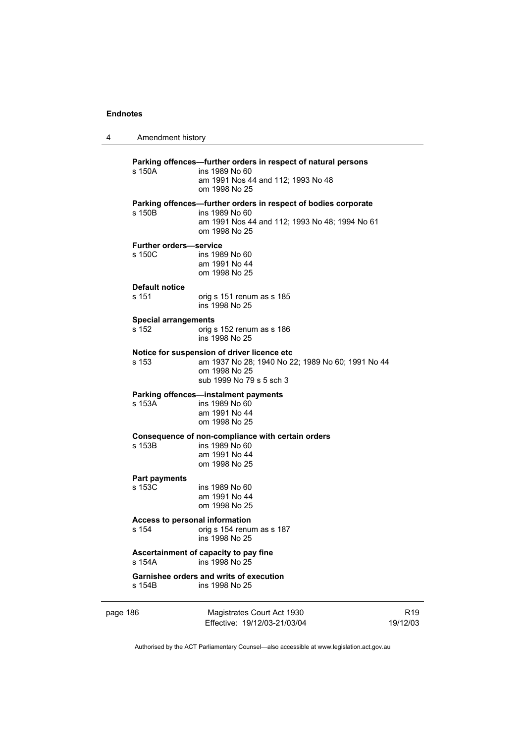**Parking offences—further orders in respect of natural persons**

s 150A ins 1989 No 60
am 1991 Nos 44 and 112; 1993 No 48
om 1998 No 25

**Parking offences—further orders in respect of bodies corporate**

s 150B ins 1989 No 60
am 1991 Nos 44 and 112; 1993 No 48; 1994 No 61
om 1998 No 25

**Further orders—service**

s 150C ins 1989 No 60
am 1991 No 44
om 1998 No 25

**Default notice**

s 151 orig s 151 renum as s 185
ins 1998 No 25

**Special arrangements**

s 152 orig s 152 renum as s 186
ins 1998 No 25

**Notice for suspension of driver licence etc**

s 153 am 1937 No 28; 1940 No 22; 1989 No 60; 1991 No 44
om 1998 No 25
sub 1999 No 79 s 5 sch 3

**Parking offences—instalment payments**

s 153A ins 1989 No 60
am 1991 No 44
om 1998 No 25

**Consequence of non-compliance with certain orders**

s 153B ins 1989 No 60
am 1991 No 44
om 1998 No 25

**Part payments**

s 153C ins 1989 No 60
am 1991 No 44
om 1998 No 25

**Access to personal information**

s 154 orig s 154 renum as s 187
ins 1998 No 25

**Ascertainment of capacity to pay fine**

s 154A ins 1998 No 25

**Garnishee orders and writs of execution**

s 154B ins 1998 No 25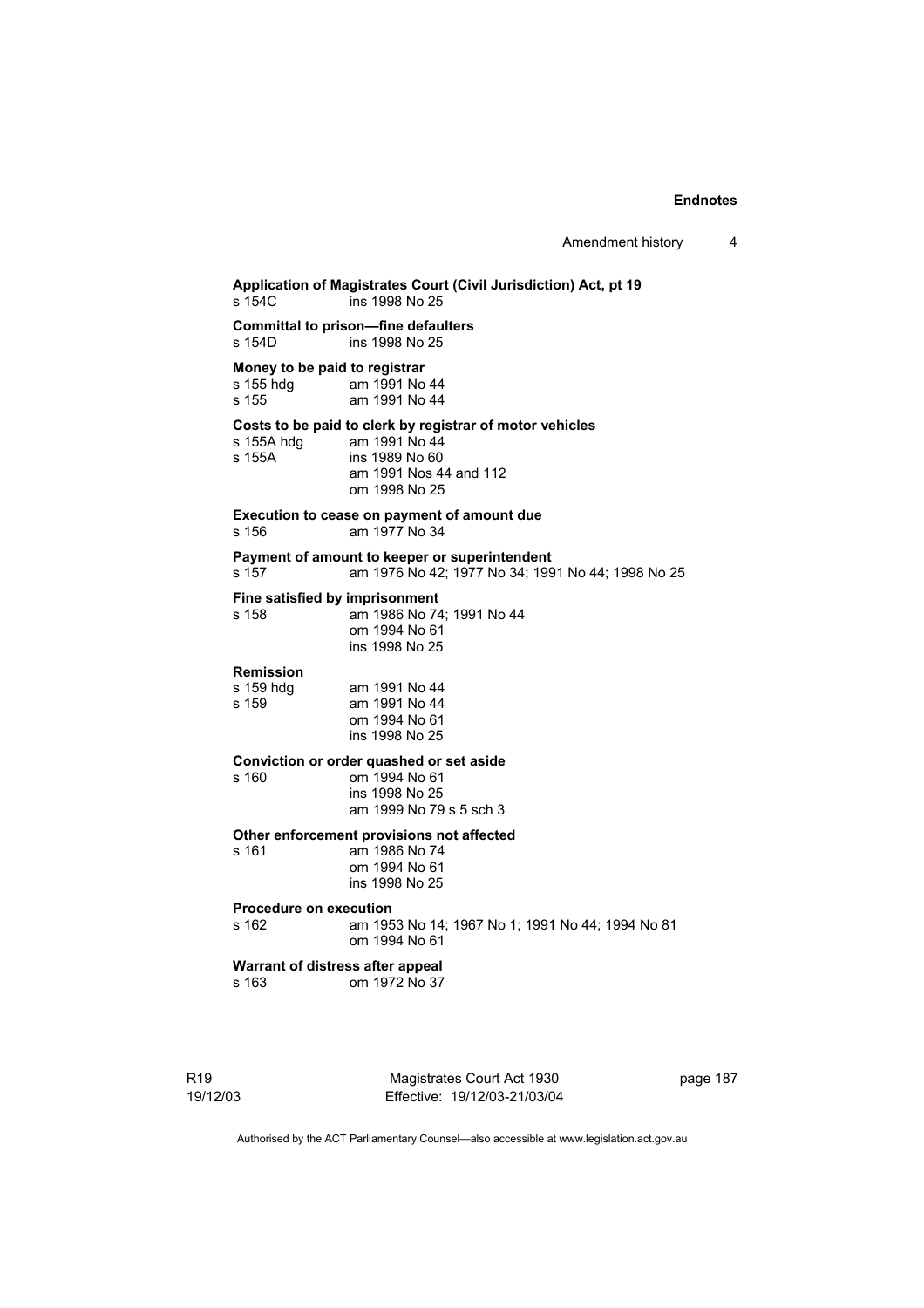**Application of Magistrates Court (Civil Jurisdiction) Act, pt 19**
s 154C ins 1998 No 25

**Committal to prison—fine defaulters**
s 154D ins 1998 No 25

**Money to be paid to registrar**
s 155 hdg am 1991 No 44
s 155 am 1991 No 44

**Costs to be paid to clerk by registrar of motor vehicles**
s 155A hdg am 1991 No 44
s 155A ins 1989 No 60
am 1991 Nos 44 and 112
om 1998 No 25

**Execution to cease on payment of amount due**
s 156 am 1977 No 34

**Payment of amount to keeper or superintendent**
s 157 am 1976 No 42; 1977 No 34; 1991 No 44; 1998 No 25

**Fine satisfied by imprisonment**
s 158 am 1986 No 74; 1991 No 44
om 1994 No 61
ins 1998 No 25

**Remission**
s 159 hdg am 1991 No 44
s 159 am 1991 No 44
om 1994 No 61
ins 1998 No 25

**Conviction or order quashed or set aside**
s 160 om 1994 No 61
ins 1998 No 25
am 1999 No 79 s 5 sch 3

**Other enforcement provisions not affected**
s 161 am 1986 No 74
om 1994 No 61
ins 1998 No 25

**Procedure on execution**
s 162 am 1953 No 14; 1967 No 1; 1991 No 44; 1994 No 81
om 1994 No 61

**Warrant of distress after appeal**
s 163 om 1972 No 37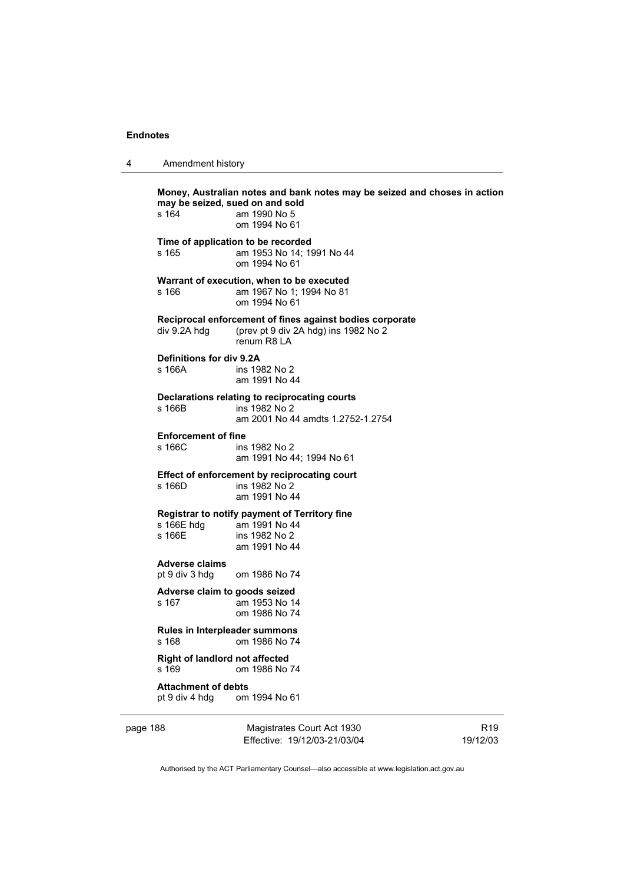**Money, Australian notes and bank notes may be seized and choses in action may be seized, sued on and sold**

| | |
|---|---|
| s 164 | am 1990 No 5 |
| | om 1994 No 61 |

**Time of application to be recorded**

| | |
|---|---|
| s 165 | am 1953 No 14; 1991 No 44 |
| | om 1994 No 61 |

**Warrant of execution, when to be executed**

| | |
|---|---|
| s 166 | am 1967 No 1; 1994 No 81 |
| | om 1994 No 61 |

**Reciprocal enforcement of fines against bodies corporate**

| | |
|---|---|
| div 9.2A hdg | (prev pt 9 div 2A hdg) ins 1982 No 2 |
| | renum R8 LA |

**Definitions for div 9.2A**

| | |
|---|---|
| s 166A | ins 1982 No 2 |
| | am 1991 No 44 |

**Declarations relating to reciprocating courts**

| | |
|---|---|
| s 166B | ins 1982 No 2 |
| | am 2001 No 44 amdts 1.2752-1.2754 |

**Enforcement of fine**

| | |
|---|---|
| s 166C | ins 1982 No 2 |
| | am 1991 No 44; 1994 No 61 |

**Effect of enforcement by reciprocating court**

| | |
|---|---|
| s 166D | ins 1982 No 2 |
| | am 1991 No 44 |

**Registrar to notify payment of Territory fine**

| | |
|---|---|
| s 166E hdg | am 1991 No 44 |
| s 166E | ins 1982 No 2 |
| | am 1991 No 44 |

**Adverse claims**

| | |
|---|---|
| pt 9 div 3 hdg | om 1986 No 74 |

**Adverse claim to goods seized**

| | |
|---|---|
| s 167 | am 1953 No 14 |
| | om 1986 No 74 |

**Rules in Interpleader summons**

| | |
|---|---|
| s 168 | om 1986 No 74 |

**Right of landlord not affected**

| | |
|---|---|
| s 169 | om 1986 No 74 |

**Attachment of debts**

| | |
|---|---|
| pt 9 div 4 hdg | om 1994 No 61 |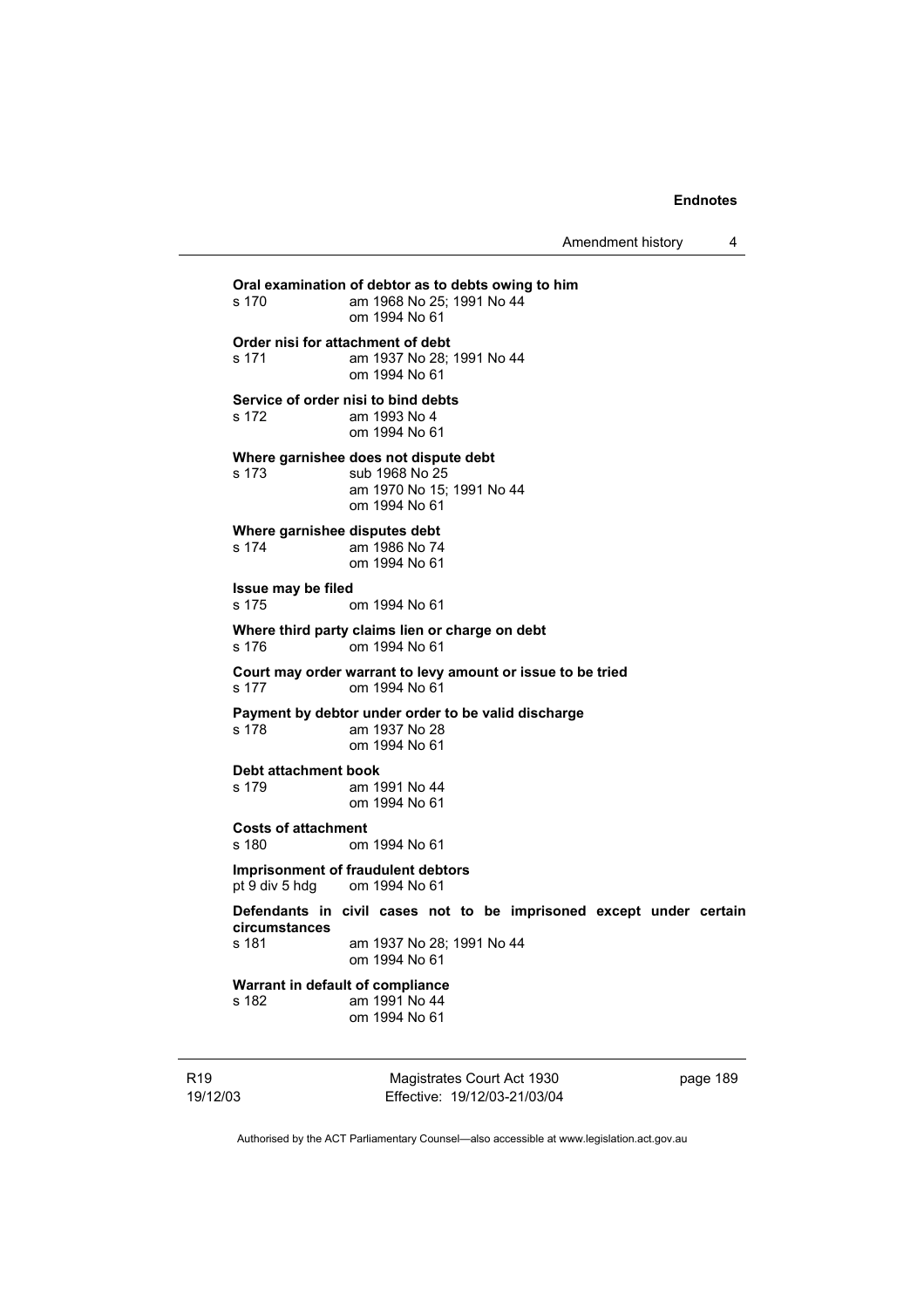**Oral examination of debtor as to debts owing to him**

s 170 am 1968 No 25; 1991 No 44
om 1994 No 61

**Order nisi for attachment of debt**

s 171 am 1937 No 28; 1991 No 44
om 1994 No 61

**Service of order nisi to bind debts**

s 172 am 1993 No 4
om 1994 No 61

**Where garnishee does not dispute debt**

s 173 sub 1968 No 25
am 1970 No 15; 1991 No 44
om 1994 No 61

**Where garnishee disputes debt**

s 174 am 1986 No 74
om 1994 No 61

**Issue may be filed**

s 175 om 1994 No 61

**Where third party claims lien or charge on debt**

s 176 om 1994 No 61

**Court may order warrant to levy amount or issue to be tried**

s 177 om 1994 No 61

**Payment by debtor under order to be valid discharge**

s 178 am 1937 No 28
om 1994 No 61

**Debt attachment book**

s 179 am 1991 No 44
om 1994 No 61

**Costs of attachment**

s 180 om 1994 No 61

**Imprisonment of fraudulent debtors**

pt 9 div 5 hdg om 1994 No 61

**Defendants in civil cases not to be imprisoned except under certain circumstances**

s 181 am 1937 No 28; 1991 No 44
om 1994 No 61

**Warrant in default of compliance**

s 182 am 1991 No 44
om 1994 No 61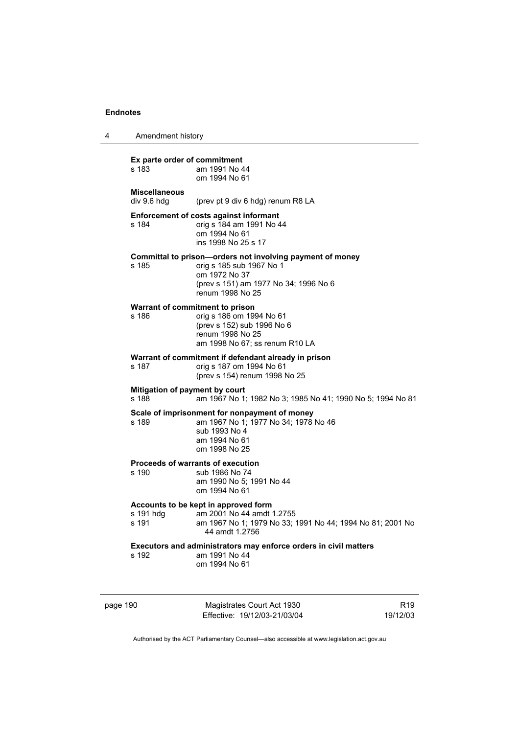**Ex parte order of commitment**

| | |
|---|---|
| s 183 | am 1991 No 44<br>om 1994 No 61 |

**Miscellaneous**

| | |
|---|---|
| div 9.6 hdg | (prev pt 9 div 6 hdg) renum R8 LA |

**Enforcement of costs against informant**

| | |
|---|---|
| s 184 | orig s 184 am 1991 No 44<br>om 1994 No 61<br>ins 1998 No 25 s 17 |

**Committal to prison—orders not involving payment of money**

| | |
|---|---|
| s 185 | orig s 185 sub 1967 No 1<br>om 1972 No 37<br>(prev s 151) am 1977 No 34; 1996 No 6<br>renum 1998 No 25 |

**Warrant of commitment to prison**

| | |
|---|---|
| s 186 | orig s 186 om 1994 No 61<br>(prev s 152) sub 1996 No 6<br>renum 1998 No 25<br>am 1998 No 67; ss renum R10 LA |

**Warrant of commitment if defendant already in prison**

| | |
|---|---|
| s 187 | orig s 187 om 1994 No 61<br>(prev s 154) renum 1998 No 25 |

**Mitigation of payment by court**

| | |
|---|---|
| s 188 | am 1967 No 1; 1982 No 3; 1985 No 41; 1990 No 5; 1994 No 81 |

**Scale of imprisonment for nonpayment of money**

| | |
|---|---|
| s 189 | am 1967 No 1; 1977 No 34; 1978 No 46<br>sub 1993 No 4<br>am 1994 No 61<br>om 1998 No 25 |

**Proceeds of warrants of execution**

| | |
|---|---|
| s 190 | sub 1986 No 74<br>am 1990 No 5; 1991 No 44<br>om 1994 No 61 |

**Accounts to be kept in approved form**

| | |
|---|---|
| s 191 hdg | am 2001 No 44 amdt 1.2755 |
| s 191 | am 1967 No 1; 1979 No 33; 1991 No 44; 1994 No 81; 2001 No 44 amdt 1.2756 |

**Executors and administrators may enforce orders in civil matters**

| | |
|---|---|
| s 192 | am 1991 No 44<br>om 1994 No 61 |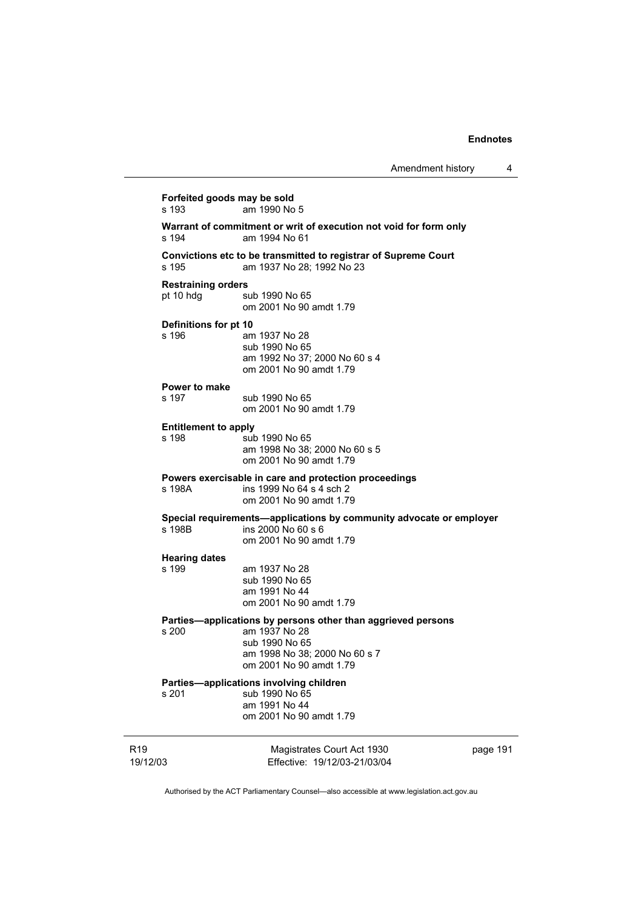**Forfeited goods may be sold**
s 193 am 1990 No 5

**Warrant of commitment or writ of execution not void for form only**
s 194 am 1994 No 61

**Convictions etc to be transmitted to registrar of Supreme Court**
s 195 am 1937 No 28; 1992 No 23

**Restraining orders**
pt 10 hdg sub 1990 No 65
om 2001 No 90 amdt 1.79

**Definitions for pt 10**
s 196 am 1937 No 28
sub 1990 No 65
am 1992 No 37; 2000 No 60 s 4
om 2001 No 90 amdt 1.79

**Power to make**
s 197 sub 1990 No 65
om 2001 No 90 amdt 1.79

**Entitlement to apply**
s 198 sub 1990 No 65
am 1998 No 38; 2000 No 60 s 5
om 2001 No 90 amdt 1.79

**Powers exercisable in care and protection proceedings**
s 198A ins 1999 No 64 s 4 sch 2
om 2001 No 90 amdt 1.79

**Special requirements—applications by community advocate or employer**
s 198B ins 2000 No 60 s 6
om 2001 No 90 amdt 1.79

**Hearing dates**
s 199 am 1937 No 28
sub 1990 No 65
am 1991 No 44
om 2001 No 90 amdt 1.79

**Parties—applications by persons other than aggrieved persons**
s 200 am 1937 No 28
sub 1990 No 65
am 1998 No 38; 2000 No 60 s 7
om 2001 No 90 amdt 1.79

**Parties—applications involving children**
s 201 sub 1990 No 65
am 1991 No 44
om 2001 No 90 amdt 1.79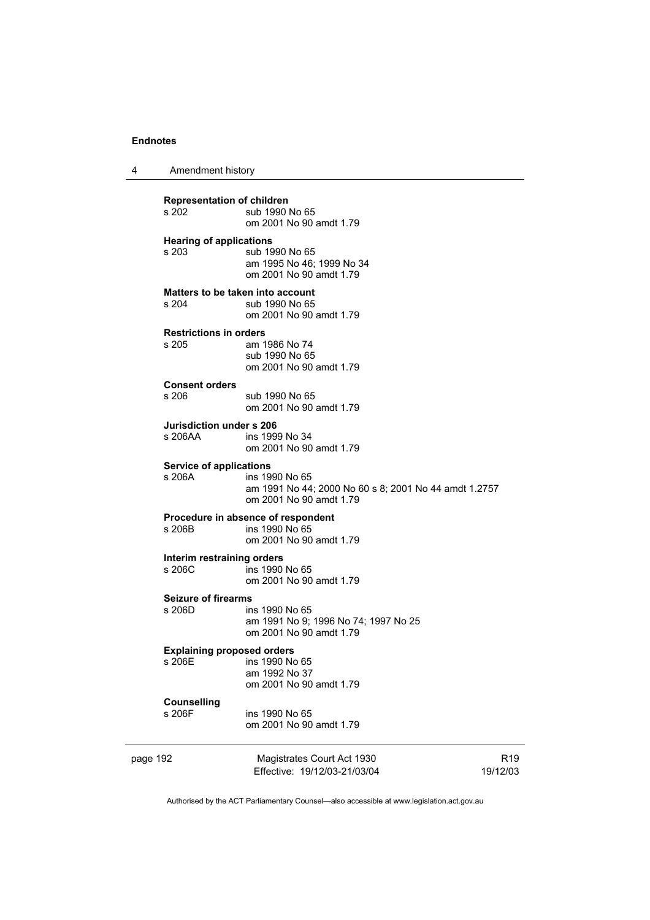**Representation of children**
s 202 sub 1990 No 65
om 2001 No 90 amdt 1.79

**Hearing of applications**
s 203 sub 1990 No 65
am 1995 No 46; 1999 No 34
om 2001 No 90 amdt 1.79

**Matters to be taken into account**
s 204 sub 1990 No 65
om 2001 No 90 amdt 1.79

**Restrictions in orders**
s 205 am 1986 No 74
sub 1990 No 65
om 2001 No 90 amdt 1.79

**Consent orders**
s 206 sub 1990 No 65
om 2001 No 90 amdt 1.79

**Jurisdiction under s 206**
s 206AA ins 1999 No 34
om 2001 No 90 amdt 1.79

**Service of applications**
s 206A ins 1990 No 65
am 1991 No 44; 2000 No 60 s 8; 2001 No 44 amdt 1.2757
om 2001 No 90 amdt 1.79

**Procedure in absence of respondent**
s 206B ins 1990 No 65
om 2001 No 90 amdt 1.79

**Interim restraining orders**
s 206C ins 1990 No 65
om 2001 No 90 amdt 1.79

**Seizure of firearms**
s 206D ins 1990 No 65
am 1991 No 9; 1996 No 74; 1997 No 25
om 2001 No 90 amdt 1.79

**Explaining proposed orders**
s 206E ins 1990 No 65
am 1992 No 37
om 2001 No 90 amdt 1.79

**Counselling**
s 206F ins 1990 No 65
om 2001 No 90 amdt 1.79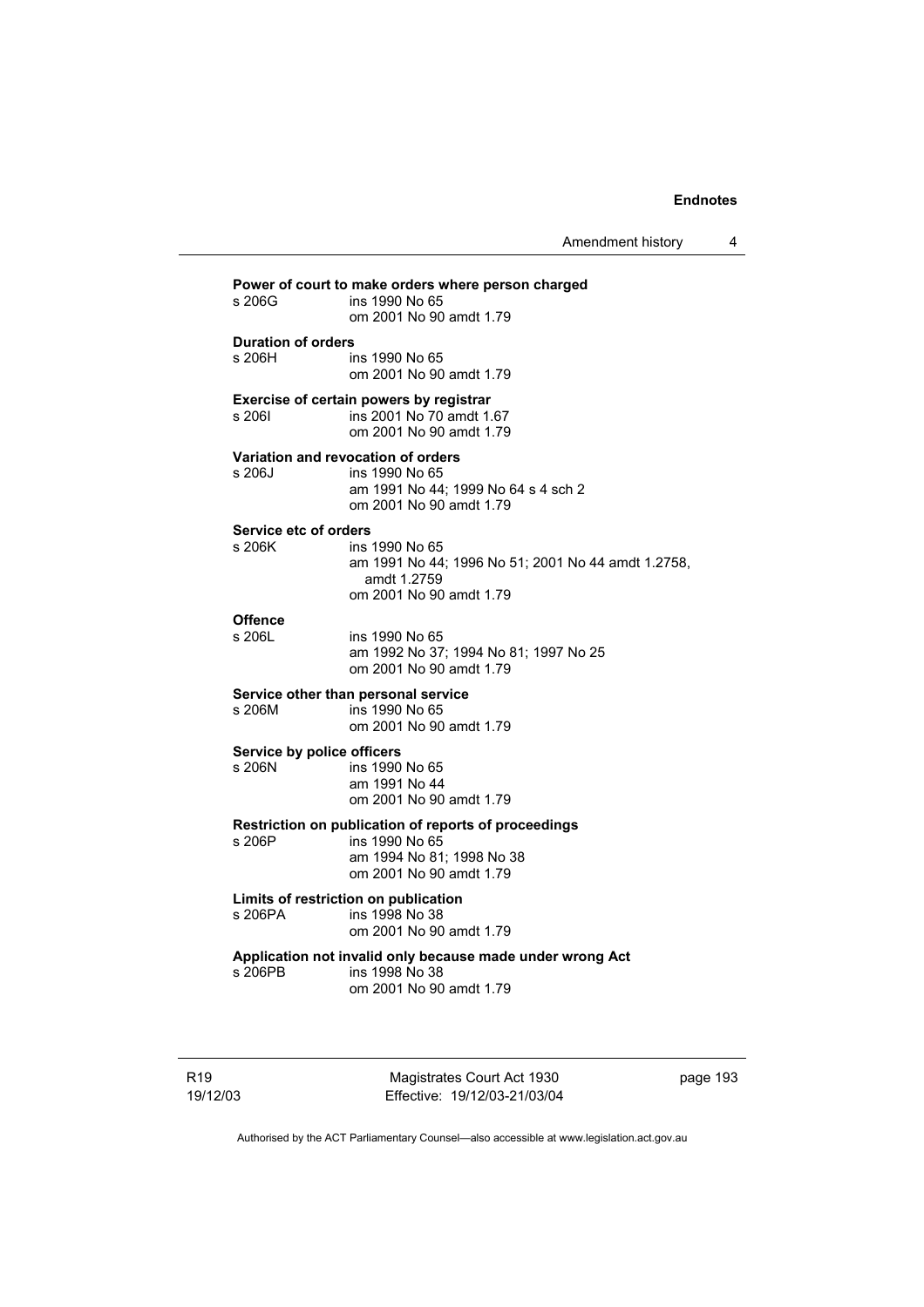**Power of court to make orders where person charged**

s 206G ins 1990 No 65
om 2001 No 90 amdt 1.79

**Duration of orders**

s 206H ins 1990 No 65
om 2001 No 90 amdt 1.79

**Exercise of certain powers by registrar**

s 206I ins 2001 No 70 amdt 1.67
om 2001 No 90 amdt 1.79

**Variation and revocation of orders**

s 206J ins 1990 No 65
am 1991 No 44; 1999 No 64 s 4 sch 2
om 2001 No 90 amdt 1.79

**Service etc of orders**

s 206K ins 1990 No 65
am 1991 No 44; 1996 No 51; 2001 No 44 amdt 1.2758, amdt 1.2759
om 2001 No 90 amdt 1.79

**Offence**

s 206L ins 1990 No 65
am 1992 No 37; 1994 No 81; 1997 No 25
om 2001 No 90 amdt 1.79

**Service other than personal service**

s 206M ins 1990 No 65
om 2001 No 90 amdt 1.79

**Service by police officers**

s 206N ins 1990 No 65
am 1991 No 44
om 2001 No 90 amdt 1.79

**Restriction on publication of reports of proceedings**

s 206P ins 1990 No 65
am 1994 No 81; 1998 No 38
om 2001 No 90 amdt 1.79

**Limits of restriction on publication**

s 206PA ins 1998 No 38
om 2001 No 90 amdt 1.79

**Application not invalid only because made under wrong Act**

s 206PB ins 1998 No 38
om 2001 No 90 amdt 1.79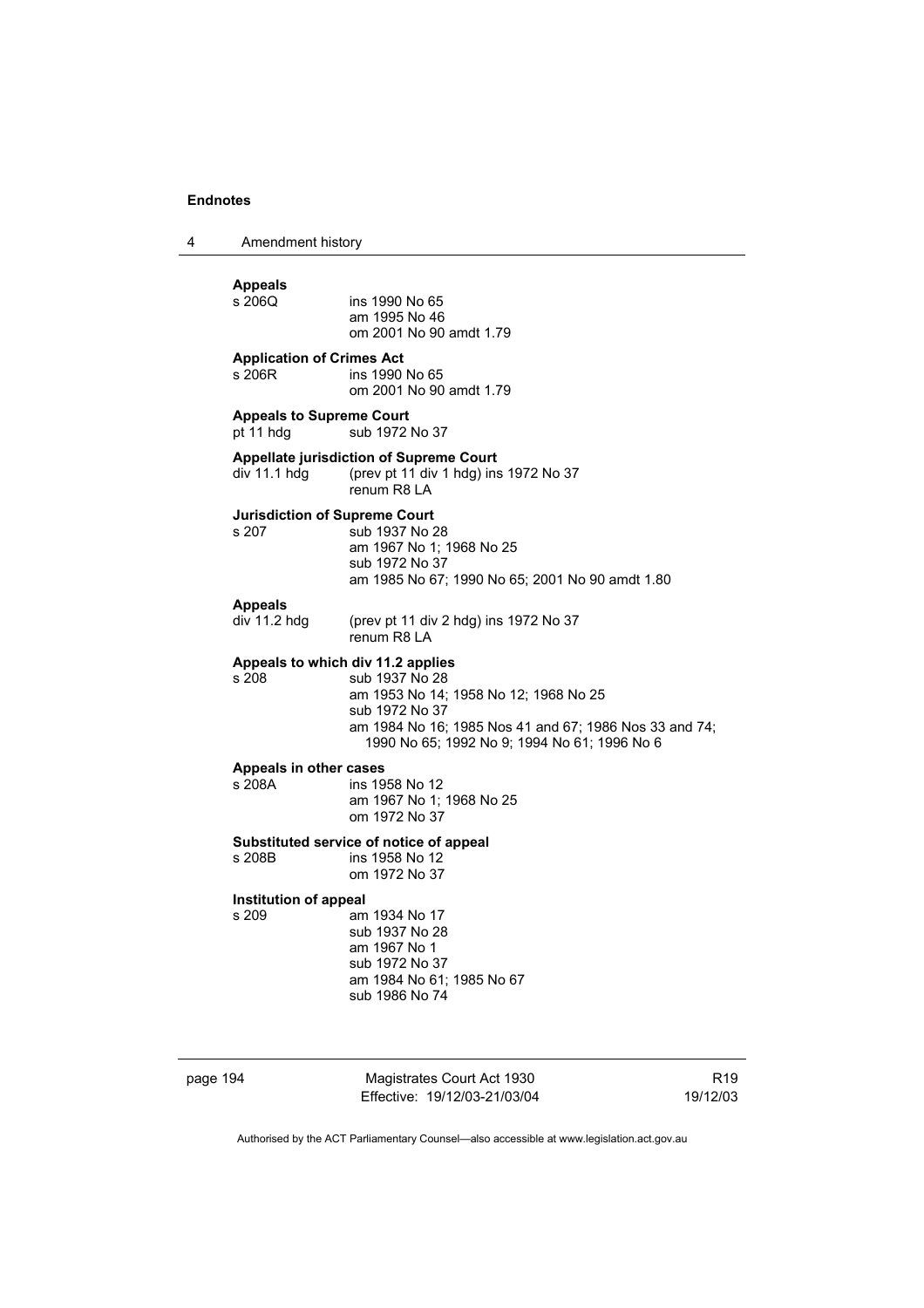**Appeals**
s 206Q ins 1990 No 65
am 1995 No 46
om 2001 No 90 amdt 1.79

**Application of Crimes Act**
s 206R ins 1990 No 65
om 2001 No 90 amdt 1.79

**Appeals to Supreme Court**
pt 11 hdg sub 1972 No 37

**Appellate jurisdiction of Supreme Court**
div 11.1 hdg (prev pt 11 div 1 hdg) ins 1972 No 37
renum R8 LA

**Jurisdiction of Supreme Court**
s 207 sub 1937 No 28
am 1967 No 1; 1968 No 25
sub 1972 No 37
am 1985 No 67; 1990 No 65; 2001 No 90 amdt 1.80

**Appeals**
div 11.2 hdg (prev pt 11 div 2 hdg) ins 1972 No 37
renum R8 LA

**Appeals to which div 11.2 applies**
s 208 sub 1937 No 28
am 1953 No 14; 1958 No 12; 1968 No 25
sub 1972 No 37
am 1984 No 16; 1985 Nos 41 and 67; 1986 Nos 33 and 74; 1990 No 65; 1992 No 9; 1994 No 61; 1996 No 6

**Appeals in other cases**
s 208A ins 1958 No 12
am 1967 No 1; 1968 No 25
om 1972 No 37

**Substituted service of notice of appeal**
s 208B ins 1958 No 12
om 1972 No 37

**Institution of appeal**
s 209 am 1934 No 17
sub 1937 No 28
am 1967 No 1
sub 1972 No 37
am 1984 No 61; 1985 No 67
sub 1986 No 74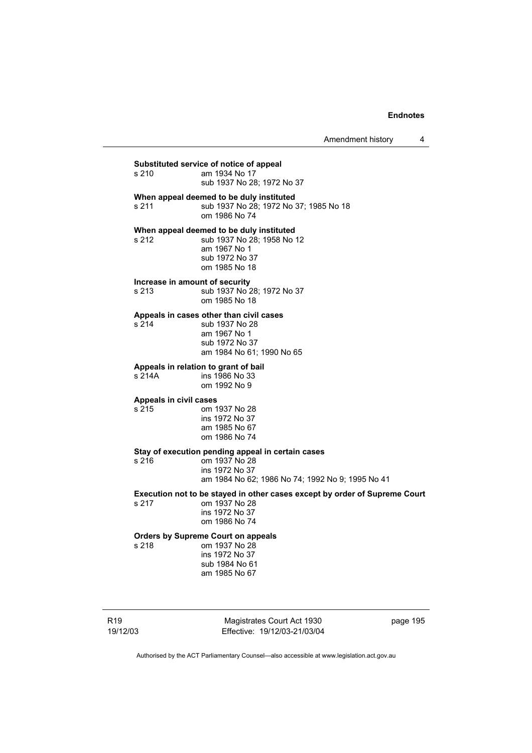**Substituted service of notice of appeal**
s 210 am 1934 No 17
sub 1937 No 28; 1972 No 37

**When appeal deemed to be duly instituted**
s 211 sub 1937 No 28; 1972 No 37; 1985 No 18
om 1986 No 74

**When appeal deemed to be duly instituted**
s 212 sub 1937 No 28; 1958 No 12
am 1967 No 1
sub 1972 No 37
om 1985 No 18

**Increase in amount of security**
s 213 sub 1937 No 28; 1972 No 37
om 1985 No 18

**Appeals in cases other than civil cases**
s 214 sub 1937 No 28
am 1967 No 1
sub 1972 No 37
am 1984 No 61; 1990 No 65

**Appeals in relation to grant of bail**
s 214A ins 1986 No 33
om 1992 No 9

**Appeals in civil cases**
s 215 om 1937 No 28
ins 1972 No 37
am 1985 No 67
om 1986 No 74

**Stay of execution pending appeal in certain cases**
s 216 om 1937 No 28
ins 1972 No 37
am 1984 No 62; 1986 No 74; 1992 No 9; 1995 No 41

**Execution not to be stayed in other cases except by order of Supreme Court**
s 217 om 1937 No 28
ins 1972 No 37
om 1986 No 74

**Orders by Supreme Court on appeals**
s 218 om 1937 No 28
ins 1972 No 37
sub 1984 No 61
am 1985 No 67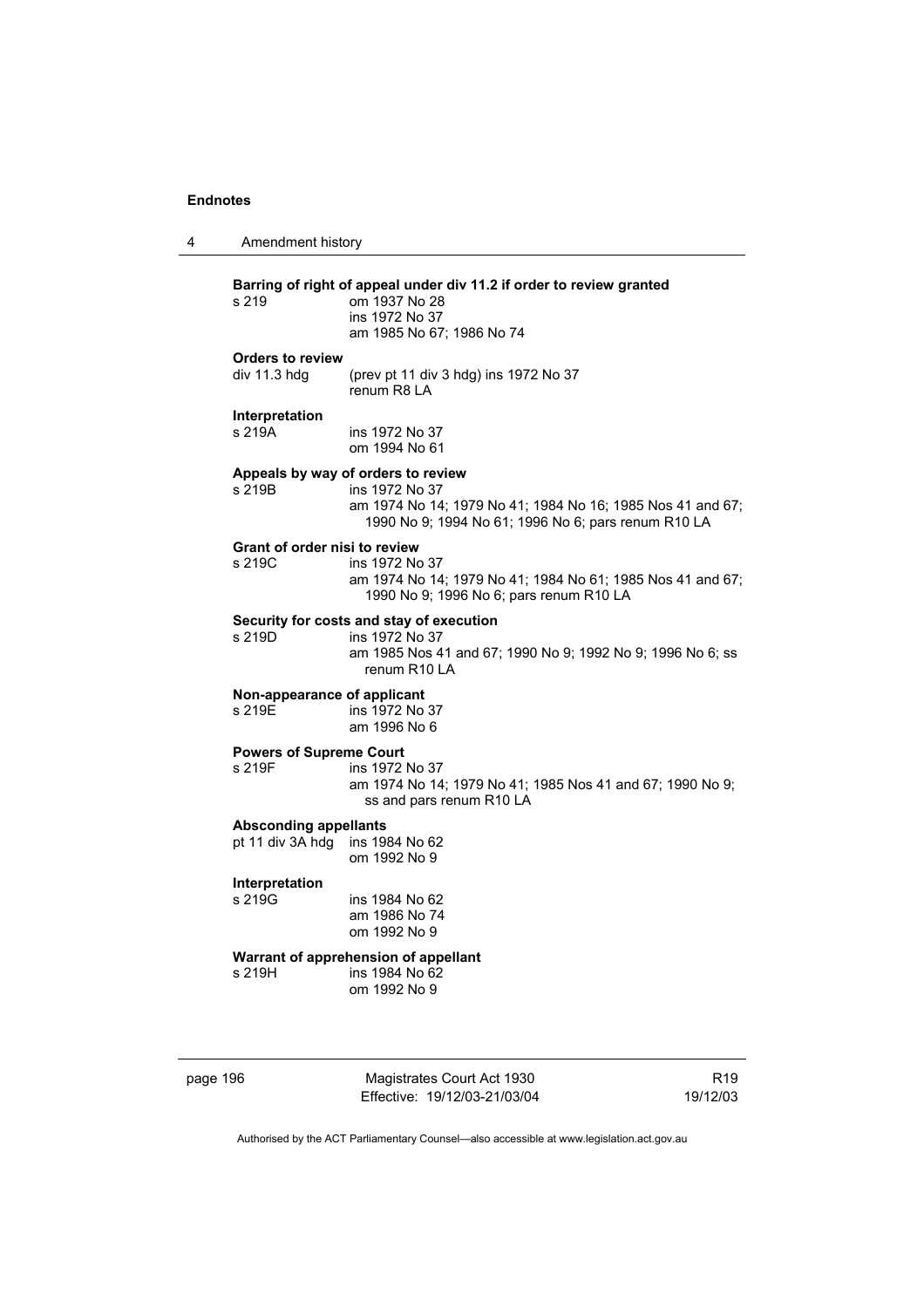**Barring of right of appeal under div 11.2 if order to review granted**

s 219 om 1937 No 28
ins 1972 No 37
am 1985 No 67; 1986 No 74

**Orders to review**

div 11.3 hdg (prev pt 11 div 3 hdg) ins 1972 No 37
renum R8 LA

**Interpretation**

s 219A ins 1972 No 37
om 1994 No 61

**Appeals by way of orders to review**

s 219B ins 1972 No 37
am 1974 No 14; 1979 No 41; 1984 No 16; 1985 Nos 41 and 67; 1990 No 9; 1994 No 61; 1996 No 6; pars renum R10 LA

**Grant of order nisi to review**

s 219C ins 1972 No 37
am 1974 No 14; 1979 No 41; 1984 No 61; 1985 Nos 41 and 67; 1990 No 9; 1996 No 6; pars renum R10 LA

**Security for costs and stay of execution**

s 219D ins 1972 No 37
am 1985 Nos 41 and 67; 1990 No 9; 1992 No 9; 1996 No 6; ss renum R10 LA

**Non-appearance of applicant**

s 219E ins 1972 No 37
am 1996 No 6

**Powers of Supreme Court**

s 219F ins 1972 No 37
am 1974 No 14; 1979 No 41; 1985 Nos 41 and 67; 1990 No 9; ss and pars renum R10 LA

**Absconding appellants**

pt 11 div 3A hdg ins 1984 No 62
om 1992 No 9

**Interpretation**

s 219G ins 1984 No 62
am 1986 No 74
om 1992 No 9

**Warrant of apprehension of appellant**

s 219H ins 1984 No 62
om 1992 No 9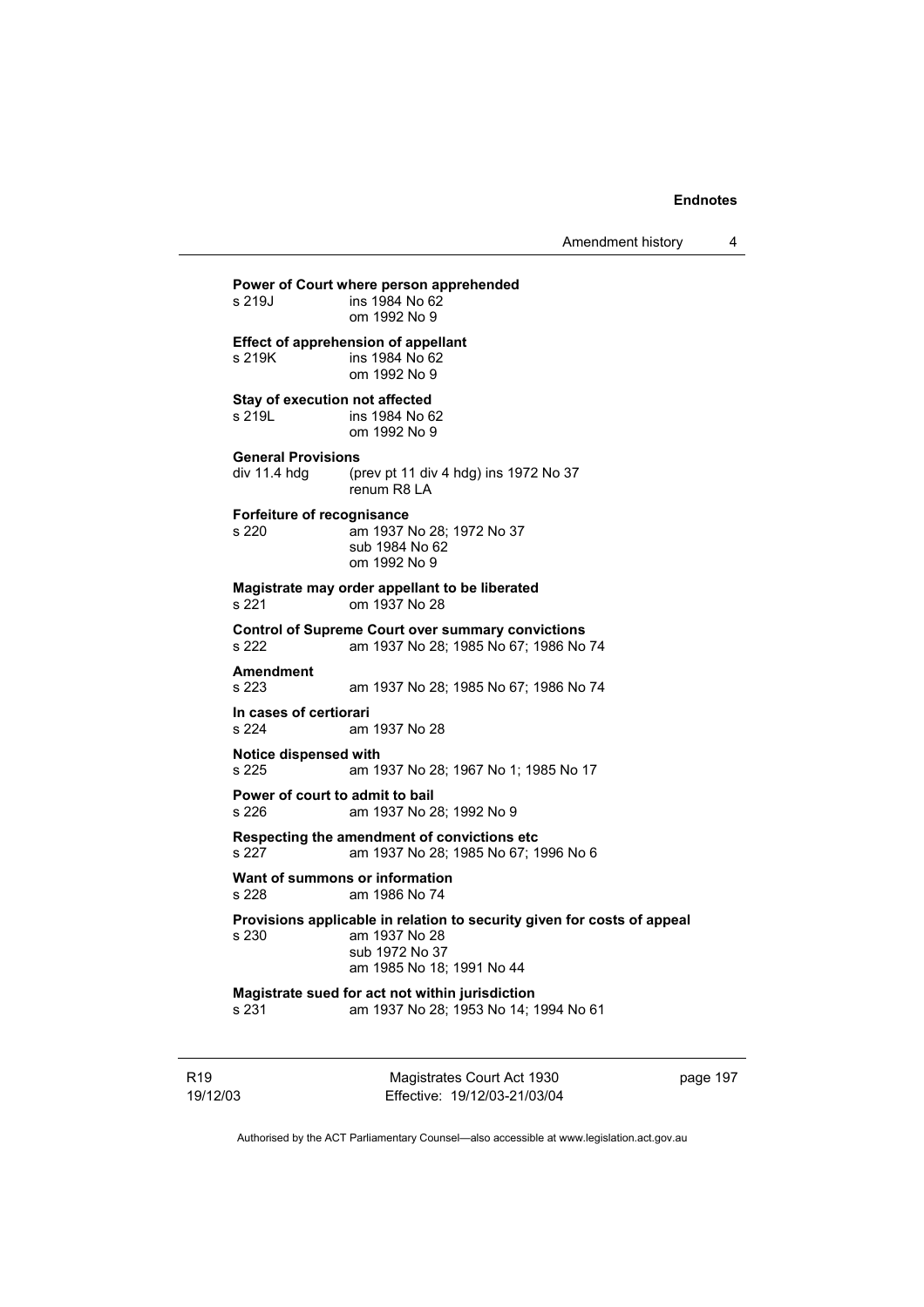**Power of Court where person apprehended**
s 219J ins 1984 No 62
om 1992 No 9

**Effect of apprehension of appellant**
s 219K ins 1984 No 62
om 1992 No 9

**Stay of execution not affected**
s 219L ins 1984 No 62
om 1992 No 9

**General Provisions**
div 11.4 hdg (prev pt 11 div 4 hdg) ins 1972 No 37
renum R8 LA

**Forfeiture of recognisance**
s 220 am 1937 No 28; 1972 No 37
sub 1984 No 62
om 1992 No 9

**Magistrate may order appellant to be liberated**
s 221 om 1937 No 28

**Control of Supreme Court over summary convictions**
s 222 am 1937 No 28; 1985 No 67; 1986 No 74

**Amendment**
s 223 am 1937 No 28; 1985 No 67; 1986 No 74

**In cases of certiorari**
s 224 am 1937 No 28

**Notice dispensed with**
s 225 am 1937 No 28; 1967 No 1; 1985 No 17

**Power of court to admit to bail**
s 226 am 1937 No 28; 1992 No 9

**Respecting the amendment of convictions etc**
s 227 am 1937 No 28; 1985 No 67; 1996 No 6

**Want of summons or information**
s 228 am 1986 No 74

**Provisions applicable in relation to security given for costs of appeal**
s 230 am 1937 No 28
sub 1972 No 37
am 1985 No 18; 1991 No 44

**Magistrate sued for act not within jurisdiction**
s 231 am 1937 No 28; 1953 No 14; 1994 No 61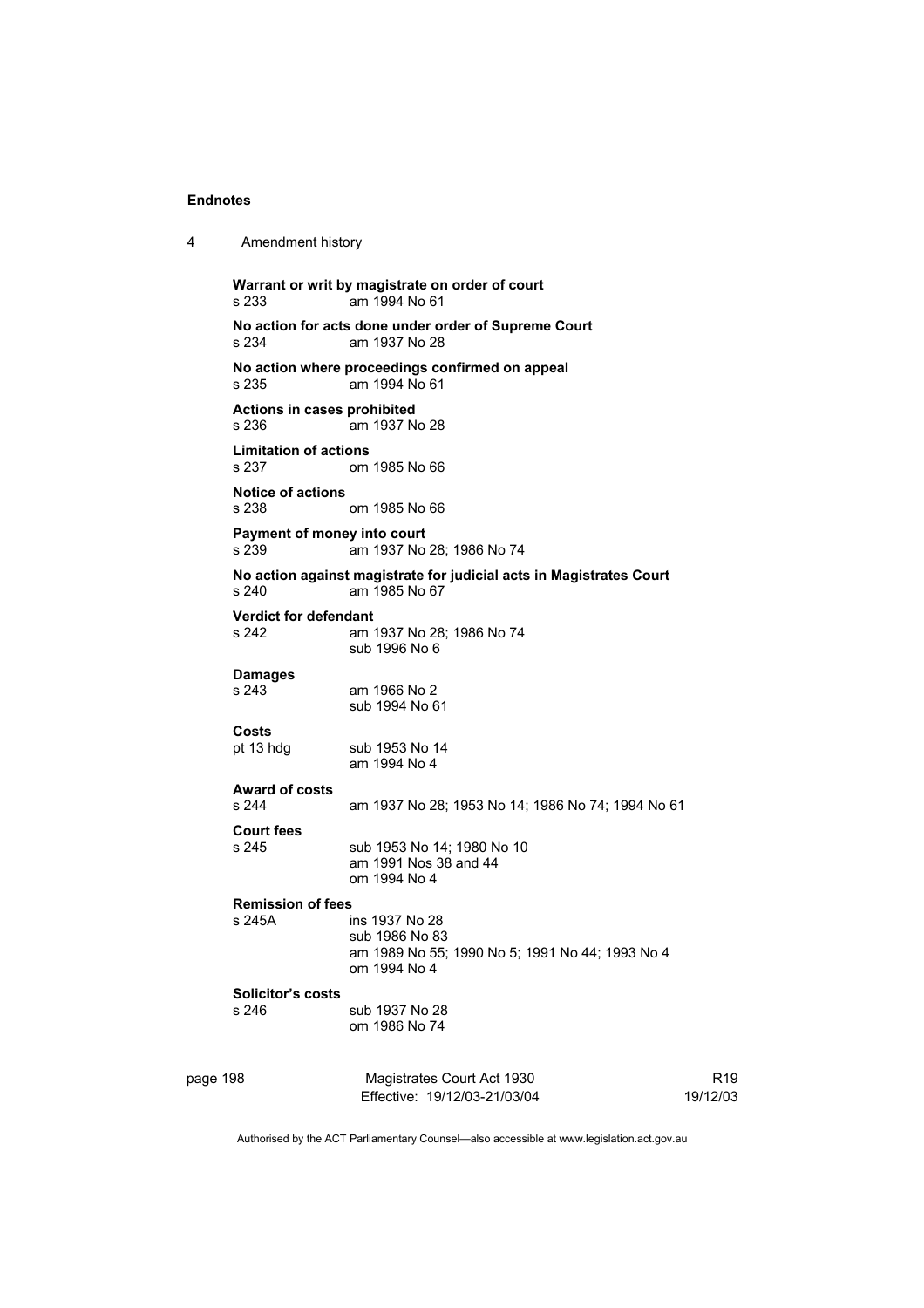**Warrant or writ by magistrate on order of court**
s 233 am 1994 No 61

**No action for acts done under order of Supreme Court**
s 234 am 1937 No 28

**No action where proceedings confirmed on appeal**
s 235 am 1994 No 61

**Actions in cases prohibited**
s 236 am 1937 No 28

**Limitation of actions**
s 237 om 1985 No 66

**Notice of actions**
s 238 om 1985 No 66

**Payment of money into court**
s 239 am 1937 No 28; 1986 No 74

**No action against magistrate for judicial acts in Magistrates Court**
s 240 am 1985 No 67

**Verdict for defendant**
s 242 am 1937 No 28; 1986 No 74
sub 1996 No 6

**Damages**
s 243 am 1966 No 2
sub 1994 No 61

**Costs**
pt 13 hdg sub 1953 No 14
am 1994 No 4

**Award of costs**
s 244 am 1937 No 28; 1953 No 14; 1986 No 74; 1994 No 61

**Court fees**
s 245 sub 1953 No 14; 1980 No 10
am 1991 Nos 38 and 44
om 1994 No 4

**Remission of fees**
s 245A ins 1937 No 28
sub 1986 No 83
am 1989 No 55; 1990 No 5; 1991 No 44; 1993 No 4
om 1994 No 4

**Solicitor's costs**
s 246 sub 1937 No 28
om 1986 No 74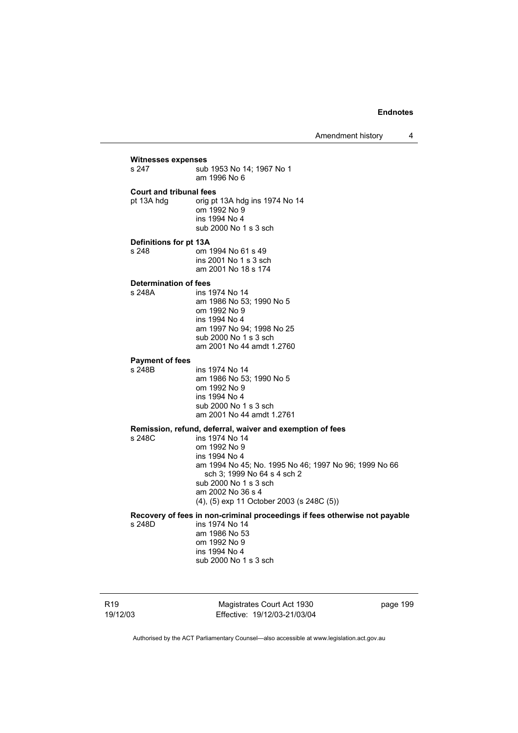**Witnesses expenses**

s 247 sub 1953 No 14; 1967 No 1
am 1996 No 6

**Court and tribunal fees**

pt 13A hdg orig pt 13A hdg ins 1974 No 14
om 1992 No 9
ins 1994 No 4
sub 2000 No 1 s 3 sch

**Definitions for pt 13A**

s 248 om 1994 No 61 s 49
ins 2001 No 1 s 3 sch
am 2001 No 18 s 174

**Determination of fees**

s 248A ins 1974 No 14
am 1986 No 53; 1990 No 5
om 1992 No 9
ins 1994 No 4
am 1997 No 94; 1998 No 25
sub 2000 No 1 s 3 sch
am 2001 No 44 amdt 1.2760

**Payment of fees**

s 248B ins 1974 No 14
am 1986 No 53; 1990 No 5
om 1992 No 9
ins 1994 No 4
sub 2000 No 1 s 3 sch
am 2001 No 44 amdt 1.2761

**Remission, refund, deferral, waiver and exemption of fees**

s 248C ins 1974 No 14
om 1992 No 9
ins 1994 No 4
am 1994 No 45; No. 1995 No 46; 1997 No 96; 1999 No 66 sch 3; 1999 No 64 s 4 sch 2
sub 2000 No 1 s 3 sch
am 2002 No 36 s 4
(4), (5) exp 11 October 2003 (s 248C (5))

**Recovery of fees in non-criminal proceedings if fees otherwise not payable**

s 248D ins 1974 No 14
am 1986 No 53
om 1992 No 9
ins 1994 No 4
sub 2000 No 1 s 3 sch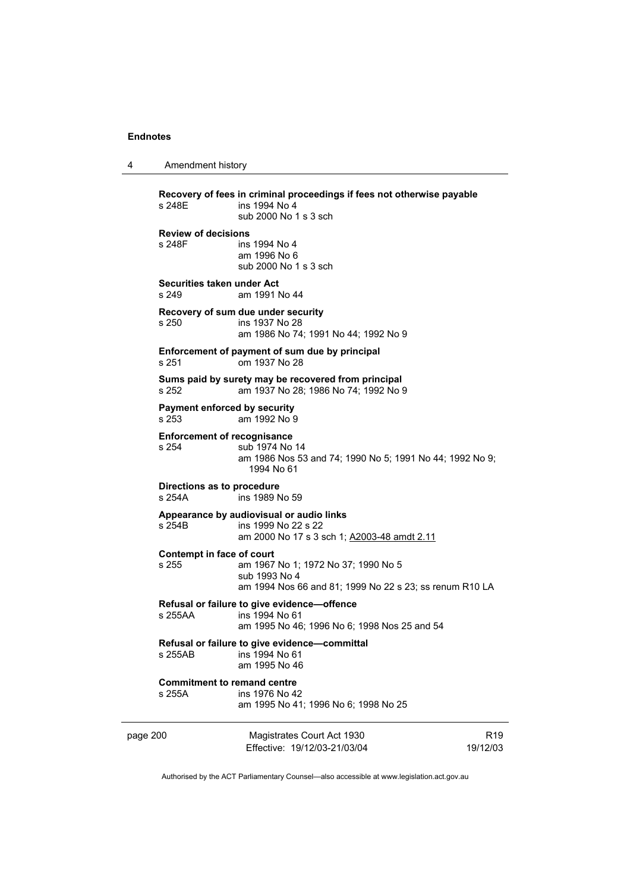**Recovery of fees in criminal proceedings if fees not otherwise payable**
s 248E ins 1994 No 4
sub 2000 No 1 s 3 sch

**Review of decisions**
s 248F ins 1994 No 4
am 1996 No 6
sub 2000 No 1 s 3 sch

**Securities taken under Act**
s 249 am 1991 No 44

**Recovery of sum due under security**
s 250 ins 1937 No 28
am 1986 No 74; 1991 No 44; 1992 No 9

**Enforcement of payment of sum due by principal**
s 251 om 1937 No 28

**Sums paid by surety may be recovered from principal**
s 252 am 1937 No 28; 1986 No 74; 1992 No 9

**Payment enforced by security**
s 253 am 1992 No 9

**Enforcement of recognisance**
s 254 sub 1974 No 14
am 1986 Nos 53 and 74; 1990 No 5; 1991 No 44; 1992 No 9; 1994 No 61

**Directions as to procedure**
s 254A ins 1989 No 59

**Appearance by audiovisual or audio links**
s 254B ins 1999 No 22 s 22
am 2000 No 17 s 3 sch 1; A2003-48 amdt 2.11

**Contempt in face of court**
s 255 am 1967 No 1; 1972 No 37; 1990 No 5
sub 1993 No 4
am 1994 Nos 66 and 81; 1999 No 22 s 23; ss renum R10 LA

**Refusal or failure to give evidence—offence**
s 255AA ins 1994 No 61
am 1995 No 46; 1996 No 6; 1998 Nos 25 and 54

**Refusal or failure to give evidence—committal**
s 255AB ins 1994 No 61
am 1995 No 46

**Commitment to remand centre**
s 255A ins 1976 No 42
am 1995 No 41; 1996 No 6; 1998 No 25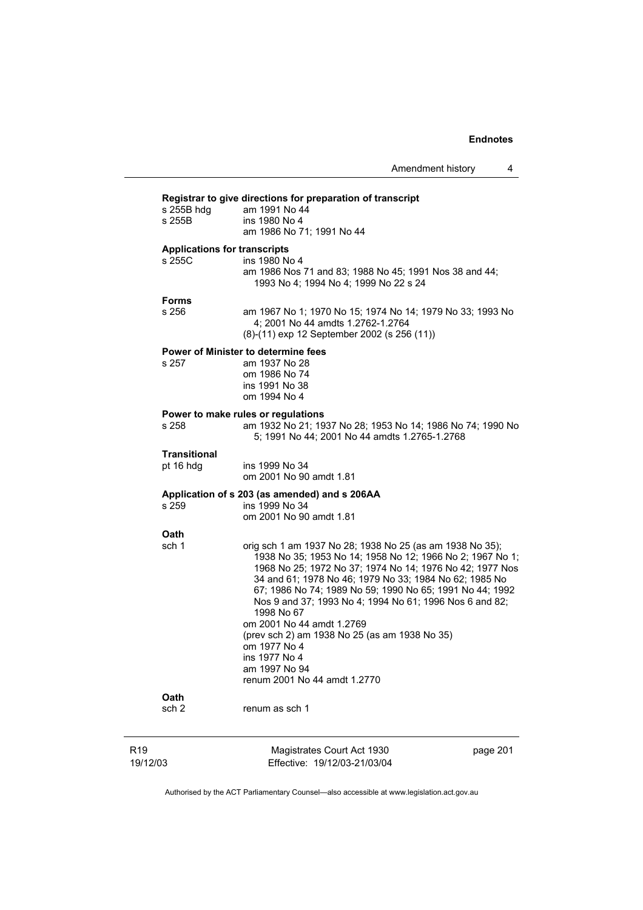**Registrar to give directions for preparation of transcript**

s 255B hdg — am 1991 No 44

s 255B — ins 1980 No 4
am 1986 No 71; 1991 No 44

**Applications for transcripts**

s 255C — ins 1980 No 4
am 1986 Nos 71 and 83; 1988 No 45; 1991 Nos 38 and 44; 1993 No 4; 1994 No 4; 1999 No 22 s 24

**Forms**

s 256 — am 1967 No 1; 1970 No 15; 1974 No 14; 1979 No 33; 1993 No 4; 2001 No 44 amdts 1.2762-1.2764
(8)-(11) exp 12 September 2002 (s 256 (11))

**Power of Minister to determine fees**

s 257 — am 1937 No 28
om 1986 No 74
ins 1991 No 38
om 1994 No 4

**Power to make rules or regulations**

s 258 — am 1932 No 21; 1937 No 28; 1953 No 14; 1986 No 74; 1990 No 5; 1991 No 44; 2001 No 44 amdts 1.2765-1.2768

**Transitional**

pt 16 hdg — ins 1999 No 34
om 2001 No 90 amdt 1.81

**Application of s 203 (as amended) and s 206AA**

s 259 — ins 1999 No 34
om 2001 No 90 amdt 1.81

**Oath**

sch 1 — orig sch 1 am 1937 No 28; 1938 No 25 (as am 1938 No 35); 1938 No 35; 1953 No 14; 1958 No 12; 1966 No 2; 1967 No 1; 1968 No 25; 1972 No 37; 1974 No 14; 1976 No 42; 1977 Nos 34 and 61; 1978 No 46; 1979 No 33; 1984 No 62; 1985 No 67; 1986 No 74; 1989 No 59; 1990 No 65; 1991 No 44; 1992 Nos 9 and 37; 1993 No 4; 1994 No 61; 1996 Nos 6 and 82; 1998 No 67
om 2001 No 44 amdt 1.2769
(prev sch 2) am 1938 No 25 (as am 1938 No 35)
om 1977 No 4
ins 1977 No 4
am 1997 No 94
renum 2001 No 44 amdt 1.2770

**Oath**

sch 2 — renum as sch 1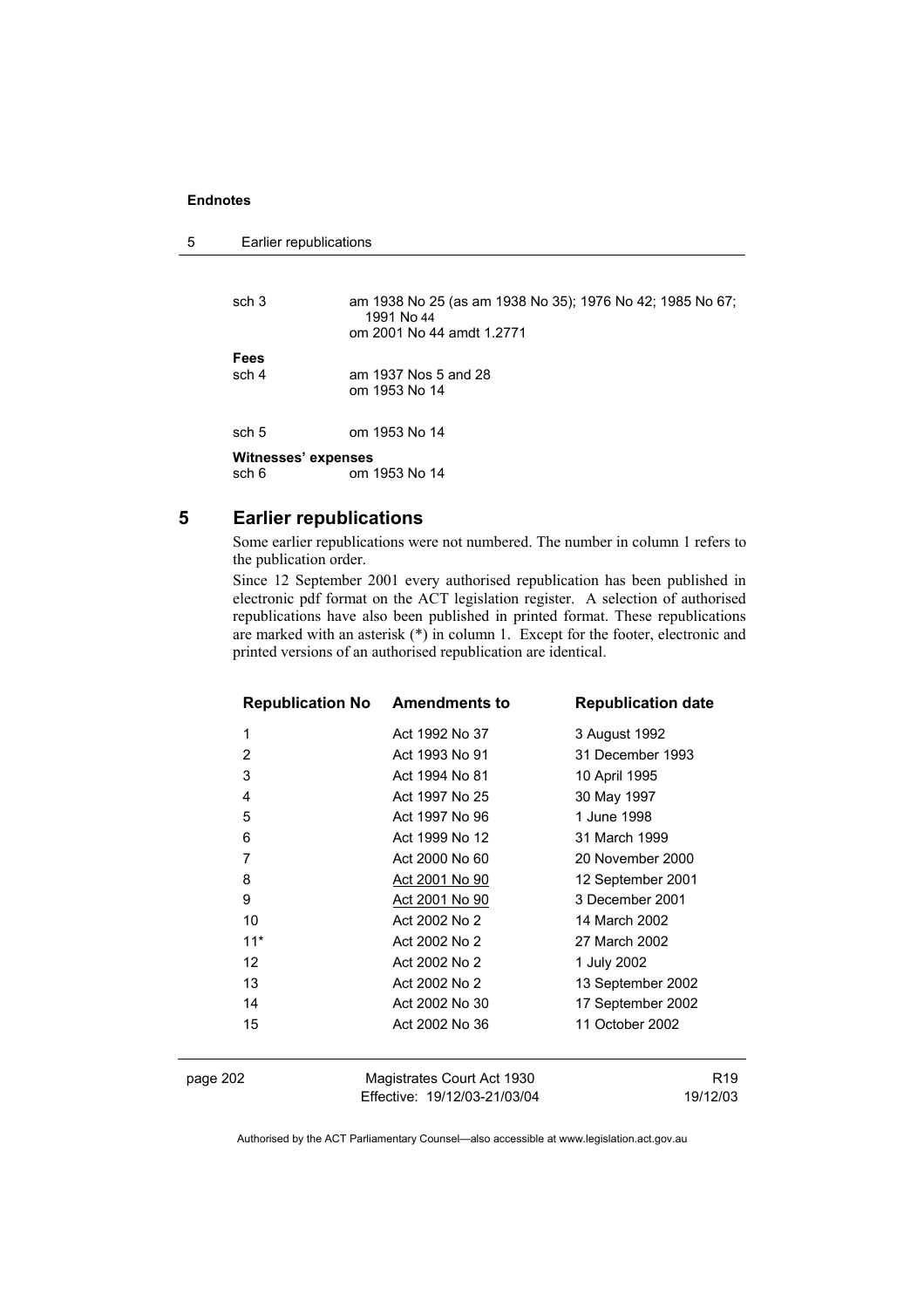sch 3 am 1938 No 25 (as am 1938 No 35); 1976 No 42; 1985 No 67; 1991 No 44
om 2001 No 44 amdt 1.2771

**Fees**
sch 4 am 1937 Nos 5 and 28
om 1953 No 14

sch 5 om 1953 No 14

**Witnesses' expenses**
sch 6 om 1953 No 14

## 5 Earlier republications

Some earlier republications were not numbered. The number in column 1 refers to the publication order.

Since 12 September 2001 every authorised republication has been published in electronic pdf format on the ACT legislation register. A selection of authorised republications have also been published in printed format. These republications are marked with an asterisk (*) in column 1. Except for the footer, electronic and printed versions of an authorised republication are identical.

| Republication No | Amendments to | Republication date |
|---|---|---|
| 1 | Act 1992 No 37 | 3 August 1992 |
| 2 | Act 1993 No 91 | 31 December 1993 |
| 3 | Act 1994 No 81 | 10 April 1995 |
| 4 | Act 1997 No 25 | 30 May 1997 |
| 5 | Act 1997 No 96 | 1 June 1998 |
| 6 | Act 1999 No 12 | 31 March 1999 |
| 7 | Act 2000 No 60 | 20 November 2000 |
| 8 | Act 2001 No 90 | 12 September 2001 |
| 9 | Act 2001 No 90 | 3 December 2001 |
| 10 | Act 2002 No 2 | 14 March 2002 |
| 11* | Act 2002 No 2 | 27 March 2002 |
| 12 | Act 2002 No 2 | 1 July 2002 |
| 13 | Act 2002 No 2 | 13 September 2002 |
| 14 | Act 2002 No 30 | 17 September 2002 |
| 15 | Act 2002 No 36 | 11 October 2002 |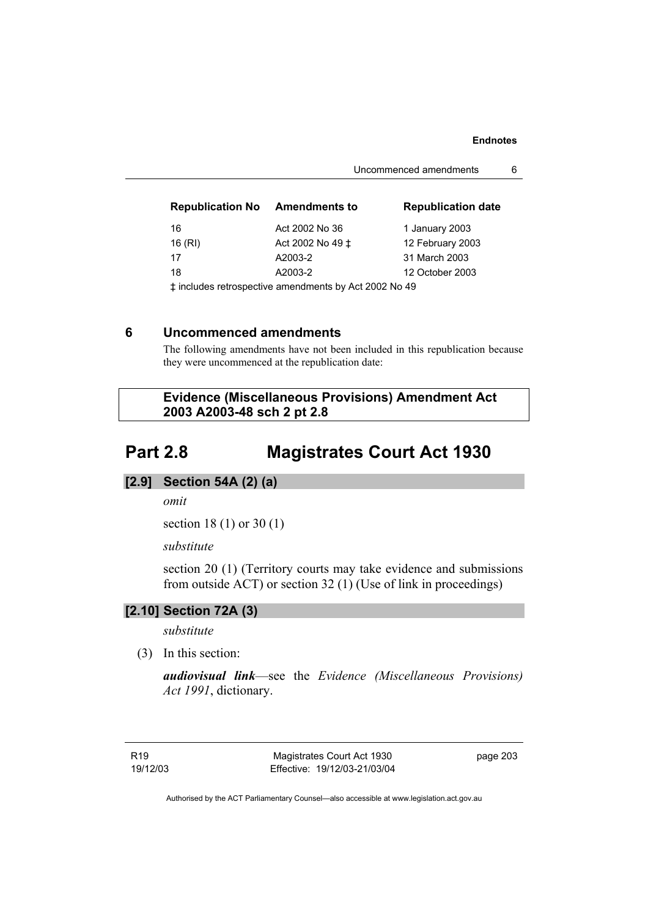| Republication No | Amendments to | Republication date |
|---|---|---|
| 16 | Act 2002 No 36 | 1 January 2003 |
| 16 (RI) | Act 2002 No 49 ‡ | 12 February 2003 |
| 17 | A2003-2 | 31 March 2003 |
| 18 | A2003-2 | 12 October 2003 |

‡ includes retrospective amendments by Act 2002 No 49

## 6 Uncommenced amendments

The following amendments have not been included in this republication because they were uncommenced at the republication date:

**Evidence (Miscellaneous Provisions) Amendment Act 2003 A2003-48 sch 2 pt 2.8**

# Part 2.8 Magistrates Court Act 1930

### [2.9] Section 54A (2) (a)

*omit*

section 18 (1) or 30 (1)

*substitute*

section 20 (1) (Territory courts may take evidence and submissions from outside ACT) or section 32 (1) (Use of link in proceedings)

### [2.10] Section 72A (3)

*substitute*

(3) In this section:

***audiovisual link***—see the *Evidence (Miscellaneous Provisions) Act 1991*, dictionary.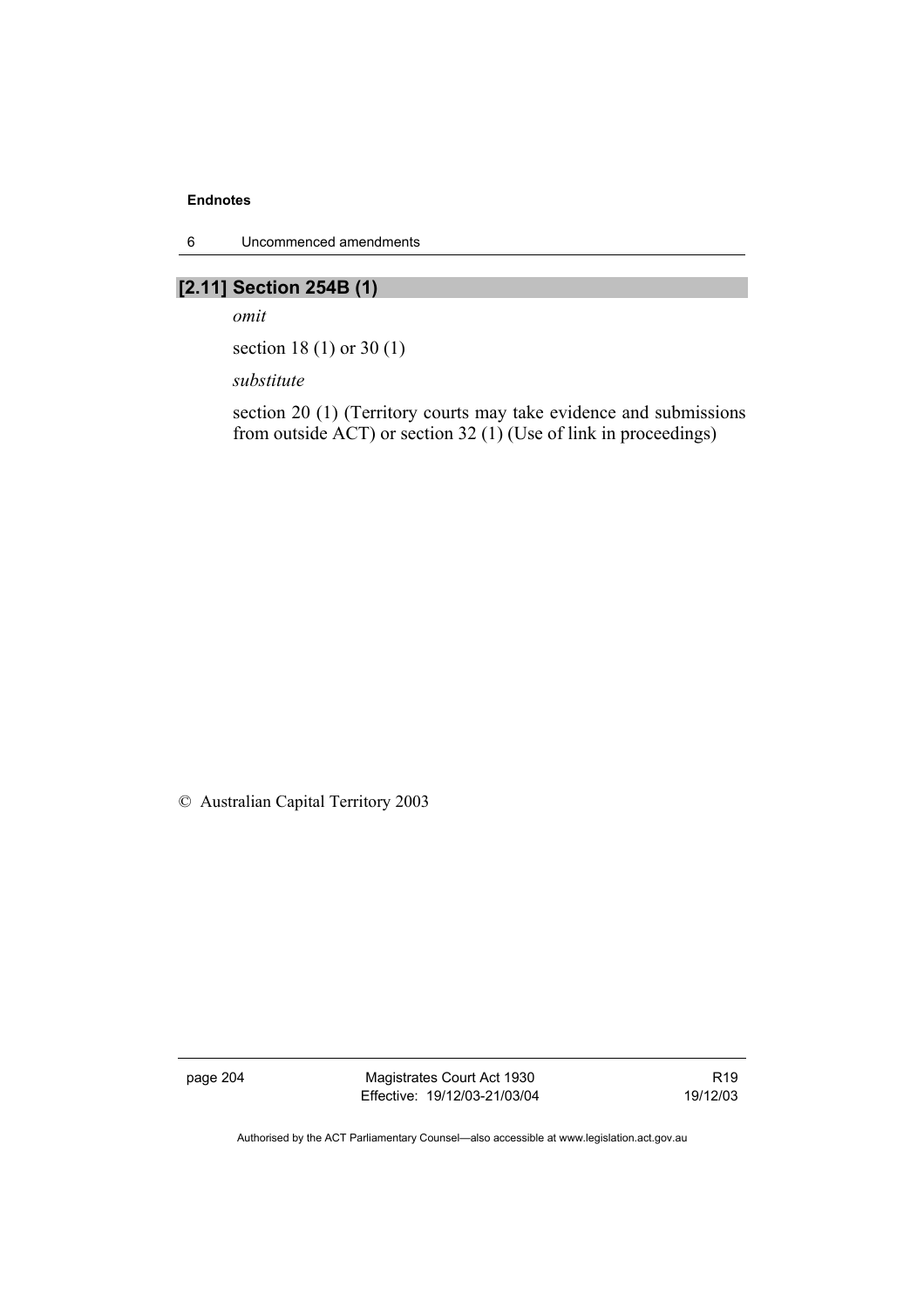## [2.11] Section 254B (1)

*omit*

section 18 (1) or 30 (1)

*substitute*

section 20 (1) (Territory courts may take evidence and submissions from outside ACT) or section 32 (1) (Use of link in proceedings)

© Australian Capital Territory 2003